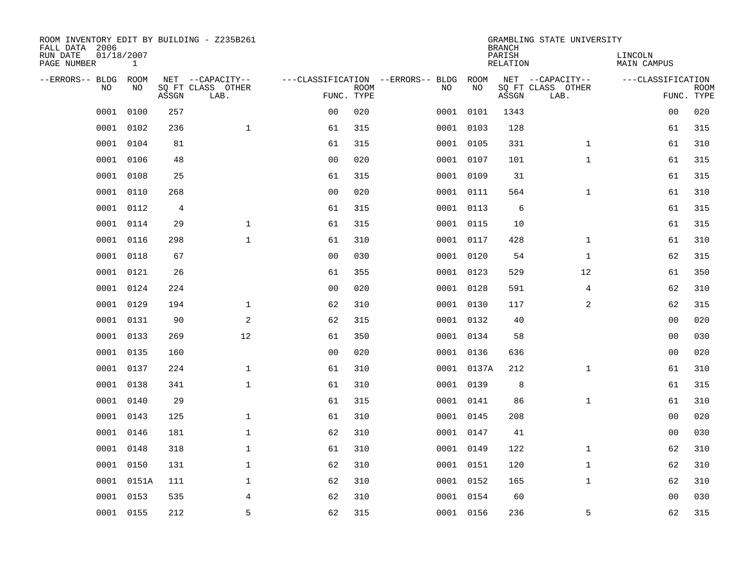ROOM INVENTORY EDIT BY BUILDING - Z235B261
FALL DATA 2006
RUN DATE 01/18/2007
PAGE NUMBER 1

GRAMBLING STATE UNIVERSITY
BRANCH
PARISH LINCOLN
RELATION MAIN CAMPUS

| --ERRORS-- | BLDG NO | ROOM NO | NET SQ FT ASSGN | --CAPACITY-- CLASS LAB. | OTHER | ---CLASSIFICATION FUNC. | ROOM TYPE | --ERRORS-- | BLDG NO | ROOM NO | NET SQ FT ASSGN | --CAPACITY-- CLASS LAB. | OTHER | ---CLASSIFICATION FUNC. | ROOM TYPE |
|---|---|---|---|---|---|---|---|---|---|---|---|---|---|---|---|
| | 0001 | 0100 | 257 | | | 00 | 020 | | 0001 | 0101 | 1343 | | | 00 | 020 |
| | 0001 | 0102 | 236 | | 1 | 61 | 315 | | 0001 | 0103 | 128 | | | 61 | 315 |
| | 0001 | 0104 | 81 | | | 61 | 315 | | 0001 | 0105 | 331 | | 1 | 61 | 310 |
| | 0001 | 0106 | 48 | | | 00 | 020 | | 0001 | 0107 | 101 | | 1 | 61 | 315 |
| | 0001 | 0108 | 25 | | | 61 | 315 | | 0001 | 0109 | 31 | | | 61 | 315 |
| | 0001 | 0110 | 268 | | | 00 | 020 | | 0001 | 0111 | 564 | | 1 | 61 | 310 |
| | 0001 | 0112 | 4 | | | 61 | 315 | | 0001 | 0113 | 6 | | | 61 | 315 |
| | 0001 | 0114 | 29 | | 1 | 61 | 315 | | 0001 | 0115 | 10 | | | 61 | 315 |
| | 0001 | 0116 | 298 | | 1 | 61 | 310 | | 0001 | 0117 | 428 | | 1 | 61 | 310 |
| | 0001 | 0118 | 67 | | | 00 | 030 | | 0001 | 0120 | 54 | | 1 | 62 | 315 |
| | 0001 | 0121 | 26 | | | 61 | 355 | | 0001 | 0123 | 529 | | 12 | 61 | 350 |
| | 0001 | 0124 | 224 | | | 00 | 020 | | 0001 | 0128 | 591 | | 4 | 62 | 310 |
| | 0001 | 0129 | 194 | | 1 | 62 | 310 | | 0001 | 0130 | 117 | | 2 | 62 | 315 |
| | 0001 | 0131 | 90 | | 2 | 62 | 315 | | 0001 | 0132 | 40 | | | 00 | 020 |
| | 0001 | 0133 | 269 | | 12 | 61 | 350 | | 0001 | 0134 | 58 | | | 00 | 030 |
| | 0001 | 0135 | 160 | | | 00 | 020 | | 0001 | 0136 | 636 | | | 00 | 020 |
| | 0001 | 0137 | 224 | | 1 | 61 | 310 | | 0001 | 0137A | 212 | | 1 | 61 | 310 |
| | 0001 | 0138 | 341 | | 1 | 61 | 310 | | 0001 | 0139 | 8 | | | 61 | 315 |
| | 0001 | 0140 | 29 | | | 61 | 315 | | 0001 | 0141 | 86 | | 1 | 61 | 310 |
| | 0001 | 0143 | 125 | | 1 | 61 | 310 | | 0001 | 0145 | 208 | | | 00 | 020 |
| | 0001 | 0146 | 181 | | 1 | 62 | 310 | | 0001 | 0147 | 41 | | | 00 | 030 |
| | 0001 | 0148 | 318 | | 1 | 61 | 310 | | 0001 | 0149 | 122 | | 1 | 62 | 310 |
| | 0001 | 0150 | 131 | | 1 | 62 | 310 | | 0001 | 0151 | 120 | | 1 | 62 | 310 |
| | 0001 | 0151A | 111 | | 1 | 62 | 310 | | 0001 | 0152 | 165 | | 1 | 62 | 310 |
| | 0001 | 0153 | 535 | | 4 | 62 | 310 | | 0001 | 0154 | 60 | | | 00 | 030 |
| | 0001 | 0155 | 212 | | 5 | 62 | 315 | | 0001 | 0156 | 236 | | 5 | 62 | 315 |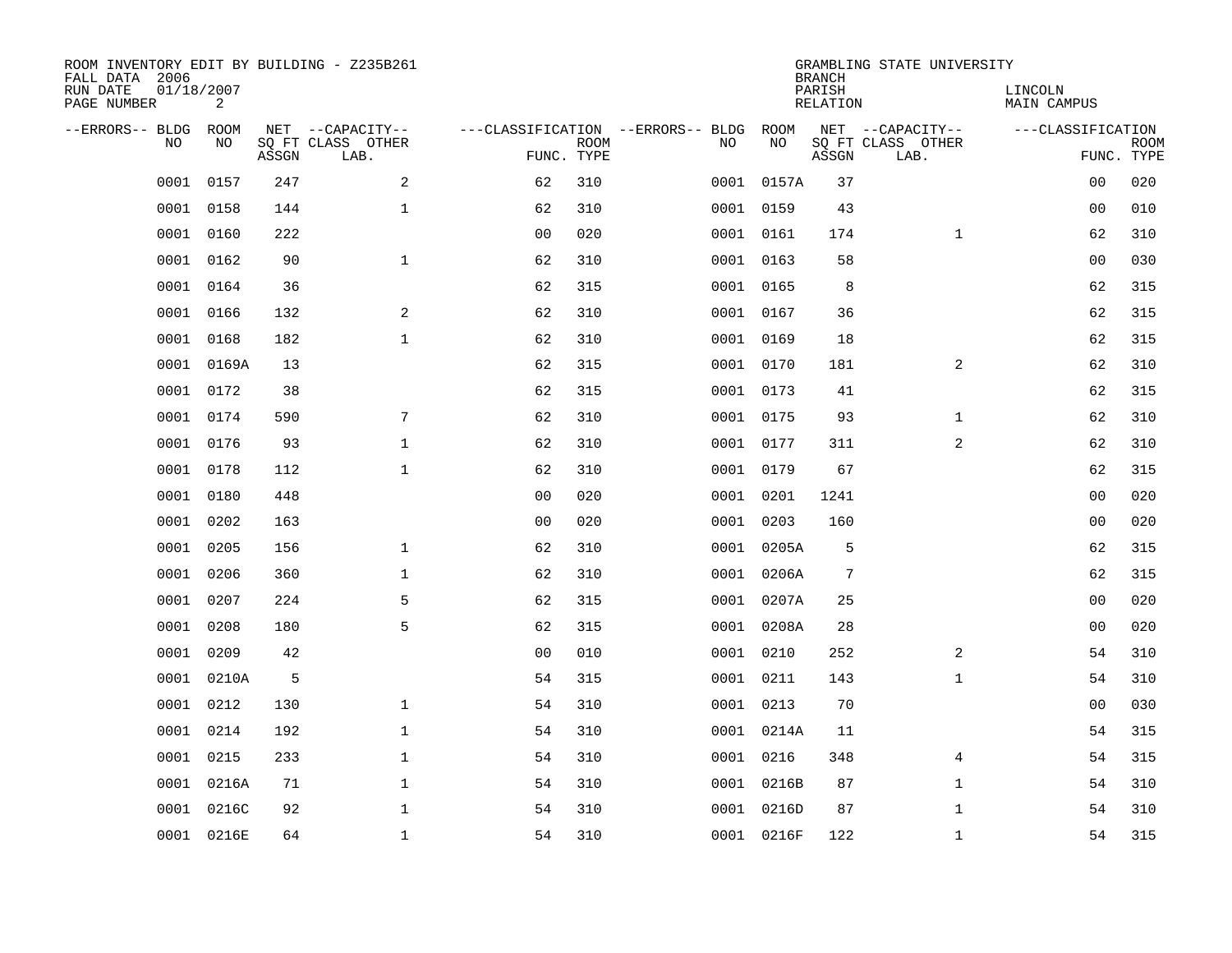ROOM INVENTORY EDIT BY BUILDING - Z235B261
FALL DATA 2006
RUN DATE 01/18/2007
PAGE NUMBER 2

GRAMBLING STATE UNIVERSITY
BRANCH
PARISH LINCOLN
RELATION MAIN CAMPUS

| --ERRORS-- | BLDG NO | ROOM NO | NET SQ FT ASSGN | --CAPACITY-- CLASS LAB. | OTHER | ---CLASSIFICATION FUNC. | ROOM TYPE | --ERRORS-- | BLDG NO | ROOM NO | NET SQ FT ASSGN | --CAPACITY-- CLASS LAB. | OTHER | ---CLASSIFICATION FUNC. | ROOM TYPE |
|---|---|---|---|---|---|---|---|---|---|---|---|---|---|---|---|
| | 0001 | 0157 | 247 | | 2 | 62 | 310 | | 0001 | 0157A | 37 | | | 00 | 020 |
| | 0001 | 0158 | 144 | | 1 | 62 | 310 | | 0001 | 0159 | 43 | | | 00 | 010 |
| | 0001 | 0160 | 222 | | | 00 | 020 | | 0001 | 0161 | 174 | | 1 | 62 | 310 |
| | 0001 | 0162 | 90 | | 1 | 62 | 310 | | 0001 | 0163 | 58 | | | 00 | 030 |
| | 0001 | 0164 | 36 | | | 62 | 315 | | 0001 | 0165 | 8 | | | 62 | 315 |
| | 0001 | 0166 | 132 | | 2 | 62 | 310 | | 0001 | 0167 | 36 | | | 62 | 315 |
| | 0001 | 0168 | 182 | | 1 | 62 | 310 | | 0001 | 0169 | 18 | | | 62 | 315 |
| | 0001 | 0169A | 13 | | | 62 | 315 | | 0001 | 0170 | 181 | | 2 | 62 | 310 |
| | 0001 | 0172 | 38 | | | 62 | 315 | | 0001 | 0173 | 41 | | | 62 | 315 |
| | 0001 | 0174 | 590 | | 7 | 62 | 310 | | 0001 | 0175 | 93 | | 1 | 62 | 310 |
| | 0001 | 0176 | 93 | | 1 | 62 | 310 | | 0001 | 0177 | 311 | | 2 | 62 | 310 |
| | 0001 | 0178 | 112 | | 1 | 62 | 310 | | 0001 | 0179 | 67 | | | 62 | 315 |
| | 0001 | 0180 | 448 | | | 00 | 020 | | 0001 | 0201 | 1241 | | | 00 | 020 |
| | 0001 | 0202 | 163 | | | 00 | 020 | | 0001 | 0203 | 160 | | | 00 | 020 |
| | 0001 | 0205 | 156 | | 1 | 62 | 310 | | 0001 | 0205A | 5 | | | 62 | 315 |
| | 0001 | 0206 | 360 | | 1 | 62 | 310 | | 0001 | 0206A | 7 | | | 62 | 315 |
| | 0001 | 0207 | 224 | | 5 | 62 | 315 | | 0001 | 0207A | 25 | | | 00 | 020 |
| | 0001 | 0208 | 180 | | 5 | 62 | 315 | | 0001 | 0208A | 28 | | | 00 | 020 |
| | 0001 | 0209 | 42 | | | 00 | 010 | | 0001 | 0210 | 252 | | 2 | 54 | 310 |
| | 0001 | 0210A | 5 | | | 54 | 315 | | 0001 | 0211 | 143 | | 1 | 54 | 310 |
| | 0001 | 0212 | 130 | | 1 | 54 | 310 | | 0001 | 0213 | 70 | | | 00 | 030 |
| | 0001 | 0214 | 192 | | 1 | 54 | 310 | | 0001 | 0214A | 11 | | | 54 | 315 |
| | 0001 | 0215 | 233 | | 1 | 54 | 310 | | 0001 | 0216 | 348 | | 4 | 54 | 315 |
| | 0001 | 0216A | 71 | | 1 | 54 | 310 | | 0001 | 0216B | 87 | | 1 | 54 | 310 |
| | 0001 | 0216C | 92 | | 1 | 54 | 310 | | 0001 | 0216D | 87 | | 1 | 54 | 310 |
| | 0001 | 0216E | 64 | | 1 | 54 | 310 | | 0001 | 0216F | 122 | | 1 | 54 | 315 |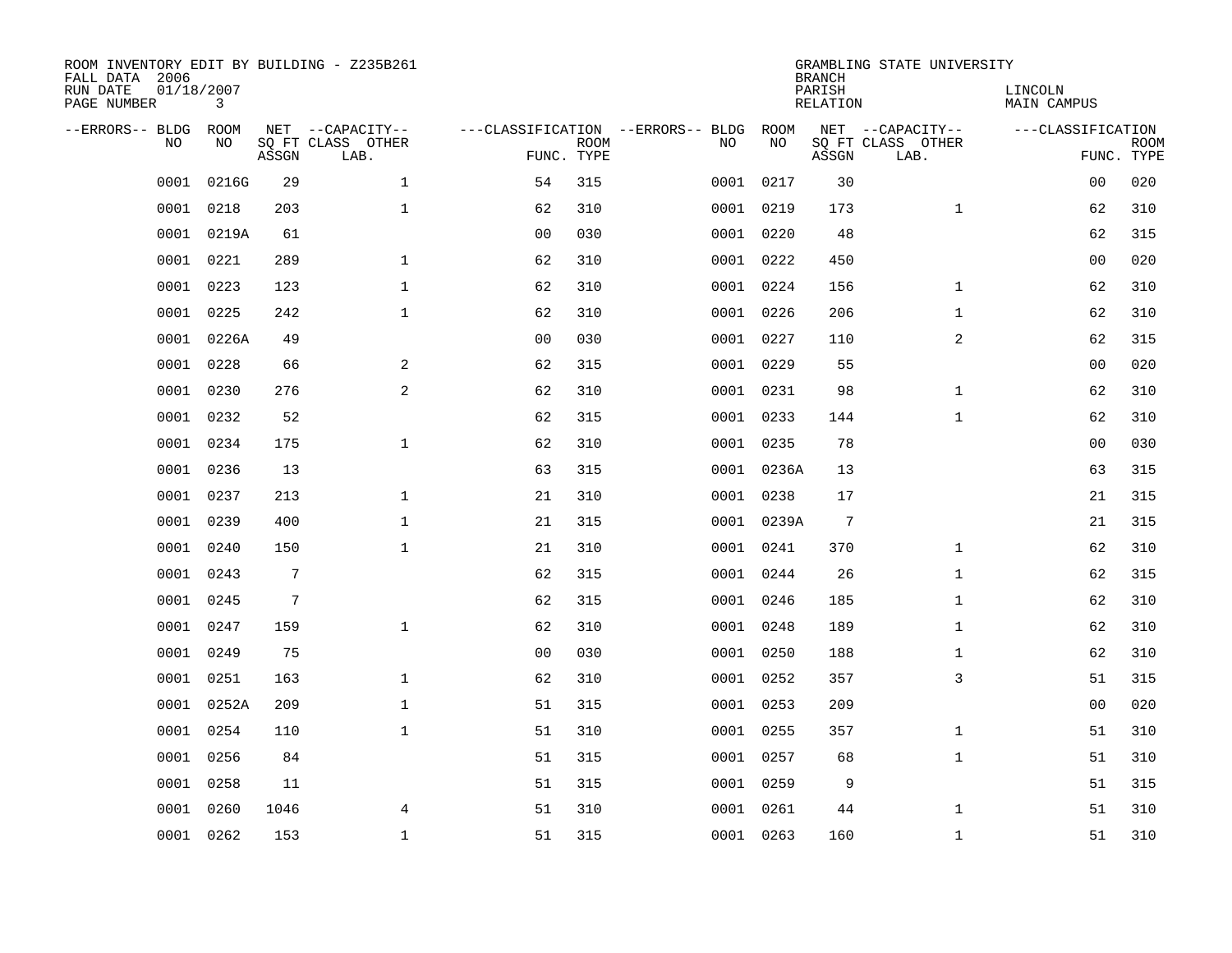ROOM INVENTORY EDIT BY BUILDING - Z235B261
FALL DATA 2006
RUN DATE 01/18/2007
PAGE NUMBER 3

GRAMBLING STATE UNIVERSITY
BRANCH
PARISH LINCOLN
RELATION MAIN CAMPUS

| --ERRORS-- | BLDG NO | ROOM NO | NET SQ FT ASSGN | --CAPACITY-- CLASS LAB. | OTHER | ---CLASSIFICATION FUNC. | ROOM TYPE | --ERRORS-- | BLDG NO | ROOM NO | NET SQ FT ASSGN | --CAPACITY-- CLASS LAB. | OTHER | ---CLASSIFICATION FUNC. | ROOM TYPE |
|---|---|---|---|---|---|---|---|---|---|---|---|---|---|---|---|
| | 0001 | 0216G | 29 | | 1 | 54 | 315 | | 0001 | 0217 | 30 | | | 00 | 020 |
| | 0001 | 0218 | 203 | | 1 | 62 | 310 | | 0001 | 0219 | 173 | | 1 | 62 | 310 |
| | 0001 | 0219A | 61 | | | 00 | 030 | | 0001 | 0220 | 48 | | | 62 | 315 |
| | 0001 | 0221 | 289 | | 1 | 62 | 310 | | 0001 | 0222 | 450 | | | 00 | 020 |
| | 0001 | 0223 | 123 | | 1 | 62 | 310 | | 0001 | 0224 | 156 | | 1 | 62 | 310 |
| | 0001 | 0225 | 242 | | 1 | 62 | 310 | | 0001 | 0226 | 206 | | 1 | 62 | 310 |
| | 0001 | 0226A | 49 | | | 00 | 030 | | 0001 | 0227 | 110 | | 2 | 62 | 315 |
| | 0001 | 0228 | 66 | | 2 | 62 | 315 | | 0001 | 0229 | 55 | | | 00 | 020 |
| | 0001 | 0230 | 276 | | 2 | 62 | 310 | | 0001 | 0231 | 98 | | 1 | 62 | 310 |
| | 0001 | 0232 | 52 | | | 62 | 315 | | 0001 | 0233 | 144 | | 1 | 62 | 310 |
| | 0001 | 0234 | 175 | | 1 | 62 | 310 | | 0001 | 0235 | 78 | | | 00 | 030 |
| | 0001 | 0236 | 13 | | | 63 | 315 | | 0001 | 0236A | 13 | | | 63 | 315 |
| | 0001 | 0237 | 213 | | 1 | 21 | 310 | | 0001 | 0238 | 17 | | | 21 | 315 |
| | 0001 | 0239 | 400 | | 1 | 21 | 315 | | 0001 | 0239A | 7 | | | 21 | 315 |
| | 0001 | 0240 | 150 | | 1 | 21 | 310 | | 0001 | 0241 | 370 | | 1 | 62 | 310 |
| | 0001 | 0243 | 7 | | | 62 | 315 | | 0001 | 0244 | 26 | | 1 | 62 | 315 |
| | 0001 | 0245 | 7 | | | 62 | 315 | | 0001 | 0246 | 185 | | 1 | 62 | 310 |
| | 0001 | 0247 | 159 | | 1 | 62 | 310 | | 0001 | 0248 | 189 | | 1 | 62 | 310 |
| | 0001 | 0249 | 75 | | | 00 | 030 | | 0001 | 0250 | 188 | | 1 | 62 | 310 |
| | 0001 | 0251 | 163 | | 1 | 62 | 310 | | 0001 | 0252 | 357 | | 3 | 51 | 315 |
| | 0001 | 0252A | 209 | | 1 | 51 | 315 | | 0001 | 0253 | 209 | | | 00 | 020 |
| | 0001 | 0254 | 110 | | 1 | 51 | 310 | | 0001 | 0255 | 357 | | 1 | 51 | 310 |
| | 0001 | 0256 | 84 | | | 51 | 315 | | 0001 | 0257 | 68 | | 1 | 51 | 310 |
| | 0001 | 0258 | 11 | | | 51 | 315 | | 0001 | 0259 | 9 | | | 51 | 315 |
| | 0001 | 0260 | 1046 | | 4 | 51 | 310 | | 0001 | 0261 | 44 | | 1 | 51 | 310 |
| | 0001 | 0262 | 153 | | 1 | 51 | 315 | | 0001 | 0263 | 160 | | 1 | 51 | 310 |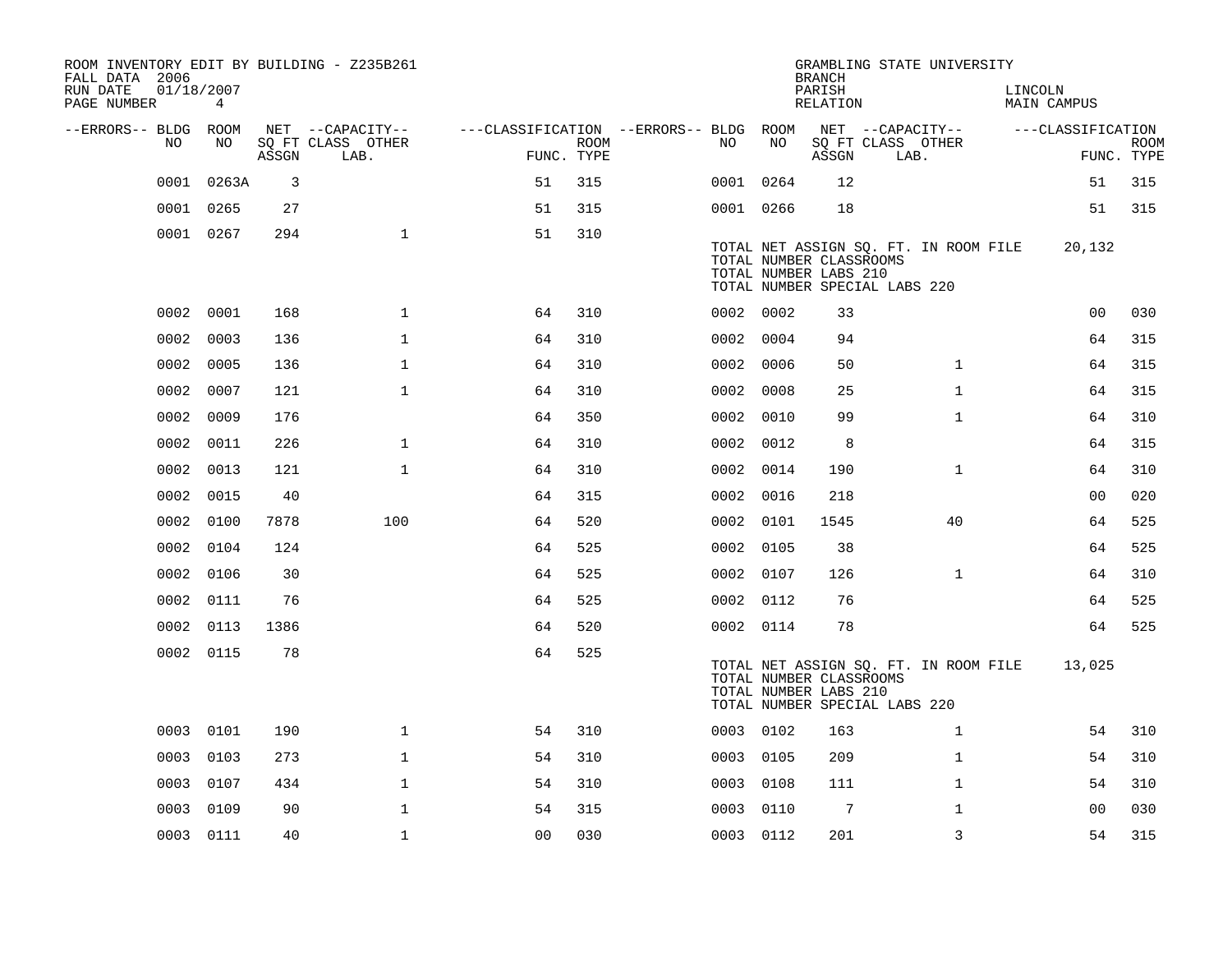ROOM INVENTORY EDIT BY BUILDING - Z235B261
FALL DATA 2006
RUN DATE 01/18/2007

GRAMBLING STATE UNIVERSITY
BRANCH
PARISH LINCOLN
RELATION MAIN CAMPUS

| --ERRORS-- | BLDG NO | ROOM NO | NET SQ FT ASSGN | CAPACITY CLASS LAB. | CAPACITY OTHER | FUNC. | ROOM TYPE | --ERRORS-- | BLDG NO | ROOM NO | NET SQ FT ASSGN | CAPACITY CLASS LAB. | CAPACITY OTHER | FUNC. | ROOM TYPE |
|---|---|---|---|---|---|---|---|---|---|---|---|---|---|---|---|
| | 0001 | 0263A | 3 | | | 51 | 315 | | 0001 | 0264 | 12 | | | 51 | 315 |
| | 0001 | 0265 | 27 | | | 51 | 315 | | 0001 | 0266 | 18 | | | 51 | 315 |
| | 0001 | 0267 | 294 | | 1 | 51 | 310 | | | | | | | | |

TOTAL NET ASSIGN SQ. FT. IN ROOM FILE 20,132
TOTAL NUMBER CLASSROOMS
TOTAL NUMBER LABS 210
TOTAL NUMBER SPECIAL LABS 220

| --ERRORS-- | BLDG NO | ROOM NO | NET SQ FT ASSGN | CAPACITY CLASS LAB. | CAPACITY OTHER | FUNC. | ROOM TYPE | --ERRORS-- | BLDG NO | ROOM NO | NET SQ FT ASSGN | CAPACITY CLASS LAB. | CAPACITY OTHER | FUNC. | ROOM TYPE |
|---|---|---|---|---|---|---|---|---|---|---|---|---|---|---|---|
| | 0002 | 0001 | 168 | | 1 | 64 | 310 | | 0002 | 0002 | 33 | | | 00 | 030 |
| | 0002 | 0003 | 136 | | 1 | 64 | 310 | | 0002 | 0004 | 94 | | | 64 | 315 |
| | 0002 | 0005 | 136 | | 1 | 64 | 310 | | 0002 | 0006 | 50 | | 1 | 64 | 315 |
| | 0002 | 0007 | 121 | | 1 | 64 | 310 | | 0002 | 0008 | 25 | | 1 | 64 | 315 |
| | 0002 | 0009 | 176 | | | 64 | 350 | | 0002 | 0010 | 99 | | 1 | 64 | 310 |
| | 0002 | 0011 | 226 | | 1 | 64 | 310 | | 0002 | 0012 | 8 | | | 64 | 315 |
| | 0002 | 0013 | 121 | | 1 | 64 | 310 | | 0002 | 0014 | 190 | | 1 | 64 | 310 |
| | 0002 | 0015 | 40 | | | 64 | 315 | | 0002 | 0016 | 218 | | | 00 | 020 |
| | 0002 | 0100 | 7878 | | 100 | 64 | 520 | | 0002 | 0101 | 1545 | | 40 | 64 | 525 |
| | 0002 | 0104 | 124 | | | 64 | 525 | | 0002 | 0105 | 38 | | | 64 | 525 |
| | 0002 | 0106 | 30 | | | 64 | 525 | | 0002 | 0107 | 126 | | 1 | 64 | 310 |
| | 0002 | 0111 | 76 | | | 64 | 525 | | 0002 | 0112 | 76 | | | 64 | 525 |
| | 0002 | 0113 | 1386 | | | 64 | 520 | | 0002 | 0114 | 78 | | | 64 | 525 |
| | 0002 | 0115 | 78 | | | 64 | 525 | | | | | | | | |

TOTAL NET ASSIGN SQ. FT. IN ROOM FILE 13,025
TOTAL NUMBER CLASSROOMS
TOTAL NUMBER LABS 210
TOTAL NUMBER SPECIAL LABS 220

| --ERRORS-- | BLDG NO | ROOM NO | NET SQ FT ASSGN | CAPACITY CLASS LAB. | CAPACITY OTHER | FUNC. | ROOM TYPE | --ERRORS-- | BLDG NO | ROOM NO | NET SQ FT ASSGN | CAPACITY CLASS LAB. | CAPACITY OTHER | FUNC. | ROOM TYPE |
|---|---|---|---|---|---|---|---|---|---|---|---|---|---|---|---|
| | 0003 | 0101 | 190 | | 1 | 54 | 310 | | 0003 | 0102 | 163 | | 1 | 54 | 310 |
| | 0003 | 0103 | 273 | | 1 | 54 | 310 | | 0003 | 0105 | 209 | | 1 | 54 | 310 |
| | 0003 | 0107 | 434 | | 1 | 54 | 310 | | 0003 | 0108 | 111 | | 1 | 54 | 310 |
| | 0003 | 0109 | 90 | | 1 | 54 | 315 | | 0003 | 0110 | 7 | | 1 | 00 | 030 |
| | 0003 | 0111 | 40 | | 1 | 00 | 030 | | 0003 | 0112 | 201 | | 3 | 54 | 315 |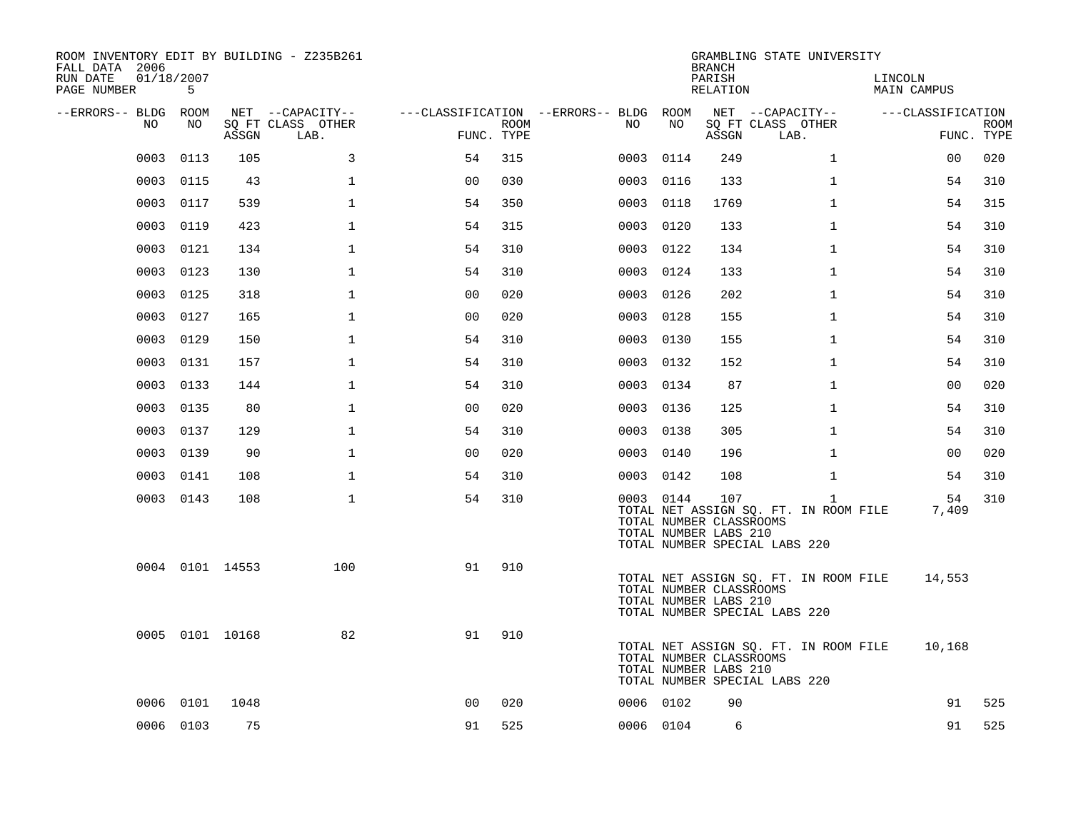ROOM INVENTORY EDIT BY BUILDING - Z235B261
FALL DATA 2006
RUN DATE 01/18/2007
PAGE NUMBER 5

GRAMBLING STATE UNIVERSITY
BRANCH
PARISH LINCOLN
RELATION MAIN CAMPUS

| --ERRORS-- | BLDG NO | ROOM NO | NET SQ FT ASSGN | --CAPACITY-- CLASS LAB. | OTHER | ---CLASSIFICATION FUNC. | ROOM TYPE | --ERRORS-- | BLDG NO | ROOM NO | NET SQ FT ASSGN | --CAPACITY-- CLASS LAB. | OTHER | ---CLASSIFICATION FUNC. | ROOM TYPE |
|---|---|---|---|---|---|---|---|---|---|---|---|---|---|---|---|
| | 0003 | 0113 | 105 | | 3 | 54 | 315 | | 0003 | 0114 | 249 | | 1 | 00 | 020 |
| | 0003 | 0115 | 43 | | 1 | 00 | 030 | | 0003 | 0116 | 133 | | 1 | 54 | 310 |
| | 0003 | 0117 | 539 | | 1 | 54 | 350 | | 0003 | 0118 | 1769 | | 1 | 54 | 315 |
| | 0003 | 0119 | 423 | | 1 | 54 | 315 | | 0003 | 0120 | 133 | | 1 | 54 | 310 |
| | 0003 | 0121 | 134 | | 1 | 54 | 310 | | 0003 | 0122 | 134 | | 1 | 54 | 310 |
| | 0003 | 0123 | 130 | | 1 | 54 | 310 | | 0003 | 0124 | 133 | | 1 | 54 | 310 |
| | 0003 | 0125 | 318 | | 1 | 00 | 020 | | 0003 | 0126 | 202 | | 1 | 54 | 310 |
| | 0003 | 0127 | 165 | | 1 | 00 | 020 | | 0003 | 0128 | 155 | | 1 | 54 | 310 |
| | 0003 | 0129 | 150 | | 1 | 54 | 310 | | 0003 | 0130 | 155 | | 1 | 54 | 310 |
| | 0003 | 0131 | 157 | | 1 | 54 | 310 | | 0003 | 0132 | 152 | | 1 | 54 | 310 |
| | 0003 | 0133 | 144 | | 1 | 54 | 310 | | 0003 | 0134 | 87 | | 1 | 00 | 020 |
| | 0003 | 0135 | 80 | | 1 | 00 | 020 | | 0003 | 0136 | 125 | | 1 | 54 | 310 |
| | 0003 | 0137 | 129 | | 1 | 54 | 310 | | 0003 | 0138 | 305 | | 1 | 54 | 310 |
| | 0003 | 0139 | 90 | | 1 | 00 | 020 | | 0003 | 0140 | 196 | | 1 | 00 | 020 |
| | 0003 | 0141 | 108 | | 1 | 54 | 310 | | 0003 | 0142 | 108 | | 1 | 54 | 310 |
| | 0003 | 0143 | 108 | | 1 | 54 | 310 | | 0003 | 0144 | 107 | | 1 | 54 | 310 |

TOTAL NET ASSIGN SQ. FT. IN ROOM FILE 7,409
TOTAL NUMBER CLASSROOMS
TOTAL NUMBER LABS 210
TOTAL NUMBER SPECIAL LABS 220

| --ERRORS-- | BLDG NO | ROOM NO | NET SQ FT ASSGN | --CAPACITY-- CLASS LAB. | OTHER | ---CLASSIFICATION FUNC. | ROOM TYPE |
|---|---|---|---|---|---|---|---|
| | 0004 | 0101 | 14553 | | 100 | 91 | 910 |

TOTAL NET ASSIGN SQ. FT. IN ROOM FILE 14,553
TOTAL NUMBER CLASSROOMS
TOTAL NUMBER LABS 210
TOTAL NUMBER SPECIAL LABS 220

| --ERRORS-- | BLDG NO | ROOM NO | NET SQ FT ASSGN | --CAPACITY-- CLASS LAB. | OTHER | ---CLASSIFICATION FUNC. | ROOM TYPE |
|---|---|---|---|---|---|---|---|
| | 0005 | 0101 | 10168 | | 82 | 91 | 910 |

TOTAL NET ASSIGN SQ. FT. IN ROOM FILE 10,168
TOTAL NUMBER CLASSROOMS
TOTAL NUMBER LABS 210
TOTAL NUMBER SPECIAL LABS 220

| --ERRORS-- | BLDG NO | ROOM NO | NET SQ FT ASSGN | --CAPACITY-- CLASS LAB. | OTHER | ---CLASSIFICATION FUNC. | ROOM TYPE | --ERRORS-- | BLDG NO | ROOM NO | NET SQ FT ASSGN | --CAPACITY-- CLASS LAB. | OTHER | ---CLASSIFICATION FUNC. | ROOM TYPE |
|---|---|---|---|---|---|---|---|---|---|---|---|---|---|---|---|
| | 0006 | 0101 | 1048 | | | 00 | 020 | | 0006 | 0102 | 90 | | | 91 | 525 |
| | 0006 | 0103 | 75 | | | 91 | 525 | | 0006 | 0104 | 6 | | | 91 | 525 |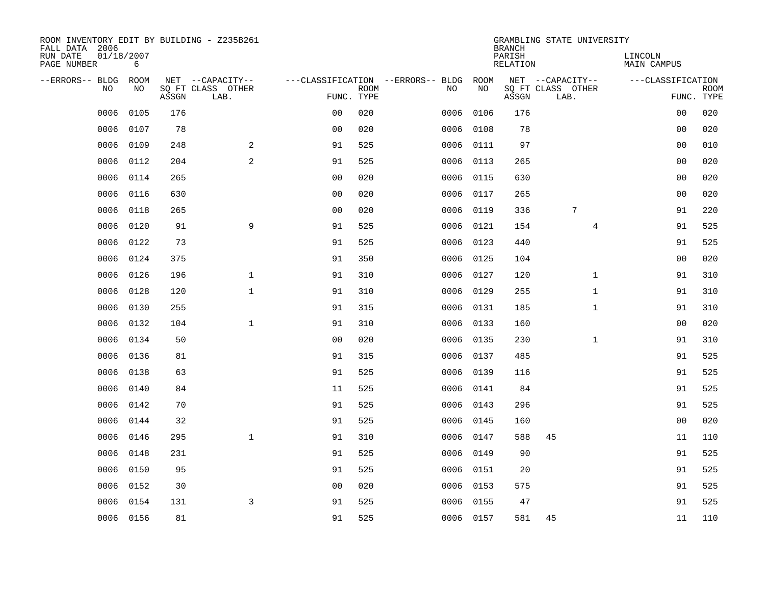ROOM INVENTORY EDIT BY BUILDING - Z235B261
FALL DATA 2006
RUN DATE 01/18/2007
PAGE NUMBER 6

GRAMBLING STATE UNIVERSITY
BRANCH
PARISH LINCOLN
RELATION MAIN CAMPUS

| --ERRORS-- | BLDG NO | ROOM NO | NET SQ FT ASSGN | --CAPACITY-- CLASS | LAB. | OTHER | ---CLASSIFICATION FUNC. | ROOM TYPE | --ERRORS-- | BLDG NO | ROOM NO | NET SQ FT ASSGN | --CAPACITY-- CLASS | LAB. | OTHER | ---CLASSIFICATION FUNC. | ROOM TYPE |
|---|---|---|---|---|---|---|---|---|---|---|---|---|---|---|---|---|---|
| | 0006 | 0105 | 176 | | | | 00 | 020 | | 0006 | 0106 | 176 | | | | 00 | 020 |
| | 0006 | 0107 | 78 | | | | 00 | 020 | | 0006 | 0108 | 78 | | | | 00 | 020 |
| | 0006 | 0109 | 248 | | | 2 | 91 | 525 | | 0006 | 0111 | 97 | | | | 00 | 010 |
| | 0006 | 0112 | 204 | | | 2 | 91 | 525 | | 0006 | 0113 | 265 | | | | 00 | 020 |
| | 0006 | 0114 | 265 | | | | 00 | 020 | | 0006 | 0115 | 630 | | | | 00 | 020 |
| | 0006 | 0116 | 630 | | | | 00 | 020 | | 0006 | 0117 | 265 | | | | 00 | 020 |
| | 0006 | 0118 | 265 | | | | 00 | 020 | | 0006 | 0119 | 336 | | 7 | | 91 | 220 |
| | 0006 | 0120 | 91 | | | 9 | 91 | 525 | | 0006 | 0121 | 154 | | | 4 | 91 | 525 |
| | 0006 | 0122 | 73 | | | | 91 | 525 | | 0006 | 0123 | 440 | | | | 91 | 525 |
| | 0006 | 0124 | 375 | | | | 91 | 350 | | 0006 | 0125 | 104 | | | | 00 | 020 |
| | 0006 | 0126 | 196 | | | 1 | 91 | 310 | | 0006 | 0127 | 120 | | | 1 | 91 | 310 |
| | 0006 | 0128 | 120 | | | 1 | 91 | 310 | | 0006 | 0129 | 255 | | | 1 | 91 | 310 |
| | 0006 | 0130 | 255 | | | | 91 | 315 | | 0006 | 0131 | 185 | | | 1 | 91 | 310 |
| | 0006 | 0132 | 104 | | | 1 | 91 | 310 | | 0006 | 0133 | 160 | | | | 00 | 020 |
| | 0006 | 0134 | 50 | | | | 00 | 020 | | 0006 | 0135 | 230 | | | 1 | 91 | 310 |
| | 0006 | 0136 | 81 | | | | 91 | 315 | | 0006 | 0137 | 485 | | | | 91 | 525 |
| | 0006 | 0138 | 63 | | | | 91 | 525 | | 0006 | 0139 | 116 | | | | 91 | 525 |
| | 0006 | 0140 | 84 | | | | 11 | 525 | | 0006 | 0141 | 84 | | | | 91 | 525 |
| | 0006 | 0142 | 70 | | | | 91 | 525 | | 0006 | 0143 | 296 | | | | 91 | 525 |
| | 0006 | 0144 | 32 | | | | 91 | 525 | | 0006 | 0145 | 160 | | | | 00 | 020 |
| | 0006 | 0146 | 295 | | | 1 | 91 | 310 | | 0006 | 0147 | 588 | 45 | | | 11 | 110 |
| | 0006 | 0148 | 231 | | | | 91 | 525 | | 0006 | 0149 | 90 | | | | 91 | 525 |
| | 0006 | 0150 | 95 | | | | 91 | 525 | | 0006 | 0151 | 20 | | | | 91 | 525 |
| | 0006 | 0152 | 30 | | | | 00 | 020 | | 0006 | 0153 | 575 | | | | 91 | 525 |
| | 0006 | 0154 | 131 | | | 3 | 91 | 525 | | 0006 | 0155 | 47 | | | | 91 | 525 |
| | 0006 | 0156 | 81 | | | | 91 | 525 | | 0006 | 0157 | 581 | 45 | | | 11 | 110 |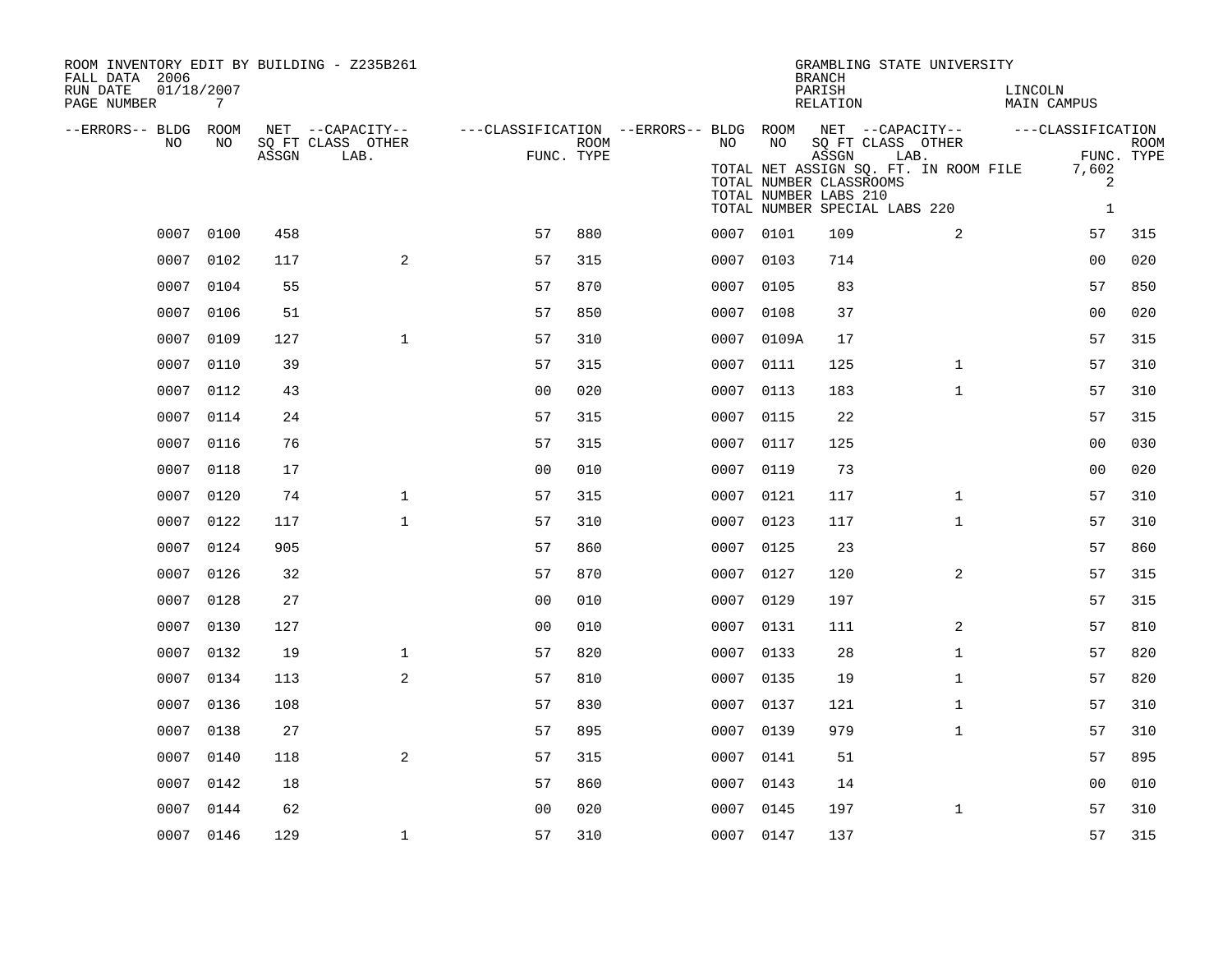ROOM INVENTORY EDIT BY BUILDING - Z235B261
FALL DATA 2006
RUN DATE 01/18/2007
PAGE NUMBER 7

GRAMBLING STATE UNIVERSITY
BRANCH
PARISH LINCOLN
RELATION MAIN CAMPUS

TOTAL NET ASSIGN SQ. FT. IN ROOM FILE 7,602
TOTAL NUMBER CLASSROOMS 2
TOTAL NUMBER LABS 210
TOTAL NUMBER SPECIAL LABS 220 1

| --ERRORS-- | BLDG NO | ROOM NO | NET ASSGN SQ FT | CAPACITY CLASS LAB. | CAPACITY OTHER | CLASSIFICATION FUNC. | ROOM TYPE | --ERRORS-- | BLDG NO | ROOM NO | NET ASSGN SQ FT | CAPACITY CLASS LAB. | CAPACITY OTHER | CLASSIFICATION FUNC. | ROOM TYPE |
|---|---|---|---|---|---|---|---|---|---|---|---|---|---|---|---|
| | 0007 | 0100 | 458 | | | 57 | 880 | | 0007 | 0101 | 109 | | 2 | 57 | 315 |
| | 0007 | 0102 | 117 | | 2 | 57 | 315 | | 0007 | 0103 | 714 | | | 00 | 020 |
| | 0007 | 0104 | 55 | | | 57 | 870 | | 0007 | 0105 | 83 | | | 57 | 850 |
| | 0007 | 0106 | 51 | | | 57 | 850 | | 0007 | 0108 | 37 | | | 00 | 020 |
| | 0007 | 0109 | 127 | | 1 | 57 | 310 | | 0007 | 0109A | 17 | | | 57 | 315 |
| | 0007 | 0110 | 39 | | | 57 | 315 | | 0007 | 0111 | 125 | | 1 | 57 | 310 |
| | 0007 | 0112 | 43 | | | 00 | 020 | | 0007 | 0113 | 183 | | 1 | 57 | 310 |
| | 0007 | 0114 | 24 | | | 57 | 315 | | 0007 | 0115 | 22 | | | 57 | 315 |
| | 0007 | 0116 | 76 | | | 57 | 315 | | 0007 | 0117 | 125 | | | 00 | 030 |
| | 0007 | 0118 | 17 | | | 00 | 010 | | 0007 | 0119 | 73 | | | 00 | 020 |
| | 0007 | 0120 | 74 | | 1 | 57 | 315 | | 0007 | 0121 | 117 | | 1 | 57 | 310 |
| | 0007 | 0122 | 117 | | 1 | 57 | 310 | | 0007 | 0123 | 117 | | 1 | 57 | 310 |
| | 0007 | 0124 | 905 | | | 57 | 860 | | 0007 | 0125 | 23 | | | 57 | 860 |
| | 0007 | 0126 | 32 | | | 57 | 870 | | 0007 | 0127 | 120 | | 2 | 57 | 315 |
| | 0007 | 0128 | 27 | | | 00 | 010 | | 0007 | 0129 | 197 | | | 57 | 315 |
| | 0007 | 0130 | 127 | | | 00 | 010 | | 0007 | 0131 | 111 | | 2 | 57 | 810 |
| | 0007 | 0132 | 19 | | 1 | 57 | 820 | | 0007 | 0133 | 28 | | 1 | 57 | 820 |
| | 0007 | 0134 | 113 | | 2 | 57 | 810 | | 0007 | 0135 | 19 | | 1 | 57 | 820 |
| | 0007 | 0136 | 108 | | | 57 | 830 | | 0007 | 0137 | 121 | | 1 | 57 | 310 |
| | 0007 | 0138 | 27 | | | 57 | 895 | | 0007 | 0139 | 979 | | 1 | 57 | 310 |
| | 0007 | 0140 | 118 | | 2 | 57 | 315 | | 0007 | 0141 | 51 | | | 57 | 895 |
| | 0007 | 0142 | 18 | | | 57 | 860 | | 0007 | 0143 | 14 | | | 00 | 010 |
| | 0007 | 0144 | 62 | | | 00 | 020 | | 0007 | 0145 | 197 | | 1 | 57 | 310 |
| | 0007 | 0146 | 129 | | 1 | 57 | 310 | | 0007 | 0147 | 137 | | | 57 | 315 |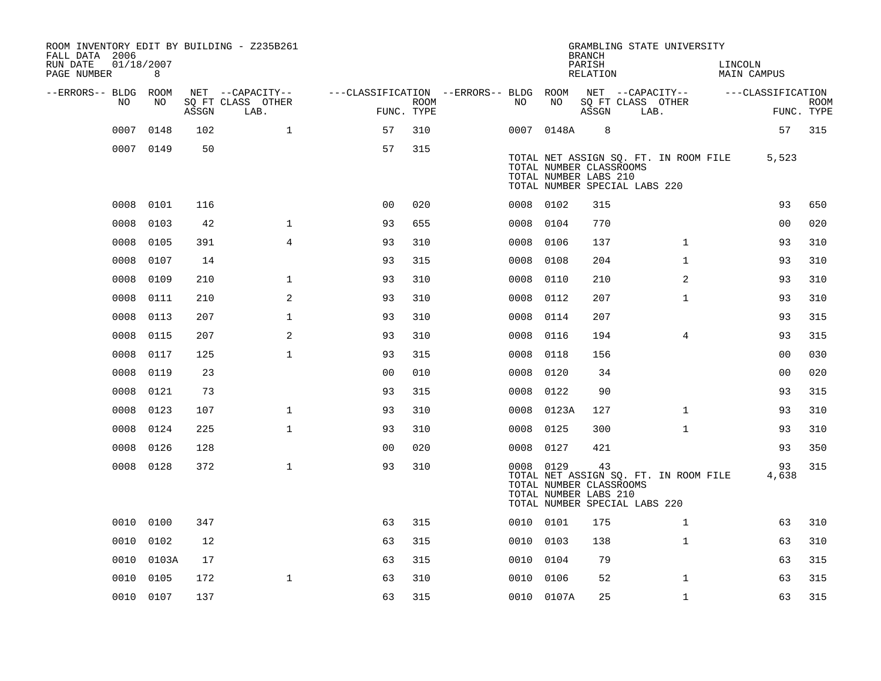ROOM INVENTORY EDIT BY BUILDING - Z235B261
FALL DATA 2006
RUN DATE 01/18/2007
PAGE NUMBER 8

GRAMBLING STATE UNIVERSITY
BRANCH
PARISH LINCOLN
RELATION MAIN CAMPUS

| --ERRORS-- | BLDG NO | ROOM NO | NET SQ FT ASSGN | CAPACITY CLASS LAB. | CAPACITY OTHER | CLASSIFICATION FUNC. | ROOM TYPE | --ERRORS-- | BLDG NO | ROOM NO | NET SQ FT ASSGN | CAPACITY CLASS LAB. | CAPACITY OTHER | CLASSIFICATION FUNC. | ROOM TYPE |
|---|---|---|---|---|---|---|---|---|---|---|---|---|---|---|---|
| | 0007 | 0148 | 102 | | 1 | 57 | 310 | | 0007 | 0148A | 8 | | | 57 | 315 |
| | 0007 | 0149 | 50 | | | 57 | 315 | | | | | | | | |

TOTAL NET ASSIGN SQ. FT. IN ROOM FILE 5,523
TOTAL NUMBER CLASSROOMS
TOTAL NUMBER LABS 210
TOTAL NUMBER SPECIAL LABS 220

| --ERRORS-- | BLDG NO | ROOM NO | NET SQ FT ASSGN | CAPACITY CLASS LAB. | CAPACITY OTHER | CLASSIFICATION FUNC. | ROOM TYPE | --ERRORS-- | BLDG NO | ROOM NO | NET SQ FT ASSGN | CAPACITY CLASS LAB. | CAPACITY OTHER | CLASSIFICATION FUNC. | ROOM TYPE |
|---|---|---|---|---|---|---|---|---|---|---|---|---|---|---|---|
| | 0008 | 0101 | 116 | | | 00 | 020 | | 0008 | 0102 | 315 | | | 93 | 650 |
| | 0008 | 0103 | 42 | | 1 | 93 | 655 | | 0008 | 0104 | 770 | | | 00 | 020 |
| | 0008 | 0105 | 391 | | 4 | 93 | 310 | | 0008 | 0106 | 137 | | 1 | 93 | 310 |
| | 0008 | 0107 | 14 | | | 93 | 315 | | 0008 | 0108 | 204 | | 1 | 93 | 310 |
| | 0008 | 0109 | 210 | | 1 | 93 | 310 | | 0008 | 0110 | 210 | | 2 | 93 | 310 |
| | 0008 | 0111 | 210 | | 2 | 93 | 310 | | 0008 | 0112 | 207 | | 1 | 93 | 310 |
| | 0008 | 0113 | 207 | | 1 | 93 | 310 | | 0008 | 0114 | 207 | | | 93 | 315 |
| | 0008 | 0115 | 207 | | 2 | 93 | 310 | | 0008 | 0116 | 194 | | 4 | 93 | 315 |
| | 0008 | 0117 | 125 | | 1 | 93 | 315 | | 0008 | 0118 | 156 | | | 00 | 030 |
| | 0008 | 0119 | 23 | | | 00 | 010 | | 0008 | 0120 | 34 | | | 00 | 020 |
| | 0008 | 0121 | 73 | | | 93 | 315 | | 0008 | 0122 | 90 | | | 93 | 315 |
| | 0008 | 0123 | 107 | | 1 | 93 | 310 | | 0008 | 0123A | 127 | | 1 | 93 | 310 |
| | 0008 | 0124 | 225 | | 1 | 93 | 310 | | 0008 | 0125 | 300 | | 1 | 93 | 310 |
| | 0008 | 0126 | 128 | | | 00 | 020 | | 0008 | 0127 | 421 | | | 93 | 350 |
| | 0008 | 0128 | 372 | | 1 | 93 | 310 | | 0008 | 0129 | 43 | | | 93 | 315 |

TOTAL NET ASSIGN SQ. FT. IN ROOM FILE 4,638
TOTAL NUMBER CLASSROOMS
TOTAL NUMBER LABS 210
TOTAL NUMBER SPECIAL LABS 220

| --ERRORS-- | BLDG NO | ROOM NO | NET SQ FT ASSGN | CAPACITY CLASS LAB. | CAPACITY OTHER | CLASSIFICATION FUNC. | ROOM TYPE | --ERRORS-- | BLDG NO | ROOM NO | NET SQ FT ASSGN | CAPACITY CLASS LAB. | CAPACITY OTHER | CLASSIFICATION FUNC. | ROOM TYPE |
|---|---|---|---|---|---|---|---|---|---|---|---|---|---|---|---|
| | 0010 | 0100 | 347 | | | 63 | 315 | | 0010 | 0101 | 175 | | 1 | 63 | 310 |
| | 0010 | 0102 | 12 | | | 63 | 315 | | 0010 | 0103 | 138 | | 1 | 63 | 310 |
| | 0010 | 0103A | 17 | | | 63 | 315 | | 0010 | 0104 | 79 | | | 63 | 315 |
| | 0010 | 0105 | 172 | | 1 | 63 | 310 | | 0010 | 0106 | 52 | | 1 | 63 | 315 |
| | 0010 | 0107 | 137 | | | 63 | 315 | | 0010 | 0107A | 25 | | 1 | 63 | 315 |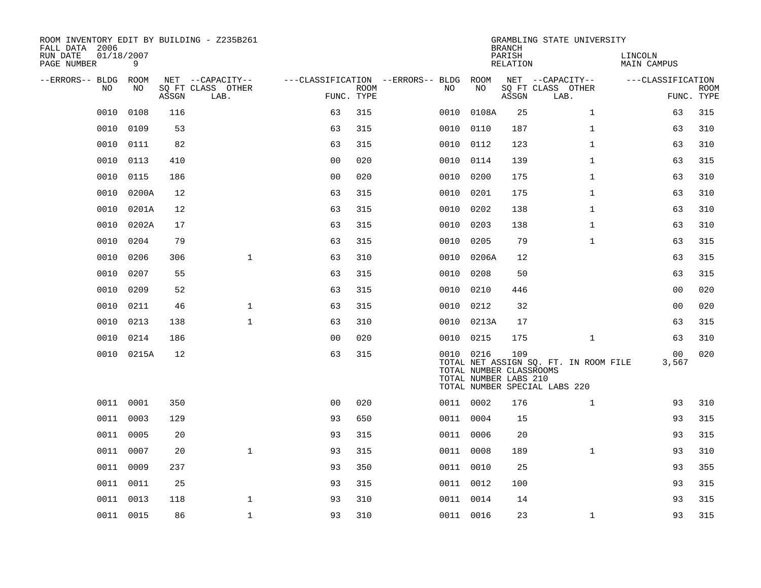ROOM INVENTORY EDIT BY BUILDING - Z235B261
FALL DATA 2006
RUN DATE 01/18/2007
PAGE NUMBER 9

GRAMBLING STATE UNIVERSITY
BRANCH
PARISH LINCOLN
RELATION MAIN CAMPUS

| --ERRORS-- | BLDG NO | ROOM NO | NET SQ FT ASSGN | --CAPACITY-- CLASS LAB. | OTHER | ---CLASSIFICATION FUNC. | ROOM TYPE | --ERRORS-- | BLDG NO | ROOM NO | NET SQ FT ASSGN | --CAPACITY-- CLASS LAB. | OTHER | ---CLASSIFICATION FUNC. | ROOM TYPE |
|---|---|---|---|---|---|---|---|---|---|---|---|---|---|---|---|
| | 0010 | 0108 | 116 | | | 63 | 315 | | 0010 | 0108A | 25 | | 1 | 63 | 315 |
| | 0010 | 0109 | 53 | | | 63 | 315 | | 0010 | 0110 | 187 | | 1 | 63 | 310 |
| | 0010 | 0111 | 82 | | | 63 | 315 | | 0010 | 0112 | 123 | | 1 | 63 | 310 |
| | 0010 | 0113 | 410 | | | 00 | 020 | | 0010 | 0114 | 139 | | 1 | 63 | 315 |
| | 0010 | 0115 | 186 | | | 00 | 020 | | 0010 | 0200 | 175 | | 1 | 63 | 310 |
| | 0010 | 0200A | 12 | | | 63 | 315 | | 0010 | 0201 | 175 | | 1 | 63 | 310 |
| | 0010 | 0201A | 12 | | | 63 | 315 | | 0010 | 0202 | 138 | | 1 | 63 | 310 |
| | 0010 | 0202A | 17 | | | 63 | 315 | | 0010 | 0203 | 138 | | 1 | 63 | 310 |
| | 0010 | 0204 | 79 | | | 63 | 315 | | 0010 | 0205 | 79 | | 1 | 63 | 315 |
| | 0010 | 0206 | 306 | | 1 | 63 | 310 | | 0010 | 0206A | 12 | | | 63 | 315 |
| | 0010 | 0207 | 55 | | | 63 | 315 | | 0010 | 0208 | 50 | | | 63 | 315 |
| | 0010 | 0209 | 52 | | | 63 | 315 | | 0010 | 0210 | 446 | | | 00 | 020 |
| | 0010 | 0211 | 46 | | 1 | 63 | 315 | | 0010 | 0212 | 32 | | | 00 | 020 |
| | 0010 | 0213 | 138 | | 1 | 63 | 310 | | 0010 | 0213A | 17 | | | 63 | 315 |
| | 0010 | 0214 | 186 | | | 00 | 020 | | 0010 | 0215 | 175 | | 1 | 63 | 310 |
| | 0010 | 0215A | 12 | | | 63 | 315 | | 0010 | 0216 | 109 | | | 00 | 020 |
| | | | | | | | | | TOTAL NET ASSIGN SQ. FT. IN ROOM FILE | | | | | 3,567 | |
| | | | | | | | | | TOTAL NUMBER CLASSROOMS | | | | | | |
| | | | | | | | | | TOTAL NUMBER LABS 210 | | | | | | |
| | | | | | | | | | TOTAL NUMBER SPECIAL LABS 220 | | | | | | |
| | 0011 | 0001 | 350 | | | 00 | 020 | | 0011 | 0002 | 176 | | 1 | 93 | 310 |
| | 0011 | 0003 | 129 | | | 93 | 650 | | 0011 | 0004 | 15 | | | 93 | 315 |
| | 0011 | 0005 | 20 | | | 93 | 315 | | 0011 | 0006 | 20 | | | 93 | 315 |
| | 0011 | 0007 | 20 | | 1 | 93 | 315 | | 0011 | 0008 | 189 | | 1 | 93 | 310 |
| | 0011 | 0009 | 237 | | | 93 | 350 | | 0011 | 0010 | 25 | | | 93 | 355 |
| | 0011 | 0011 | 25 | | | 93 | 315 | | 0011 | 0012 | 100 | | | 93 | 315 |
| | 0011 | 0013 | 118 | | 1 | 93 | 310 | | 0011 | 0014 | 14 | | | 93 | 315 |
| | 0011 | 0015 | 86 | | 1 | 93 | 310 | | 0011 | 0016 | 23 | | 1 | 93 | 315 |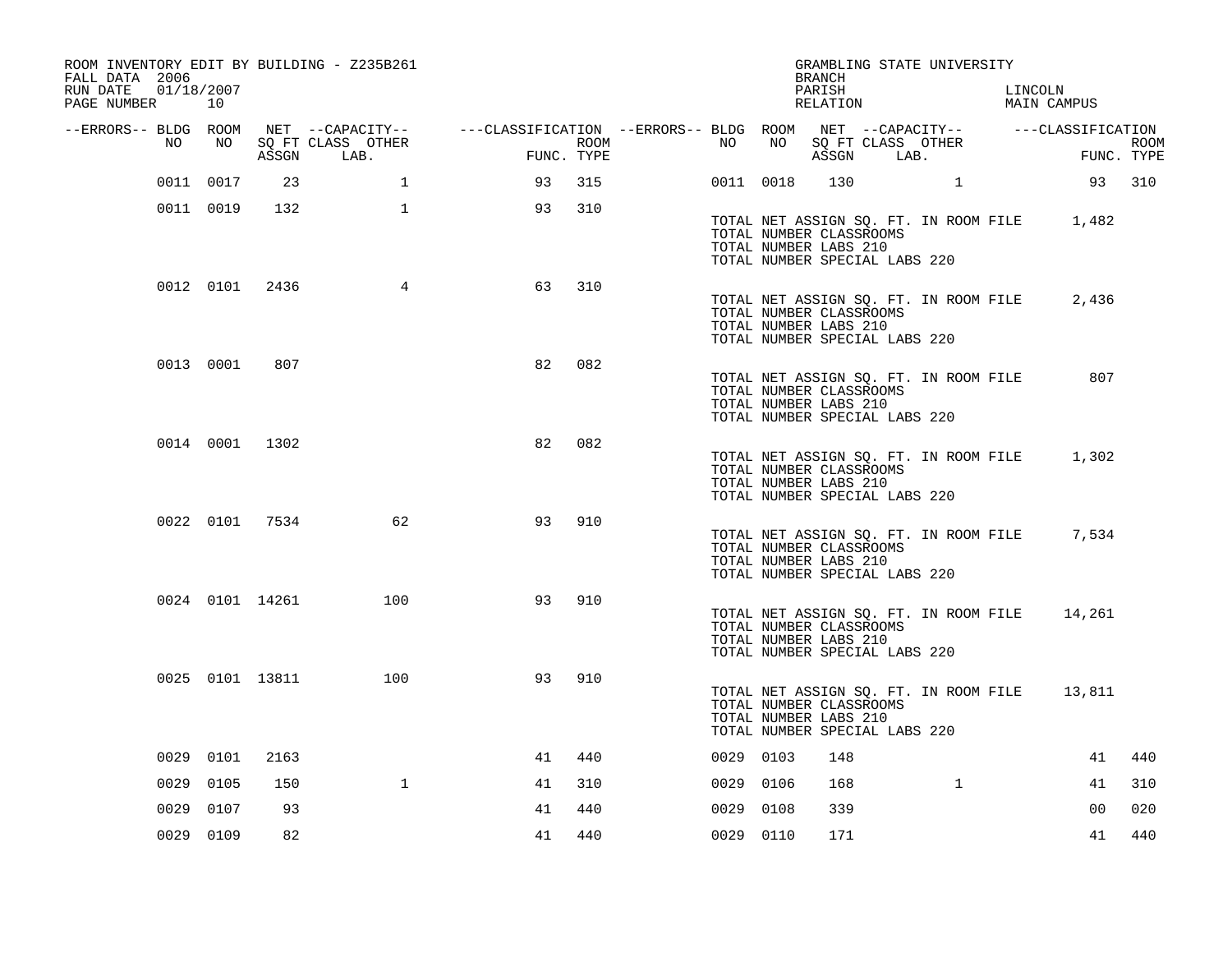ROOM INVENTORY EDIT BY BUILDING - Z235B261
FALL DATA 2006
RUN DATE 01/18/2007
PAGE NUMBER 10

GRAMBLING STATE UNIVERSITY
BRANCH
PARISH LINCOLN
RELATION MAIN CAMPUS

| --ERRORS-- | BLDG NO | ROOM NO | NET SQ FT ASSGN | --CAPACITY-- CLASS LAB. | OTHER | ---CLASSIFICATION FUNC. | ROOM TYPE | --ERRORS-- | BLDG NO | ROOM NO | NET SQ FT ASSGN | --CAPACITY-- CLASS LAB. | OTHER | ---CLASSIFICATION FUNC. | ROOM TYPE |
|---|---|---|---|---|---|---|---|---|---|---|---|---|---|---|---|
| | 0011 | 0017 | 23 | | 1 | 93 | 315 | | 0011 | 0018 | 130 | | 1 | 93 | 310 |
| | 0011 | 0019 | 132 | | 1 | 93 | 310 | | | | | | | | |

TOTAL NET ASSIGN SQ. FT. IN ROOM FILE 1,482
TOTAL NUMBER CLASSROOMS
TOTAL NUMBER LABS 210
TOTAL NUMBER SPECIAL LABS 220

| --ERRORS-- | BLDG NO | ROOM NO | NET SQ FT ASSGN | CLASS LAB. | OTHER | FUNC. | ROOM TYPE |
|---|---|---|---|---|---|---|---|
| | 0012 | 0101 | 2436 | | 4 | 63 | 310 |

TOTAL NET ASSIGN SQ. FT. IN ROOM FILE 2,436
TOTAL NUMBER CLASSROOMS
TOTAL NUMBER LABS 210
TOTAL NUMBER SPECIAL LABS 220

| --ERRORS-- | BLDG NO | ROOM NO | NET SQ FT ASSGN | CLASS LAB. | OTHER | FUNC. | ROOM TYPE |
|---|---|---|---|---|---|---|---|
| | 0013 | 0001 | 807 | | | 82 | 082 |

TOTAL NET ASSIGN SQ. FT. IN ROOM FILE 807
TOTAL NUMBER CLASSROOMS
TOTAL NUMBER LABS 210
TOTAL NUMBER SPECIAL LABS 220

| --ERRORS-- | BLDG NO | ROOM NO | NET SQ FT ASSGN | CLASS LAB. | OTHER | FUNC. | ROOM TYPE |
|---|---|---|---|---|---|---|---|
| | 0014 | 0001 | 1302 | | | 82 | 082 |

TOTAL NET ASSIGN SQ. FT. IN ROOM FILE 1,302
TOTAL NUMBER CLASSROOMS
TOTAL NUMBER LABS 210
TOTAL NUMBER SPECIAL LABS 220

| --ERRORS-- | BLDG NO | ROOM NO | NET SQ FT ASSGN | CLASS LAB. | OTHER | FUNC. | ROOM TYPE |
|---|---|---|---|---|---|---|---|
| | 0022 | 0101 | 7534 | | 62 | 93 | 910 |

TOTAL NET ASSIGN SQ. FT. IN ROOM FILE 7,534
TOTAL NUMBER CLASSROOMS
TOTAL NUMBER LABS 210
TOTAL NUMBER SPECIAL LABS 220

| --ERRORS-- | BLDG NO | ROOM NO | NET SQ FT ASSGN | CLASS LAB. | OTHER | FUNC. | ROOM TYPE |
|---|---|---|---|---|---|---|---|
| | 0024 | 0101 | 14261 | | 100 | 93 | 910 |

TOTAL NET ASSIGN SQ. FT. IN ROOM FILE 14,261
TOTAL NUMBER CLASSROOMS
TOTAL NUMBER LABS 210
TOTAL NUMBER SPECIAL LABS 220

| --ERRORS-- | BLDG NO | ROOM NO | NET SQ FT ASSGN | CLASS LAB. | OTHER | FUNC. | ROOM TYPE |
|---|---|---|---|---|---|---|---|
| | 0025 | 0101 | 13811 | | 100 | 93 | 910 |

TOTAL NET ASSIGN SQ. FT. IN ROOM FILE 13,811
TOTAL NUMBER CLASSROOMS
TOTAL NUMBER LABS 210
TOTAL NUMBER SPECIAL LABS 220

| --ERRORS-- | BLDG NO | ROOM NO | NET SQ FT ASSGN | CLASS LAB. | OTHER | FUNC. | ROOM TYPE | --ERRORS-- | BLDG NO | ROOM NO | NET SQ FT ASSGN | CLASS LAB. | OTHER | FUNC. | ROOM TYPE |
|---|---|---|---|---|---|---|---|---|---|---|---|---|---|---|---|
| | 0029 | 0101 | 2163 | | | 41 | 440 | | 0029 | 0103 | 148 | | | 41 | 440 |
| | 0029 | 0105 | 150 | | 1 | 41 | 310 | | 0029 | 0106 | 168 | | 1 | 41 | 310 |
| | 0029 | 0107 | 93 | | | 41 | 440 | | 0029 | 0108 | 339 | | | 00 | 020 |
| | 0029 | 0109 | 82 | | | 41 | 440 | | 0029 | 0110 | 171 | | | 41 | 440 |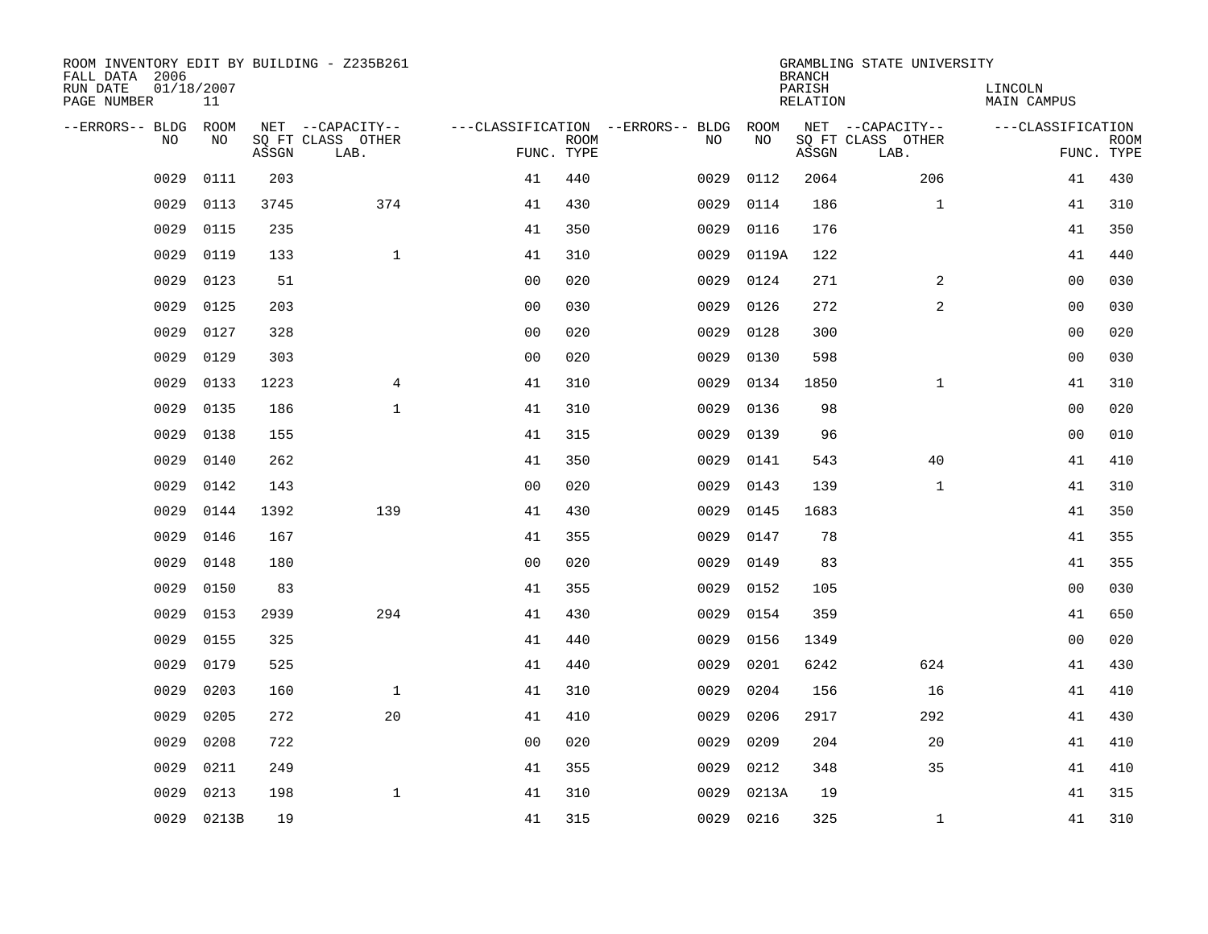ROOM INVENTORY EDIT BY BUILDING - Z235B261
FALL DATA 2006
RUN DATE 01/18/2007
PAGE NUMBER 11

GRAMBLING STATE UNIVERSITY
BRANCH
PARISH LINCOLN
RELATION MAIN CAMPUS

| --ERRORS-- | BLDG NO | ROOM NO | NET SQ FT ASSGN | --CAPACITY-- CLASS LAB. | OTHER | ---CLASSIFICATION FUNC. | ROOM TYPE | --ERRORS-- | BLDG NO | ROOM NO | NET SQ FT ASSGN | --CAPACITY-- CLASS LAB. | OTHER | ---CLASSIFICATION FUNC. | ROOM TYPE |
|---|---|---|---|---|---|---|---|---|---|---|---|---|---|---|---|
| | 0029 | 0111 | 203 | | | 41 | 440 | | 0029 | 0112 | 2064 | | 206 | 41 | 430 |
| | 0029 | 0113 | 3745 | | 374 | 41 | 430 | | 0029 | 0114 | 186 | | 1 | 41 | 310 |
| | 0029 | 0115 | 235 | | | 41 | 350 | | 0029 | 0116 | 176 | | | 41 | 350 |
| | 0029 | 0119 | 133 | | 1 | 41 | 310 | | 0029 | 0119A | 122 | | | 41 | 440 |
| | 0029 | 0123 | 51 | | | 00 | 020 | | 0029 | 0124 | 271 | | 2 | 00 | 030 |
| | 0029 | 0125 | 203 | | | 00 | 030 | | 0029 | 0126 | 272 | | 2 | 00 | 030 |
| | 0029 | 0127 | 328 | | | 00 | 020 | | 0029 | 0128 | 300 | | | 00 | 020 |
| | 0029 | 0129 | 303 | | | 00 | 020 | | 0029 | 0130 | 598 | | | 00 | 030 |
| | 0029 | 0133 | 1223 | | 4 | 41 | 310 | | 0029 | 0134 | 1850 | | 1 | 41 | 310 |
| | 0029 | 0135 | 186 | | 1 | 41 | 310 | | 0029 | 0136 | 98 | | | 00 | 020 |
| | 0029 | 0138 | 155 | | | 41 | 315 | | 0029 | 0139 | 96 | | | 00 | 010 |
| | 0029 | 0140 | 262 | | | 41 | 350 | | 0029 | 0141 | 543 | | 40 | 41 | 410 |
| | 0029 | 0142 | 143 | | | 00 | 020 | | 0029 | 0143 | 139 | | 1 | 41 | 310 |
| | 0029 | 0144 | 1392 | | 139 | 41 | 430 | | 0029 | 0145 | 1683 | | | 41 | 350 |
| | 0029 | 0146 | 167 | | | 41 | 355 | | 0029 | 0147 | 78 | | | 41 | 355 |
| | 0029 | 0148 | 180 | | | 00 | 020 | | 0029 | 0149 | 83 | | | 41 | 355 |
| | 0029 | 0150 | 83 | | | 41 | 355 | | 0029 | 0152 | 105 | | | 00 | 030 |
| | 0029 | 0153 | 2939 | | 294 | 41 | 430 | | 0029 | 0154 | 359 | | | 41 | 650 |
| | 0029 | 0155 | 325 | | | 41 | 440 | | 0029 | 0156 | 1349 | | | 00 | 020 |
| | 0029 | 0179 | 525 | | | 41 | 440 | | 0029 | 0201 | 6242 | | 624 | 41 | 430 |
| | 0029 | 0203 | 160 | | 1 | 41 | 310 | | 0029 | 0204 | 156 | | 16 | 41 | 410 |
| | 0029 | 0205 | 272 | | 20 | 41 | 410 | | 0029 | 0206 | 2917 | | 292 | 41 | 430 |
| | 0029 | 0208 | 722 | | | 00 | 020 | | 0029 | 0209 | 204 | | 20 | 41 | 410 |
| | 0029 | 0211 | 249 | | | 41 | 355 | | 0029 | 0212 | 348 | | 35 | 41 | 410 |
| | 0029 | 0213 | 198 | | 1 | 41 | 310 | | 0029 | 0213A | 19 | | | 41 | 315 |
| | 0029 | 0213B | 19 | | | 41 | 315 | | 0029 | 0216 | 325 | | 1 | 41 | 310 |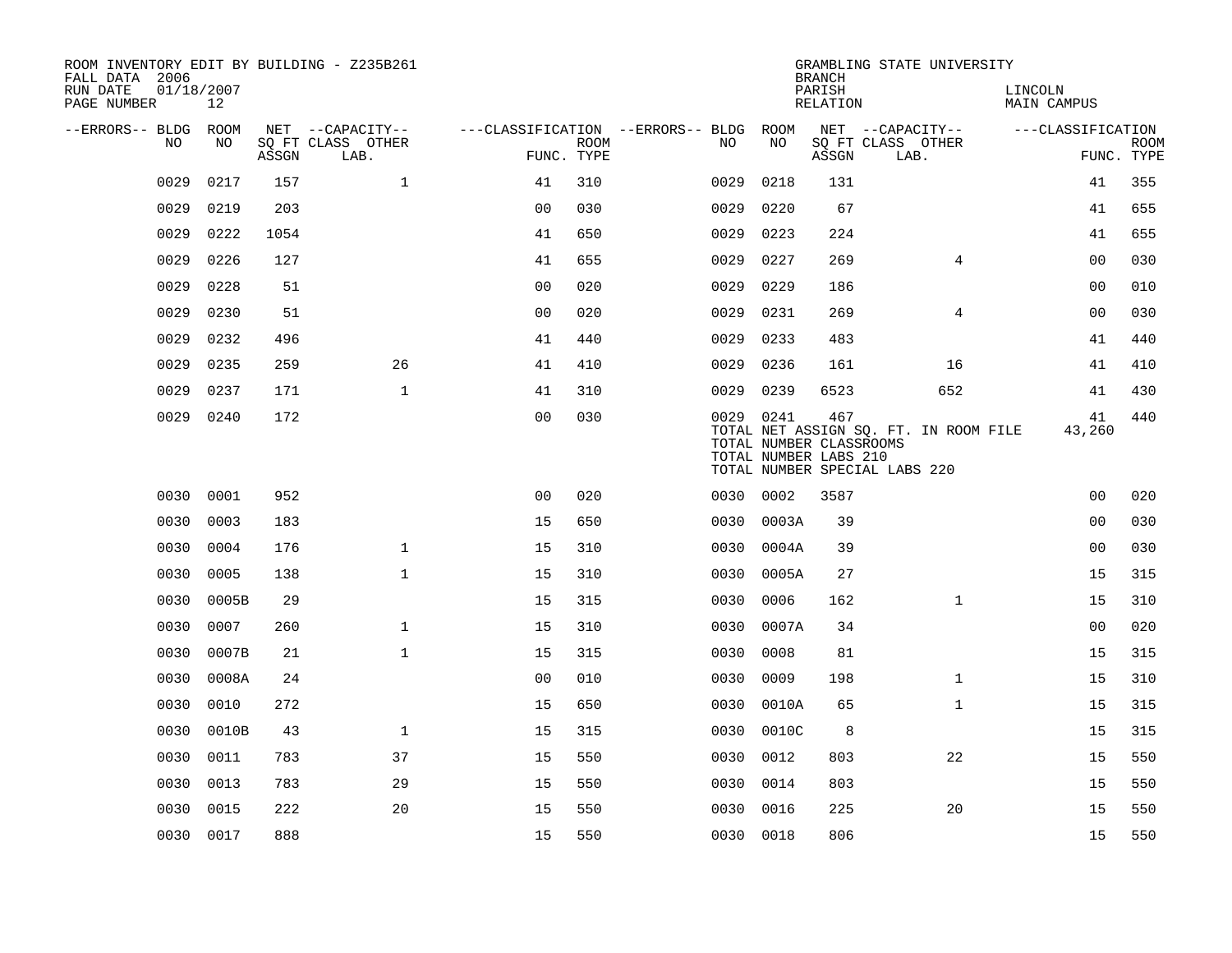ROOM INVENTORY EDIT BY BUILDING - Z235B261
FALL DATA 2006
RUN DATE 01/18/2007
PAGE NUMBER 12

GRAMBLING STATE UNIVERSITY
BRANCH
PARISH LINCOLN
RELATION MAIN CAMPUS

| --ERRORS-- | BLDG NO | ROOM NO | NET SQ FT ASSGN | --CAPACITY-- CLASS | OTHER LAB. | ---CLASSIFICATION FUNC. | ROOM TYPE | --ERRORS-- | BLDG NO | ROOM NO | NET SQ FT ASSGN | --CAPACITY-- CLASS | OTHER LAB. | ---CLASSIFICATION FUNC. | ROOM TYPE |
|---|---|---|---|---|---|---|---|---|---|---|---|---|---|---|---|
| | 0029 | 0217 | 157 | | 1 | 41 | 310 | | 0029 | 0218 | 131 | | | 41 | 355 |
| | 0029 | 0219 | 203 | | | 00 | 030 | | 0029 | 0220 | 67 | | | 41 | 655 |
| | 0029 | 0222 | 1054 | | | 41 | 650 | | 0029 | 0223 | 224 | | | 41 | 655 |
| | 0029 | 0226 | 127 | | | 41 | 655 | | 0029 | 0227 | 269 | | 4 | 00 | 030 |
| | 0029 | 0228 | 51 | | | 00 | 020 | | 0029 | 0229 | 186 | | | 00 | 010 |
| | 0029 | 0230 | 51 | | | 00 | 020 | | 0029 | 0231 | 269 | | 4 | 00 | 030 |
| | 0029 | 0232 | 496 | | | 41 | 440 | | 0029 | 0233 | 483 | | | 41 | 440 |
| | 0029 | 0235 | 259 | | 26 | 41 | 410 | | 0029 | 0236 | 161 | | 16 | 41 | 410 |
| | 0029 | 0237 | 171 | | 1 | 41 | 310 | | 0029 | 0239 | 6523 | | 652 | 41 | 430 |
| | 0029 | 0240 | 172 | | | 00 | 030 | | 0029 | 0241 | 467 | | | 41 | 440 |
| | | | | | | | | | TOTAL NET ASSIGN SQ. FT. IN ROOM FILE | | | | | 43,260 | |
| | | | | | | | | | TOTAL NUMBER CLASSROOMS | | | | | | |
| | | | | | | | | | TOTAL NUMBER LABS 210 | | | | | | |
| | | | | | | | | | TOTAL NUMBER SPECIAL LABS 220 | | | | | | |
| | 0030 | 0001 | 952 | | | 00 | 020 | | 0030 | 0002 | 3587 | | | 00 | 020 |
| | 0030 | 0003 | 183 | | | 15 | 650 | | 0030 | 0003A | 39 | | | 00 | 030 |
| | 0030 | 0004 | 176 | | 1 | 15 | 310 | | 0030 | 0004A | 39 | | | 00 | 030 |
| | 0030 | 0005 | 138 | | 1 | 15 | 310 | | 0030 | 0005A | 27 | | | 15 | 315 |
| | 0030 | 0005B | 29 | | | 15 | 315 | | 0030 | 0006 | 162 | | 1 | 15 | 310 |
| | 0030 | 0007 | 260 | | 1 | 15 | 310 | | 0030 | 0007A | 34 | | | 00 | 020 |
| | 0030 | 0007B | 21 | | 1 | 15 | 315 | | 0030 | 0008 | 81 | | | 15 | 315 |
| | 0030 | 0008A | 24 | | | 00 | 010 | | 0030 | 0009 | 198 | | 1 | 15 | 310 |
| | 0030 | 0010 | 272 | | | 15 | 650 | | 0030 | 0010A | 65 | | 1 | 15 | 315 |
| | 0030 | 0010B | 43 | | 1 | 15 | 315 | | 0030 | 0010C | 8 | | | 15 | 315 |
| | 0030 | 0011 | 783 | | 37 | 15 | 550 | | 0030 | 0012 | 803 | | 22 | 15 | 550 |
| | 0030 | 0013 | 783 | | 29 | 15 | 550 | | 0030 | 0014 | 803 | | | 15 | 550 |
| | 0030 | 0015 | 222 | | 20 | 15 | 550 | | 0030 | 0016 | 225 | | 20 | 15 | 550 |
| | 0030 | 0017 | 888 | | | 15 | 550 | | 0030 | 0018 | 806 | | | 15 | 550 |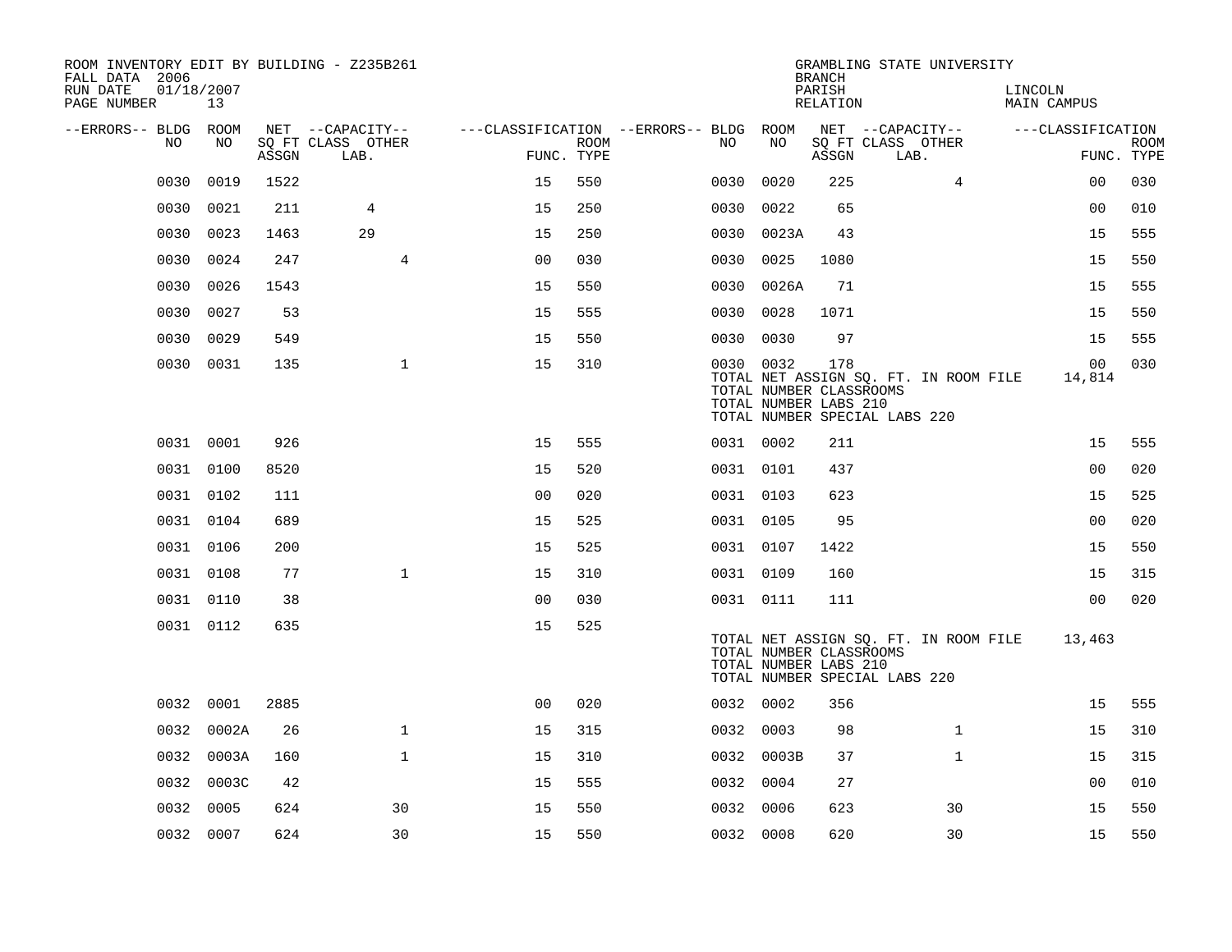ROOM INVENTORY EDIT BY BUILDING - Z235B261
FALL DATA 2006
RUN DATE 01/18/2007
PAGE NUMBER 13

GRAMBLING STATE UNIVERSITY
BRANCH
PARISH LINCOLN
RELATION MAIN CAMPUS

| --ERRORS-- | BLDG NO | ROOM NO | NET SQ FT ASSGN | --CAPACITY-- CLASS | LAB. | OTHER | ---CLASSIFICATION FUNC. | ROOM TYPE | --ERRORS-- | BLDG NO | ROOM NO | NET SQ FT ASSGN | --CAPACITY-- CLASS | LAB. | OTHER | ---CLASSIFICATION FUNC. | ROOM TYPE |
|---|---|---|---|---|---|---|---|---|---|---|---|---|---|---|---|---|---|
| | 0030 | 0019 | 1522 | | | | 15 | 550 | | 0030 | 0020 | 225 | | | 4 | 00 | 030 |
| | 0030 | 0021 | 211 | 4 | | | 15 | 250 | | 0030 | 0022 | 65 | | | | 00 | 010 |
| | 0030 | 0023 | 1463 | 29 | | | 15 | 250 | | 0030 | 0023A | 43 | | | | 15 | 555 |
| | 0030 | 0024 | 247 | | | 4 | 00 | 030 | | 0030 | 0025 | 1080 | | | | 15 | 550 |
| | 0030 | 0026 | 1543 | | | | 15 | 550 | | 0030 | 0026A | 71 | | | | 15 | 555 |
| | 0030 | 0027 | 53 | | | | 15 | 555 | | 0030 | 0028 | 1071 | | | | 15 | 550 |
| | 0030 | 0029 | 549 | | | | 15 | 550 | | 0030 | 0030 | 97 | | | | 15 | 555 |
| | 0030 | 0031 | 135 | | | 1 | 15 | 310 | | 0030 | 0032 | 178 | | | | 00 | 030 |

TOTAL NET ASSIGN SQ. FT. IN ROOM FILE 14,814
TOTAL NUMBER CLASSROOMS
TOTAL NUMBER LABS 210
TOTAL NUMBER SPECIAL LABS 220

| --ERRORS-- | BLDG NO | ROOM NO | NET SQ FT ASSGN | --CAPACITY-- CLASS | LAB. | OTHER | ---CLASSIFICATION FUNC. | ROOM TYPE | --ERRORS-- | BLDG NO | ROOM NO | NET SQ FT ASSGN | --CAPACITY-- CLASS | LAB. | OTHER | ---CLASSIFICATION FUNC. | ROOM TYPE |
|---|---|---|---|---|---|---|---|---|---|---|---|---|---|---|---|---|---|
| | 0031 | 0001 | 926 | | | | 15 | 555 | | 0031 | 0002 | 211 | | | | 15 | 555 |
| | 0031 | 0100 | 8520 | | | | 15 | 520 | | 0031 | 0101 | 437 | | | | 00 | 020 |
| | 0031 | 0102 | 111 | | | | 00 | 020 | | 0031 | 0103 | 623 | | | | 15 | 525 |
| | 0031 | 0104 | 689 | | | | 15 | 525 | | 0031 | 0105 | 95 | | | | 00 | 020 |
| | 0031 | 0106 | 200 | | | | 15 | 525 | | 0031 | 0107 | 1422 | | | | 15 | 550 |
| | 0031 | 0108 | 77 | | | 1 | 15 | 310 | | 0031 | 0109 | 160 | | | | 15 | 315 |
| | 0031 | 0110 | 38 | | | | 00 | 030 | | 0031 | 0111 | 111 | | | | 00 | 020 |
| | 0031 | 0112 | 635 | | | | 15 | 525 | | | | | | | | | |

TOTAL NET ASSIGN SQ. FT. IN ROOM FILE 13,463
TOTAL NUMBER CLASSROOMS
TOTAL NUMBER LABS 210
TOTAL NUMBER SPECIAL LABS 220

| --ERRORS-- | BLDG NO | ROOM NO | NET SQ FT ASSGN | --CAPACITY-- CLASS | LAB. | OTHER | ---CLASSIFICATION FUNC. | ROOM TYPE | --ERRORS-- | BLDG NO | ROOM NO | NET SQ FT ASSGN | --CAPACITY-- CLASS | LAB. | OTHER | ---CLASSIFICATION FUNC. | ROOM TYPE |
|---|---|---|---|---|---|---|---|---|---|---|---|---|---|---|---|---|---|
| | 0032 | 0001 | 2885 | | | | 00 | 020 | | 0032 | 0002 | 356 | | | | 15 | 555 |
| | 0032 | 0002A | 26 | | | 1 | 15 | 315 | | 0032 | 0003 | 98 | | | 1 | 15 | 310 |
| | 0032 | 0003A | 160 | | | 1 | 15 | 310 | | 0032 | 0003B | 37 | | | 1 | 15 | 315 |
| | 0032 | 0003C | 42 | | | | 15 | 555 | | 0032 | 0004 | 27 | | | | 00 | 010 |
| | 0032 | 0005 | 624 | | | 30 | 15 | 550 | | 0032 | 0006 | 623 | | | 30 | 15 | 550 |
| | 0032 | 0007 | 624 | | | 30 | 15 | 550 | | 0032 | 0008 | 620 | | | 30 | 15 | 550 |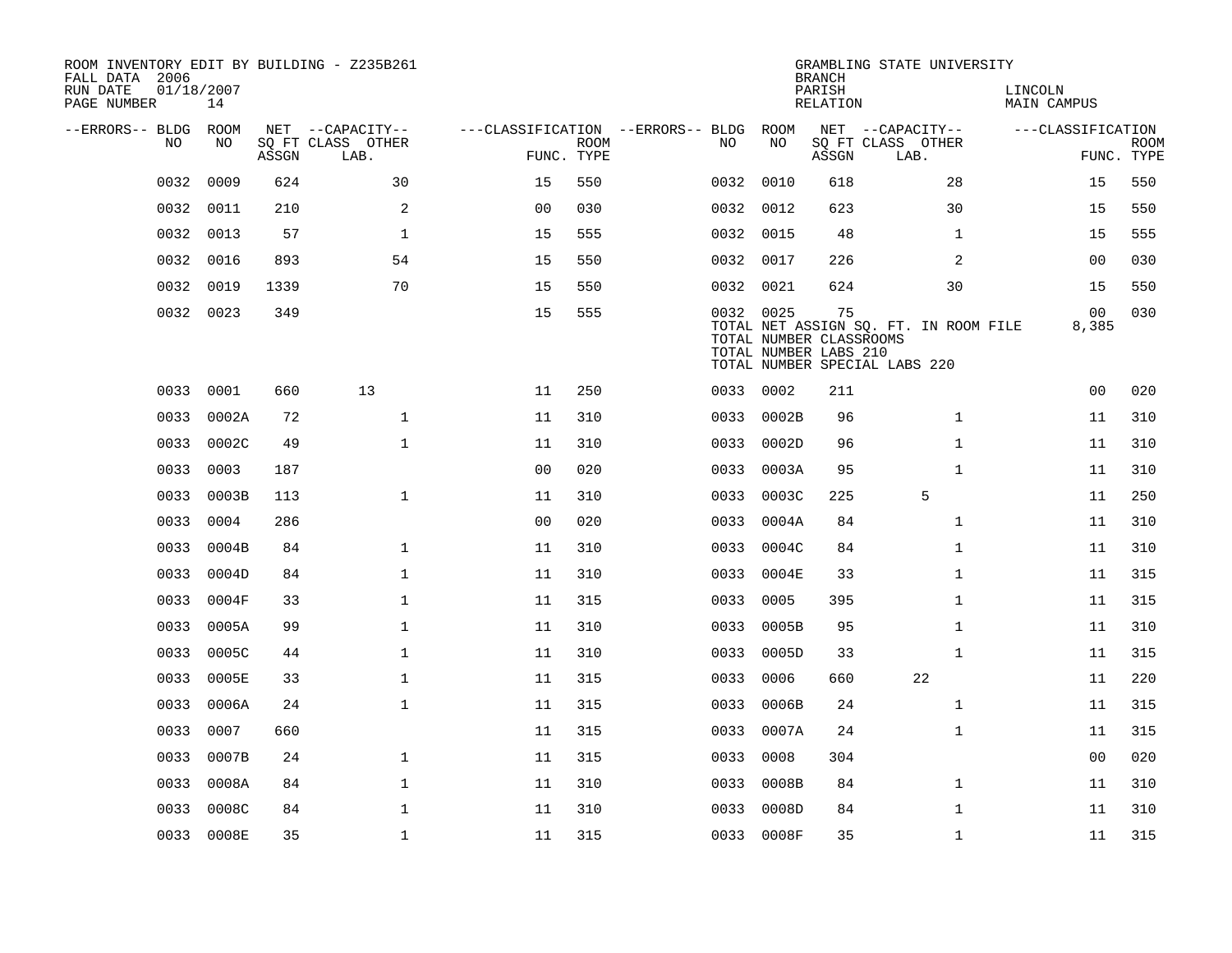ROOM INVENTORY EDIT BY BUILDING - Z235B261
FALL DATA 2006
RUN DATE 01/18/2007
PAGE NUMBER 14

GRAMBLING STATE UNIVERSITY
BRANCH
PARISH LINCOLN
RELATION MAIN CAMPUS

| --ERRORS-- | BLDG NO | ROOM NO | NET SQ FT ASSGN | --CAPACITY-- CLASS LAB. | OTHER | ---CLASSIFICATION FUNC. | ROOM TYPE | --ERRORS-- | BLDG NO | ROOM NO | NET SQ FT ASSGN | --CAPACITY-- CLASS LAB. | OTHER | ---CLASSIFICATION FUNC. | ROOM TYPE |
|---|---|---|---|---|---|---|---|---|---|---|---|---|---|---|---|
| | 0032 | 0009 | 624 | | 30 | 15 | 550 | | 0032 | 0010 | 618 | | 28 | 15 | 550 |
| | 0032 | 0011 | 210 | | 2 | 00 | 030 | | 0032 | 0012 | 623 | | 30 | 15 | 550 |
| | 0032 | 0013 | 57 | | 1 | 15 | 555 | | 0032 | 0015 | 48 | | 1 | 15 | 555 |
| | 0032 | 0016 | 893 | | 54 | 15 | 550 | | 0032 | 0017 | 226 | | 2 | 00 | 030 |
| | 0032 | 0019 | 1339 | | 70 | 15 | 550 | | 0032 | 0021 | 624 | | 30 | 15 | 550 |
| | 0032 | 0023 | 349 | | | 15 | 555 | | 0032 | 0025 | 75 | | | 00 | 030 |
| | | | | | | | | | TOTAL NET ASSIGN SQ. FT. IN ROOM FILE | | | | | 8,385 | |
| | | | | | | | | | TOTAL NUMBER CLASSROOMS | | | | | | |
| | | | | | | | | | TOTAL NUMBER LABS 210 | | | | | | |
| | | | | | | | | | TOTAL NUMBER SPECIAL LABS 220 | | | | | | |
| | 0033 | 0001 | 660 | 13 | | 11 | 250 | | 0033 | 0002 | 211 | | | 00 | 020 |
| | 0033 | 0002A | 72 | | 1 | 11 | 310 | | 0033 | 0002B | 96 | | 1 | 11 | 310 |
| | 0033 | 0002C | 49 | | 1 | 11 | 310 | | 0033 | 0002D | 96 | | 1 | 11 | 310 |
| | 0033 | 0003 | 187 | | | 00 | 020 | | 0033 | 0003A | 95 | | 1 | 11 | 310 |
| | 0033 | 0003B | 113 | | 1 | 11 | 310 | | 0033 | 0003C | 225 | 5 | | 11 | 250 |
| | 0033 | 0004 | 286 | | | 00 | 020 | | 0033 | 0004A | 84 | | 1 | 11 | 310 |
| | 0033 | 0004B | 84 | | 1 | 11 | 310 | | 0033 | 0004C | 84 | | 1 | 11 | 310 |
| | 0033 | 0004D | 84 | | 1 | 11 | 310 | | 0033 | 0004E | 33 | | 1 | 11 | 315 |
| | 0033 | 0004F | 33 | | 1 | 11 | 315 | | 0033 | 0005 | 395 | | 1 | 11 | 315 |
| | 0033 | 0005A | 99 | | 1 | 11 | 310 | | 0033 | 0005B | 95 | | 1 | 11 | 310 |
| | 0033 | 0005C | 44 | | 1 | 11 | 310 | | 0033 | 0005D | 33 | | 1 | 11 | 315 |
| | 0033 | 0005E | 33 | | 1 | 11 | 315 | | 0033 | 0006 | 660 | 22 | | 11 | 220 |
| | 0033 | 0006A | 24 | | 1 | 11 | 315 | | 0033 | 0006B | 24 | | 1 | 11 | 315 |
| | 0033 | 0007 | 660 | | | 11 | 315 | | 0033 | 0007A | 24 | | 1 | 11 | 315 |
| | 0033 | 0007B | 24 | | 1 | 11 | 315 | | 0033 | 0008 | 304 | | | 00 | 020 |
| | 0033 | 0008A | 84 | | 1 | 11 | 310 | | 0033 | 0008B | 84 | | 1 | 11 | 310 |
| | 0033 | 0008C | 84 | | 1 | 11 | 310 | | 0033 | 0008D | 84 | | 1 | 11 | 310 |
| | 0033 | 0008E | 35 | | 1 | 11 | 315 | | 0033 | 0008F | 35 | | 1 | 11 | 315 |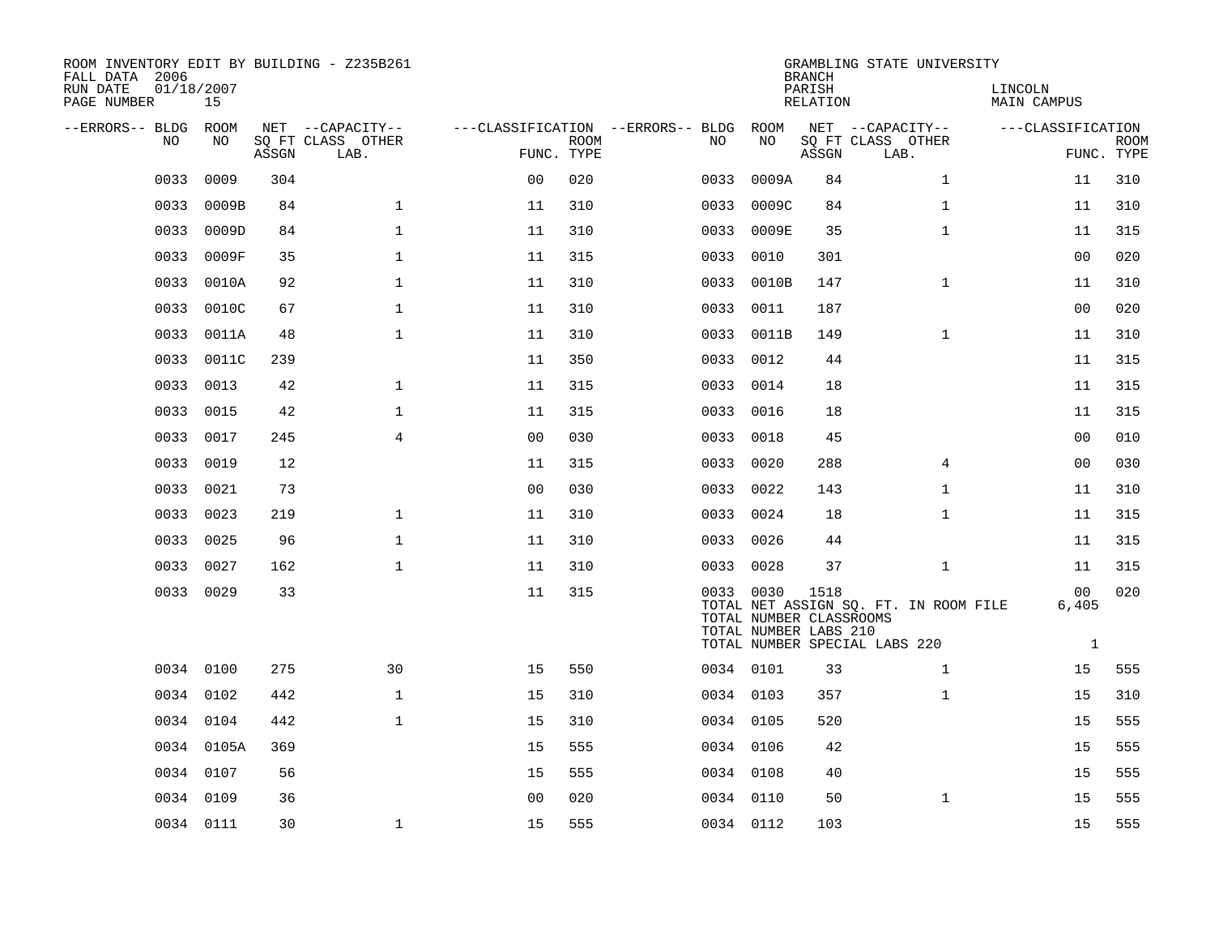ROOM INVENTORY EDIT BY BUILDING - Z235B261
FALL DATA 2006
RUN DATE 01/18/2007
PAGE NUMBER 15

GRAMBLING STATE UNIVERSITY
BRANCH
PARISH LINCOLN
RELATION MAIN CAMPUS

| --ERRORS-- | BLDG NO | ROOM NO | NET SQ FT ASSGN | --CAPACITY-- CLASS LAB. | OTHER | ---CLASSIFICATION FUNC. | ROOM TYPE | --ERRORS-- | BLDG NO | ROOM NO | NET SQ FT ASSGN | --CAPACITY-- CLASS LAB. | OTHER | ---CLASSIFICATION FUNC. | ROOM TYPE |
|---|---|---|---|---|---|---|---|---|---|---|---|---|---|---|---|
| | 0033 | 0009 | 304 | | | 00 | 020 | | 0033 | 0009A | 84 | | 1 | 11 | 310 |
| | 0033 | 0009B | 84 | | 1 | 11 | 310 | | 0033 | 0009C | 84 | | 1 | 11 | 310 |
| | 0033 | 0009D | 84 | | 1 | 11 | 310 | | 0033 | 0009E | 35 | | 1 | 11 | 315 |
| | 0033 | 0009F | 35 | | 1 | 11 | 315 | | 0033 | 0010 | 301 | | | 00 | 020 |
| | 0033 | 0010A | 92 | | 1 | 11 | 310 | | 0033 | 0010B | 147 | | 1 | 11 | 310 |
| | 0033 | 0010C | 67 | | 1 | 11 | 310 | | 0033 | 0011 | 187 | | | 00 | 020 |
| | 0033 | 0011A | 48 | | 1 | 11 | 310 | | 0033 | 0011B | 149 | | 1 | 11 | 310 |
| | 0033 | 0011C | 239 | | | 11 | 350 | | 0033 | 0012 | 44 | | | 11 | 315 |
| | 0033 | 0013 | 42 | | 1 | 11 | 315 | | 0033 | 0014 | 18 | | | 11 | 315 |
| | 0033 | 0015 | 42 | | 1 | 11 | 315 | | 0033 | 0016 | 18 | | | 11 | 315 |
| | 0033 | 0017 | 245 | | 4 | 00 | 030 | | 0033 | 0018 | 45 | | | 00 | 010 |
| | 0033 | 0019 | 12 | | | 11 | 315 | | 0033 | 0020 | 288 | | 4 | 00 | 030 |
| | 0033 | 0021 | 73 | | | 00 | 030 | | 0033 | 0022 | 143 | | 1 | 11 | 310 |
| | 0033 | 0023 | 219 | | 1 | 11 | 310 | | 0033 | 0024 | 18 | | 1 | 11 | 315 |
| | 0033 | 0025 | 96 | | 1 | 11 | 310 | | 0033 | 0026 | 44 | | | 11 | 315 |
| | 0033 | 0027 | 162 | | 1 | 11 | 310 | | 0033 | 0028 | 37 | | 1 | 11 | 315 |
| | 0033 | 0029 | 33 | | | 11 | 315 | | 0033 | 0030 | 1518 | | | 00 | 020 |
| | | | | | | | | | TOTAL NET ASSIGN SQ. FT. IN ROOM FILE | | | | | 6,405 | |
| | | | | | | | | | TOTAL NUMBER CLASSROOMS | | | | | | |
| | | | | | | | | | TOTAL NUMBER LABS 210 | | | | | | |
| | | | | | | | | | TOTAL NUMBER SPECIAL LABS 220 | | | | | 1 | |
| | 0034 | 0100 | 275 | | 30 | 15 | 550 | | 0034 | 0101 | 33 | | 1 | 15 | 555 |
| | 0034 | 0102 | 442 | | 1 | 15 | 310 | | 0034 | 0103 | 357 | | 1 | 15 | 310 |
| | 0034 | 0104 | 442 | | 1 | 15 | 310 | | 0034 | 0105 | 520 | | | 15 | 555 |
| | 0034 | 0105A | 369 | | | 15 | 555 | | 0034 | 0106 | 42 | | | 15 | 555 |
| | 0034 | 0107 | 56 | | | 15 | 555 | | 0034 | 0108 | 40 | | | 15 | 555 |
| | 0034 | 0109 | 36 | | | 00 | 020 | | 0034 | 0110 | 50 | | 1 | 15 | 555 |
| | 0034 | 0111 | 30 | | 1 | 15 | 555 | | 0034 | 0112 | 103 | | | 15 | 555 |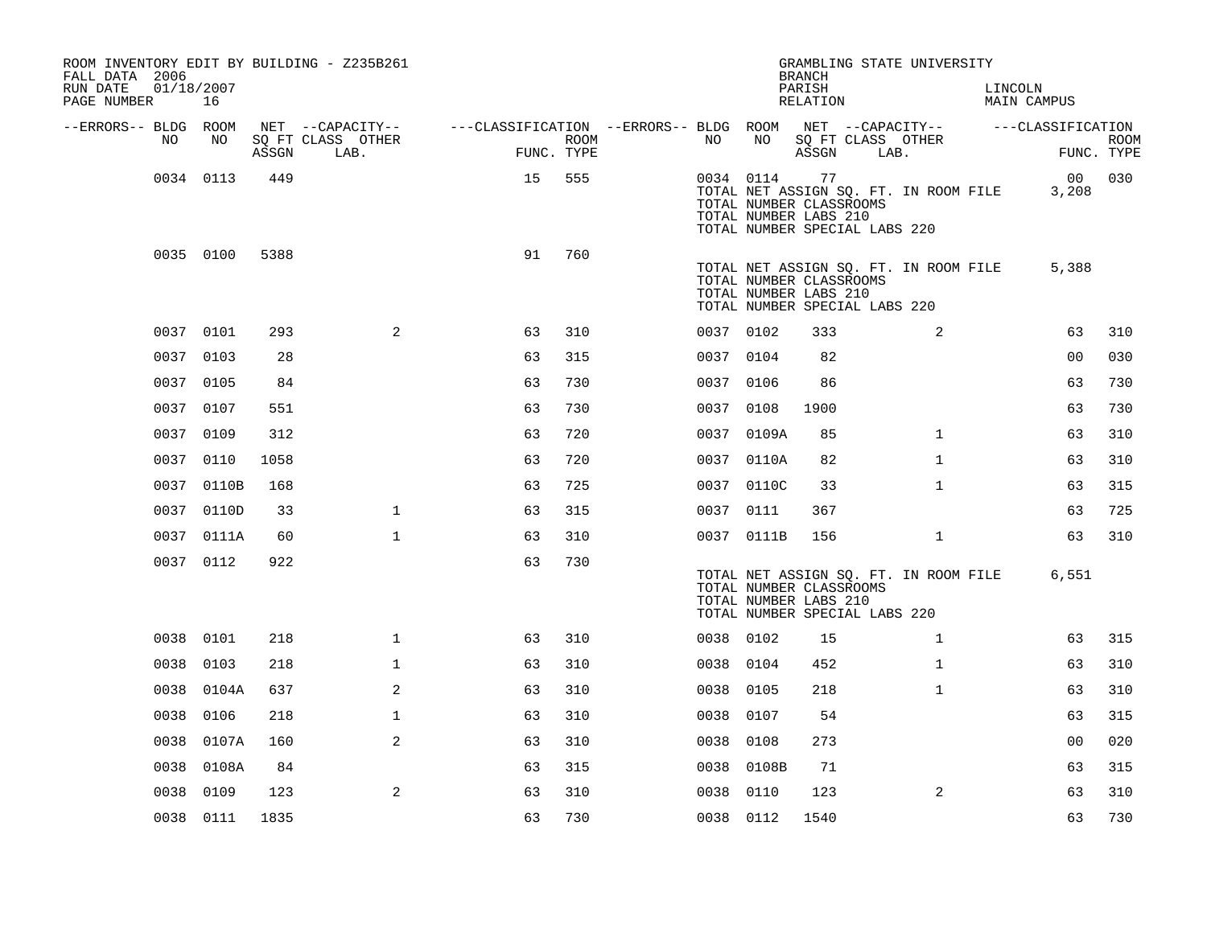ROOM INVENTORY EDIT BY BUILDING - Z235B261
FALL DATA 2006
RUN DATE 01/18/2007
PAGE NUMBER 16

GRAMBLING STATE UNIVERSITY
BRANCH
PARISH LINCOLN
RELATION MAIN CAMPUS

| --ERRORS-- | BLDG NO | ROOM NO | NET SQ FT ASSGN | --CAPACITY-- CLASS LAB. | OTHER | ---CLASSIFICATION FUNC. | ROOM TYPE | --ERRORS-- | BLDG NO | ROOM NO | NET SQ FT ASSGN | --CAPACITY-- CLASS LAB. | OTHER | ---CLASSIFICATION FUNC. | ROOM TYPE |
|---|---|---|---|---|---|---|---|---|---|---|---|---|---|---|---|
| | 0034 | 0113 | 449 | | | 15 | 555 | | 0034 | 0114 | 77 | | | 00 | 030 |
| | | | | | | | | | TOTAL NET ASSIGN SQ. FT. IN ROOM FILE | | | | | 3,208 | |
| | | | | | | | | | TOTAL NUMBER CLASSROOMS | | | | | | |
| | | | | | | | | | TOTAL NUMBER LABS 210 | | | | | | |
| | | | | | | | | | TOTAL NUMBER SPECIAL LABS 220 | | | | | | |
| | 0035 | 0100 | 5388 | | | 91 | 760 | | | | | | | | |
| | | | | | | | | | TOTAL NET ASSIGN SQ. FT. IN ROOM FILE | | | | | 5,388 | |
| | | | | | | | | | TOTAL NUMBER CLASSROOMS | | | | | | |
| | | | | | | | | | TOTAL NUMBER LABS 210 | | | | | | |
| | | | | | | | | | TOTAL NUMBER SPECIAL LABS 220 | | | | | | |
| | 0037 | 0101 | 293 | | 2 | 63 | 310 | | 0037 | 0102 | 333 | | 2 | 63 | 310 |
| | 0037 | 0103 | 28 | | | 63 | 315 | | 0037 | 0104 | 82 | | | 00 | 030 |
| | 0037 | 0105 | 84 | | | 63 | 730 | | 0037 | 0106 | 86 | | | 63 | 730 |
| | 0037 | 0107 | 551 | | | 63 | 730 | | 0037 | 0108 | 1900 | | | 63 | 730 |
| | 0037 | 0109 | 312 | | | 63 | 720 | | 0037 | 0109A | 85 | | 1 | 63 | 310 |
| | 0037 | 0110 | 1058 | | | 63 | 720 | | 0037 | 0110A | 82 | | 1 | 63 | 310 |
| | 0037 | 0110B | 168 | | | 63 | 725 | | 0037 | 0110C | 33 | | 1 | 63 | 315 |
| | 0037 | 0110D | 33 | | 1 | 63 | 315 | | 0037 | 0111 | 367 | | | 63 | 725 |
| | 0037 | 0111A | 60 | | 1 | 63 | 310 | | 0037 | 0111B | 156 | | 1 | 63 | 310 |
| | 0037 | 0112 | 922 | | | 63 | 730 | | | | | | | | |
| | | | | | | | | | TOTAL NET ASSIGN SQ. FT. IN ROOM FILE | | | | | 6,551 | |
| | | | | | | | | | TOTAL NUMBER CLASSROOMS | | | | | | |
| | | | | | | | | | TOTAL NUMBER LABS 210 | | | | | | |
| | | | | | | | | | TOTAL NUMBER SPECIAL LABS 220 | | | | | | |
| | 0038 | 0101 | 218 | | 1 | 63 | 310 | | 0038 | 0102 | 15 | | 1 | 63 | 315 |
| | 0038 | 0103 | 218 | | 1 | 63 | 310 | | 0038 | 0104 | 452 | | 1 | 63 | 310 |
| | 0038 | 0104A | 637 | | 2 | 63 | 310 | | 0038 | 0105 | 218 | | 1 | 63 | 310 |
| | 0038 | 0106 | 218 | | 1 | 63 | 310 | | 0038 | 0107 | 54 | | | 63 | 315 |
| | 0038 | 0107A | 160 | | 2 | 63 | 310 | | 0038 | 0108 | 273 | | | 00 | 020 |
| | 0038 | 0108A | 84 | | | 63 | 315 | | 0038 | 0108B | 71 | | | 63 | 315 |
| | 0038 | 0109 | 123 | | 2 | 63 | 310 | | 0038 | 0110 | 123 | | 2 | 63 | 310 |
| | 0038 | 0111 | 1835 | | | 63 | 730 | | 0038 | 0112 | 1540 | | | 63 | 730 |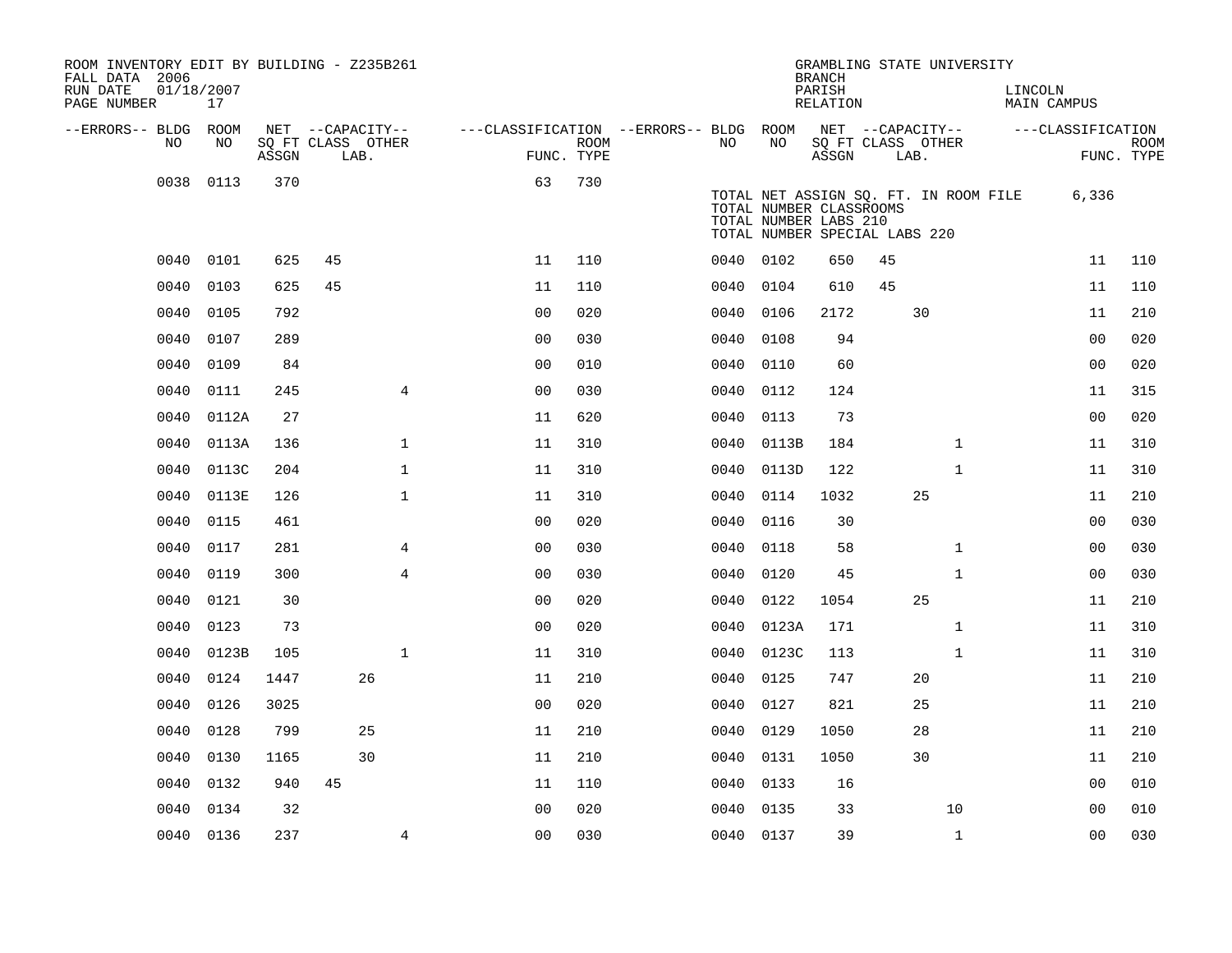ROOM INVENTORY EDIT BY BUILDING - Z235B261
FALL DATA 2006
RUN DATE 01/18/2007
PAGE NUMBER 17

GRAMBLING STATE UNIVERSITY
BRANCH
PARISH LINCOLN
RELATION MAIN CAMPUS

| --ERRORS-- | BLDG NO | ROOM NO | NET SQ FT ASSGN | CAPACITY CLASS | CAPACITY LAB. | CAPACITY OTHER | CLASSIFICATION FUNC. | ROOM TYPE | --ERRORS-- | BLDG NO | ROOM NO | NET SQ FT ASSGN | CAPACITY CLASS | CAPACITY LAB. | CAPACITY OTHER | CLASSIFICATION FUNC. | ROOM TYPE |
|---|---|---|---|---|---|---|---|---|---|---|---|---|---|---|---|---|---|
| | 0038 | 0113 | 370 | | | | 63 | 730 | | | | | | | | | |

TOTAL NET ASSIGN SQ. FT. IN ROOM FILE 6,336
TOTAL NUMBER CLASSROOMS
TOTAL NUMBER LABS 210
TOTAL NUMBER SPECIAL LABS 220

| --ERRORS-- | BLDG NO | ROOM NO | NET SQ FT ASSGN | CAPACITY CLASS | CAPACITY LAB. | CAPACITY OTHER | CLASSIFICATION FUNC. | ROOM TYPE | --ERRORS-- | BLDG NO | ROOM NO | NET SQ FT ASSGN | CAPACITY CLASS | CAPACITY LAB. | CAPACITY OTHER | CLASSIFICATION FUNC. | ROOM TYPE |
|---|---|---|---|---|---|---|---|---|---|---|---|---|---|---|---|---|---|
| | 0040 | 0101 | 625 | 45 | | | 11 | 110 | | 0040 | 0102 | 650 | 45 | | | 11 | 110 |
| | 0040 | 0103 | 625 | 45 | | | 11 | 110 | | 0040 | 0104 | 610 | 45 | | | 11 | 110 |
| | 0040 | 0105 | 792 | | | | 00 | 020 | | 0040 | 0106 | 2172 | | 30 | | 11 | 210 |
| | 0040 | 0107 | 289 | | | | 00 | 030 | | 0040 | 0108 | 94 | | | | 00 | 020 |
| | 0040 | 0109 | 84 | | | | 00 | 010 | | 0040 | 0110 | 60 | | | | 00 | 020 |
| | 0040 | 0111 | 245 | | | 4 | 00 | 030 | | 0040 | 0112 | 124 | | | | 11 | 315 |
| | 0040 | 0112A | 27 | | | | 11 | 620 | | 0040 | 0113 | 73 | | | | 00 | 020 |
| | 0040 | 0113A | 136 | | | 1 | 11 | 310 | | 0040 | 0113B | 184 | | | 1 | 11 | 310 |
| | 0040 | 0113C | 204 | | | 1 | 11 | 310 | | 0040 | 0113D | 122 | | | 1 | 11 | 310 |
| | 0040 | 0113E | 126 | | | 1 | 11 | 310 | | 0040 | 0114 | 1032 | | 25 | | 11 | 210 |
| | 0040 | 0115 | 461 | | | | 00 | 020 | | 0040 | 0116 | 30 | | | | 00 | 030 |
| | 0040 | 0117 | 281 | | | 4 | 00 | 030 | | 0040 | 0118 | 58 | | | 1 | 00 | 030 |
| | 0040 | 0119 | 300 | | | 4 | 00 | 030 | | 0040 | 0120 | 45 | | | 1 | 00 | 030 |
| | 0040 | 0121 | 30 | | | | 00 | 020 | | 0040 | 0122 | 1054 | | 25 | | 11 | 210 |
| | 0040 | 0123 | 73 | | | | 00 | 020 | | 0040 | 0123A | 171 | | | 1 | 11 | 310 |
| | 0040 | 0123B | 105 | | | 1 | 11 | 310 | | 0040 | 0123C | 113 | | | 1 | 11 | 310 |
| | 0040 | 0124 | 1447 | | 26 | | 11 | 210 | | 0040 | 0125 | 747 | | 20 | | 11 | 210 |
| | 0040 | 0126 | 3025 | | | | 00 | 020 | | 0040 | 0127 | 821 | | 25 | | 11 | 210 |
| | 0040 | 0128 | 799 | | 25 | | 11 | 210 | | 0040 | 0129 | 1050 | | 28 | | 11 | 210 |
| | 0040 | 0130 | 1165 | | 30 | | 11 | 210 | | 0040 | 0131 | 1050 | | 30 | | 11 | 210 |
| | 0040 | 0132 | 940 | 45 | | | 11 | 110 | | 0040 | 0133 | 16 | | | | 00 | 010 |
| | 0040 | 0134 | 32 | | | | 00 | 020 | | 0040 | 0135 | 33 | | | 10 | 00 | 010 |
| | 0040 | 0136 | 237 | | | 4 | 00 | 030 | | 0040 | 0137 | 39 | | | 1 | 00 | 030 |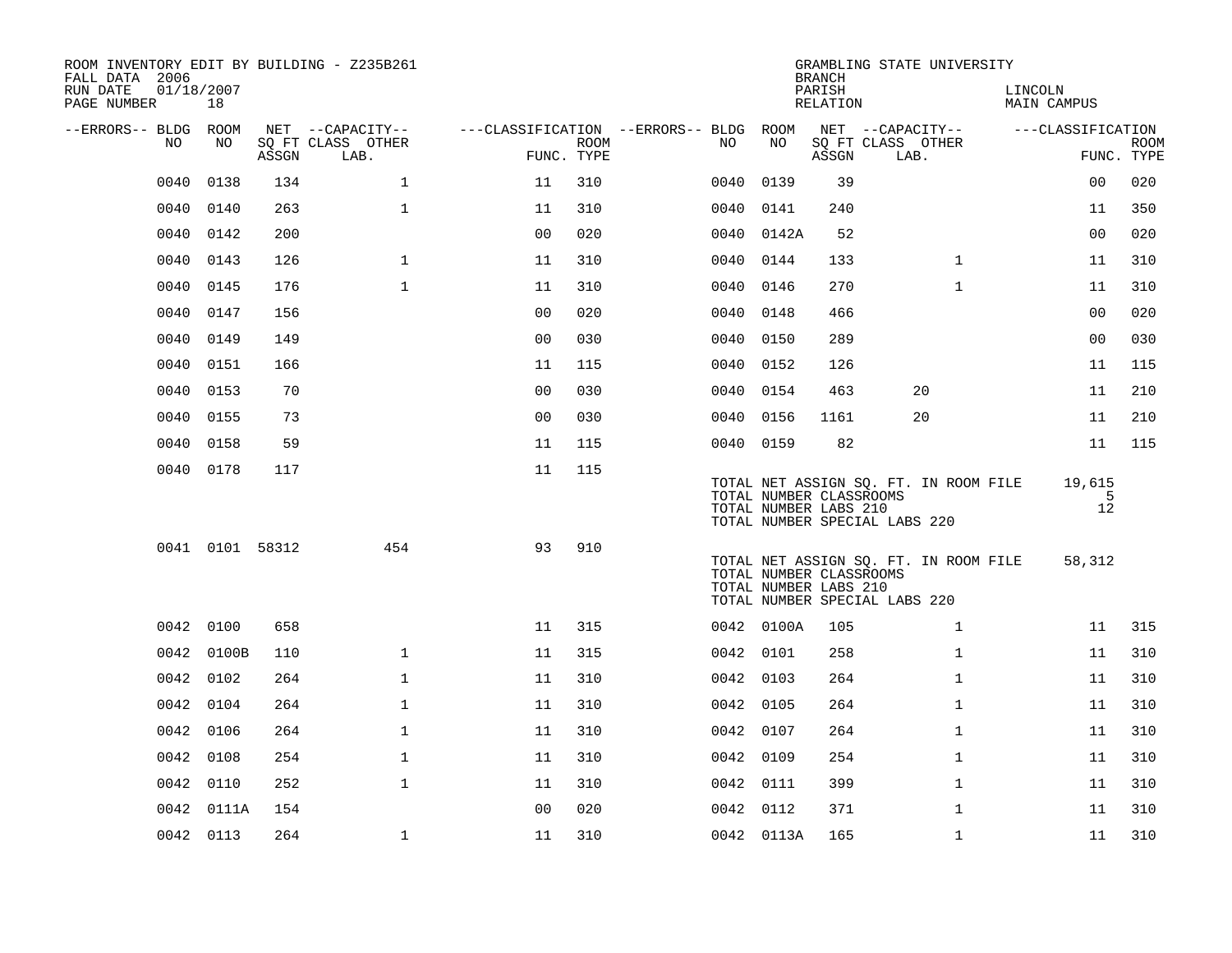ROOM INVENTORY EDIT BY BUILDING - Z235B261
FALL DATA 2006
RUN DATE 01/18/2007
PAGE NUMBER 18

GRAMBLING STATE UNIVERSITY
BRANCH
PARISH LINCOLN
RELATION MAIN CAMPUS

| --ERRORS-- | BLDG NO | ROOM NO | NET SQ FT ASSGN | --CAPACITY-- CLASS LAB. | OTHER | ---CLASSIFICATION FUNC. | ROOM TYPE | --ERRORS-- | BLDG NO | ROOM NO | NET SQ FT ASSGN | --CAPACITY-- CLASS LAB. | OTHER | ---CLASSIFICATION FUNC. | ROOM TYPE |
|---|---|---|---|---|---|---|---|---|---|---|---|---|---|---|---|
| | 0040 | 0138 | 134 | | 1 | 11 | 310 | | 0040 | 0139 | 39 | | | 00 | 020 |
| | 0040 | 0140 | 263 | | 1 | 11 | 310 | | 0040 | 0141 | 240 | | | 11 | 350 |
| | 0040 | 0142 | 200 | | | 00 | 020 | | 0040 | 0142A | 52 | | | 00 | 020 |
| | 0040 | 0143 | 126 | | 1 | 11 | 310 | | 0040 | 0144 | 133 | | 1 | 11 | 310 |
| | 0040 | 0145 | 176 | | 1 | 11 | 310 | | 0040 | 0146 | 270 | | 1 | 11 | 310 |
| | 0040 | 0147 | 156 | | | 00 | 020 | | 0040 | 0148 | 466 | | | 00 | 020 |
| | 0040 | 0149 | 149 | | | 00 | 030 | | 0040 | 0150 | 289 | | | 00 | 030 |
| | 0040 | 0151 | 166 | | | 11 | 115 | | 0040 | 0152 | 126 | | | 11 | 115 |
| | 0040 | 0153 | 70 | | | 00 | 030 | | 0040 | 0154 | 463 | 20 | | 11 | 210 |
| | 0040 | 0155 | 73 | | | 00 | 030 | | 0040 | 0156 | 1161 | 20 | | 11 | 210 |
| | 0040 | 0158 | 59 | | | 11 | 115 | | 0040 | 0159 | 82 | | | 11 | 115 |
| | 0040 | 0178 | 117 | | | 11 | 115 | | | | | | | | |

TOTAL NET ASSIGN SQ. FT. IN ROOM FILE 19,615
TOTAL NUMBER CLASSROOMS 5
TOTAL NUMBER LABS 210 12
TOTAL NUMBER SPECIAL LABS 220

| --ERRORS-- | BLDG NO | ROOM NO | NET SQ FT ASSGN | --CAPACITY-- CLASS LAB. | OTHER | ---CLASSIFICATION FUNC. | ROOM TYPE |
|---|---|---|---|---|---|---|---|
| | 0041 | 0101 | 58312 | | 454 | 93 | 910 |

TOTAL NET ASSIGN SQ. FT. IN ROOM FILE 58,312
TOTAL NUMBER CLASSROOMS
TOTAL NUMBER LABS 210
TOTAL NUMBER SPECIAL LABS 220

| --ERRORS-- | BLDG NO | ROOM NO | NET SQ FT ASSGN | --CAPACITY-- CLASS LAB. | OTHER | ---CLASSIFICATION FUNC. | ROOM TYPE | --ERRORS-- | BLDG NO | ROOM NO | NET SQ FT ASSGN | --CAPACITY-- CLASS LAB. | OTHER | ---CLASSIFICATION FUNC. | ROOM TYPE |
|---|---|---|---|---|---|---|---|---|---|---|---|---|---|---|---|
| | 0042 | 0100 | 658 | | | 11 | 315 | | 0042 | 0100A | 105 | | 1 | 11 | 315 |
| | 0042 | 0100B | 110 | | 1 | 11 | 315 | | 0042 | 0101 | 258 | | 1 | 11 | 310 |
| | 0042 | 0102 | 264 | | 1 | 11 | 310 | | 0042 | 0103 | 264 | | 1 | 11 | 310 |
| | 0042 | 0104 | 264 | | 1 | 11 | 310 | | 0042 | 0105 | 264 | | 1 | 11 | 310 |
| | 0042 | 0106 | 264 | | 1 | 11 | 310 | | 0042 | 0107 | 264 | | 1 | 11 | 310 |
| | 0042 | 0108 | 254 | | 1 | 11 | 310 | | 0042 | 0109 | 254 | | 1 | 11 | 310 |
| | 0042 | 0110 | 252 | | 1 | 11 | 310 | | 0042 | 0111 | 399 | | 1 | 11 | 310 |
| | 0042 | 0111A | 154 | | | 00 | 020 | | 0042 | 0112 | 371 | | 1 | 11 | 310 |
| | 0042 | 0113 | 264 | | 1 | 11 | 310 | | 0042 | 0113A | 165 | | 1 | 11 | 310 |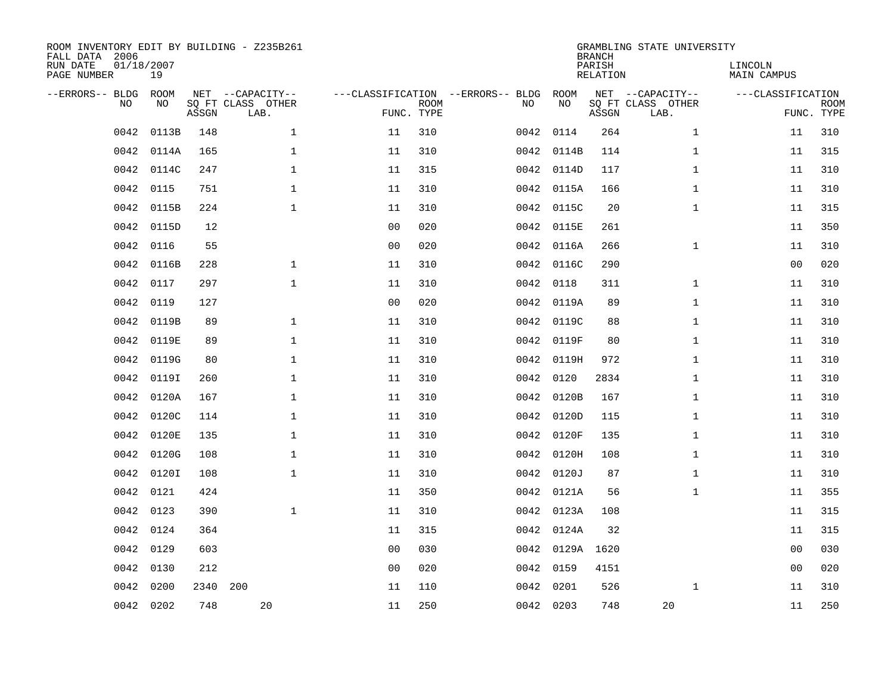ROOM INVENTORY EDIT BY BUILDING - Z235B261
FALL DATA 2006
RUN DATE 01/18/2007
PAGE NUMBER 19

GRAMBLING STATE UNIVERSITY
BRANCH
PARISH LINCOLN
RELATION MAIN CAMPUS

| --ERRORS-- | BLDG NO | ROOM NO | NET SQ FT ASSGN | --CAPACITY-- CLASS LAB. | OTHER | ---CLASSIFICATION FUNC. | ROOM TYPE | --ERRORS-- | BLDG NO | ROOM NO | NET SQ FT ASSGN | --CAPACITY-- CLASS LAB. | OTHER | ---CLASSIFICATION FUNC. | ROOM TYPE |
|---|---|---|---|---|---|---|---|---|---|---|---|---|---|---|---|
| | 0042 | 0113B | 148 | | 1 | 11 | 310 | | 0042 | 0114 | 264 | | 1 | 11 | 310 |
| | 0042 | 0114A | 165 | | 1 | 11 | 310 | | 0042 | 0114B | 114 | | 1 | 11 | 315 |
| | 0042 | 0114C | 247 | | 1 | 11 | 315 | | 0042 | 0114D | 117 | | 1 | 11 | 310 |
| | 0042 | 0115 | 751 | | 1 | 11 | 310 | | 0042 | 0115A | 166 | | 1 | 11 | 310 |
| | 0042 | 0115B | 224 | | 1 | 11 | 310 | | 0042 | 0115C | 20 | | 1 | 11 | 315 |
| | 0042 | 0115D | 12 | | | 00 | 020 | | 0042 | 0115E | 261 | | | 11 | 350 |
| | 0042 | 0116 | 55 | | | 00 | 020 | | 0042 | 0116A | 266 | | 1 | 11 | 310 |
| | 0042 | 0116B | 228 | | 1 | 11 | 310 | | 0042 | 0116C | 290 | | | 00 | 020 |
| | 0042 | 0117 | 297 | | 1 | 11 | 310 | | 0042 | 0118 | 311 | | 1 | 11 | 310 |
| | 0042 | 0119 | 127 | | | 00 | 020 | | 0042 | 0119A | 89 | | 1 | 11 | 310 |
| | 0042 | 0119B | 89 | | 1 | 11 | 310 | | 0042 | 0119C | 88 | | 1 | 11 | 310 |
| | 0042 | 0119E | 89 | | 1 | 11 | 310 | | 0042 | 0119F | 80 | | 1 | 11 | 310 |
| | 0042 | 0119G | 80 | | 1 | 11 | 310 | | 0042 | 0119H | 972 | | 1 | 11 | 310 |
| | 0042 | 0119I | 260 | | 1 | 11 | 310 | | 0042 | 0120 | 2834 | | 1 | 11 | 310 |
| | 0042 | 0120A | 167 | | 1 | 11 | 310 | | 0042 | 0120B | 167 | | 1 | 11 | 310 |
| | 0042 | 0120C | 114 | | 1 | 11 | 310 | | 0042 | 0120D | 115 | | 1 | 11 | 310 |
| | 0042 | 0120E | 135 | | 1 | 11 | 310 | | 0042 | 0120F | 135 | | 1 | 11 | 310 |
| | 0042 | 0120G | 108 | | 1 | 11 | 310 | | 0042 | 0120H | 108 | | 1 | 11 | 310 |
| | 0042 | 0120I | 108 | | 1 | 11 | 310 | | 0042 | 0120J | 87 | | 1 | 11 | 310 |
| | 0042 | 0121 | 424 | | | 11 | 350 | | 0042 | 0121A | 56 | | 1 | 11 | 355 |
| | 0042 | 0123 | 390 | | 1 | 11 | 310 | | 0042 | 0123A | 108 | | | 11 | 315 |
| | 0042 | 0124 | 364 | | | 11 | 315 | | 0042 | 0124A | 32 | | | 11 | 315 |
| | 0042 | 0129 | 603 | | | 00 | 030 | | 0042 | 0129A | 1620 | | | 00 | 030 |
| | 0042 | 0130 | 212 | | | 00 | 020 | | 0042 | 0159 | 4151 | | | 00 | 020 |
| | 0042 | 0200 | 2340 | 200 | | 11 | 110 | | 0042 | 0201 | 526 | | 1 | 11 | 310 |
| | 0042 | 0202 | 748 | 20 | | 11 | 250 | | 0042 | 0203 | 748 | 20 | | 11 | 250 |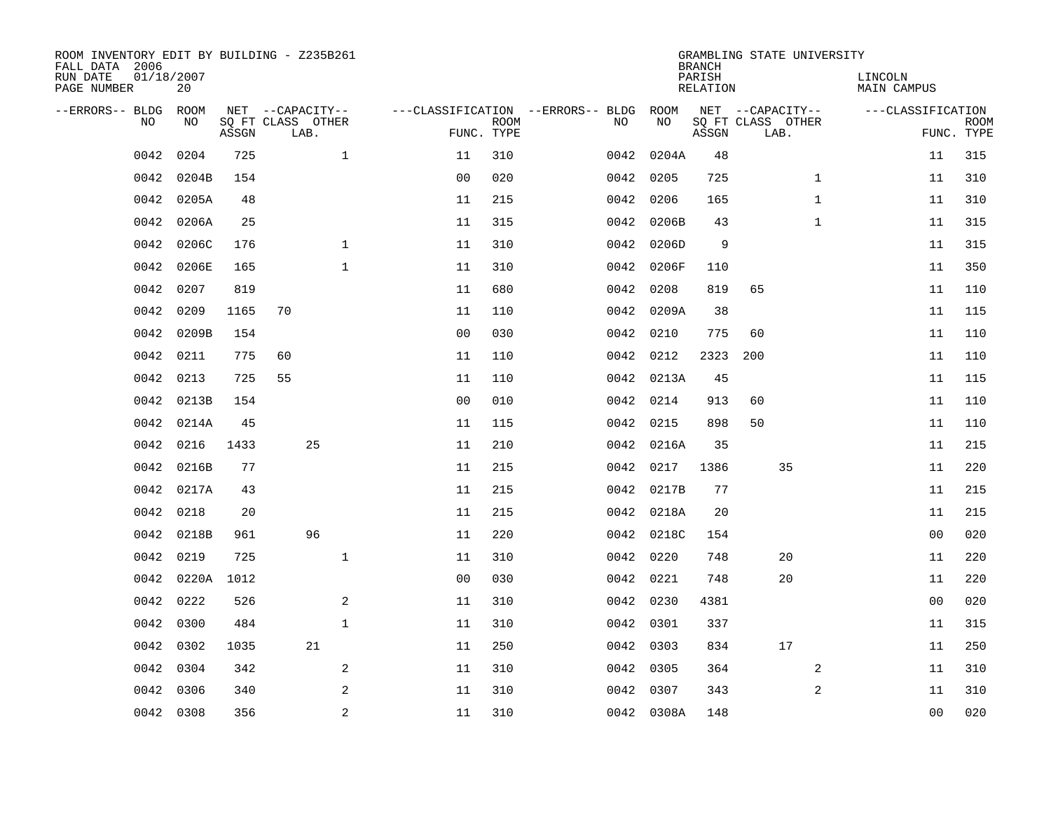ROOM INVENTORY EDIT BY BUILDING - Z235B261
FALL DATA 2006
RUN DATE 01/18/2007
PAGE NUMBER 20

GRAMBLING STATE UNIVERSITY
BRANCH
PARISH LINCOLN
RELATION MAIN CAMPUS

| --ERRORS-- | BLDG NO | ROOM NO | NET SQ FT ASSGN | CAPACITY CLASS | CAPACITY LAB. | CAPACITY OTHER | CLASSIFICATION FUNC. | ROOM TYPE | --ERRORS-- | BLDG NO | ROOM NO | NET SQ FT ASSGN | CAPACITY CLASS | CAPACITY LAB. | CAPACITY OTHER | CLASSIFICATION FUNC. | ROOM TYPE |
|---|---|---|---|---|---|---|---|---|---|---|---|---|---|---|---|---|---|
| | 0042 | 0204 | 725 | | | 1 | 11 | 310 | | 0042 | 0204A | 48 | | | | 11 | 315 |
| | 0042 | 0204B | 154 | | | | 00 | 020 | | 0042 | 0205 | 725 | | | 1 | 11 | 310 |
| | 0042 | 0205A | 48 | | | | 11 | 215 | | 0042 | 0206 | 165 | | | 1 | 11 | 310 |
| | 0042 | 0206A | 25 | | | | 11 | 315 | | 0042 | 0206B | 43 | | | 1 | 11 | 315 |
| | 0042 | 0206C | 176 | | | 1 | 11 | 310 | | 0042 | 0206D | 9 | | | | 11 | 315 |
| | 0042 | 0206E | 165 | | | 1 | 11 | 310 | | 0042 | 0206F | 110 | | | | 11 | 350 |
| | 0042 | 0207 | 819 | | | | 11 | 680 | | 0042 | 0208 | 819 | 65 | | | 11 | 110 |
| | 0042 | 0209 | 1165 | 70 | | | 11 | 110 | | 0042 | 0209A | 38 | | | | 11 | 115 |
| | 0042 | 0209B | 154 | | | | 00 | 030 | | 0042 | 0210 | 775 | 60 | | | 11 | 110 |
| | 0042 | 0211 | 775 | 60 | | | 11 | 110 | | 0042 | 0212 | 2323 | 200 | | | 11 | 110 |
| | 0042 | 0213 | 725 | 55 | | | 11 | 110 | | 0042 | 0213A | 45 | | | | 11 | 115 |
| | 0042 | 0213B | 154 | | | | 00 | 010 | | 0042 | 0214 | 913 | 60 | | | 11 | 110 |
| | 0042 | 0214A | 45 | | | | 11 | 115 | | 0042 | 0215 | 898 | 50 | | | 11 | 110 |
| | 0042 | 0216 | 1433 | | 25 | | 11 | 210 | | 0042 | 0216A | 35 | | | | 11 | 215 |
| | 0042 | 0216B | 77 | | | | 11 | 215 | | 0042 | 0217 | 1386 | | 35 | | 11 | 220 |
| | 0042 | 0217A | 43 | | | | 11 | 215 | | 0042 | 0217B | 77 | | | | 11 | 215 |
| | 0042 | 0218 | 20 | | | | 11 | 215 | | 0042 | 0218A | 20 | | | | 11 | 215 |
| | 0042 | 0218B | 961 | | 96 | | 11 | 220 | | 0042 | 0218C | 154 | | | | 00 | 020 |
| | 0042 | 0219 | 725 | | | 1 | 11 | 310 | | 0042 | 0220 | 748 | | 20 | | 11 | 220 |
| | 0042 | 0220A | 1012 | | | | 00 | 030 | | 0042 | 0221 | 748 | | 20 | | 11 | 220 |
| | 0042 | 0222 | 526 | | | 2 | 11 | 310 | | 0042 | 0230 | 4381 | | | | 00 | 020 |
| | 0042 | 0300 | 484 | | | 1 | 11 | 310 | | 0042 | 0301 | 337 | | | | 11 | 315 |
| | 0042 | 0302 | 1035 | | 21 | | 11 | 250 | | 0042 | 0303 | 834 | | 17 | | 11 | 250 |
| | 0042 | 0304 | 342 | | | 2 | 11 | 310 | | 0042 | 0305 | 364 | | | 2 | 11 | 310 |
| | 0042 | 0306 | 340 | | | 2 | 11 | 310 | | 0042 | 0307 | 343 | | | 2 | 11 | 310 |
| | 0042 | 0308 | 356 | | | 2 | 11 | 310 | | 0042 | 0308A | 148 | | | | 00 | 020 |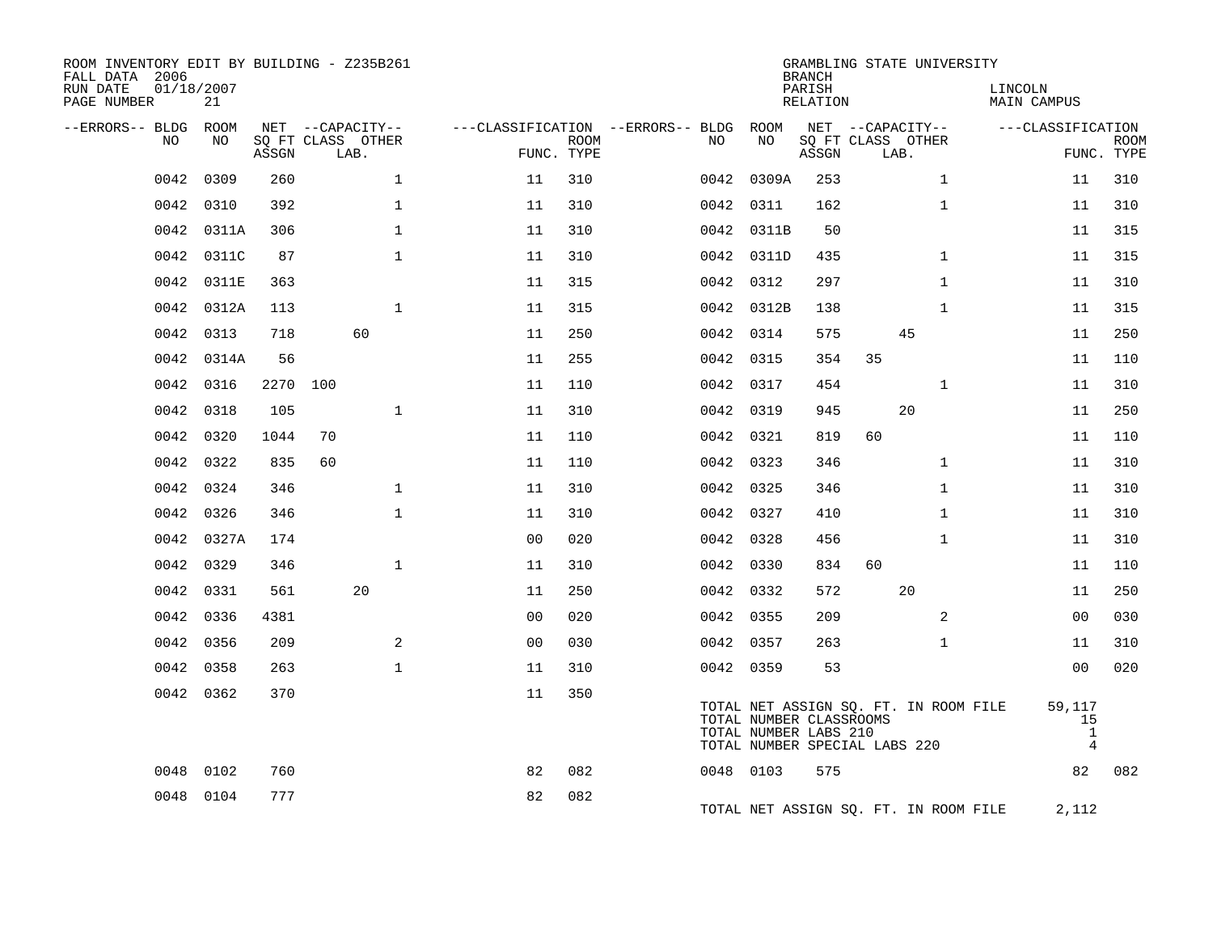ROOM INVENTORY EDIT BY BUILDING - Z235B261
FALL DATA 2006
RUN DATE 01/18/2007
PAGE NUMBER 21

GRAMBLING STATE UNIVERSITY
BRANCH
PARISH LINCOLN
RELATION MAIN CAMPUS

| --ERRORS-- | BLDG NO | ROOM NO | NET SQ FT ASSGN | CAPACITY CLASS | CAPACITY LAB. | CAPACITY OTHER | CLASSIFICATION FUNC. | ROOM TYPE | --ERRORS-- | BLDG NO | ROOM NO | NET SQ FT ASSGN | CAPACITY CLASS | CAPACITY LAB. | CAPACITY OTHER | CLASSIFICATION FUNC. | ROOM TYPE |
|---|---|---|---|---|---|---|---|---|---|---|---|---|---|---|---|---|---|
| | 0042 | 0309 | 260 | | | 1 | 11 | 310 | | 0042 | 0309A | 253 | | | 1 | 11 | 310 |
| | 0042 | 0310 | 392 | | | 1 | 11 | 310 | | 0042 | 0311 | 162 | | | 1 | 11 | 310 |
| | 0042 | 0311A | 306 | | | 1 | 11 | 310 | | 0042 | 0311B | 50 | | | | 11 | 315 |
| | 0042 | 0311C | 87 | | | 1 | 11 | 310 | | 0042 | 0311D | 435 | | | 1 | 11 | 315 |
| | 0042 | 0311E | 363 | | | | 11 | 315 | | 0042 | 0312 | 297 | | | 1 | 11 | 310 |
| | 0042 | 0312A | 113 | | | 1 | 11 | 315 | | 0042 | 0312B | 138 | | | 1 | 11 | 315 |
| | 0042 | 0313 | 718 | | 60 | | 11 | 250 | | 0042 | 0314 | 575 | | 45 | | 11 | 250 |
| | 0042 | 0314A | 56 | | | | 11 | 255 | | 0042 | 0315 | 354 | 35 | | | 11 | 110 |
| | 0042 | 0316 | 2270 | 100 | | | 11 | 110 | | 0042 | 0317 | 454 | | | 1 | 11 | 310 |
| | 0042 | 0318 | 105 | | | 1 | 11 | 310 | | 0042 | 0319 | 945 | | 20 | | 11 | 250 |
| | 0042 | 0320 | 1044 | 70 | | | 11 | 110 | | 0042 | 0321 | 819 | 60 | | | 11 | 110 |
| | 0042 | 0322 | 835 | 60 | | | 11 | 110 | | 0042 | 0323 | 346 | | | 1 | 11 | 310 |
| | 0042 | 0324 | 346 | | | 1 | 11 | 310 | | 0042 | 0325 | 346 | | | 1 | 11 | 310 |
| | 0042 | 0326 | 346 | | | 1 | 11 | 310 | | 0042 | 0327 | 410 | | | 1 | 11 | 310 |
| | 0042 | 0327A | 174 | | | | 00 | 020 | | 0042 | 0328 | 456 | | | 1 | 11 | 310 |
| | 0042 | 0329 | 346 | | | 1 | 11 | 310 | | 0042 | 0330 | 834 | 60 | | | 11 | 110 |
| | 0042 | 0331 | 561 | | 20 | | 11 | 250 | | 0042 | 0332 | 572 | | 20 | | 11 | 250 |
| | 0042 | 0336 | 4381 | | | | 00 | 020 | | 0042 | 0355 | 209 | | | 2 | 00 | 030 |
| | 0042 | 0356 | 209 | | | 2 | 00 | 030 | | 0042 | 0357 | 263 | | | 1 | 11 | 310 |
| | 0042 | 0358 | 263 | | | 1 | 11 | 310 | | 0042 | 0359 | 53 | | | | 00 | 020 |
| | 0042 | 0362 | 370 | | | | 11 | 350 | | | | | | | | | |

TOTAL NET ASSIGN SQ. FT. IN ROOM FILE 59,117
TOTAL NUMBER CLASSROOMS 15
TOTAL NUMBER LABS 210 1
TOTAL NUMBER SPECIAL LABS 220 4

| --ERRORS-- | BLDG NO | ROOM NO | NET SQ FT ASSGN | CAPACITY CLASS | CAPACITY LAB. | CAPACITY OTHER | CLASSIFICATION FUNC. | ROOM TYPE | --ERRORS-- | BLDG NO | ROOM NO | NET SQ FT ASSGN | CAPACITY CLASS | CAPACITY LAB. | CAPACITY OTHER | CLASSIFICATION FUNC. | ROOM TYPE |
|---|---|---|---|---|---|---|---|---|---|---|---|---|---|---|---|---|---|
| | 0048 | 0102 | 760 | | | | 82 | 082 | | 0048 | 0103 | 575 | | | | 82 | 082 |
| | 0048 | 0104 | 777 | | | | 82 | 082 | | | | | | | | | |

TOTAL NET ASSIGN SQ. FT. IN ROOM FILE 2,112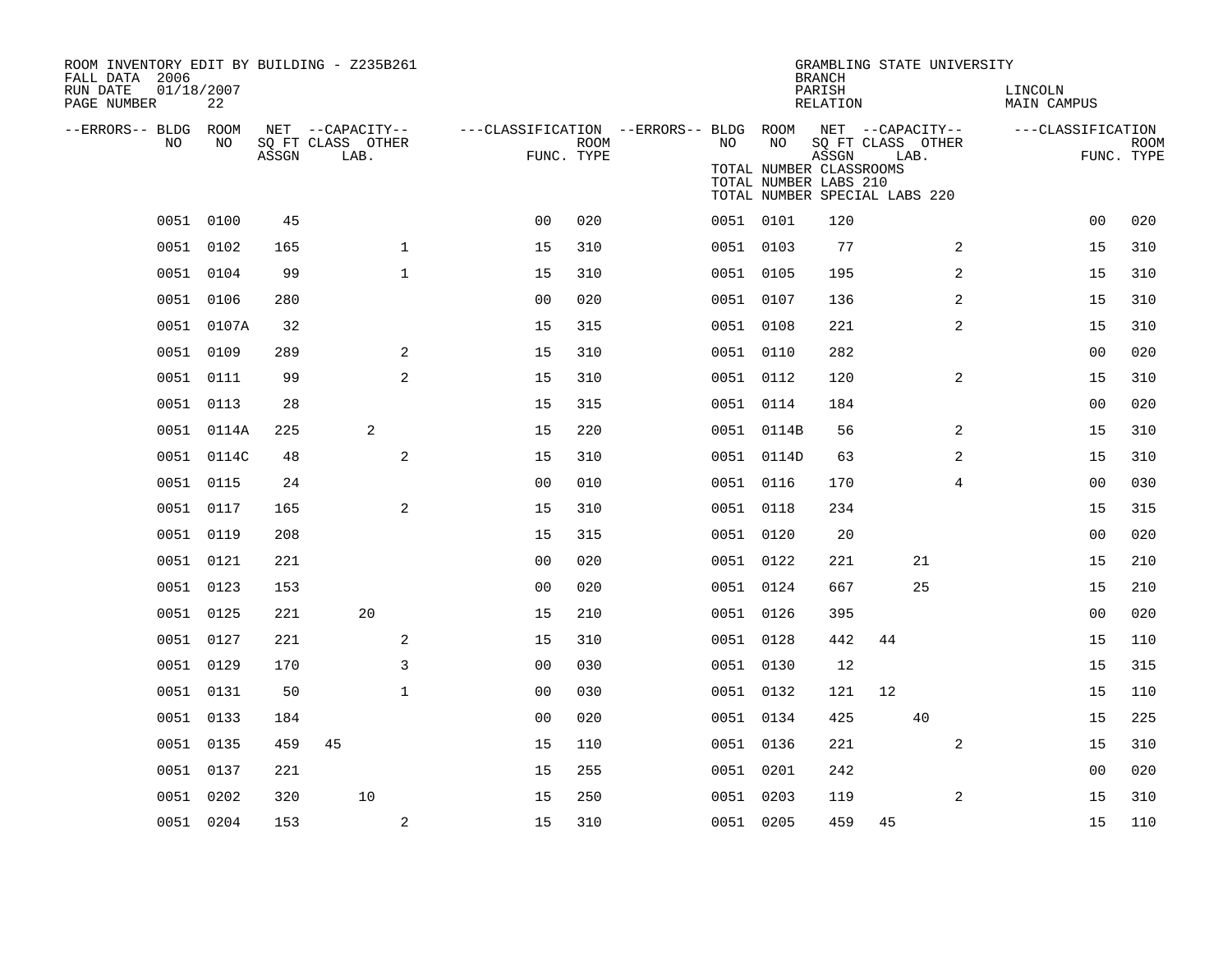ROOM INVENTORY EDIT BY BUILDING - Z235B261
FALL DATA 2006
RUN DATE 01/18/2007
PAGE NUMBER 22

GRAMBLING STATE UNIVERSITY
BRANCH
PARISH LINCOLN
RELATION MAIN CAMPUS

TOTAL NUMBER CLASSROOMS
TOTAL NUMBER LABS 210
TOTAL NUMBER SPECIAL LABS 220

| --ERRORS-- | BLDG NO | ROOM NO | NET SQ FT ASSGN | CAPACITY CLASS | CAPACITY LAB. | CAPACITY OTHER | CLASSIFICATION FUNC. | ROOM TYPE | --ERRORS-- | BLDG NO | ROOM NO | NET SQ FT ASSGN | CAPACITY CLASS | CAPACITY LAB. | CAPACITY OTHER | CLASSIFICATION FUNC. | ROOM TYPE |
|---|---|---|---|---|---|---|---|---|---|---|---|---|---|---|---|---|---|
| | 0051 | 0100 | 45 | | | | 00 | 020 | | 0051 | 0101 | 120 | | | | 00 | 020 |
| | 0051 | 0102 | 165 | | | 1 | 15 | 310 | | 0051 | 0103 | 77 | | | 2 | 15 | 310 |
| | 0051 | 0104 | 99 | | | 1 | 15 | 310 | | 0051 | 0105 | 195 | | | 2 | 15 | 310 |
| | 0051 | 0106 | 280 | | | | 00 | 020 | | 0051 | 0107 | 136 | | | 2 | 15 | 310 |
| | 0051 | 0107A | 32 | | | | 15 | 315 | | 0051 | 0108 | 221 | | | 2 | 15 | 310 |
| | 0051 | 0109 | 289 | | | 2 | 15 | 310 | | 0051 | 0110 | 282 | | | | 00 | 020 |
| | 0051 | 0111 | 99 | | | 2 | 15 | 310 | | 0051 | 0112 | 120 | | | 2 | 15 | 310 |
| | 0051 | 0113 | 28 | | | | 15 | 315 | | 0051 | 0114 | 184 | | | | 00 | 020 |
| | 0051 | 0114A | 225 | | 2 | | 15 | 220 | | 0051 | 0114B | 56 | | | 2 | 15 | 310 |
| | 0051 | 0114C | 48 | | | 2 | 15 | 310 | | 0051 | 0114D | 63 | | | 2 | 15 | 310 |
| | 0051 | 0115 | 24 | | | | 00 | 010 | | 0051 | 0116 | 170 | | | 4 | 00 | 030 |
| | 0051 | 0117 | 165 | | | 2 | 15 | 310 | | 0051 | 0118 | 234 | | | | 15 | 315 |
| | 0051 | 0119 | 208 | | | | 15 | 315 | | 0051 | 0120 | 20 | | | | 00 | 020 |
| | 0051 | 0121 | 221 | | | | 00 | 020 | | 0051 | 0122 | 221 | | 21 | | 15 | 210 |
| | 0051 | 0123 | 153 | | | | 00 | 020 | | 0051 | 0124 | 667 | | 25 | | 15 | 210 |
| | 0051 | 0125 | 221 | | 20 | | 15 | 210 | | 0051 | 0126 | 395 | | | | 00 | 020 |
| | 0051 | 0127 | 221 | | | 2 | 15 | 310 | | 0051 | 0128 | 442 | 44 | | | 15 | 110 |
| | 0051 | 0129 | 170 | | | 3 | 00 | 030 | | 0051 | 0130 | 12 | | | | 15 | 315 |
| | 0051 | 0131 | 50 | | | 1 | 00 | 030 | | 0051 | 0132 | 121 | 12 | | | 15 | 110 |
| | 0051 | 0133 | 184 | | | | 00 | 020 | | 0051 | 0134 | 425 | | 40 | | 15 | 225 |
| | 0051 | 0135 | 459 | 45 | | | 15 | 110 | | 0051 | 0136 | 221 | | | 2 | 15 | 310 |
| | 0051 | 0137 | 221 | | | | 15 | 255 | | 0051 | 0201 | 242 | | | | 00 | 020 |
| | 0051 | 0202 | 320 | | 10 | | 15 | 250 | | 0051 | 0203 | 119 | | | 2 | 15 | 310 |
| | 0051 | 0204 | 153 | | | 2 | 15 | 310 | | 0051 | 0205 | 459 | 45 | | | 15 | 110 |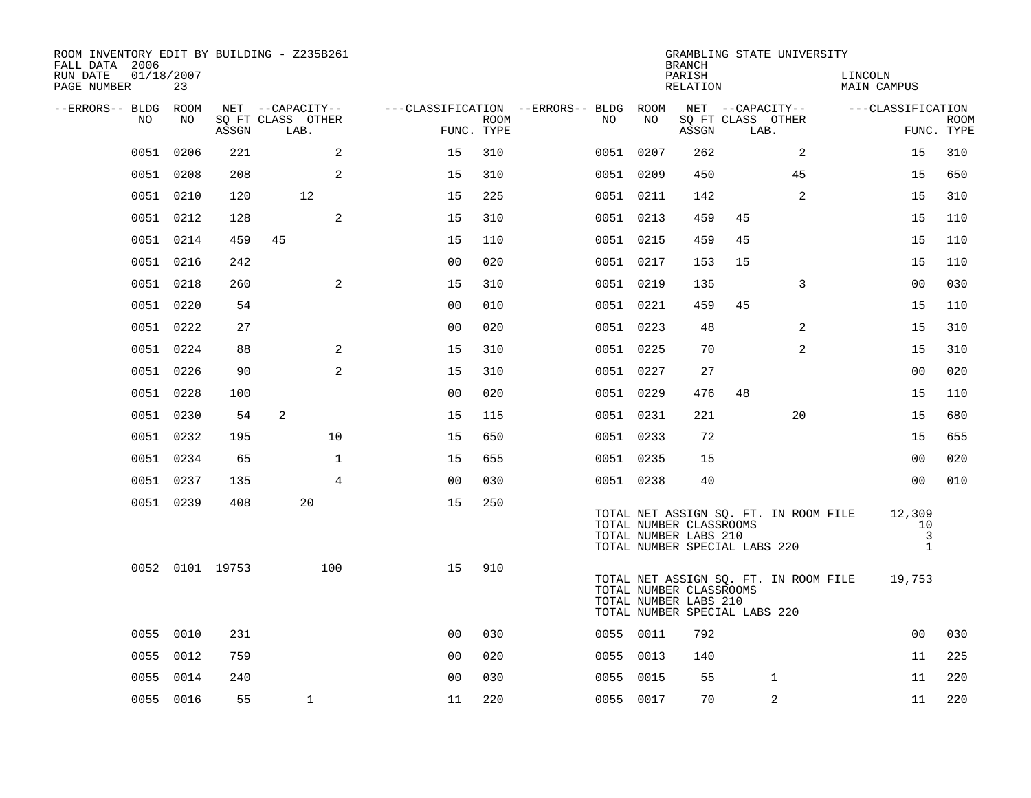ROOM INVENTORY EDIT BY BUILDING - Z235B261
FALL DATA 2006
RUN DATE 01/18/2007

GRAMBLING STATE UNIVERSITY
BRANCH
PARISH LINCOLN
RELATION MAIN CAMPUS

| --ERRORS-- | BLDG NO | ROOM NO | NET SQ FT ASSGN | CAPACITY CLASS | CAPACITY LAB. | CAPACITY OTHER | CLASSIFICATION FUNC. | ROOM TYPE | --ERRORS-- | BLDG NO | ROOM NO | NET SQ FT ASSGN | CAPACITY CLASS | CAPACITY LAB. | CAPACITY OTHER | CLASSIFICATION FUNC. | ROOM TYPE |
|---|---|---|---|---|---|---|---|---|---|---|---|---|---|---|---|---|---|
| | 0051 | 0206 | 221 | | | 2 | 15 | 310 | | 0051 | 0207 | 262 | | | 2 | 15 | 310 |
| | 0051 | 0208 | 208 | | | 2 | 15 | 310 | | 0051 | 0209 | 450 | | | 45 | 15 | 650 |
| | 0051 | 0210 | 120 | | 12 | | 15 | 225 | | 0051 | 0211 | 142 | | | 2 | 15 | 310 |
| | 0051 | 0212 | 128 | | | 2 | 15 | 310 | | 0051 | 0213 | 459 | 45 | | | 15 | 110 |
| | 0051 | 0214 | 459 | 45 | | | 15 | 110 | | 0051 | 0215 | 459 | 45 | | | 15 | 110 |
| | 0051 | 0216 | 242 | | | | 00 | 020 | | 0051 | 0217 | 153 | 15 | | | 15 | 110 |
| | 0051 | 0218 | 260 | | | 2 | 15 | 310 | | 0051 | 0219 | 135 | | | 3 | 00 | 030 |
| | 0051 | 0220 | 54 | | | | 00 | 010 | | 0051 | 0221 | 459 | 45 | | | 15 | 110 |
| | 0051 | 0222 | 27 | | | | 00 | 020 | | 0051 | 0223 | 48 | | | 2 | 15 | 310 |
| | 0051 | 0224 | 88 | | | 2 | 15 | 310 | | 0051 | 0225 | 70 | | | 2 | 15 | 310 |
| | 0051 | 0226 | 90 | | | 2 | 15 | 310 | | 0051 | 0227 | 27 | | | | 00 | 020 |
| | 0051 | 0228 | 100 | | | | 00 | 020 | | 0051 | 0229 | 476 | 48 | | | 15 | 110 |
| | 0051 | 0230 | 54 | 2 | | | 15 | 115 | | 0051 | 0231 | 221 | | | 20 | 15 | 680 |
| | 0051 | 0232 | 195 | | | 10 | 15 | 650 | | 0051 | 0233 | 72 | | | | 15 | 655 |
| | 0051 | 0234 | 65 | | | 1 | 15 | 655 | | 0051 | 0235 | 15 | | | | 00 | 020 |
| | 0051 | 0237 | 135 | | | 4 | 00 | 030 | | 0051 | 0238 | 40 | | | | 00 | 010 |
| | 0051 | 0239 | 408 | | 20 | | 15 | 250 | | | | | | | | | |

TOTAL NET ASSIGN SQ. FT. IN ROOM FILE 12,309
TOTAL NUMBER CLASSROOMS 10
TOTAL NUMBER LABS 210 3
TOTAL NUMBER SPECIAL LABS 220 1

| --ERRORS-- | BLDG NO | ROOM NO | NET SQ FT ASSGN | CAPACITY CLASS | CAPACITY LAB. | CAPACITY OTHER | CLASSIFICATION FUNC. | ROOM TYPE |
|---|---|---|---|---|---|---|---|---|
| | 0052 | 0101 | 19753 | | | 100 | 15 | 910 |

TOTAL NET ASSIGN SQ. FT. IN ROOM FILE 19,753
TOTAL NUMBER CLASSROOMS
TOTAL NUMBER LABS 210
TOTAL NUMBER SPECIAL LABS 220

| --ERRORS-- | BLDG NO | ROOM NO | NET SQ FT ASSGN | CAPACITY CLASS | CAPACITY LAB. | CAPACITY OTHER | CLASSIFICATION FUNC. | ROOM TYPE | --ERRORS-- | BLDG NO | ROOM NO | NET SQ FT ASSGN | CAPACITY CLASS | CAPACITY LAB. | CAPACITY OTHER | CLASSIFICATION FUNC. | ROOM TYPE |
|---|---|---|---|---|---|---|---|---|---|---|---|---|---|---|---|---|---|
| | 0055 | 0010 | 231 | | | | 00 | 030 | | 0055 | 0011 | 792 | | | | 00 | 030 |
| | 0055 | 0012 | 759 | | | | 00 | 020 | | 0055 | 0013 | 140 | | | | 11 | 225 |
| | 0055 | 0014 | 240 | | | | 00 | 030 | | 0055 | 0015 | 55 | | 1 | | 11 | 220 |
| | 0055 | 0016 | 55 | | 1 | | 11 | 220 | | 0055 | 0017 | 70 | | 2 | | 11 | 220 |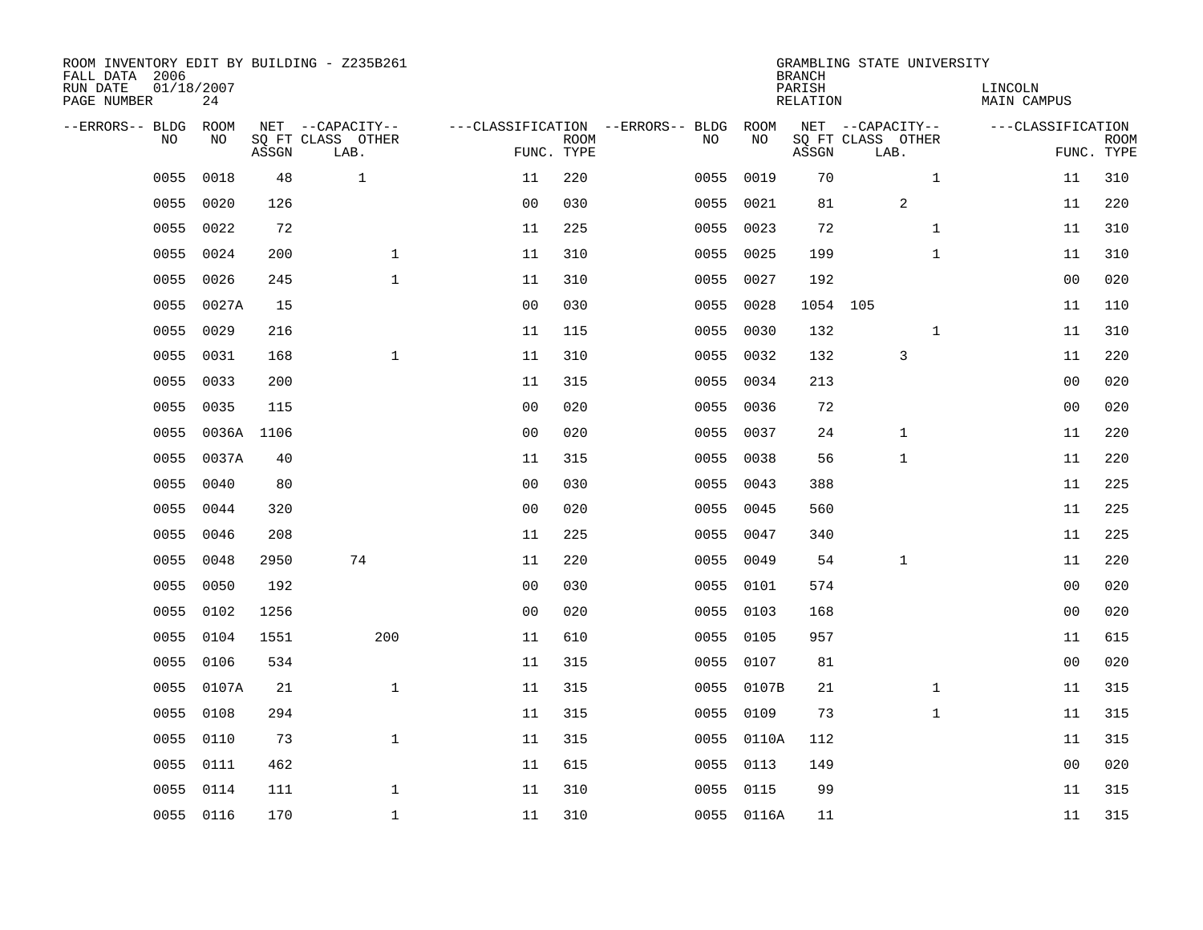ROOM INVENTORY EDIT BY BUILDING - Z235B261
FALL DATA 2006
RUN DATE 01/18/2007
PAGE NUMBER 24

GRAMBLING STATE UNIVERSITY
BRANCH
PARISH LINCOLN
RELATION MAIN CAMPUS

| --ERRORS-- | BLDG NO | ROOM NO | NET SQ FT ASSGN | --CAPACITY-- CLASS LAB. | OTHER | ---CLASSIFICATION FUNC. | ROOM TYPE | --ERRORS-- | BLDG NO | ROOM NO | NET SQ FT ASSGN | --CAPACITY-- CLASS LAB. | OTHER | ---CLASSIFICATION FUNC. | ROOM TYPE |
|---|---|---|---|---|---|---|---|---|---|---|---|---|---|---|---|
| | 0055 | 0018 | 48 | 1 | | 11 | 220 | | 0055 | 0019 | 70 | | 1 | 11 | 310 |
| | 0055 | 0020 | 126 | | | 00 | 030 | | 0055 | 0021 | 81 | 2 | | 11 | 220 |
| | 0055 | 0022 | 72 | | | 11 | 225 | | 0055 | 0023 | 72 | | 1 | 11 | 310 |
| | 0055 | 0024 | 200 | | 1 | 11 | 310 | | 0055 | 0025 | 199 | | 1 | 11 | 310 |
| | 0055 | 0026 | 245 | | 1 | 11 | 310 | | 0055 | 0027 | 192 | | | 00 | 020 |
| | 0055 | 0027A | 15 | | | 00 | 030 | | 0055 | 0028 | 1054 | 105 | | 11 | 110 |
| | 0055 | 0029 | 216 | | | 11 | 115 | | 0055 | 0030 | 132 | | 1 | 11 | 310 |
| | 0055 | 0031 | 168 | | 1 | 11 | 310 | | 0055 | 0032 | 132 | 3 | | 11 | 220 |
| | 0055 | 0033 | 200 | | | 11 | 315 | | 0055 | 0034 | 213 | | | 00 | 020 |
| | 0055 | 0035 | 115 | | | 00 | 020 | | 0055 | 0036 | 72 | | | 00 | 020 |
| | 0055 | 0036A | 1106 | | | 00 | 020 | | 0055 | 0037 | 24 | 1 | | 11 | 220 |
| | 0055 | 0037A | 40 | | | 11 | 315 | | 0055 | 0038 | 56 | 1 | | 11 | 220 |
| | 0055 | 0040 | 80 | | | 00 | 030 | | 0055 | 0043 | 388 | | | 11 | 225 |
| | 0055 | 0044 | 320 | | | 00 | 020 | | 0055 | 0045 | 560 | | | 11 | 225 |
| | 0055 | 0046 | 208 | | | 11 | 225 | | 0055 | 0047 | 340 | | | 11 | 225 |
| | 0055 | 0048 | 2950 | 74 | | 11 | 220 | | 0055 | 0049 | 54 | 1 | | 11 | 220 |
| | 0055 | 0050 | 192 | | | 00 | 030 | | 0055 | 0101 | 574 | | | 00 | 020 |
| | 0055 | 0102 | 1256 | | | 00 | 020 | | 0055 | 0103 | 168 | | | 00 | 020 |
| | 0055 | 0104 | 1551 | | 200 | 11 | 610 | | 0055 | 0105 | 957 | | | 11 | 615 |
| | 0055 | 0106 | 534 | | | 11 | 315 | | 0055 | 0107 | 81 | | | 00 | 020 |
| | 0055 | 0107A | 21 | | 1 | 11 | 315 | | 0055 | 0107B | 21 | | 1 | 11 | 315 |
| | 0055 | 0108 | 294 | | | 11 | 315 | | 0055 | 0109 | 73 | | 1 | 11 | 315 |
| | 0055 | 0110 | 73 | | 1 | 11 | 315 | | 0055 | 0110A | 112 | | | 11 | 315 |
| | 0055 | 0111 | 462 | | | 11 | 615 | | 0055 | 0113 | 149 | | | 00 | 020 |
| | 0055 | 0114 | 111 | | 1 | 11 | 310 | | 0055 | 0115 | 99 | | | 11 | 315 |
| | 0055 | 0116 | 170 | | 1 | 11 | 310 | | 0055 | 0116A | 11 | | | 11 | 315 |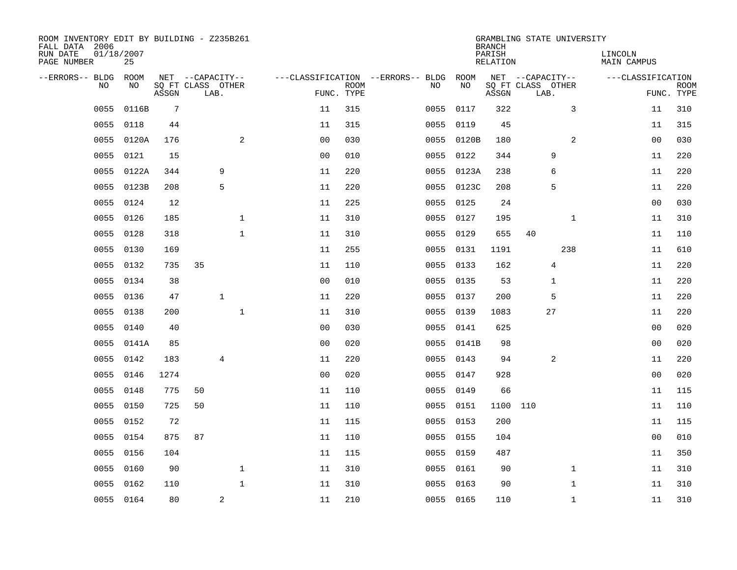ROOM INVENTORY EDIT BY BUILDING - Z235B261
FALL DATA 2006
RUN DATE 01/18/2007
PAGE NUMBER 25

GRAMBLING STATE UNIVERSITY
BRANCH
PARISH LINCOLN
RELATION MAIN CAMPUS

| --ERRORS-- | BLDG NO | ROOM NO | NET ASSGN SQ FT | CAPACITY CLASS | CAPACITY LAB. | CAPACITY OTHER | CLASSIFICATION FUNC. | ROOM TYPE | --ERRORS-- | BLDG NO | ROOM NO | NET ASSGN SQ FT | CAPACITY CLASS | CAPACITY LAB. | CAPACITY OTHER | CLASSIFICATION FUNC. | ROOM TYPE |
|---|---|---|---|---|---|---|---|---|---|---|---|---|---|---|---|---|---|
| | 0055 | 0116B | 7 | | | | 11 | 315 | | 0055 | 0117 | 322 | | | 3 | 11 | 310 |
| | 0055 | 0118 | 44 | | | | 11 | 315 | | 0055 | 0119 | 45 | | | | 11 | 315 |
| | 0055 | 0120A | 176 | | | 2 | 00 | 030 | | 0055 | 0120B | 180 | | | 2 | 00 | 030 |
| | 0055 | 0121 | 15 | | | | 00 | 010 | | 0055 | 0122 | 344 | | 9 | | 11 | 220 |
| | 0055 | 0122A | 344 | | 9 | | 11 | 220 | | 0055 | 0123A | 238 | | 6 | | 11 | 220 |
| | 0055 | 0123B | 208 | | 5 | | 11 | 220 | | 0055 | 0123C | 208 | | 5 | | 11 | 220 |
| | 0055 | 0124 | 12 | | | | 11 | 225 | | 0055 | 0125 | 24 | | | | 00 | 030 |
| | 0055 | 0126 | 185 | | | 1 | 11 | 310 | | 0055 | 0127 | 195 | | | 1 | 11 | 310 |
| | 0055 | 0128 | 318 | | | 1 | 11 | 310 | | 0055 | 0129 | 655 | 40 | | | 11 | 110 |
| | 0055 | 0130 | 169 | | | | 11 | 255 | | 0055 | 0131 | 1191 | | | 238 | 11 | 610 |
| | 0055 | 0132 | 735 | 35 | | | 11 | 110 | | 0055 | 0133 | 162 | | 4 | | 11 | 220 |
| | 0055 | 0134 | 38 | | | | 00 | 010 | | 0055 | 0135 | 53 | | 1 | | 11 | 220 |
| | 0055 | 0136 | 47 | | 1 | | 11 | 220 | | 0055 | 0137 | 200 | | 5 | | 11 | 220 |
| | 0055 | 0138 | 200 | | | 1 | 11 | 310 | | 0055 | 0139 | 1083 | | 27 | | 11 | 220 |
| | 0055 | 0140 | 40 | | | | 00 | 030 | | 0055 | 0141 | 625 | | | | 00 | 020 |
| | 0055 | 0141A | 85 | | | | 00 | 020 | | 0055 | 0141B | 98 | | | | 00 | 020 |
| | 0055 | 0142 | 183 | | 4 | | 11 | 220 | | 0055 | 0143 | 94 | | 2 | | 11 | 220 |
| | 0055 | 0146 | 1274 | | | | 00 | 020 | | 0055 | 0147 | 928 | | | | 00 | 020 |
| | 0055 | 0148 | 775 | 50 | | | 11 | 110 | | 0055 | 0149 | 66 | | | | 11 | 115 |
| | 0055 | 0150 | 725 | 50 | | | 11 | 110 | | 0055 | 0151 | 1100 | 110 | | | 11 | 110 |
| | 0055 | 0152 | 72 | | | | 11 | 115 | | 0055 | 0153 | 200 | | | | 11 | 115 |
| | 0055 | 0154 | 875 | 87 | | | 11 | 110 | | 0055 | 0155 | 104 | | | | 00 | 010 |
| | 0055 | 0156 | 104 | | | | 11 | 115 | | 0055 | 0159 | 487 | | | | 11 | 350 |
| | 0055 | 0160 | 90 | | | 1 | 11 | 310 | | 0055 | 0161 | 90 | | | 1 | 11 | 310 |
| | 0055 | 0162 | 110 | | | 1 | 11 | 310 | | 0055 | 0163 | 90 | | | 1 | 11 | 310 |
| | 0055 | 0164 | 80 | | 2 | | 11 | 210 | | 0055 | 0165 | 110 | | | 1 | 11 | 310 |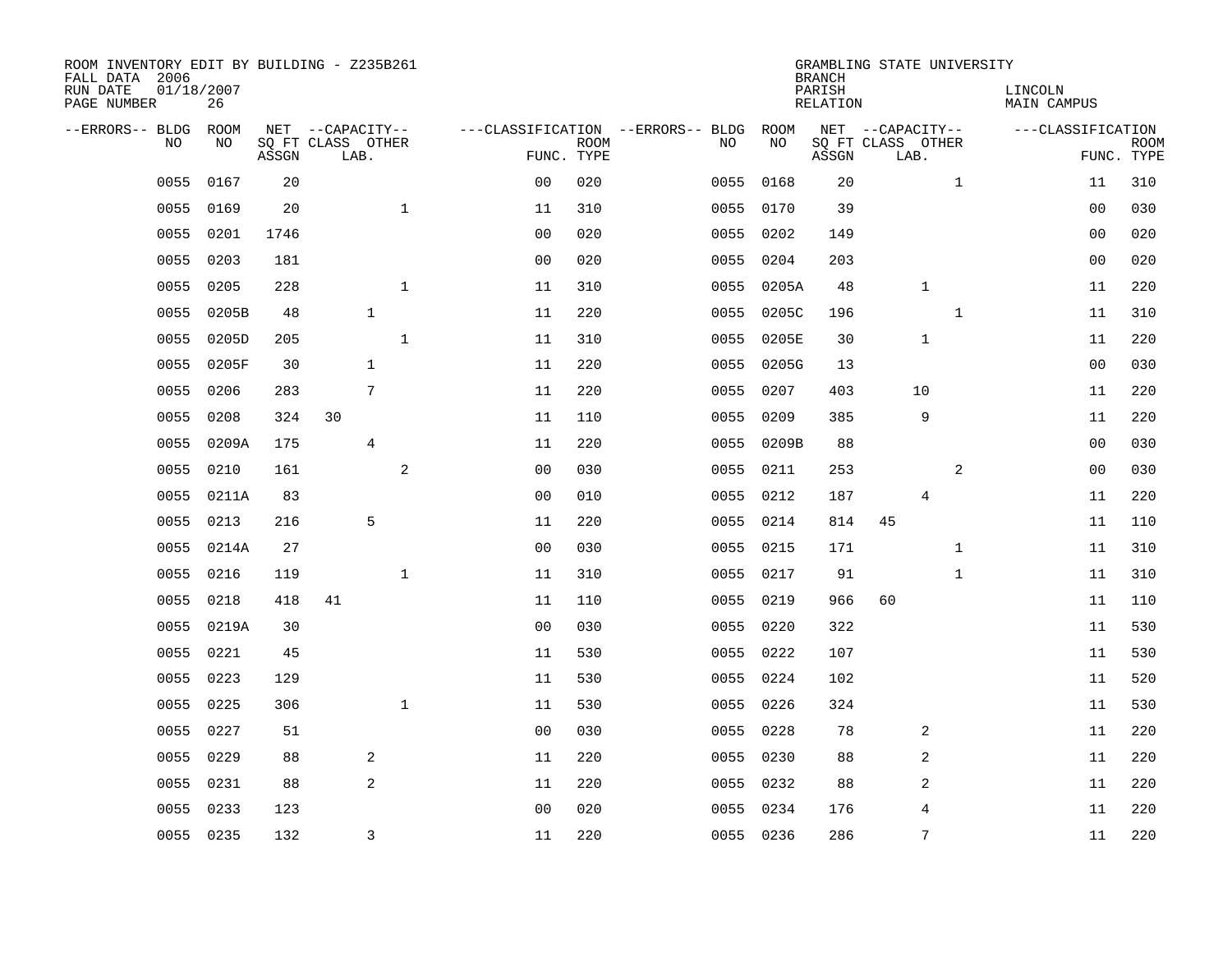ROOM INVENTORY EDIT BY BUILDING - Z235B261
FALL DATA 2006
RUN DATE 01/18/2007
PAGE NUMBER 26

GRAMBLING STATE UNIVERSITY
BRANCH
PARISH LINCOLN
RELATION MAIN CAMPUS

| --ERRORS-- | BLDG NO | ROOM NO | NET SQ FT ASSGN | CAPACITY CLASS | CAPACITY LAB. | CAPACITY OTHER | CLASSIFICATION FUNC. | ROOM TYPE | --ERRORS-- | BLDG NO | ROOM NO | NET SQ FT ASSGN | CAPACITY CLASS | CAPACITY LAB. | CAPACITY OTHER | CLASSIFICATION FUNC. | ROOM TYPE |
|---|---|---|---|---|---|---|---|---|---|---|---|---|---|---|---|---|---|
| | 0055 | 0167 | 20 | | | | 00 | 020 | | 0055 | 0168 | 20 | | | 1 | 11 | 310 |
| | 0055 | 0169 | 20 | | | 1 | 11 | 310 | | 0055 | 0170 | 39 | | | | 00 | 030 |
| | 0055 | 0201 | 1746 | | | | 00 | 020 | | 0055 | 0202 | 149 | | | | 00 | 020 |
| | 0055 | 0203 | 181 | | | | 00 | 020 | | 0055 | 0204 | 203 | | | | 00 | 020 |
| | 0055 | 0205 | 228 | | | 1 | 11 | 310 | | 0055 | 0205A | 48 | | 1 | | 11 | 220 |
| | 0055 | 0205B | 48 | | 1 | | 11 | 220 | | 0055 | 0205C | 196 | | | 1 | 11 | 310 |
| | 0055 | 0205D | 205 | | | 1 | 11 | 310 | | 0055 | 0205E | 30 | | 1 | | 11 | 220 |
| | 0055 | 0205F | 30 | | 1 | | 11 | 220 | | 0055 | 0205G | 13 | | | | 00 | 030 |
| | 0055 | 0206 | 283 | | 7 | | 11 | 220 | | 0055 | 0207 | 403 | | 10 | | 11 | 220 |
| | 0055 | 0208 | 324 | 30 | | | 11 | 110 | | 0055 | 0209 | 385 | | 9 | | 11 | 220 |
| | 0055 | 0209A | 175 | | 4 | | 11 | 220 | | 0055 | 0209B | 88 | | | | 00 | 030 |
| | 0055 | 0210 | 161 | | | 2 | 00 | 030 | | 0055 | 0211 | 253 | | | 2 | 00 | 030 |
| | 0055 | 0211A | 83 | | | | 00 | 010 | | 0055 | 0212 | 187 | | 4 | | 11 | 220 |
| | 0055 | 0213 | 216 | | 5 | | 11 | 220 | | 0055 | 0214 | 814 | 45 | | | 11 | 110 |
| | 0055 | 0214A | 27 | | | | 00 | 030 | | 0055 | 0215 | 171 | | | 1 | 11 | 310 |
| | 0055 | 0216 | 119 | | | 1 | 11 | 310 | | 0055 | 0217 | 91 | | | 1 | 11 | 310 |
| | 0055 | 0218 | 418 | 41 | | | 11 | 110 | | 0055 | 0219 | 966 | 60 | | | 11 | 110 |
| | 0055 | 0219A | 30 | | | | 00 | 030 | | 0055 | 0220 | 322 | | | | 11 | 530 |
| | 0055 | 0221 | 45 | | | | 11 | 530 | | 0055 | 0222 | 107 | | | | 11 | 530 |
| | 0055 | 0223 | 129 | | | | 11 | 530 | | 0055 | 0224 | 102 | | | | 11 | 520 |
| | 0055 | 0225 | 306 | | | 1 | 11 | 530 | | 0055 | 0226 | 324 | | | | 11 | 530 |
| | 0055 | 0227 | 51 | | | | 00 | 030 | | 0055 | 0228 | 78 | | 2 | | 11 | 220 |
| | 0055 | 0229 | 88 | | 2 | | 11 | 220 | | 0055 | 0230 | 88 | | 2 | | 11 | 220 |
| | 0055 | 0231 | 88 | | 2 | | 11 | 220 | | 0055 | 0232 | 88 | | 2 | | 11 | 220 |
| | 0055 | 0233 | 123 | | | | 00 | 020 | | 0055 | 0234 | 176 | | 4 | | 11 | 220 |
| | 0055 | 0235 | 132 | | 3 | | 11 | 220 | | 0055 | 0236 | 286 | | 7 | | 11 | 220 |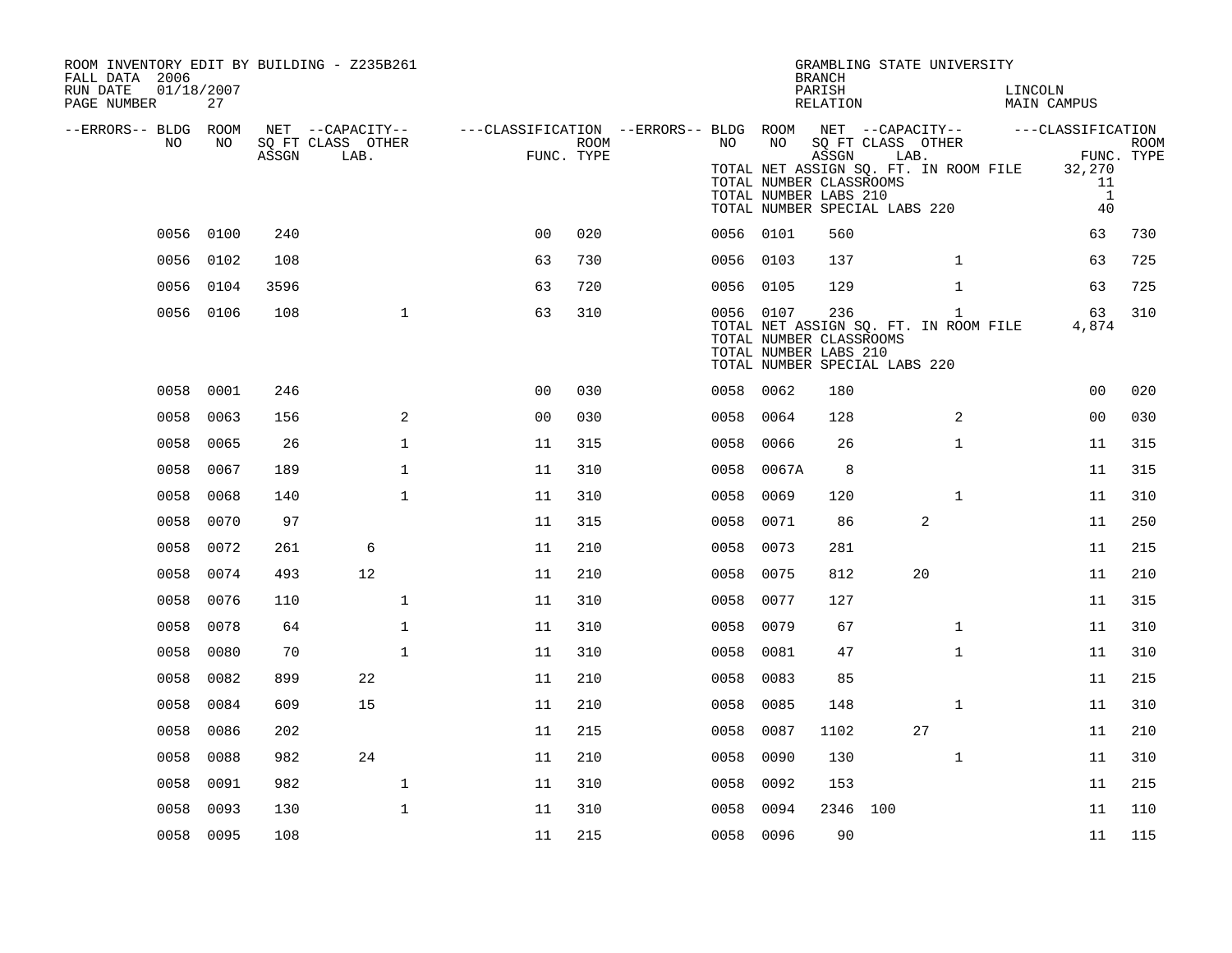ROOM INVENTORY EDIT BY BUILDING - Z235B261
FALL DATA 2006
RUN DATE 01/18/2007
PAGE NUMBER 27

GRAMBLING STATE UNIVERSITY
BRANCH
PARISH LINCOLN
RELATION MAIN CAMPUS

| --ERRORS-- | BLDG NO | ROOM NO | NET SQ FT ASSGN | CAPACITY CLASS LAB. | CAPACITY OTHER | CLASSIFICATION FUNC. | ROOM TYPE | --ERRORS-- | BLDG NO | ROOM NO | NET SQ FT ASSGN | CAPACITY CLASS LAB. | CAPACITY OTHER | CLASSIFICATION FUNC. | ROOM TYPE |
|---|---|---|---|---|---|---|---|---|---|---|---|---|---|---|---|
| | | | | | | | | | TOTAL NET ASSIGN SQ. FT. IN ROOM FILE | | | | | 32,270 | |
| | | | | | | | | | TOTAL NUMBER CLASSROOMS | | | | | 11 | |
| | | | | | | | | | TOTAL NUMBER LABS 210 | | | | | 1 | |
| | | | | | | | | | TOTAL NUMBER SPECIAL LABS 220 | | | | | 40 | |
| | 0056 | 0100 | 240 | | | 00 | 020 | | 0056 | 0101 | 560 | | | 63 | 730 |
| | 0056 | 0102 | 108 | | | 63 | 730 | | 0056 | 0103 | 137 | | 1 | 63 | 725 |
| | 0056 | 0104 | 3596 | | | 63 | 720 | | 0056 | 0105 | 129 | | 1 | 63 | 725 |
| | 0056 | 0106 | 108 | | 1 | 63 | 310 | | 0056 | 0107 | 236 | | 1 | 63 | 310 |
| | | | | | | | | | TOTAL NET ASSIGN SQ. FT. IN ROOM FILE | | | | | 4,874 | |
| | | | | | | | | | TOTAL NUMBER CLASSROOMS | | | | | | |
| | | | | | | | | | TOTAL NUMBER LABS 210 | | | | | | |
| | | | | | | | | | TOTAL NUMBER SPECIAL LABS 220 | | | | | | |
| | 0058 | 0001 | 246 | | | 00 | 030 | | 0058 | 0062 | 180 | | | 00 | 020 |
| | 0058 | 0063 | 156 | | 2 | 00 | 030 | | 0058 | 0064 | 128 | | 2 | 00 | 030 |
| | 0058 | 0065 | 26 | | 1 | 11 | 315 | | 0058 | 0066 | 26 | | 1 | 11 | 315 |
| | 0058 | 0067 | 189 | | 1 | 11 | 310 | | 0058 | 0067A | 8 | | | 11 | 315 |
| | 0058 | 0068 | 140 | | 1 | 11 | 310 | | 0058 | 0069 | 120 | | 1 | 11 | 310 |
| | 0058 | 0070 | 97 | | | 11 | 315 | | 0058 | 0071 | 86 | 2 | | 11 | 250 |
| | 0058 | 0072 | 261 | 6 | | 11 | 210 | | 0058 | 0073 | 281 | | | 11 | 215 |
| | 0058 | 0074 | 493 | 12 | | 11 | 210 | | 0058 | 0075 | 812 | 20 | | 11 | 210 |
| | 0058 | 0076 | 110 | | 1 | 11 | 310 | | 0058 | 0077 | 127 | | | 11 | 315 |
| | 0058 | 0078 | 64 | | 1 | 11 | 310 | | 0058 | 0079 | 67 | | 1 | 11 | 310 |
| | 0058 | 0080 | 70 | | 1 | 11 | 310 | | 0058 | 0081 | 47 | | 1 | 11 | 310 |
| | 0058 | 0082 | 899 | 22 | | 11 | 210 | | 0058 | 0083 | 85 | | | 11 | 215 |
| | 0058 | 0084 | 609 | 15 | | 11 | 210 | | 0058 | 0085 | 148 | | 1 | 11 | 310 |
| | 0058 | 0086 | 202 | | | 11 | 215 | | 0058 | 0087 | 1102 | 27 | | 11 | 210 |
| | 0058 | 0088 | 982 | 24 | | 11 | 210 | | 0058 | 0090 | 130 | | 1 | 11 | 310 |
| | 0058 | 0091 | 982 | | 1 | 11 | 310 | | 0058 | 0092 | 153 | | | 11 | 215 |
| | 0058 | 0093 | 130 | | 1 | 11 | 310 | | 0058 | 0094 | 2346 | 100 | | 11 | 110 |
| | 0058 | 0095 | 108 | | | 11 | 215 | | 0058 | 0096 | 90 | | | 11 | 115 |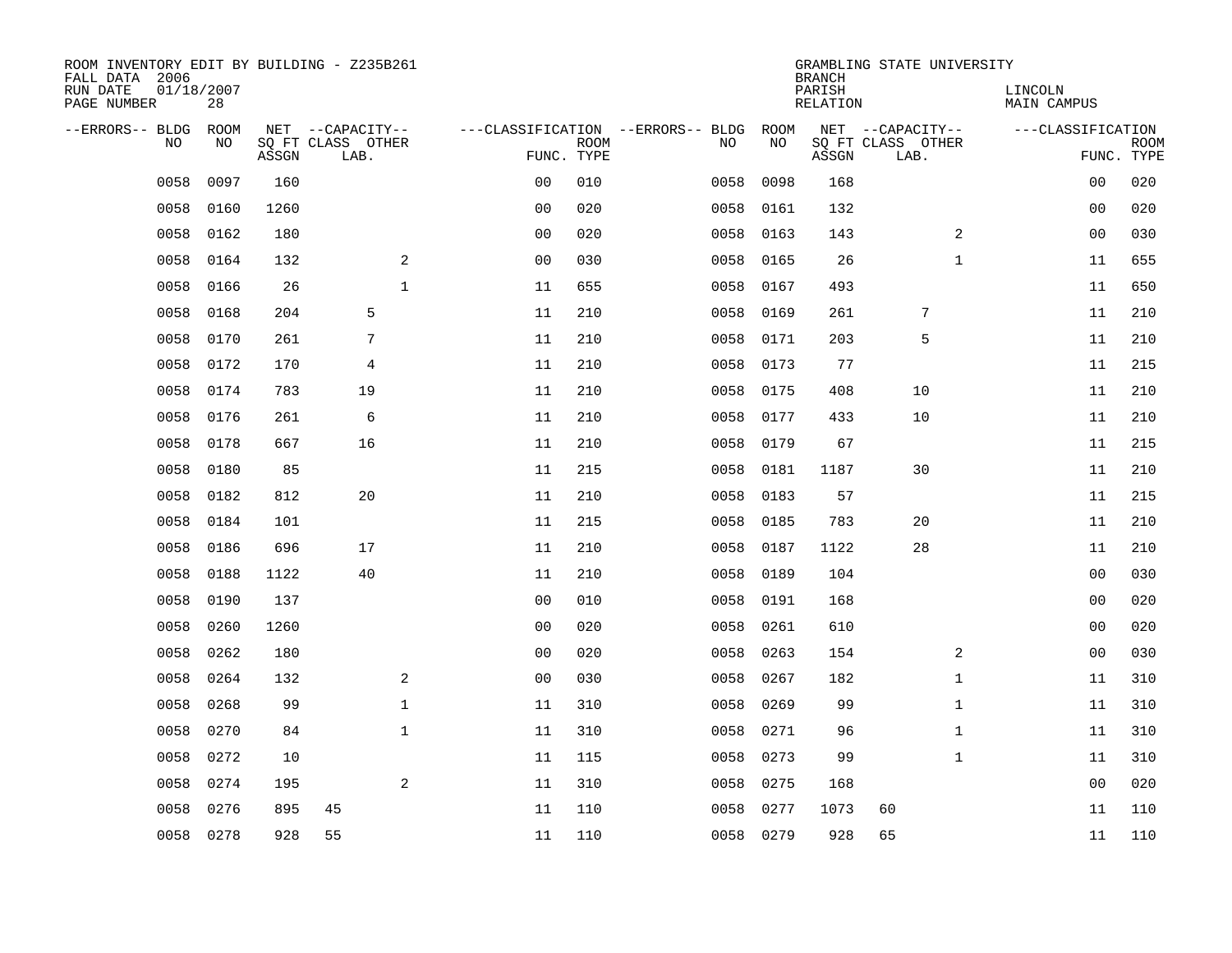ROOM INVENTORY EDIT BY BUILDING - Z235B261
FALL DATA 2006
RUN DATE 01/18/2007
PAGE NUMBER 28

GRAMBLING STATE UNIVERSITY
BRANCH
PARISH LINCOLN
RELATION MAIN CAMPUS

| --ERRORS-- | BLDG NO | ROOM NO | NET SQ FT ASSGN | --CAPACITY-- CLASS | LAB. | OTHER | ---CLASSIFICATION FUNC. | ROOM TYPE | --ERRORS-- | BLDG NO | ROOM NO | NET SQ FT ASSGN | --CAPACITY-- CLASS | LAB. | OTHER | ---CLASSIFICATION FUNC. | ROOM TYPE |
|---|---|---|---|---|---|---|---|---|---|---|---|---|---|---|---|---|---|
| | 0058 | 0097 | 160 | | | | 00 | 010 | | 0058 | 0098 | 168 | | | | 00 | 020 |
| | 0058 | 0160 | 1260 | | | | 00 | 020 | | 0058 | 0161 | 132 | | | | 00 | 020 |
| | 0058 | 0162 | 180 | | | | 00 | 020 | | 0058 | 0163 | 143 | | | 2 | 00 | 030 |
| | 0058 | 0164 | 132 | | | 2 | 00 | 030 | | 0058 | 0165 | 26 | | | 1 | 11 | 655 |
| | 0058 | 0166 | 26 | | | 1 | 11 | 655 | | 0058 | 0167 | 493 | | | | 11 | 650 |
| | 0058 | 0168 | 204 | | 5 | | 11 | 210 | | 0058 | 0169 | 261 | | 7 | | 11 | 210 |
| | 0058 | 0170 | 261 | | 7 | | 11 | 210 | | 0058 | 0171 | 203 | | 5 | | 11 | 210 |
| | 0058 | 0172 | 170 | | 4 | | 11 | 210 | | 0058 | 0173 | 77 | | | | 11 | 215 |
| | 0058 | 0174 | 783 | | 19 | | 11 | 210 | | 0058 | 0175 | 408 | | 10 | | 11 | 210 |
| | 0058 | 0176 | 261 | | 6 | | 11 | 210 | | 0058 | 0177 | 433 | | 10 | | 11 | 210 |
| | 0058 | 0178 | 667 | | 16 | | 11 | 210 | | 0058 | 0179 | 67 | | | | 11 | 215 |
| | 0058 | 0180 | 85 | | | | 11 | 215 | | 0058 | 0181 | 1187 | | 30 | | 11 | 210 |
| | 0058 | 0182 | 812 | | 20 | | 11 | 210 | | 0058 | 0183 | 57 | | | | 11 | 215 |
| | 0058 | 0184 | 101 | | | | 11 | 215 | | 0058 | 0185 | 783 | | 20 | | 11 | 210 |
| | 0058 | 0186 | 696 | | 17 | | 11 | 210 | | 0058 | 0187 | 1122 | | 28 | | 11 | 210 |
| | 0058 | 0188 | 1122 | | 40 | | 11 | 210 | | 0058 | 0189 | 104 | | | | 00 | 030 |
| | 0058 | 0190 | 137 | | | | 00 | 010 | | 0058 | 0191 | 168 | | | | 00 | 020 |
| | 0058 | 0260 | 1260 | | | | 00 | 020 | | 0058 | 0261 | 610 | | | | 00 | 020 |
| | 0058 | 0262 | 180 | | | | 00 | 020 | | 0058 | 0263 | 154 | | | 2 | 00 | 030 |
| | 0058 | 0264 | 132 | | | 2 | 00 | 030 | | 0058 | 0267 | 182 | | | 1 | 11 | 310 |
| | 0058 | 0268 | 99 | | | 1 | 11 | 310 | | 0058 | 0269 | 99 | | | 1 | 11 | 310 |
| | 0058 | 0270 | 84 | | | 1 | 11 | 310 | | 0058 | 0271 | 96 | | | 1 | 11 | 310 |
| | 0058 | 0272 | 10 | | | | 11 | 115 | | 0058 | 0273 | 99 | | | 1 | 11 | 310 |
| | 0058 | 0274 | 195 | | | 2 | 11 | 310 | | 0058 | 0275 | 168 | | | | 00 | 020 |
| | 0058 | 0276 | 895 | 45 | | | 11 | 110 | | 0058 | 0277 | 1073 | 60 | | | 11 | 110 |
| | 0058 | 0278 | 928 | 55 | | | 11 | 110 | | 0058 | 0279 | 928 | 65 | | | 11 | 110 |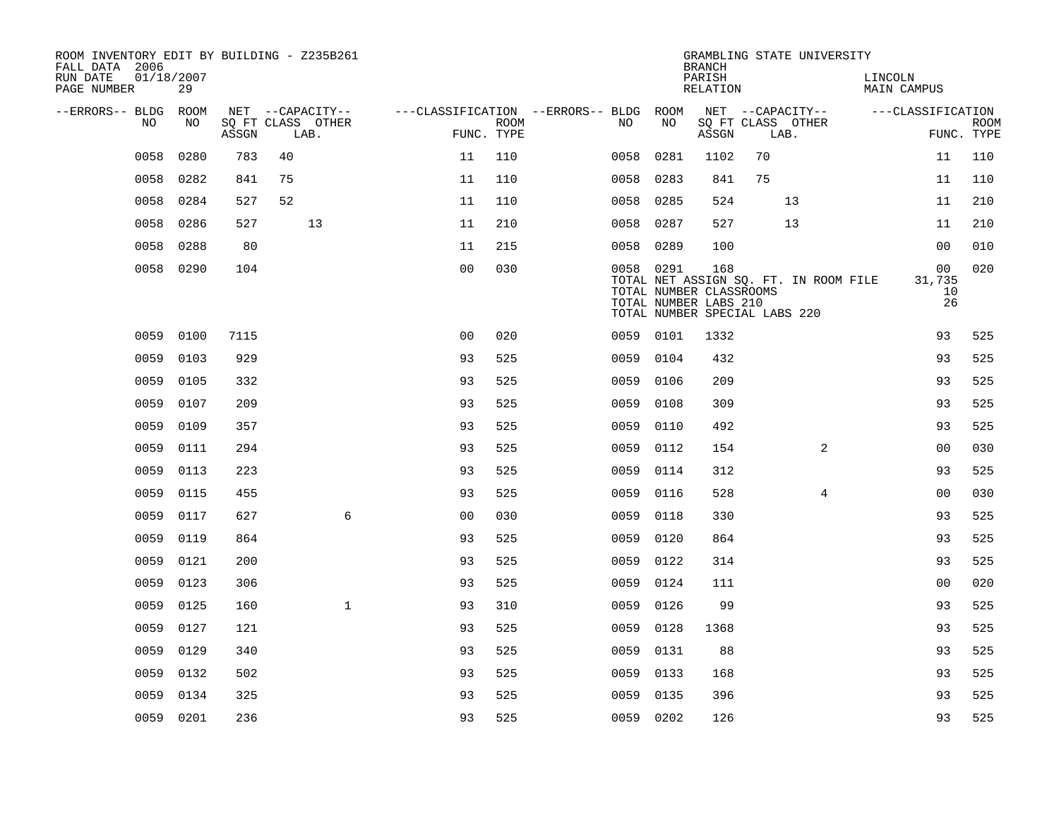ROOM INVENTORY EDIT BY BUILDING - Z235B261
FALL DATA 2006
RUN DATE 01/18/2007

GRAMBLING STATE UNIVERSITY
BRANCH
PARISH LINCOLN
RELATION MAIN CAMPUS

| --ERRORS-- | BLDG NO | ROOM NO | NET SQ FT ASSGN | CAPACITY CLASS LAB. | CAPACITY OTHER | CLASSIFICATION FUNC. | ROOM TYPE | --ERRORS-- | BLDG NO | ROOM NO | NET SQ FT ASSGN | CAPACITY CLASS LAB. | CAPACITY OTHER | CLASSIFICATION FUNC. | ROOM TYPE |
|---|---|---|---|---|---|---|---|---|---|---|---|---|---|---|---|
| | 0058 | 0280 | 783 | 40 | | 11 | 110 | | 0058 | 0281 | 1102 | 70 | | 11 | 110 |
| | 0058 | 0282 | 841 | 75 | | 11 | 110 | | 0058 | 0283 | 841 | 75 | | 11 | 110 |
| | 0058 | 0284 | 527 | 52 | | 11 | 110 | | 0058 | 0285 | 524 | 13 | | 11 | 210 |
| | 0058 | 0286 | 527 | 13 | | 11 | 210 | | 0058 | 0287 | 527 | 13 | | 11 | 210 |
| | 0058 | 0288 | 80 | | | 11 | 215 | | 0058 | 0289 | 100 | | | 00 | 010 |
| | 0058 | 0290 | 104 | | | 00 | 030 | | 0058 | 0291 | 168 | | | 00 | 020 |
| | | | | | | | | | TOTAL NET ASSIGN SQ. FT. IN ROOM FILE | | | | | 31,735 | |
| | | | | | | | | | TOTAL NUMBER CLASSROOMS | | | | | 10 | |
| | | | | | | | | | TOTAL NUMBER LABS 210 | | | | | 26 | |
| | | | | | | | | | TOTAL NUMBER SPECIAL LABS 220 | | | | | | |
| | 0059 | 0100 | 7115 | | | 00 | 020 | | 0059 | 0101 | 1332 | | | 93 | 525 |
| | 0059 | 0103 | 929 | | | 93 | 525 | | 0059 | 0104 | 432 | | | 93 | 525 |
| | 0059 | 0105 | 332 | | | 93 | 525 | | 0059 | 0106 | 209 | | | 93 | 525 |
| | 0059 | 0107 | 209 | | | 93 | 525 | | 0059 | 0108 | 309 | | | 93 | 525 |
| | 0059 | 0109 | 357 | | | 93 | 525 | | 0059 | 0110 | 492 | | | 93 | 525 |
| | 0059 | 0111 | 294 | | | 93 | 525 | | 0059 | 0112 | 154 | | 2 | 00 | 030 |
| | 0059 | 0113 | 223 | | | 93 | 525 | | 0059 | 0114 | 312 | | | 93 | 525 |
| | 0059 | 0115 | 455 | | | 93 | 525 | | 0059 | 0116 | 528 | | 4 | 00 | 030 |
| | 0059 | 0117 | 627 | | 6 | 00 | 030 | | 0059 | 0118 | 330 | | | 93 | 525 |
| | 0059 | 0119 | 864 | | | 93 | 525 | | 0059 | 0120 | 864 | | | 93 | 525 |
| | 0059 | 0121 | 200 | | | 93 | 525 | | 0059 | 0122 | 314 | | | 93 | 525 |
| | 0059 | 0123 | 306 | | | 93 | 525 | | 0059 | 0124 | 111 | | | 00 | 020 |
| | 0059 | 0125 | 160 | | 1 | 93 | 310 | | 0059 | 0126 | 99 | | | 93 | 525 |
| | 0059 | 0127 | 121 | | | 93 | 525 | | 0059 | 0128 | 1368 | | | 93 | 525 |
| | 0059 | 0129 | 340 | | | 93 | 525 | | 0059 | 0131 | 88 | | | 93 | 525 |
| | 0059 | 0132 | 502 | | | 93 | 525 | | 0059 | 0133 | 168 | | | 93 | 525 |
| | 0059 | 0134 | 325 | | | 93 | 525 | | 0059 | 0135 | 396 | | | 93 | 525 |
| | 0059 | 0201 | 236 | | | 93 | 525 | | 0059 | 0202 | 126 | | | 93 | 525 |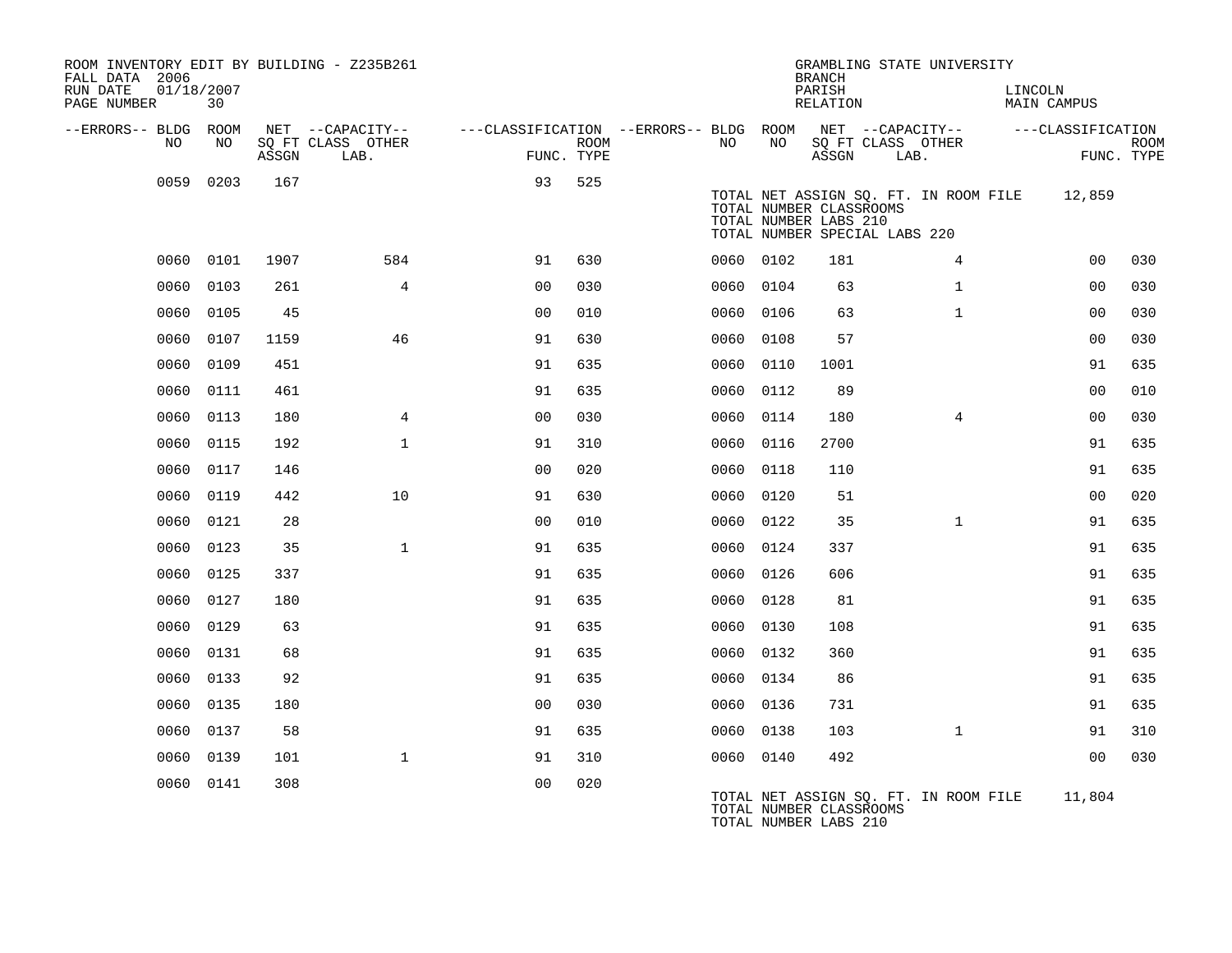ROOM INVENTORY EDIT BY BUILDING - Z235B261
FALL DATA 2006
RUN DATE 01/18/2007

GRAMBLING STATE UNIVERSITY
BRANCH
PARISH LINCOLN
RELATION MAIN CAMPUS

| --ERRORS-- | BLDG NO | ROOM NO | NET SQ FT ASSGN | --CAPACITY-- CLASS LAB. | OTHER | ---CLASSIFICATION FUNC. | ROOM TYPE | --ERRORS-- | BLDG NO | ROOM NO | NET SQ FT ASSGN | --CAPACITY-- CLASS LAB. | OTHER | ---CLASSIFICATION FUNC. | ROOM TYPE |
|---|---|---|---|---|---|---|---|---|---|---|---|---|---|---|---|
| | 0059 | 0203 | 167 | | | 93 | 525 | | TOTAL NET ASSIGN SQ. FT. IN ROOM FILE | | | | | 12,859 | |
| | | | | | | | | | TOTAL NUMBER CLASSROOMS | | | | | | |
| | | | | | | | | | TOTAL NUMBER LABS 210 | | | | | | |
| | | | | | | | | | TOTAL NUMBER SPECIAL LABS 220 | | | | | | |
| | 0060 | 0101 | 1907 | | 584 | 91 | 630 | | 0060 | 0102 | 181 | | 4 | 00 | 030 |
| | 0060 | 0103 | 261 | | 4 | 00 | 030 | | 0060 | 0104 | 63 | | 1 | 00 | 030 |
| | 0060 | 0105 | 45 | | | 00 | 010 | | 0060 | 0106 | 63 | | 1 | 00 | 030 |
| | 0060 | 0107 | 1159 | | 46 | 91 | 630 | | 0060 | 0108 | 57 | | | 00 | 030 |
| | 0060 | 0109 | 451 | | | 91 | 635 | | 0060 | 0110 | 1001 | | | 91 | 635 |
| | 0060 | 0111 | 461 | | | 91 | 635 | | 0060 | 0112 | 89 | | | 00 | 010 |
| | 0060 | 0113 | 180 | | 4 | 00 | 030 | | 0060 | 0114 | 180 | | 4 | 00 | 030 |
| | 0060 | 0115 | 192 | | 1 | 91 | 310 | | 0060 | 0116 | 2700 | | | 91 | 635 |
| | 0060 | 0117 | 146 | | | 00 | 020 | | 0060 | 0118 | 110 | | | 91 | 635 |
| | 0060 | 0119 | 442 | | 10 | 91 | 630 | | 0060 | 0120 | 51 | | | 00 | 020 |
| | 0060 | 0121 | 28 | | | 00 | 010 | | 0060 | 0122 | 35 | | 1 | 91 | 635 |
| | 0060 | 0123 | 35 | | 1 | 91 | 635 | | 0060 | 0124 | 337 | | | 91 | 635 |
| | 0060 | 0125 | 337 | | | 91 | 635 | | 0060 | 0126 | 606 | | | 91 | 635 |
| | 0060 | 0127 | 180 | | | 91 | 635 | | 0060 | 0128 | 81 | | | 91 | 635 |
| | 0060 | 0129 | 63 | | | 91 | 635 | | 0060 | 0130 | 108 | | | 91 | 635 |
| | 0060 | 0131 | 68 | | | 91 | 635 | | 0060 | 0132 | 360 | | | 91 | 635 |
| | 0060 | 0133 | 92 | | | 91 | 635 | | 0060 | 0134 | 86 | | | 91 | 635 |
| | 0060 | 0135 | 180 | | | 00 | 030 | | 0060 | 0136 | 731 | | | 91 | 635 |
| | 0060 | 0137 | 58 | | | 91 | 635 | | 0060 | 0138 | 103 | | 1 | 91 | 310 |
| | 0060 | 0139 | 101 | | 1 | 91 | 310 | | 0060 | 0140 | 492 | | | 00 | 030 |
| | 0060 | 0141 | 308 | | | 00 | 020 | | TOTAL NET ASSIGN SQ. FT. IN ROOM FILE | | | | | 11,804 | |
| | | | | | | | | | TOTAL NUMBER CLASSROOMS | | | | | | |
| | | | | | | | | | TOTAL NUMBER LABS 210 | | | | | | |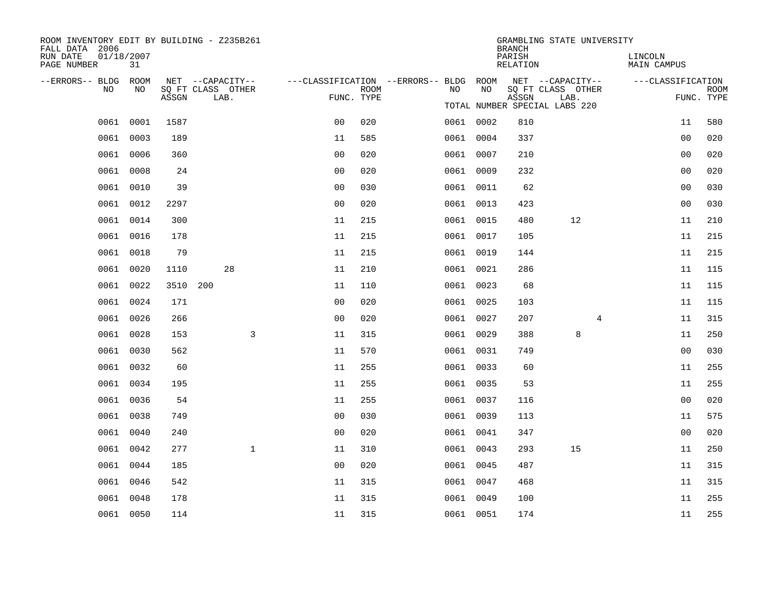ROOM INVENTORY EDIT BY BUILDING - Z235B261
FALL DATA 2006
RUN DATE 01/18/2007
PAGE NUMBER 31

GRAMBLING STATE UNIVERSITY
BRANCH
PARISH LINCOLN
RELATION MAIN CAMPUS

TOTAL NUMBER SPECIAL LABS 220

| --ERRORS-- | BLDG NO | ROOM NO | NET SQ FT ASSGN | CAPACITY CLASS | CAPACITY LAB. | CAPACITY OTHER | CLASSIFICATION FUNC. | ROOM TYPE | --ERRORS-- | BLDG NO | ROOM NO | NET SQ FT ASSGN | CAPACITY CLASS | CAPACITY LAB. | CAPACITY OTHER | CLASSIFICATION FUNC. | ROOM TYPE |
|---|---|---|---|---|---|---|---|---|---|---|---|---|---|---|---|---|---|
| | 0061 | 0001 | 1587 | | | | 00 | 020 | | 0061 | 0002 | 810 | | | | 11 | 580 |
| | 0061 | 0003 | 189 | | | | 11 | 585 | | 0061 | 0004 | 337 | | | | 00 | 020 |
| | 0061 | 0006 | 360 | | | | 00 | 020 | | 0061 | 0007 | 210 | | | | 00 | 020 |
| | 0061 | 0008 | 24 | | | | 00 | 020 | | 0061 | 0009 | 232 | | | | 00 | 020 |
| | 0061 | 0010 | 39 | | | | 00 | 030 | | 0061 | 0011 | 62 | | | | 00 | 030 |
| | 0061 | 0012 | 2297 | | | | 00 | 020 | | 0061 | 0013 | 423 | | | | 00 | 030 |
| | 0061 | 0014 | 300 | | | | 11 | 215 | | 0061 | 0015 | 480 | | 12 | | 11 | 210 |
| | 0061 | 0016 | 178 | | | | 11 | 215 | | 0061 | 0017 | 105 | | | | 11 | 215 |
| | 0061 | 0018 | 79 | | | | 11 | 215 | | 0061 | 0019 | 144 | | | | 11 | 215 |
| | 0061 | 0020 | 1110 | | 28 | | 11 | 210 | | 0061 | 0021 | 286 | | | | 11 | 115 |
| | 0061 | 0022 | 3510 | 200 | | | 11 | 110 | | 0061 | 0023 | 68 | | | | 11 | 115 |
| | 0061 | 0024 | 171 | | | | 00 | 020 | | 0061 | 0025 | 103 | | | | 11 | 115 |
| | 0061 | 0026 | 266 | | | | 00 | 020 | | 0061 | 0027 | 207 | | | 4 | 11 | 315 |
| | 0061 | 0028 | 153 | | | 3 | 11 | 315 | | 0061 | 0029 | 388 | | 8 | | 11 | 250 |
| | 0061 | 0030 | 562 | | | | 11 | 570 | | 0061 | 0031 | 749 | | | | 00 | 030 |
| | 0061 | 0032 | 60 | | | | 11 | 255 | | 0061 | 0033 | 60 | | | | 11 | 255 |
| | 0061 | 0034 | 195 | | | | 11 | 255 | | 0061 | 0035 | 53 | | | | 11 | 255 |
| | 0061 | 0036 | 54 | | | | 11 | 255 | | 0061 | 0037 | 116 | | | | 00 | 020 |
| | 0061 | 0038 | 749 | | | | 00 | 030 | | 0061 | 0039 | 113 | | | | 11 | 575 |
| | 0061 | 0040 | 240 | | | | 00 | 020 | | 0061 | 0041 | 347 | | | | 00 | 020 |
| | 0061 | 0042 | 277 | | | 1 | 11 | 310 | | 0061 | 0043 | 293 | | 15 | | 11 | 250 |
| | 0061 | 0044 | 185 | | | | 00 | 020 | | 0061 | 0045 | 487 | | | | 11 | 315 |
| | 0061 | 0046 | 542 | | | | 11 | 315 | | 0061 | 0047 | 468 | | | | 11 | 315 |
| | 0061 | 0048 | 178 | | | | 11 | 315 | | 0061 | 0049 | 100 | | | | 11 | 255 |
| | 0061 | 0050 | 114 | | | | 11 | 315 | | 0061 | 0051 | 174 | | | | 11 | 255 |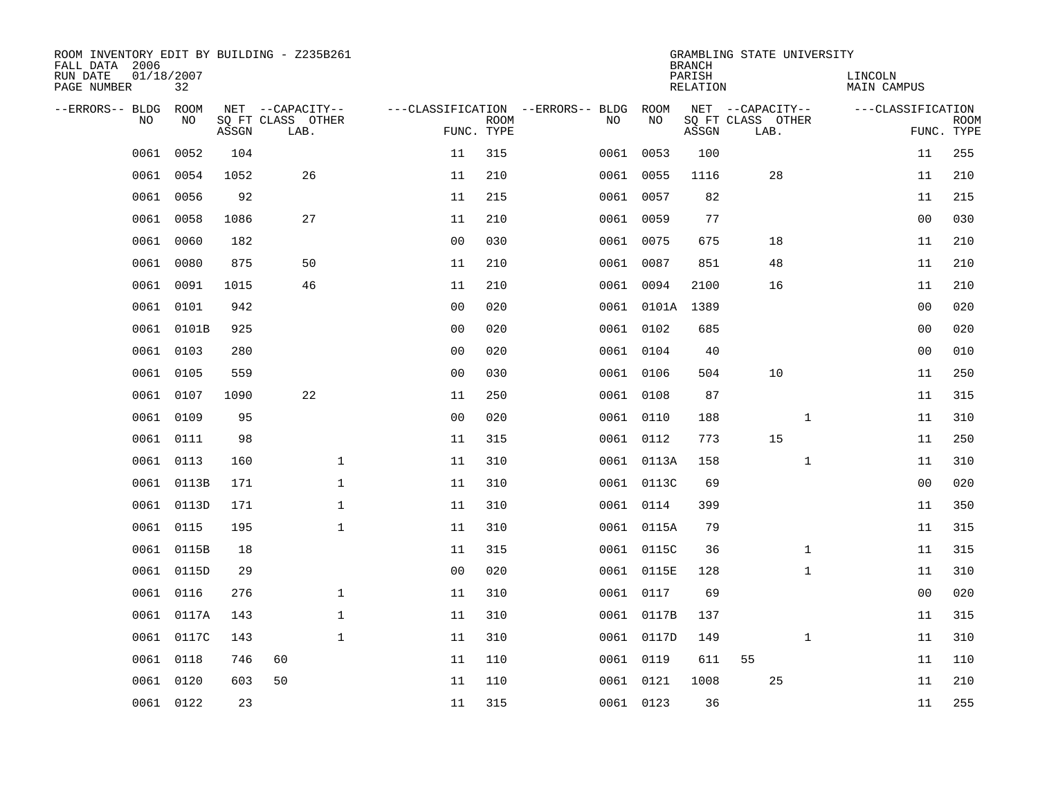ROOM INVENTORY EDIT BY BUILDING - Z235B261
FALL DATA 2006
RUN DATE 01/18/2007
PAGE NUMBER 32

GRAMBLING STATE UNIVERSITY
BRANCH
PARISH LINCOLN
RELATION MAIN CAMPUS

| --ERRORS-- | BLDG NO | ROOM NO | NET SQ FT ASSGN | CAPACITY CLASS | CAPACITY LAB. | CAPACITY OTHER | CLASSIFICATION FUNC. | ROOM TYPE | --ERRORS-- | BLDG NO | ROOM NO | NET SQ FT ASSGN | CAPACITY CLASS | CAPACITY LAB. | CAPACITY OTHER | CLASSIFICATION FUNC. | ROOM TYPE |
|---|---|---|---|---|---|---|---|---|---|---|---|---|---|---|---|---|---|
| | 0061 | 0052 | 104 | | | | 11 | 315 | | 0061 | 0053 | 100 | | | | 11 | 255 |
| | 0061 | 0054 | 1052 | | 26 | | 11 | 210 | | 0061 | 0055 | 1116 | | 28 | | 11 | 210 |
| | 0061 | 0056 | 92 | | | | 11 | 215 | | 0061 | 0057 | 82 | | | | 11 | 215 |
| | 0061 | 0058 | 1086 | | 27 | | 11 | 210 | | 0061 | 0059 | 77 | | | | 00 | 030 |
| | 0061 | 0060 | 182 | | | | 00 | 030 | | 0061 | 0075 | 675 | | 18 | | 11 | 210 |
| | 0061 | 0080 | 875 | | 50 | | 11 | 210 | | 0061 | 0087 | 851 | | 48 | | 11 | 210 |
| | 0061 | 0091 | 1015 | | 46 | | 11 | 210 | | 0061 | 0094 | 2100 | | 16 | | 11 | 210 |
| | 0061 | 0101 | 942 | | | | 00 | 020 | | 0061 | 0101A | 1389 | | | | 00 | 020 |
| | 0061 | 0101B | 925 | | | | 00 | 020 | | 0061 | 0102 | 685 | | | | 00 | 020 |
| | 0061 | 0103 | 280 | | | | 00 | 020 | | 0061 | 0104 | 40 | | | | 00 | 010 |
| | 0061 | 0105 | 559 | | | | 00 | 030 | | 0061 | 0106 | 504 | | 10 | | 11 | 250 |
| | 0061 | 0107 | 1090 | | 22 | | 11 | 250 | | 0061 | 0108 | 87 | | | | 11 | 315 |
| | 0061 | 0109 | 95 | | | | 00 | 020 | | 0061 | 0110 | 188 | | | 1 | 11 | 310 |
| | 0061 | 0111 | 98 | | | | 11 | 315 | | 0061 | 0112 | 773 | | 15 | | 11 | 250 |
| | 0061 | 0113 | 160 | | | 1 | 11 | 310 | | 0061 | 0113A | 158 | | | 1 | 11 | 310 |
| | 0061 | 0113B | 171 | | | 1 | 11 | 310 | | 0061 | 0113C | 69 | | | | 00 | 020 |
| | 0061 | 0113D | 171 | | | 1 | 11 | 310 | | 0061 | 0114 | 399 | | | | 11 | 350 |
| | 0061 | 0115 | 195 | | | 1 | 11 | 310 | | 0061 | 0115A | 79 | | | | 11 | 315 |
| | 0061 | 0115B | 18 | | | | 11 | 315 | | 0061 | 0115C | 36 | | | 1 | 11 | 315 |
| | 0061 | 0115D | 29 | | | | 00 | 020 | | 0061 | 0115E | 128 | | | 1 | 11 | 310 |
| | 0061 | 0116 | 276 | | | 1 | 11 | 310 | | 0061 | 0117 | 69 | | | | 00 | 020 |
| | 0061 | 0117A | 143 | | | 1 | 11 | 310 | | 0061 | 0117B | 137 | | | | 11 | 315 |
| | 0061 | 0117C | 143 | | | 1 | 11 | 310 | | 0061 | 0117D | 149 | | | 1 | 11 | 310 |
| | 0061 | 0118 | 746 | 60 | | | 11 | 110 | | 0061 | 0119 | 611 | 55 | | | 11 | 110 |
| | 0061 | 0120 | 603 | 50 | | | 11 | 110 | | 0061 | 0121 | 1008 | | 25 | | 11 | 210 |
| | 0061 | 0122 | 23 | | | | 11 | 315 | | 0061 | 0123 | 36 | | | | 11 | 255 |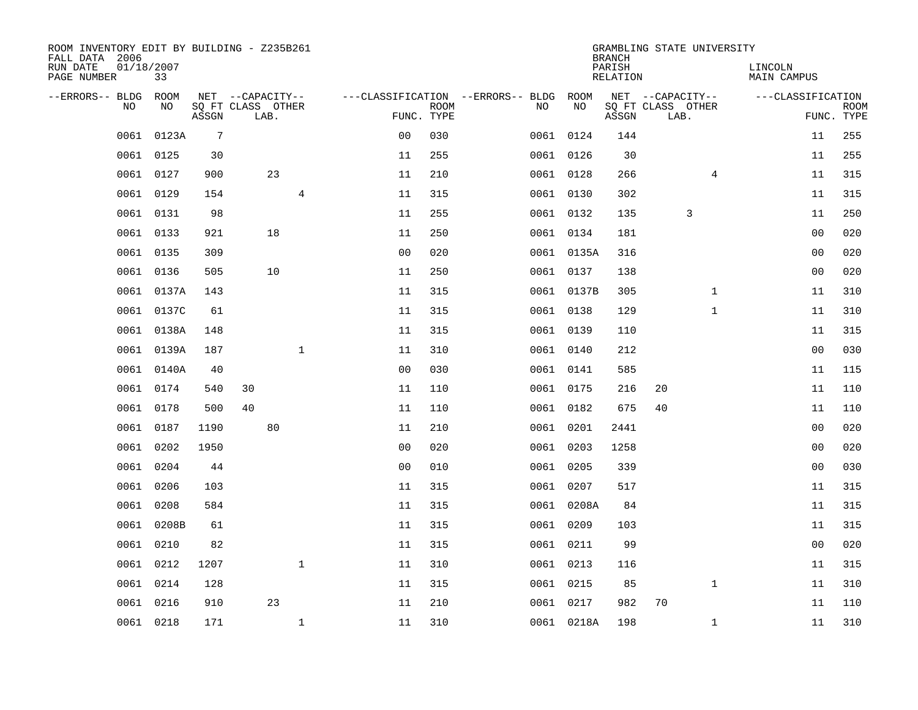ROOM INVENTORY EDIT BY BUILDING - Z235B261
FALL DATA 2006
RUN DATE 01/18/2007
PAGE NUMBER 33

GRAMBLING STATE UNIVERSITY
BRANCH
PARISH LINCOLN
RELATION MAIN CAMPUS

| --ERRORS-- | BLDG NO | ROOM NO | NET SQ FT ASSGN | CAPACITY CLASS | CAPACITY LAB. | CAPACITY OTHER | FUNC. | ROOM TYPE | --ERRORS-- | BLDG NO | ROOM NO | NET SQ FT ASSGN | CAPACITY CLASS | CAPACITY LAB. | CAPACITY OTHER | FUNC. | ROOM TYPE |
|---|---|---|---|---|---|---|---|---|---|---|---|---|---|---|---|---|---|
| | 0061 | 0123A | 7 | | | | 00 | 030 | | 0061 | 0124 | 144 | | | | 11 | 255 |
| | 0061 | 0125 | 30 | | | | 11 | 255 | | 0061 | 0126 | 30 | | | | 11 | 255 |
| | 0061 | 0127 | 900 | | 23 | | 11 | 210 | | 0061 | 0128 | 266 | | | 4 | 11 | 315 |
| | 0061 | 0129 | 154 | | | 4 | 11 | 315 | | 0061 | 0130 | 302 | | | | 11 | 315 |
| | 0061 | 0131 | 98 | | | | 11 | 255 | | 0061 | 0132 | 135 | | 3 | | 11 | 250 |
| | 0061 | 0133 | 921 | | 18 | | 11 | 250 | | 0061 | 0134 | 181 | | | | 00 | 020 |
| | 0061 | 0135 | 309 | | | | 00 | 020 | | 0061 | 0135A | 316 | | | | 00 | 020 |
| | 0061 | 0136 | 505 | | 10 | | 11 | 250 | | 0061 | 0137 | 138 | | | | 00 | 020 |
| | 0061 | 0137A | 143 | | | | 11 | 315 | | 0061 | 0137B | 305 | | | 1 | 11 | 310 |
| | 0061 | 0137C | 61 | | | | 11 | 315 | | 0061 | 0138 | 129 | | | 1 | 11 | 310 |
| | 0061 | 0138A | 148 | | | | 11 | 315 | | 0061 | 0139 | 110 | | | | 11 | 315 |
| | 0061 | 0139A | 187 | | | 1 | 11 | 310 | | 0061 | 0140 | 212 | | | | 00 | 030 |
| | 0061 | 0140A | 40 | | | | 00 | 030 | | 0061 | 0141 | 585 | | | | 11 | 115 |
| | 0061 | 0174 | 540 | 30 | | | 11 | 110 | | 0061 | 0175 | 216 | 20 | | | 11 | 110 |
| | 0061 | 0178 | 500 | 40 | | | 11 | 110 | | 0061 | 0182 | 675 | 40 | | | 11 | 110 |
| | 0061 | 0187 | 1190 | | 80 | | 11 | 210 | | 0061 | 0201 | 2441 | | | | 00 | 020 |
| | 0061 | 0202 | 1950 | | | | 00 | 020 | | 0061 | 0203 | 1258 | | | | 00 | 020 |
| | 0061 | 0204 | 44 | | | | 00 | 010 | | 0061 | 0205 | 339 | | | | 00 | 030 |
| | 0061 | 0206 | 103 | | | | 11 | 315 | | 0061 | 0207 | 517 | | | | 11 | 315 |
| | 0061 | 0208 | 584 | | | | 11 | 315 | | 0061 | 0208A | 84 | | | | 11 | 315 |
| | 0061 | 0208B | 61 | | | | 11 | 315 | | 0061 | 0209 | 103 | | | | 11 | 315 |
| | 0061 | 0210 | 82 | | | | 11 | 315 | | 0061 | 0211 | 99 | | | | 00 | 020 |
| | 0061 | 0212 | 1207 | | | 1 | 11 | 310 | | 0061 | 0213 | 116 | | | | 11 | 315 |
| | 0061 | 0214 | 128 | | | | 11 | 315 | | 0061 | 0215 | 85 | | | 1 | 11 | 310 |
| | 0061 | 0216 | 910 | | 23 | | 11 | 210 | | 0061 | 0217 | 982 | 70 | | | 11 | 110 |
| | 0061 | 0218 | 171 | | | 1 | 11 | 310 | | 0061 | 0218A | 198 | | | 1 | 11 | 310 |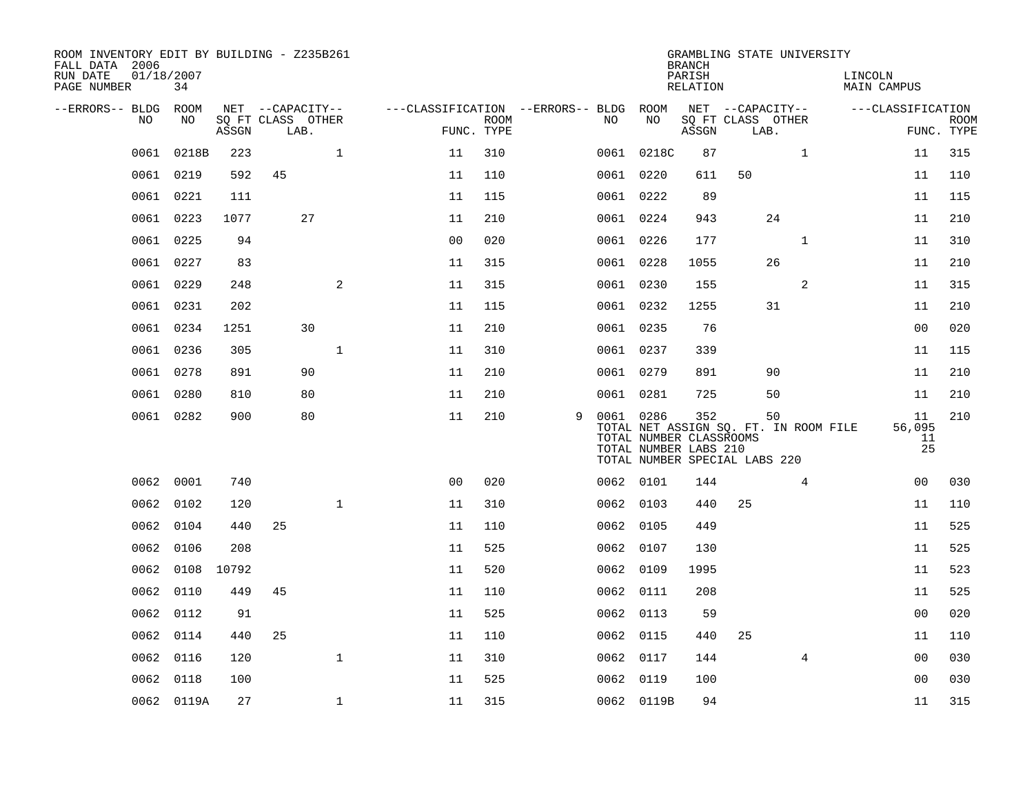ROOM INVENTORY EDIT BY BUILDING - Z235B261
FALL DATA 2006
RUN DATE 01/18/2007
PAGE NUMBER 34

GRAMBLING STATE UNIVERSITY
BRANCH
PARISH LINCOLN
RELATION MAIN CAMPUS

| --ERRORS-- | BLDG NO | ROOM NO | NET SQ FT ASSGN | CAPACITY CLASS | CAPACITY LAB. | CAPACITY OTHER | CLASSIFICATION FUNC. | ROOM TYPE | --ERRORS-- | BLDG NO | ROOM NO | NET SQ FT ASSGN | CAPACITY CLASS | CAPACITY LAB. | CAPACITY OTHER | CLASSIFICATION FUNC. | ROOM TYPE |
|---|---|---|---|---|---|---|---|---|---|---|---|---|---|---|---|---|---|
| | 0061 | 0218B | 223 | | | 1 | 11 | 310 | | 0061 | 0218C | 87 | | | 1 | 11 | 315 |
| | 0061 | 0219 | 592 | 45 | | | 11 | 110 | | 0061 | 0220 | 611 | 50 | | | 11 | 110 |
| | 0061 | 0221 | 111 | | | | 11 | 115 | | 0061 | 0222 | 89 | | | | 11 | 115 |
| | 0061 | 0223 | 1077 | | 27 | | 11 | 210 | | 0061 | 0224 | 943 | | 24 | | 11 | 210 |
| | 0061 | 0225 | 94 | | | | 00 | 020 | | 0061 | 0226 | 177 | | | 1 | 11 | 310 |
| | 0061 | 0227 | 83 | | | | 11 | 315 | | 0061 | 0228 | 1055 | | 26 | | 11 | 210 |
| | 0061 | 0229 | 248 | | | 2 | 11 | 315 | | 0061 | 0230 | 155 | | | 2 | 11 | 315 |
| | 0061 | 0231 | 202 | | | | 11 | 115 | | 0061 | 0232 | 1255 | | 31 | | 11 | 210 |
| | 0061 | 0234 | 1251 | | 30 | | 11 | 210 | | 0061 | 0235 | 76 | | | | 00 | 020 |
| | 0061 | 0236 | 305 | | | 1 | 11 | 310 | | 0061 | 0237 | 339 | | | | 11 | 115 |
| | 0061 | 0278 | 891 | | 90 | | 11 | 210 | | 0061 | 0279 | 891 | | 90 | | 11 | 210 |
| | 0061 | 0280 | 810 | | 80 | | 11 | 210 | | 0061 | 0281 | 725 | | 50 | | 11 | 210 |
| | 0061 | 0282 | 900 | | 80 | | 11 | 210 | 9 | 0061 | 0286 | 352 | | 50 | | 11 | 210 |
| | | | | | | | | | | | TOTAL NET ASSIGN SQ. FT. IN ROOM FILE | | | | | 56,095 | |
| | | | | | | | | | | | TOTAL NUMBER CLASSROOMS | | | | | 11 | |
| | | | | | | | | | | | TOTAL NUMBER LABS 210 | | | | | 25 | |
| | | | | | | | | | | | TOTAL NUMBER SPECIAL LABS 220 | | | | | | |
| | 0062 | 0001 | 740 | | | | 00 | 020 | | 0062 | 0101 | 144 | | | 4 | 00 | 030 |
| | 0062 | 0102 | 120 | | | 1 | 11 | 310 | | 0062 | 0103 | 440 | 25 | | | 11 | 110 |
| | 0062 | 0104 | 440 | 25 | | | 11 | 110 | | 0062 | 0105 | 449 | | | | 11 | 525 |
| | 0062 | 0106 | 208 | | | | 11 | 525 | | 0062 | 0107 | 130 | | | | 11 | 525 |
| | 0062 | 0108 | 10792 | | | | 11 | 520 | | 0062 | 0109 | 1995 | | | | 11 | 523 |
| | 0062 | 0110 | 449 | 45 | | | 11 | 110 | | 0062 | 0111 | 208 | | | | 11 | 525 |
| | 0062 | 0112 | 91 | | | | 11 | 525 | | 0062 | 0113 | 59 | | | | 00 | 020 |
| | 0062 | 0114 | 440 | 25 | | | 11 | 110 | | 0062 | 0115 | 440 | 25 | | | 11 | 110 |
| | 0062 | 0116 | 120 | | | 1 | 11 | 310 | | 0062 | 0117 | 144 | | | 4 | 00 | 030 |
| | 0062 | 0118 | 100 | | | | 11 | 525 | | 0062 | 0119 | 100 | | | | 00 | 030 |
| | 0062 | 0119A | 27 | | | 1 | 11 | 315 | | 0062 | 0119B | 94 | | | | 11 | 315 |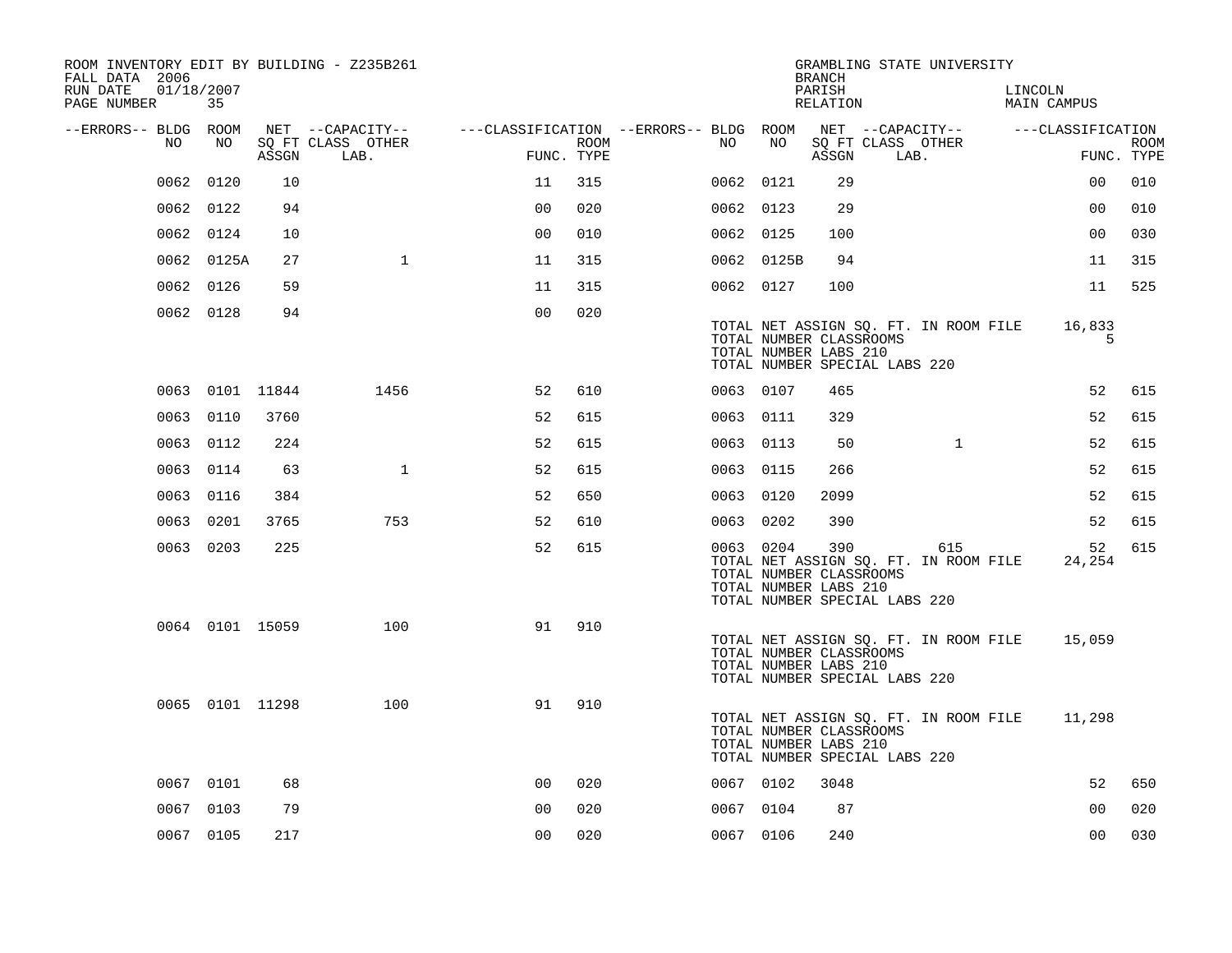ROOM INVENTORY EDIT BY BUILDING - Z235B261
FALL DATA 2006
RUN DATE 01/18/2007
PAGE NUMBER 35

GRAMBLING STATE UNIVERSITY
BRANCH
PARISH LINCOLN
RELATION MAIN CAMPUS

| --ERRORS-- | BLDG NO | ROOM NO | NET SQ FT ASSGN | --CAPACITY-- CLASS LAB. | OTHER | ---CLASSIFICATION FUNC. | ROOM TYPE | --ERRORS-- | BLDG NO | ROOM NO | NET SQ FT ASSGN | --CAPACITY-- CLASS LAB. | OTHER | ---CLASSIFICATION FUNC. | ROOM TYPE |
|---|---|---|---|---|---|---|---|---|---|---|---|---|---|---|---|
| | 0062 | 0120 | 10 | | | 11 | 315 | | 0062 | 0121 | 29 | | | 00 | 010 |
| | 0062 | 0122 | 94 | | | 00 | 020 | | 0062 | 0123 | 29 | | | 00 | 010 |
| | 0062 | 0124 | 10 | | | 00 | 010 | | 0062 | 0125 | 100 | | | 00 | 030 |
| | 0062 | 0125A | 27 | | 1 | 11 | 315 | | 0062 | 0125B | 94 | | | 11 | 315 |
| | 0062 | 0126 | 59 | | | 11 | 315 | | 0062 | 0127 | 100 | | | 11 | 525 |
| | 0062 | 0128 | 94 | | | 00 | 020 | | | | | | | | |

TOTAL NET ASSIGN SQ. FT. IN ROOM FILE 16,833
TOTAL NUMBER CLASSROOMS 5
TOTAL NUMBER LABS 210
TOTAL NUMBER SPECIAL LABS 220

| --ERRORS-- | BLDG NO | ROOM NO | NET SQ FT ASSGN | --CAPACITY-- CLASS LAB. | OTHER | ---CLASSIFICATION FUNC. | ROOM TYPE | --ERRORS-- | BLDG NO | ROOM NO | NET SQ FT ASSGN | --CAPACITY-- CLASS LAB. | OTHER | ---CLASSIFICATION FUNC. | ROOM TYPE |
|---|---|---|---|---|---|---|---|---|---|---|---|---|---|---|---|
| | 0063 | 0101 | 11844 | | 1456 | 52 | 610 | | 0063 | 0107 | 465 | | | 52 | 615 |
| | 0063 | 0110 | 3760 | | | 52 | 615 | | 0063 | 0111 | 329 | | | 52 | 615 |
| | 0063 | 0112 | 224 | | | 52 | 615 | | 0063 | 0113 | 50 | | 1 | 52 | 615 |
| | 0063 | 0114 | 63 | | 1 | 52 | 615 | | 0063 | 0115 | 266 | | | 52 | 615 |
| | 0063 | 0116 | 384 | | | 52 | 650 | | 0063 | 0120 | 2099 | | | 52 | 615 |
| | 0063 | 0201 | 3765 | | 753 | 52 | 610 | | 0063 | 0202 | 390 | | | 52 | 615 |
| | 0063 | 0203 | 225 | | | 52 | 615 | | 0063 | 0204 | 390 | | 615 | 52 | 615 |

TOTAL NET ASSIGN SQ. FT. IN ROOM FILE 24,254
TOTAL NUMBER CLASSROOMS
TOTAL NUMBER LABS 210
TOTAL NUMBER SPECIAL LABS 220

| --ERRORS-- | BLDG NO | ROOM NO | NET SQ FT ASSGN | --CAPACITY-- CLASS LAB. | OTHER | ---CLASSIFICATION FUNC. | ROOM TYPE |
|---|---|---|---|---|---|---|---|
| | 0064 | 0101 | 15059 | | 100 | 91 | 910 |

TOTAL NET ASSIGN SQ. FT. IN ROOM FILE 15,059
TOTAL NUMBER CLASSROOMS
TOTAL NUMBER LABS 210
TOTAL NUMBER SPECIAL LABS 220

| --ERRORS-- | BLDG NO | ROOM NO | NET SQ FT ASSGN | --CAPACITY-- CLASS LAB. | OTHER | ---CLASSIFICATION FUNC. | ROOM TYPE |
|---|---|---|---|---|---|---|---|
| | 0065 | 0101 | 11298 | | 100 | 91 | 910 |

TOTAL NET ASSIGN SQ. FT. IN ROOM FILE 11,298
TOTAL NUMBER CLASSROOMS
TOTAL NUMBER LABS 210
TOTAL NUMBER SPECIAL LABS 220

| --ERRORS-- | BLDG NO | ROOM NO | NET SQ FT ASSGN | --CAPACITY-- CLASS LAB. | OTHER | ---CLASSIFICATION FUNC. | ROOM TYPE | --ERRORS-- | BLDG NO | ROOM NO | NET SQ FT ASSGN | --CAPACITY-- CLASS LAB. | OTHER | ---CLASSIFICATION FUNC. | ROOM TYPE |
|---|---|---|---|---|---|---|---|---|---|---|---|---|---|---|---|
| | 0067 | 0101 | 68 | | | 00 | 020 | | 0067 | 0102 | 3048 | | | 52 | 650 |
| | 0067 | 0103 | 79 | | | 00 | 020 | | 0067 | 0104 | 87 | | | 00 | 020 |
| | 0067 | 0105 | 217 | | | 00 | 020 | | 0067 | 0106 | 240 | | | 00 | 030 |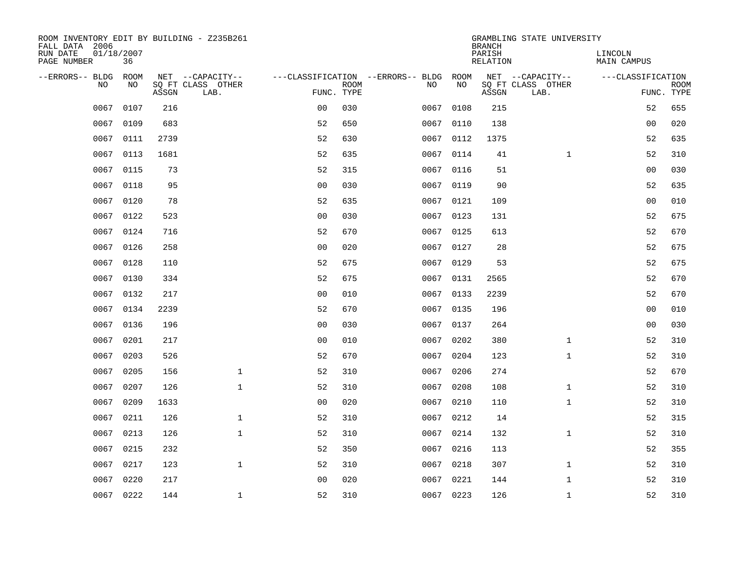ROOM INVENTORY EDIT BY BUILDING - Z235B261
FALL DATA 2006
RUN DATE 01/18/2007
PAGE NUMBER 36

GRAMBLING STATE UNIVERSITY
BRANCH
PARISH LINCOLN
RELATION MAIN CAMPUS

| --ERRORS-- | BLDG NO | ROOM NO | NET SQ FT ASSGN | --CAPACITY-- CLASS LAB. | OTHER | ---CLASSIFICATION FUNC. | ROOM TYPE | --ERRORS-- | BLDG NO | ROOM NO | NET SQ FT ASSGN | --CAPACITY-- CLASS LAB. | OTHER | ---CLASSIFICATION FUNC. | ROOM TYPE |
|---|---|---|---|---|---|---|---|---|---|---|---|---|---|---|---|
| | 0067 | 0107 | 216 | | | 00 | 030 | | 0067 | 0108 | 215 | | | 52 | 655 |
| | 0067 | 0109 | 683 | | | 52 | 650 | | 0067 | 0110 | 138 | | | 00 | 020 |
| | 0067 | 0111 | 2739 | | | 52 | 630 | | 0067 | 0112 | 1375 | | | 52 | 635 |
| | 0067 | 0113 | 1681 | | | 52 | 635 | | 0067 | 0114 | 41 | | 1 | 52 | 310 |
| | 0067 | 0115 | 73 | | | 52 | 315 | | 0067 | 0116 | 51 | | | 00 | 030 |
| | 0067 | 0118 | 95 | | | 00 | 030 | | 0067 | 0119 | 90 | | | 52 | 635 |
| | 0067 | 0120 | 78 | | | 52 | 635 | | 0067 | 0121 | 109 | | | 00 | 010 |
| | 0067 | 0122 | 523 | | | 00 | 030 | | 0067 | 0123 | 131 | | | 52 | 675 |
| | 0067 | 0124 | 716 | | | 52 | 670 | | 0067 | 0125 | 613 | | | 52 | 670 |
| | 0067 | 0126 | 258 | | | 00 | 020 | | 0067 | 0127 | 28 | | | 52 | 675 |
| | 0067 | 0128 | 110 | | | 52 | 675 | | 0067 | 0129 | 53 | | | 52 | 675 |
| | 0067 | 0130 | 334 | | | 52 | 675 | | 0067 | 0131 | 2565 | | | 52 | 670 |
| | 0067 | 0132 | 217 | | | 00 | 010 | | 0067 | 0133 | 2239 | | | 52 | 670 |
| | 0067 | 0134 | 2239 | | | 52 | 670 | | 0067 | 0135 | 196 | | | 00 | 010 |
| | 0067 | 0136 | 196 | | | 00 | 030 | | 0067 | 0137 | 264 | | | 00 | 030 |
| | 0067 | 0201 | 217 | | | 00 | 010 | | 0067 | 0202 | 380 | | 1 | 52 | 310 |
| | 0067 | 0203 | 526 | | | 52 | 670 | | 0067 | 0204 | 123 | | 1 | 52 | 310 |
| | 0067 | 0205 | 156 | | 1 | 52 | 310 | | 0067 | 0206 | 274 | | | 52 | 670 |
| | 0067 | 0207 | 126 | | 1 | 52 | 310 | | 0067 | 0208 | 108 | | 1 | 52 | 310 |
| | 0067 | 0209 | 1633 | | | 00 | 020 | | 0067 | 0210 | 110 | | 1 | 52 | 310 |
| | 0067 | 0211 | 126 | | 1 | 52 | 310 | | 0067 | 0212 | 14 | | | 52 | 315 |
| | 0067 | 0213 | 126 | | 1 | 52 | 310 | | 0067 | 0214 | 132 | | 1 | 52 | 310 |
| | 0067 | 0215 | 232 | | | 52 | 350 | | 0067 | 0216 | 113 | | | 52 | 355 |
| | 0067 | 0217 | 123 | | 1 | 52 | 310 | | 0067 | 0218 | 307 | | 1 | 52 | 310 |
| | 0067 | 0220 | 217 | | | 00 | 020 | | 0067 | 0221 | 144 | | 1 | 52 | 310 |
| | 0067 | 0222 | 144 | | 1 | 52 | 310 | | 0067 | 0223 | 126 | | 1 | 52 | 310 |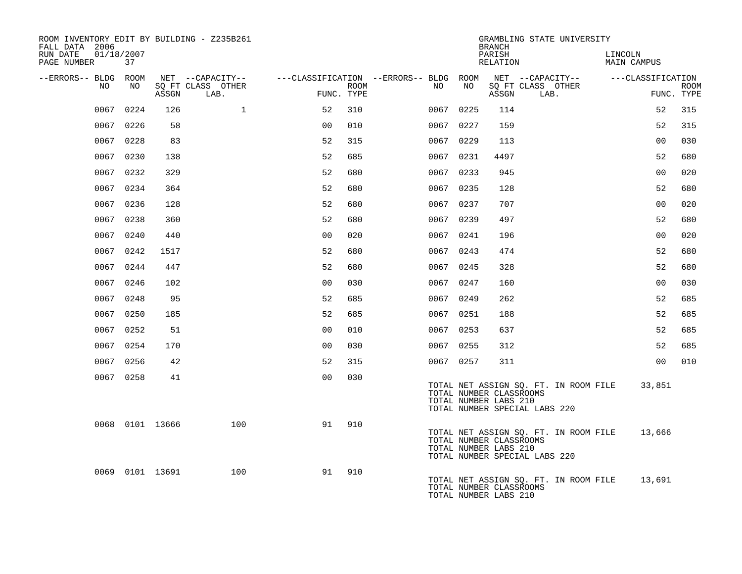ROOM INVENTORY EDIT BY BUILDING - Z235B261
FALL DATA 2006
RUN DATE 01/18/2007
PAGE NUMBER 37

GRAMBLING STATE UNIVERSITY
BRANCH
PARISH LINCOLN
RELATION MAIN CAMPUS

| --ERRORS-- | BLDG NO | ROOM NO | NET SQ FT ASSGN | CAPACITY CLASS LAB. | CAPACITY OTHER | CLASSIFICATION FUNC. | ROOM TYPE | --ERRORS-- | BLDG NO | ROOM NO | NET SQ FT ASSGN | CAPACITY CLASS LAB. | CAPACITY OTHER | CLASSIFICATION FUNC. | ROOM TYPE |
|---|---|---|---|---|---|---|---|---|---|---|---|---|---|---|---|
| | 0067 | 0224 | 126 | | 1 | 52 | 310 | | 0067 | 0225 | 114 | | | 52 | 315 |
| | 0067 | 0226 | 58 | | | 00 | 010 | | 0067 | 0227 | 159 | | | 52 | 315 |
| | 0067 | 0228 | 83 | | | 52 | 315 | | 0067 | 0229 | 113 | | | 00 | 030 |
| | 0067 | 0230 | 138 | | | 52 | 685 | | 0067 | 0231 | 4497 | | | 52 | 680 |
| | 0067 | 0232 | 329 | | | 52 | 680 | | 0067 | 0233 | 945 | | | 00 | 020 |
| | 0067 | 0234 | 364 | | | 52 | 680 | | 0067 | 0235 | 128 | | | 52 | 680 |
| | 0067 | 0236 | 128 | | | 52 | 680 | | 0067 | 0237 | 707 | | | 00 | 020 |
| | 0067 | 0238 | 360 | | | 52 | 680 | | 0067 | 0239 | 497 | | | 52 | 680 |
| | 0067 | 0240 | 440 | | | 00 | 020 | | 0067 | 0241 | 196 | | | 00 | 020 |
| | 0067 | 0242 | 1517 | | | 52 | 680 | | 0067 | 0243 | 474 | | | 52 | 680 |
| | 0067 | 0244 | 447 | | | 52 | 680 | | 0067 | 0245 | 328 | | | 52 | 680 |
| | 0067 | 0246 | 102 | | | 00 | 030 | | 0067 | 0247 | 160 | | | 00 | 030 |
| | 0067 | 0248 | 95 | | | 52 | 685 | | 0067 | 0249 | 262 | | | 52 | 685 |
| | 0067 | 0250 | 185 | | | 52 | 685 | | 0067 | 0251 | 188 | | | 52 | 685 |
| | 0067 | 0252 | 51 | | | 00 | 010 | | 0067 | 0253 | 637 | | | 52 | 685 |
| | 0067 | 0254 | 170 | | | 00 | 030 | | 0067 | 0255 | 312 | | | 52 | 685 |
| | 0067 | 0256 | 42 | | | 52 | 315 | | 0067 | 0257 | 311 | | | 00 | 010 |
| | 0067 | 0258 | 41 | | | 00 | 030 | | | | | | | | |

TOTAL NET ASSIGN SQ. FT. IN ROOM FILE 33,851
TOTAL NUMBER CLASSROOMS
TOTAL NUMBER LABS 210
TOTAL NUMBER SPECIAL LABS 220

| --ERRORS-- | BLDG NO | ROOM NO | NET SQ FT ASSGN | CAPACITY CLASS LAB. | CAPACITY OTHER | CLASSIFICATION FUNC. | ROOM TYPE |
|---|---|---|---|---|---|---|---|
| | 0068 | 0101 | 13666 | | 100 | 91 | 910 |

TOTAL NET ASSIGN SQ. FT. IN ROOM FILE 13,666
TOTAL NUMBER CLASSROOMS
TOTAL NUMBER LABS 210
TOTAL NUMBER SPECIAL LABS 220

| --ERRORS-- | BLDG NO | ROOM NO | NET SQ FT ASSGN | CAPACITY CLASS LAB. | CAPACITY OTHER | CLASSIFICATION FUNC. | ROOM TYPE |
|---|---|---|---|---|---|---|---|
| | 0069 | 0101 | 13691 | | 100 | 91 | 910 |

TOTAL NET ASSIGN SQ. FT. IN ROOM FILE 13,691
TOTAL NUMBER CLASSROOMS
TOTAL NUMBER LABS 210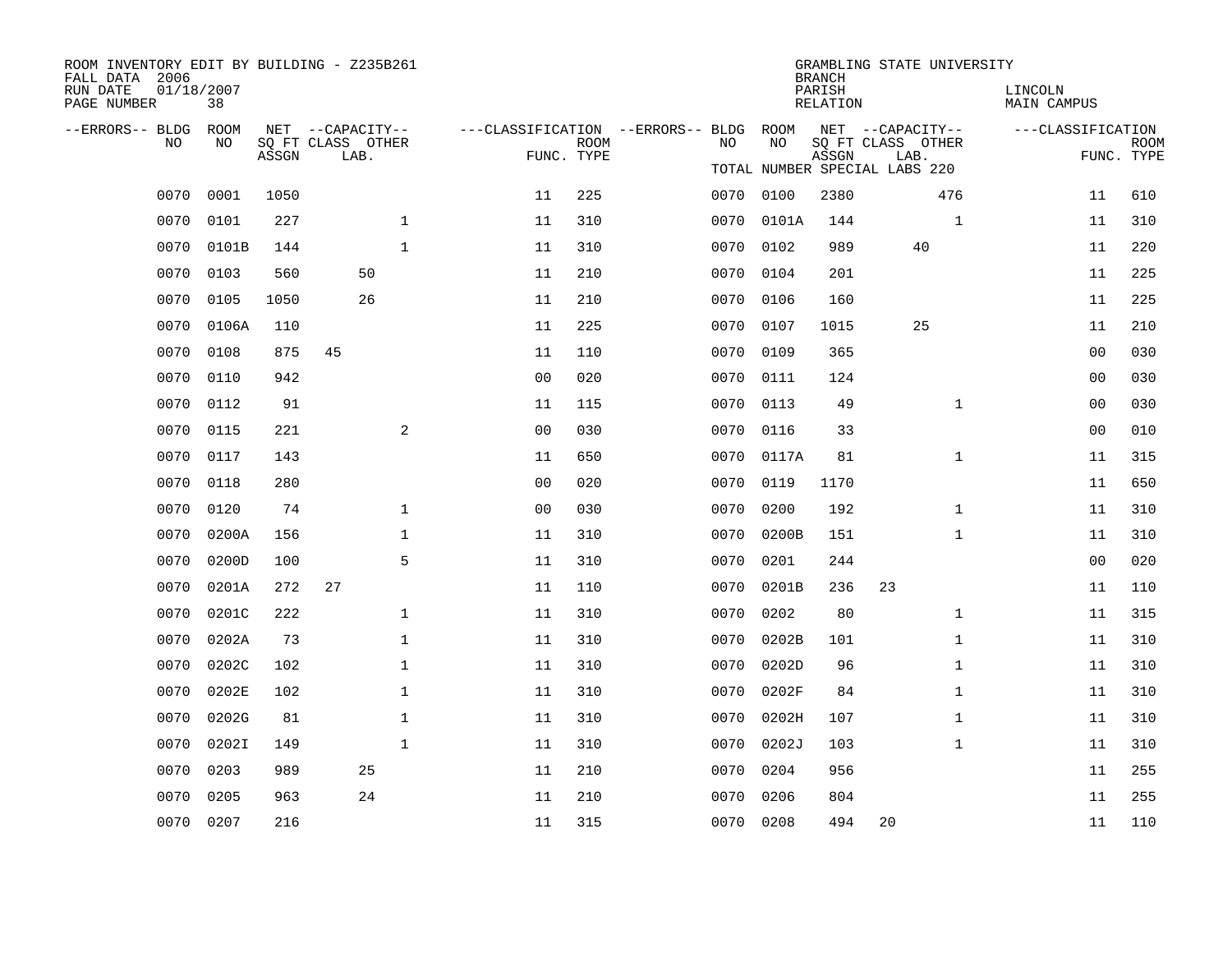ROOM INVENTORY EDIT BY BUILDING - Z235B261
FALL DATA 2006
RUN DATE 01/18/2007
PAGE NUMBER 38

GRAMBLING STATE UNIVERSITY
BRANCH
PARISH LINCOLN
RELATION MAIN CAMPUS

TOTAL NUMBER SPECIAL LABS 220

| --ERRORS-- | BLDG NO | ROOM NO | NET SQ FT ASSGN | CAPACITY CLASS | CAPACITY LAB. | CAPACITY OTHER | FUNC. | ROOM TYPE | --ERRORS-- | BLDG NO | ROOM NO | NET SQ FT ASSGN | CAPACITY CLASS | CAPACITY LAB. | CAPACITY OTHER | FUNC. | ROOM TYPE |
|---|---|---|---|---|---|---|---|---|---|---|---|---|---|---|---|---|---|
| | 0070 | 0001 | 1050 | | | | 11 | 225 | | 0070 | 0100 | 2380 | | | 476 | 11 | 610 |
| | 0070 | 0101 | 227 | | | 1 | 11 | 310 | | 0070 | 0101A | 144 | | | 1 | 11 | 310 |
| | 0070 | 0101B | 144 | | | 1 | 11 | 310 | | 0070 | 0102 | 989 | | 40 | | 11 | 220 |
| | 0070 | 0103 | 560 | | 50 | | 11 | 210 | | 0070 | 0104 | 201 | | | | 11 | 225 |
| | 0070 | 0105 | 1050 | | 26 | | 11 | 210 | | 0070 | 0106 | 160 | | | | 11 | 225 |
| | 0070 | 0106A | 110 | | | | 11 | 225 | | 0070 | 0107 | 1015 | | 25 | | 11 | 210 |
| | 0070 | 0108 | 875 | 45 | | | 11 | 110 | | 0070 | 0109 | 365 | | | | 00 | 030 |
| | 0070 | 0110 | 942 | | | | 00 | 020 | | 0070 | 0111 | 124 | | | | 00 | 030 |
| | 0070 | 0112 | 91 | | | | 11 | 115 | | 0070 | 0113 | 49 | | | 1 | 00 | 030 |
| | 0070 | 0115 | 221 | | | 2 | 00 | 030 | | 0070 | 0116 | 33 | | | | 00 | 010 |
| | 0070 | 0117 | 143 | | | | 11 | 650 | | 0070 | 0117A | 81 | | | 1 | 11 | 315 |
| | 0070 | 0118 | 280 | | | | 00 | 020 | | 0070 | 0119 | 1170 | | | | 11 | 650 |
| | 0070 | 0120 | 74 | | | 1 | 00 | 030 | | 0070 | 0200 | 192 | | | 1 | 11 | 310 |
| | 0070 | 0200A | 156 | | | 1 | 11 | 310 | | 0070 | 0200B | 151 | | | 1 | 11 | 310 |
| | 0070 | 0200D | 100 | | | 5 | 11 | 310 | | 0070 | 0201 | 244 | | | | 00 | 020 |
| | 0070 | 0201A | 272 | 27 | | | 11 | 110 | | 0070 | 0201B | 236 | 23 | | | 11 | 110 |
| | 0070 | 0201C | 222 | | | 1 | 11 | 310 | | 0070 | 0202 | 80 | | | 1 | 11 | 315 |
| | 0070 | 0202A | 73 | | | 1 | 11 | 310 | | 0070 | 0202B | 101 | | | 1 | 11 | 310 |
| | 0070 | 0202C | 102 | | | 1 | 11 | 310 | | 0070 | 0202D | 96 | | | 1 | 11 | 310 |
| | 0070 | 0202E | 102 | | | 1 | 11 | 310 | | 0070 | 0202F | 84 | | | 1 | 11 | 310 |
| | 0070 | 0202G | 81 | | | 1 | 11 | 310 | | 0070 | 0202H | 107 | | | 1 | 11 | 310 |
| | 0070 | 0202I | 149 | | | 1 | 11 | 310 | | 0070 | 0202J | 103 | | | 1 | 11 | 310 |
| | 0070 | 0203 | 989 | | 25 | | 11 | 210 | | 0070 | 0204 | 956 | | | | 11 | 255 |
| | 0070 | 0205 | 963 | | 24 | | 11 | 210 | | 0070 | 0206 | 804 | | | | 11 | 255 |
| | 0070 | 0207 | 216 | | | | 11 | 315 | | 0070 | 0208 | 494 | 20 | | | 11 | 110 |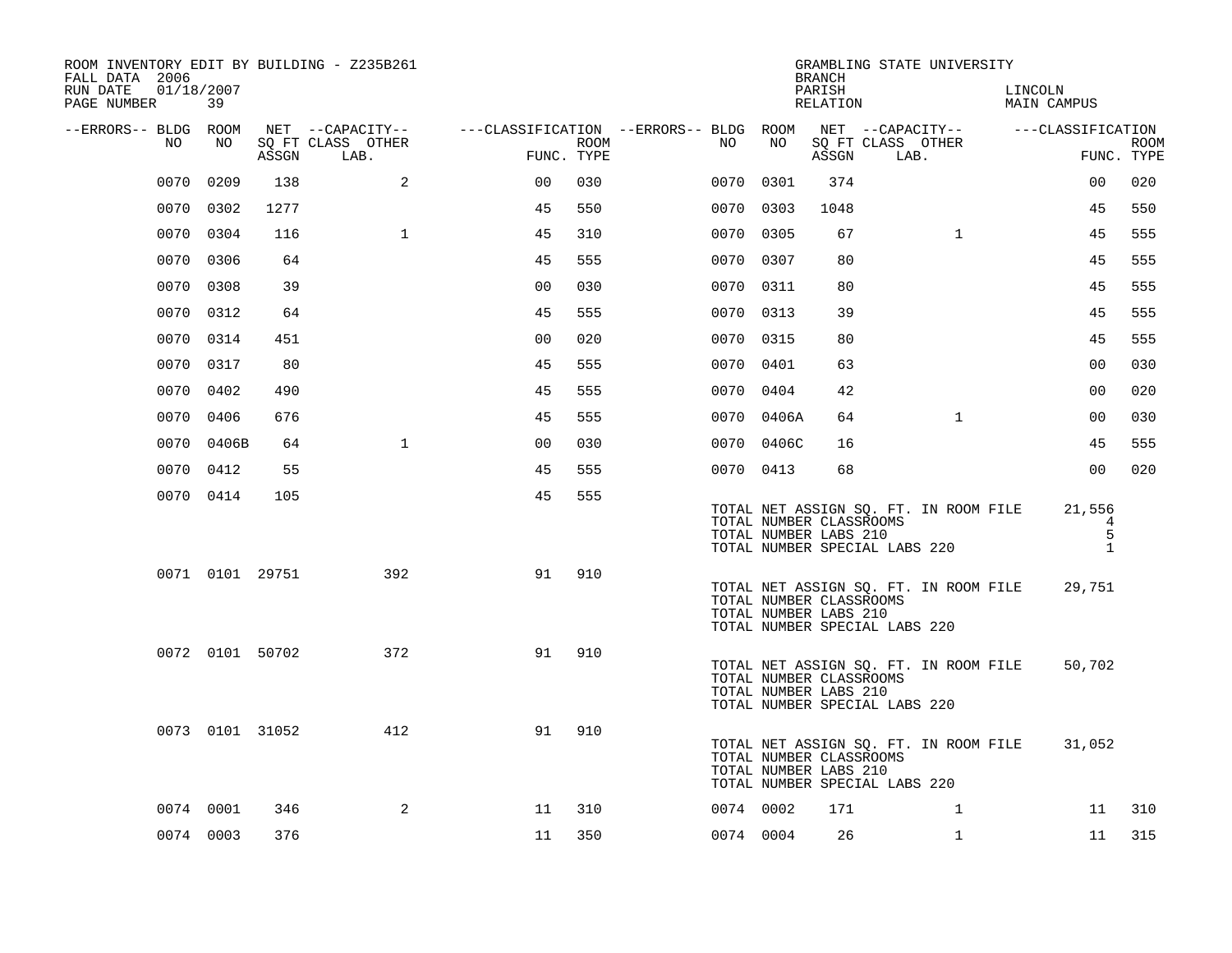ROOM INVENTORY EDIT BY BUILDING - Z235B261
FALL DATA 2006
RUN DATE 01/18/2007
PAGE NUMBER 39

GRAMBLING STATE UNIVERSITY
BRANCH
PARISH LINCOLN
RELATION MAIN CAMPUS

| --ERRORS-- | BLDG NO | ROOM NO | NET SQ FT ASSGN | --CAPACITY-- CLASS LAB. | OTHER | ---CLASSIFICATION FUNC. | ROOM TYPE | --ERRORS-- | BLDG NO | ROOM NO | NET SQ FT ASSGN | --CAPACITY-- CLASS LAB. | OTHER | ---CLASSIFICATION FUNC. | ROOM TYPE |
|---|---|---|---|---|---|---|---|---|---|---|---|---|---|---|---|
| | 0070 | 0209 | 138 | | 2 | 00 | 030 | | 0070 | 0301 | 374 | | | 00 | 020 |
| | 0070 | 0302 | 1277 | | | 45 | 550 | | 0070 | 0303 | 1048 | | | 45 | 550 |
| | 0070 | 0304 | 116 | | 1 | 45 | 310 | | 0070 | 0305 | 67 | | 1 | 45 | 555 |
| | 0070 | 0306 | 64 | | | 45 | 555 | | 0070 | 0307 | 80 | | | 45 | 555 |
| | 0070 | 0308 | 39 | | | 00 | 030 | | 0070 | 0311 | 80 | | | 45 | 555 |
| | 0070 | 0312 | 64 | | | 45 | 555 | | 0070 | 0313 | 39 | | | 45 | 555 |
| | 0070 | 0314 | 451 | | | 00 | 020 | | 0070 | 0315 | 80 | | | 45 | 555 |
| | 0070 | 0317 | 80 | | | 45 | 555 | | 0070 | 0401 | 63 | | | 00 | 030 |
| | 0070 | 0402 | 490 | | | 45 | 555 | | 0070 | 0404 | 42 | | | 00 | 020 |
| | 0070 | 0406 | 676 | | | 45 | 555 | | 0070 | 0406A | 64 | | 1 | 00 | 030 |
| | 0070 | 0406B | 64 | | 1 | 00 | 030 | | 0070 | 0406C | 16 | | | 45 | 555 |
| | 0070 | 0412 | 55 | | | 45 | 555 | | 0070 | 0413 | 68 | | | 00 | 020 |
| | 0070 | 0414 | 105 | | | 45 | 555 | | | | | | | | |

TOTAL NET ASSIGN SQ. FT. IN ROOM FILE 21,556
TOTAL NUMBER CLASSROOMS 4
TOTAL NUMBER LABS 210 5
TOTAL NUMBER SPECIAL LABS 220 1

| --ERRORS-- | BLDG NO | ROOM NO | NET SQ FT ASSGN | --CAPACITY-- CLASS LAB. | OTHER | ---CLASSIFICATION FUNC. | ROOM TYPE |
|---|---|---|---|---|---|---|---|
| | 0071 | 0101 | 29751 | | 392 | 91 | 910 |

TOTAL NET ASSIGN SQ. FT. IN ROOM FILE 29,751
TOTAL NUMBER CLASSROOMS
TOTAL NUMBER LABS 210
TOTAL NUMBER SPECIAL LABS 220

| --ERRORS-- | BLDG NO | ROOM NO | NET SQ FT ASSGN | --CAPACITY-- CLASS LAB. | OTHER | ---CLASSIFICATION FUNC. | ROOM TYPE |
|---|---|---|---|---|---|---|---|
| | 0072 | 0101 | 50702 | | 372 | 91 | 910 |

TOTAL NET ASSIGN SQ. FT. IN ROOM FILE 50,702
TOTAL NUMBER CLASSROOMS
TOTAL NUMBER LABS 210
TOTAL NUMBER SPECIAL LABS 220

| --ERRORS-- | BLDG NO | ROOM NO | NET SQ FT ASSGN | --CAPACITY-- CLASS LAB. | OTHER | ---CLASSIFICATION FUNC. | ROOM TYPE |
|---|---|---|---|---|---|---|---|
| | 0073 | 0101 | 31052 | | 412 | 91 | 910 |

TOTAL NET ASSIGN SQ. FT. IN ROOM FILE 31,052
TOTAL NUMBER CLASSROOMS
TOTAL NUMBER LABS 210
TOTAL NUMBER SPECIAL LABS 220

| --ERRORS-- | BLDG NO | ROOM NO | NET SQ FT ASSGN | --CAPACITY-- CLASS LAB. | OTHER | ---CLASSIFICATION FUNC. | ROOM TYPE | --ERRORS-- | BLDG NO | ROOM NO | NET SQ FT ASSGN | --CAPACITY-- CLASS LAB. | OTHER | ---CLASSIFICATION FUNC. | ROOM TYPE |
|---|---|---|---|---|---|---|---|---|---|---|---|---|---|---|---|
| | 0074 | 0001 | 346 | | 2 | 11 | 310 | | 0074 | 0002 | 171 | | 1 | 11 | 310 |
| | 0074 | 0003 | 376 | | | 11 | 350 | | 0074 | 0004 | 26 | | 1 | 11 | 315 |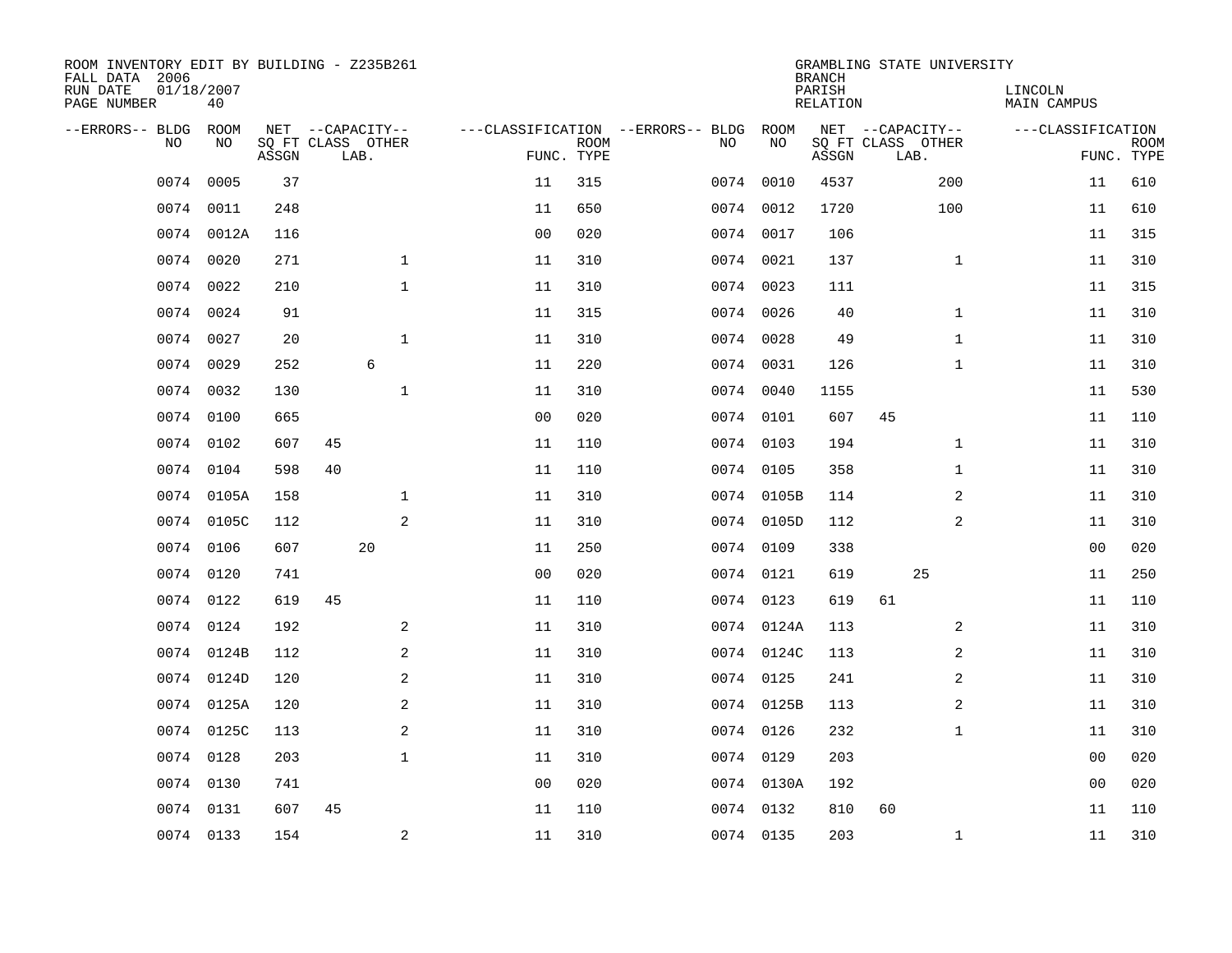ROOM INVENTORY EDIT BY BUILDING - Z235B261
FALL DATA 2006
RUN DATE 01/18/2007
PAGE NUMBER 40

GRAMBLING STATE UNIVERSITY
BRANCH
PARISH LINCOLN
RELATION MAIN CAMPUS

| --ERRORS-- | BLDG NO | ROOM NO | NET SQ FT ASSGN | CAPACITY CLASS | CAPACITY LAB. | CAPACITY OTHER | CLASSIFICATION FUNC. | ROOM TYPE | --ERRORS-- | BLDG NO | ROOM NO | NET SQ FT ASSGN | CAPACITY CLASS | CAPACITY LAB. | CAPACITY OTHER | CLASSIFICATION FUNC. | ROOM TYPE |
|---|---|---|---|---|---|---|---|---|---|---|---|---|---|---|---|---|---|
| | 0074 | 0005 | 37 | | | | 11 | 315 | | 0074 | 0010 | 4537 | | | 200 | 11 | 610 |
| | 0074 | 0011 | 248 | | | | 11 | 650 | | 0074 | 0012 | 1720 | | | 100 | 11 | 610 |
| | 0074 | 0012A | 116 | | | | 00 | 020 | | 0074 | 0017 | 106 | | | | 11 | 315 |
| | 0074 | 0020 | 271 | | | 1 | 11 | 310 | | 0074 | 0021 | 137 | | | 1 | 11 | 310 |
| | 0074 | 0022 | 210 | | | 1 | 11 | 310 | | 0074 | 0023 | 111 | | | | 11 | 315 |
| | 0074 | 0024 | 91 | | | | 11 | 315 | | 0074 | 0026 | 40 | | | 1 | 11 | 310 |
| | 0074 | 0027 | 20 | | | 1 | 11 | 310 | | 0074 | 0028 | 49 | | | 1 | 11 | 310 |
| | 0074 | 0029 | 252 | | 6 | | 11 | 220 | | 0074 | 0031 | 126 | | | 1 | 11 | 310 |
| | 0074 | 0032 | 130 | | | 1 | 11 | 310 | | 0074 | 0040 | 1155 | | | | 11 | 530 |
| | 0074 | 0100 | 665 | | | | 00 | 020 | | 0074 | 0101 | 607 | 45 | | | 11 | 110 |
| | 0074 | 0102 | 607 | 45 | | | 11 | 110 | | 0074 | 0103 | 194 | | | 1 | 11 | 310 |
| | 0074 | 0104 | 598 | 40 | | | 11 | 110 | | 0074 | 0105 | 358 | | | 1 | 11 | 310 |
| | 0074 | 0105A | 158 | | | 1 | 11 | 310 | | 0074 | 0105B | 114 | | | 2 | 11 | 310 |
| | 0074 | 0105C | 112 | | | 2 | 11 | 310 | | 0074 | 0105D | 112 | | | 2 | 11 | 310 |
| | 0074 | 0106 | 607 | | 20 | | 11 | 250 | | 0074 | 0109 | 338 | | | | 00 | 020 |
| | 0074 | 0120 | 741 | | | | 00 | 020 | | 0074 | 0121 | 619 | | 25 | | 11 | 250 |
| | 0074 | 0122 | 619 | 45 | | | 11 | 110 | | 0074 | 0123 | 619 | 61 | | | 11 | 110 |
| | 0074 | 0124 | 192 | | | 2 | 11 | 310 | | 0074 | 0124A | 113 | | | 2 | 11 | 310 |
| | 0074 | 0124B | 112 | | | 2 | 11 | 310 | | 0074 | 0124C | 113 | | | 2 | 11 | 310 |
| | 0074 | 0124D | 120 | | | 2 | 11 | 310 | | 0074 | 0125 | 241 | | | 2 | 11 | 310 |
| | 0074 | 0125A | 120 | | | 2 | 11 | 310 | | 0074 | 0125B | 113 | | | 2 | 11 | 310 |
| | 0074 | 0125C | 113 | | | 2 | 11 | 310 | | 0074 | 0126 | 232 | | | 1 | 11 | 310 |
| | 0074 | 0128 | 203 | | | 1 | 11 | 310 | | 0074 | 0129 | 203 | | | | 00 | 020 |
| | 0074 | 0130 | 741 | | | | 00 | 020 | | 0074 | 0130A | 192 | | | | 00 | 020 |
| | 0074 | 0131 | 607 | 45 | | | 11 | 110 | | 0074 | 0132 | 810 | 60 | | | 11 | 110 |
| | 0074 | 0133 | 154 | | | 2 | 11 | 310 | | 0074 | 0135 | 203 | | | 1 | 11 | 310 |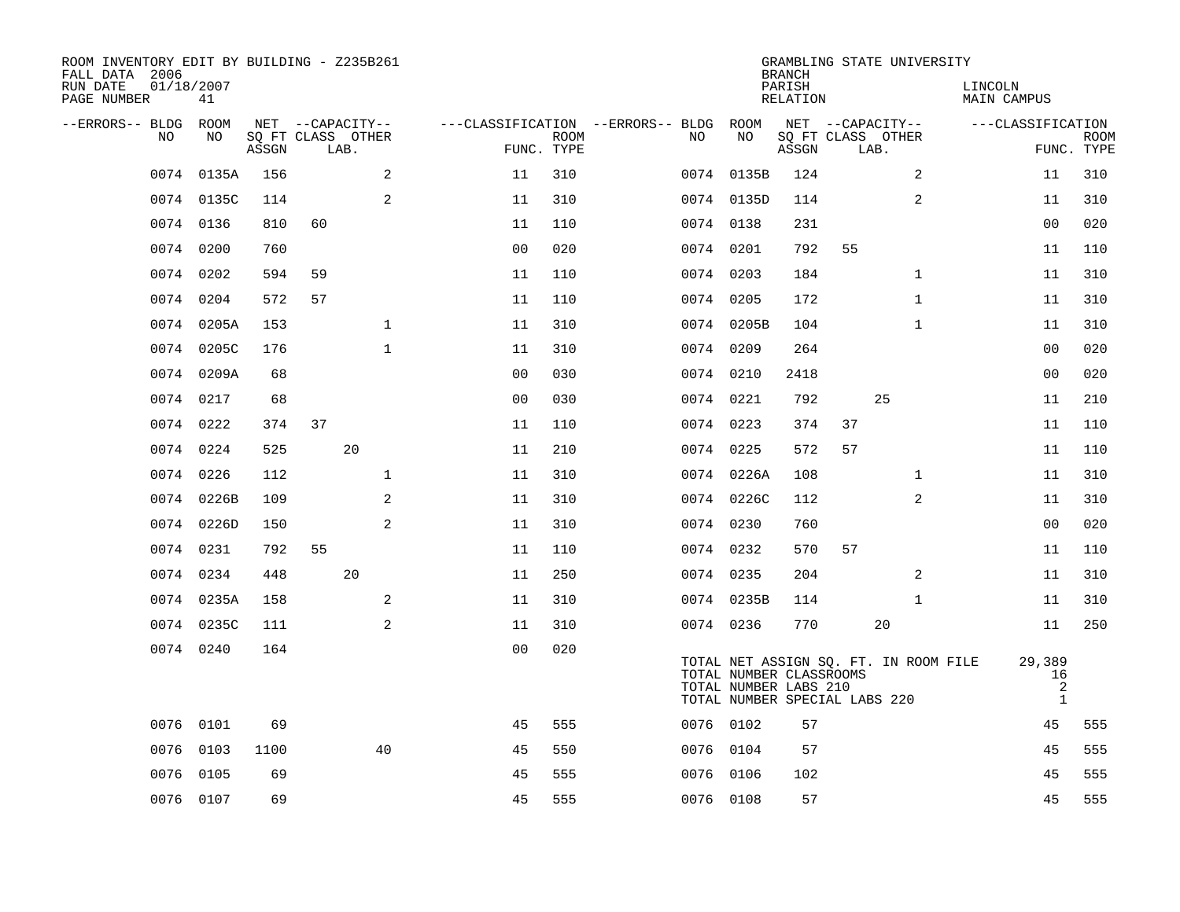ROOM INVENTORY EDIT BY BUILDING - Z235B261
FALL DATA 2006
RUN DATE 01/18/2007
PAGE NUMBER 41

GRAMBLING STATE UNIVERSITY
BRANCH
PARISH LINCOLN
RELATION MAIN CAMPUS

| --ERRORS-- | BLDG NO | ROOM NO | NET SQ FT ASSGN | --CAPACITY-- CLASS | LAB. | OTHER | ---CLASSIFICATION FUNC. | ROOM TYPE | --ERRORS-- | BLDG NO | ROOM NO | NET SQ FT ASSGN | --CAPACITY-- CLASS | LAB. | OTHER | ---CLASSIFICATION FUNC. | ROOM TYPE |
|---|---|---|---|---|---|---|---|---|---|---|---|---|---|---|---|---|---|
| | 0074 | 0135A | 156 | | | 2 | 11 | 310 | | 0074 | 0135B | 124 | | | 2 | 11 | 310 |
| | 0074 | 0135C | 114 | | | 2 | 11 | 310 | | 0074 | 0135D | 114 | | | 2 | 11 | 310 |
| | 0074 | 0136 | 810 | 60 | | | 11 | 110 | | 0074 | 0138 | 231 | | | | 00 | 020 |
| | 0074 | 0200 | 760 | | | | 00 | 020 | | 0074 | 0201 | 792 | 55 | | | 11 | 110 |
| | 0074 | 0202 | 594 | 59 | | | 11 | 110 | | 0074 | 0203 | 184 | | | 1 | 11 | 310 |
| | 0074 | 0204 | 572 | 57 | | | 11 | 110 | | 0074 | 0205 | 172 | | | 1 | 11 | 310 |
| | 0074 | 0205A | 153 | | | 1 | 11 | 310 | | 0074 | 0205B | 104 | | | 1 | 11 | 310 |
| | 0074 | 0205C | 176 | | | 1 | 11 | 310 | | 0074 | 0209 | 264 | | | | 00 | 020 |
| | 0074 | 0209A | 68 | | | | 00 | 030 | | 0074 | 0210 | 2418 | | | | 00 | 020 |
| | 0074 | 0217 | 68 | | | | 00 | 030 | | 0074 | 0221 | 792 | | 25 | | 11 | 210 |
| | 0074 | 0222 | 374 | 37 | | | 11 | 110 | | 0074 | 0223 | 374 | 37 | | | 11 | 110 |
| | 0074 | 0224 | 525 | | 20 | | 11 | 210 | | 0074 | 0225 | 572 | 57 | | | 11 | 110 |
| | 0074 | 0226 | 112 | | | 1 | 11 | 310 | | 0074 | 0226A | 108 | | | 1 | 11 | 310 |
| | 0074 | 0226B | 109 | | | 2 | 11 | 310 | | 0074 | 0226C | 112 | | | 2 | 11 | 310 |
| | 0074 | 0226D | 150 | | | 2 | 11 | 310 | | 0074 | 0230 | 760 | | | | 00 | 020 |
| | 0074 | 0231 | 792 | 55 | | | 11 | 110 | | 0074 | 0232 | 570 | 57 | | | 11 | 110 |
| | 0074 | 0234 | 448 | | 20 | | 11 | 250 | | 0074 | 0235 | 204 | | | 2 | 11 | 310 |
| | 0074 | 0235A | 158 | | | 2 | 11 | 310 | | 0074 | 0235B | 114 | | | 1 | 11 | 310 |
| | 0074 | 0235C | 111 | | | 2 | 11 | 310 | | 0074 | 0236 | 770 | | 20 | | 11 | 250 |
| | 0074 | 0240 | 164 | | | | 00 | 020 | | | | | | | | | |

TOTAL NET ASSIGN SQ. FT. IN ROOM FILE 29,389
TOTAL NUMBER CLASSROOMS 16
TOTAL NUMBER LABS 210 2
TOTAL NUMBER SPECIAL LABS 220 1

| --ERRORS-- | BLDG NO | ROOM NO | NET SQ FT ASSGN | --CAPACITY-- CLASS | LAB. | OTHER | ---CLASSIFICATION FUNC. | ROOM TYPE | --ERRORS-- | BLDG NO | ROOM NO | NET SQ FT ASSGN | --CAPACITY-- CLASS | LAB. | OTHER | ---CLASSIFICATION FUNC. | ROOM TYPE |
|---|---|---|---|---|---|---|---|---|---|---|---|---|---|---|---|---|---|
| | 0076 | 0101 | 69 | | | | 45 | 555 | | 0076 | 0102 | 57 | | | | 45 | 555 |
| | 0076 | 0103 | 1100 | | | 40 | 45 | 550 | | 0076 | 0104 | 57 | | | | 45 | 555 |
| | 0076 | 0105 | 69 | | | | 45 | 555 | | 0076 | 0106 | 102 | | | | 45 | 555 |
| | 0076 | 0107 | 69 | | | | 45 | 555 | | 0076 | 0108 | 57 | | | | 45 | 555 |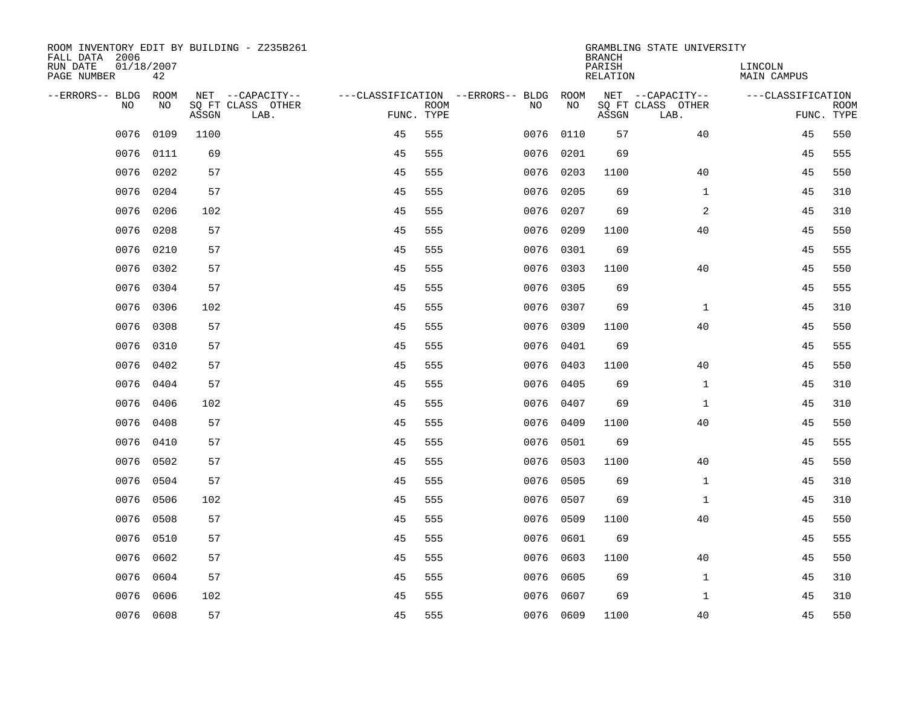ROOM INVENTORY EDIT BY BUILDING - Z235B261
FALL DATA 2006
RUN DATE 01/18/2007
PAGE NUMBER 42

GRAMBLING STATE UNIVERSITY
BRANCH
PARISH LINCOLN
RELATION MAIN CAMPUS

| --ERRORS-- | BLDG NO | ROOM NO | NET SQ FT ASSGN | --CAPACITY-- CLASS | OTHER LAB. | ---CLASSIFICATION FUNC. | ROOM TYPE | --ERRORS-- | BLDG NO | ROOM NO | NET SQ FT ASSGN | --CAPACITY-- CLASS | OTHER LAB. | ---CLASSIFICATION FUNC. | ROOM TYPE |
|---|---|---|---|---|---|---|---|---|---|---|---|---|---|---|---|
| | 0076 | 0109 | 1100 | | | 45 | 555 | | 0076 | 0110 | 57 | | 40 | 45 | 550 |
| | 0076 | 0111 | 69 | | | 45 | 555 | | 0076 | 0201 | 69 | | | 45 | 555 |
| | 0076 | 0202 | 57 | | | 45 | 555 | | 0076 | 0203 | 1100 | | 40 | 45 | 550 |
| | 0076 | 0204 | 57 | | | 45 | 555 | | 0076 | 0205 | 69 | | 1 | 45 | 310 |
| | 0076 | 0206 | 102 | | | 45 | 555 | | 0076 | 0207 | 69 | | 2 | 45 | 310 |
| | 0076 | 0208 | 57 | | | 45 | 555 | | 0076 | 0209 | 1100 | | 40 | 45 | 550 |
| | 0076 | 0210 | 57 | | | 45 | 555 | | 0076 | 0301 | 69 | | | 45 | 555 |
| | 0076 | 0302 | 57 | | | 45 | 555 | | 0076 | 0303 | 1100 | | 40 | 45 | 550 |
| | 0076 | 0304 | 57 | | | 45 | 555 | | 0076 | 0305 | 69 | | | 45 | 555 |
| | 0076 | 0306 | 102 | | | 45 | 555 | | 0076 | 0307 | 69 | | 1 | 45 | 310 |
| | 0076 | 0308 | 57 | | | 45 | 555 | | 0076 | 0309 | 1100 | | 40 | 45 | 550 |
| | 0076 | 0310 | 57 | | | 45 | 555 | | 0076 | 0401 | 69 | | | 45 | 555 |
| | 0076 | 0402 | 57 | | | 45 | 555 | | 0076 | 0403 | 1100 | | 40 | 45 | 550 |
| | 0076 | 0404 | 57 | | | 45 | 555 | | 0076 | 0405 | 69 | | 1 | 45 | 310 |
| | 0076 | 0406 | 102 | | | 45 | 555 | | 0076 | 0407 | 69 | | 1 | 45 | 310 |
| | 0076 | 0408 | 57 | | | 45 | 555 | | 0076 | 0409 | 1100 | | 40 | 45 | 550 |
| | 0076 | 0410 | 57 | | | 45 | 555 | | 0076 | 0501 | 69 | | | 45 | 555 |
| | 0076 | 0502 | 57 | | | 45 | 555 | | 0076 | 0503 | 1100 | | 40 | 45 | 550 |
| | 0076 | 0504 | 57 | | | 45 | 555 | | 0076 | 0505 | 69 | | 1 | 45 | 310 |
| | 0076 | 0506 | 102 | | | 45 | 555 | | 0076 | 0507 | 69 | | 1 | 45 | 310 |
| | 0076 | 0508 | 57 | | | 45 | 555 | | 0076 | 0509 | 1100 | | 40 | 45 | 550 |
| | 0076 | 0510 | 57 | | | 45 | 555 | | 0076 | 0601 | 69 | | | 45 | 555 |
| | 0076 | 0602 | 57 | | | 45 | 555 | | 0076 | 0603 | 1100 | | 40 | 45 | 550 |
| | 0076 | 0604 | 57 | | | 45 | 555 | | 0076 | 0605 | 69 | | 1 | 45 | 310 |
| | 0076 | 0606 | 102 | | | 45 | 555 | | 0076 | 0607 | 69 | | 1 | 45 | 310 |
| | 0076 | 0608 | 57 | | | 45 | 555 | | 0076 | 0609 | 1100 | | 40 | 45 | 550 |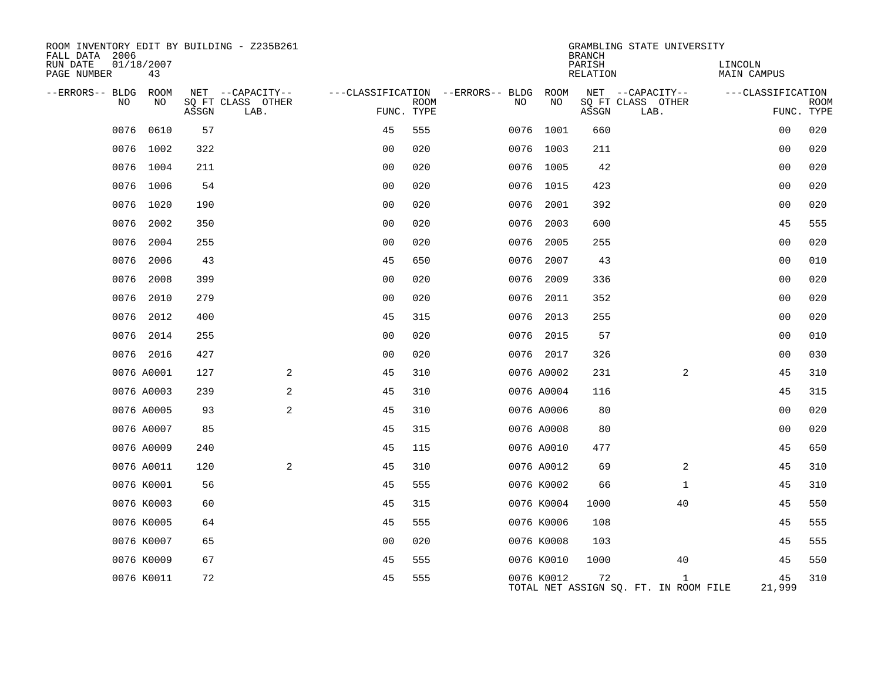ROOM INVENTORY EDIT BY BUILDING - Z235B261
FALL DATA 2006
RUN DATE 01/18/2007
PAGE NUMBER 43

GRAMBLING STATE UNIVERSITY
BRANCH
PARISH LINCOLN
RELATION MAIN CAMPUS

| --ERRORS-- | BLDG NO | ROOM NO | NET SQ FT ASSGN | CAPACITY CLASS LAB. | CAPACITY OTHER | CLASSIFICATION FUNC. | ROOM TYPE | --ERRORS-- | BLDG NO | ROOM NO | NET SQ FT ASSGN | CAPACITY CLASS LAB. | CAPACITY OTHER | CLASSIFICATION FUNC. | ROOM TYPE |
|---|---|---|---|---|---|---|---|---|---|---|---|---|---|---|---|
| | 0076 | 0610 | 57 | | | 45 | 555 | | 0076 | 1001 | 660 | | | 00 | 020 |
| | 0076 | 1002 | 322 | | | 00 | 020 | | 0076 | 1003 | 211 | | | 00 | 020 |
| | 0076 | 1004 | 211 | | | 00 | 020 | | 0076 | 1005 | 42 | | | 00 | 020 |
| | 0076 | 1006 | 54 | | | 00 | 020 | | 0076 | 1015 | 423 | | | 00 | 020 |
| | 0076 | 1020 | 190 | | | 00 | 020 | | 0076 | 2001 | 392 | | | 00 | 020 |
| | 0076 | 2002 | 350 | | | 00 | 020 | | 0076 | 2003 | 600 | | | 45 | 555 |
| | 0076 | 2004 | 255 | | | 00 | 020 | | 0076 | 2005 | 255 | | | 00 | 020 |
| | 0076 | 2006 | 43 | | | 45 | 650 | | 0076 | 2007 | 43 | | | 00 | 010 |
| | 0076 | 2008 | 399 | | | 00 | 020 | | 0076 | 2009 | 336 | | | 00 | 020 |
| | 0076 | 2010 | 279 | | | 00 | 020 | | 0076 | 2011 | 352 | | | 00 | 020 |
| | 0076 | 2012 | 400 | | | 45 | 315 | | 0076 | 2013 | 255 | | | 00 | 020 |
| | 0076 | 2014 | 255 | | | 00 | 020 | | 0076 | 2015 | 57 | | | 00 | 010 |
| | 0076 | 2016 | 427 | | | 00 | 020 | | 0076 | 2017 | 326 | | | 00 | 030 |
| | 0076 | A0001 | 127 | | 2 | 45 | 310 | | 0076 | A0002 | 231 | | 2 | 45 | 310 |
| | 0076 | A0003 | 239 | | 2 | 45 | 310 | | 0076 | A0004 | 116 | | | 45 | 315 |
| | 0076 | A0005 | 93 | | 2 | 45 | 310 | | 0076 | A0006 | 80 | | | 00 | 020 |
| | 0076 | A0007 | 85 | | | 45 | 315 | | 0076 | A0008 | 80 | | | 00 | 020 |
| | 0076 | A0009 | 240 | | | 45 | 115 | | 0076 | A0010 | 477 | | | 45 | 650 |
| | 0076 | A0011 | 120 | | 2 | 45 | 310 | | 0076 | A0012 | 69 | | 2 | 45 | 310 |
| | 0076 | K0001 | 56 | | | 45 | 555 | | 0076 | K0002 | 66 | | 1 | 45 | 310 |
| | 0076 | K0003 | 60 | | | 45 | 315 | | 0076 | K0004 | 1000 | | 40 | 45 | 550 |
| | 0076 | K0005 | 64 | | | 45 | 555 | | 0076 | K0006 | 108 | | | 45 | 555 |
| | 0076 | K0007 | 65 | | | 00 | 020 | | 0076 | K0008 | 103 | | | 45 | 555 |
| | 0076 | K0009 | 67 | | | 45 | 555 | | 0076 | K0010 | 1000 | | 40 | 45 | 550 |
| | 0076 | K0011 | 72 | | | 45 | 555 | | 0076 | K0012 | 72 | | 1 | 45 | 310 |

TOTAL NET ASSIGN SQ. FT. IN ROOM FILE 21,999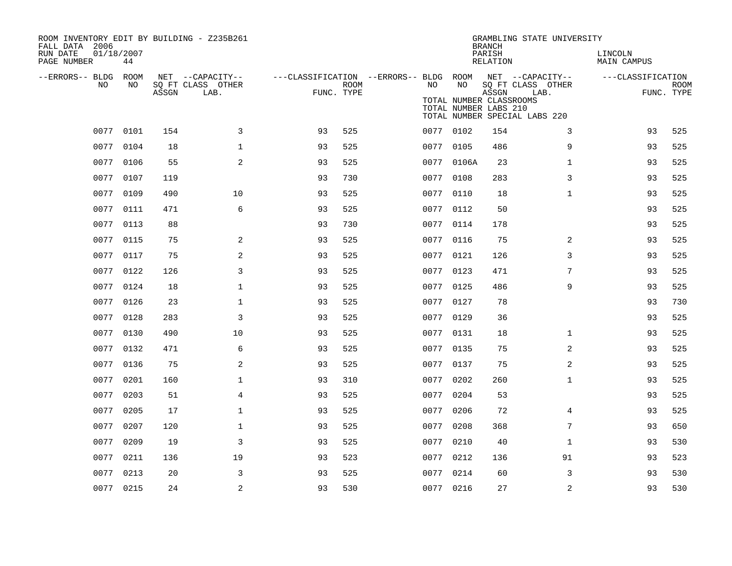ROOM INVENTORY EDIT BY BUILDING - Z235B261
FALL DATA 2006
RUN DATE 01/18/2007
PAGE NUMBER 44

GRAMBLING STATE UNIVERSITY
BRANCH
PARISH LINCOLN
RELATION MAIN CAMPUS

TOTAL NUMBER CLASSROOMS
TOTAL NUMBER LABS 210
TOTAL NUMBER SPECIAL LABS 220

| --ERRORS-- | BLDG NO | ROOM NO | NET SQ FT ASSGN | CAPACITY CLASS LAB. | CAPACITY OTHER | CLASSIFICATION FUNC. | ROOM TYPE | --ERRORS-- | BLDG NO | ROOM NO | NET SQ FT ASSGN | CAPACITY CLASS LAB. | CAPACITY OTHER | CLASSIFICATION FUNC. | ROOM TYPE |
|---|---|---|---|---|---|---|---|---|---|---|---|---|---|---|---|
| | 0077 | 0101 | 154 | | 3 | 93 | 525 | | 0077 | 0102 | 154 | | 3 | 93 | 525 |
| | 0077 | 0104 | 18 | | 1 | 93 | 525 | | 0077 | 0105 | 486 | | 9 | 93 | 525 |
| | 0077 | 0106 | 55 | | 2 | 93 | 525 | | 0077 | 0106A | 23 | | 1 | 93 | 525 |
| | 0077 | 0107 | 119 | | | 93 | 730 | | 0077 | 0108 | 283 | | 3 | 93 | 525 |
| | 0077 | 0109 | 490 | | 10 | 93 | 525 | | 0077 | 0110 | 18 | | 1 | 93 | 525 |
| | 0077 | 0111 | 471 | | 6 | 93 | 525 | | 0077 | 0112 | 50 | | | 93 | 525 |
| | 0077 | 0113 | 88 | | | 93 | 730 | | 0077 | 0114 | 178 | | | 93 | 525 |
| | 0077 | 0115 | 75 | | 2 | 93 | 525 | | 0077 | 0116 | 75 | | 2 | 93 | 525 |
| | 0077 | 0117 | 75 | | 2 | 93 | 525 | | 0077 | 0121 | 126 | | 3 | 93 | 525 |
| | 0077 | 0122 | 126 | | 3 | 93 | 525 | | 0077 | 0123 | 471 | | 7 | 93 | 525 |
| | 0077 | 0124 | 18 | | 1 | 93 | 525 | | 0077 | 0125 | 486 | | 9 | 93 | 525 |
| | 0077 | 0126 | 23 | | 1 | 93 | 525 | | 0077 | 0127 | 78 | | | 93 | 730 |
| | 0077 | 0128 | 283 | | 3 | 93 | 525 | | 0077 | 0129 | 36 | | | 93 | 525 |
| | 0077 | 0130 | 490 | | 10 | 93 | 525 | | 0077 | 0131 | 18 | | 1 | 93 | 525 |
| | 0077 | 0132 | 471 | | 6 | 93 | 525 | | 0077 | 0135 | 75 | | 2 | 93 | 525 |
| | 0077 | 0136 | 75 | | 2 | 93 | 525 | | 0077 | 0137 | 75 | | 2 | 93 | 525 |
| | 0077 | 0201 | 160 | | 1 | 93 | 310 | | 0077 | 0202 | 260 | | 1 | 93 | 525 |
| | 0077 | 0203 | 51 | | 4 | 93 | 525 | | 0077 | 0204 | 53 | | | 93 | 525 |
| | 0077 | 0205 | 17 | | 1 | 93 | 525 | | 0077 | 0206 | 72 | | 4 | 93 | 525 |
| | 0077 | 0207 | 120 | | 1 | 93 | 525 | | 0077 | 0208 | 368 | | 7 | 93 | 650 |
| | 0077 | 0209 | 19 | | 3 | 93 | 525 | | 0077 | 0210 | 40 | | 1 | 93 | 530 |
| | 0077 | 0211 | 136 | | 19 | 93 | 523 | | 0077 | 0212 | 136 | | 91 | 93 | 523 |
| | 0077 | 0213 | 20 | | 3 | 93 | 525 | | 0077 | 0214 | 60 | | 3 | 93 | 530 |
| | 0077 | 0215 | 24 | | 2 | 93 | 530 | | 0077 | 0216 | 27 | | 2 | 93 | 530 |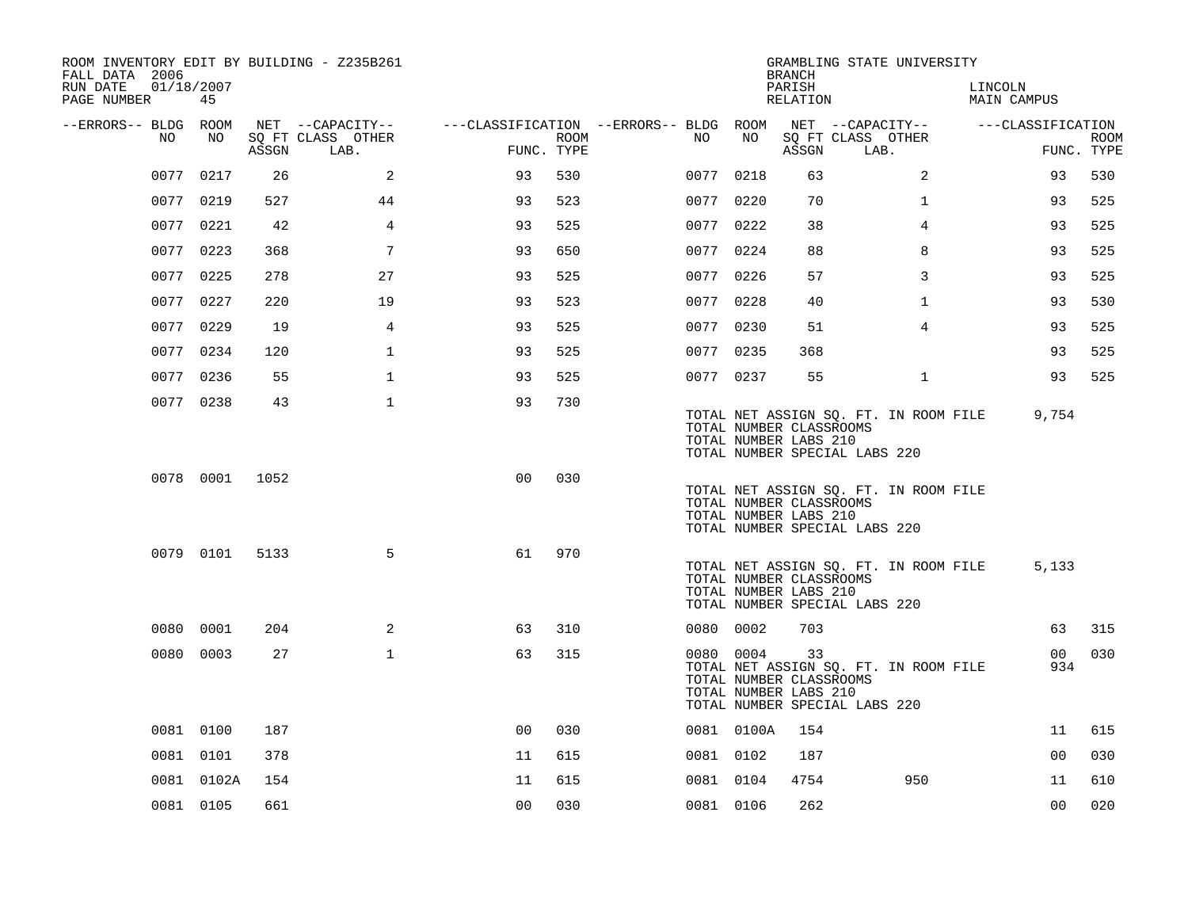ROOM INVENTORY EDIT BY BUILDING - Z235B261
FALL DATA 2006
RUN DATE 01/18/2007
PAGE NUMBER 45

GRAMBLING STATE UNIVERSITY
BRANCH
PARISH LINCOLN
RELATION MAIN CAMPUS

| --ERRORS-- | BLDG NO | ROOM NO | NET SQ FT ASSGN | --CAPACITY-- CLASS LAB. | OTHER | ---CLASSIFICATION FUNC. | ROOM TYPE | --ERRORS-- | BLDG NO | ROOM NO | NET SQ FT ASSGN | --CAPACITY-- CLASS LAB. | OTHER | ---CLASSIFICATION FUNC. | ROOM TYPE |
|---|---|---|---|---|---|---|---|---|---|---|---|---|---|---|---|
| | 0077 | 0217 | 26 | | 2 | 93 | 530 | | 0077 | 0218 | 63 | | 2 | 93 | 530 |
| | 0077 | 0219 | 527 | | 44 | 93 | 523 | | 0077 | 0220 | 70 | | 1 | 93 | 525 |
| | 0077 | 0221 | 42 | | 4 | 93 | 525 | | 0077 | 0222 | 38 | | 4 | 93 | 525 |
| | 0077 | 0223 | 368 | | 7 | 93 | 650 | | 0077 | 0224 | 88 | | 8 | 93 | 525 |
| | 0077 | 0225 | 278 | | 27 | 93 | 525 | | 0077 | 0226 | 57 | | 3 | 93 | 525 |
| | 0077 | 0227 | 220 | | 19 | 93 | 523 | | 0077 | 0228 | 40 | | 1 | 93 | 530 |
| | 0077 | 0229 | 19 | | 4 | 93 | 525 | | 0077 | 0230 | 51 | | 4 | 93 | 525 |
| | 0077 | 0234 | 120 | | 1 | 93 | 525 | | 0077 | 0235 | 368 | | | 93 | 525 |
| | 0077 | 0236 | 55 | | 1 | 93 | 525 | | 0077 | 0237 | 55 | | 1 | 93 | 525 |
| | 0077 | 0238 | 43 | | 1 | 93 | 730 | | | | | | | | |

TOTAL NET ASSIGN SQ. FT. IN ROOM FILE 9,754
TOTAL NUMBER CLASSROOMS
TOTAL NUMBER LABS 210
TOTAL NUMBER SPECIAL LABS 220

| --ERRORS-- | BLDG NO | ROOM NO | NET SQ FT ASSGN | --CAPACITY-- CLASS LAB. | OTHER | ---CLASSIFICATION FUNC. | ROOM TYPE |
|---|---|---|---|---|---|---|---|
| | 0078 | 0001 | 1052 | | | 00 | 030 |

TOTAL NET ASSIGN SQ. FT. IN ROOM FILE
TOTAL NUMBER CLASSROOMS
TOTAL NUMBER LABS 210
TOTAL NUMBER SPECIAL LABS 220

| --ERRORS-- | BLDG NO | ROOM NO | NET SQ FT ASSGN | --CAPACITY-- CLASS LAB. | OTHER | ---CLASSIFICATION FUNC. | ROOM TYPE |
|---|---|---|---|---|---|---|---|
| | 0079 | 0101 | 5133 | | 5 | 61 | 970 |

TOTAL NET ASSIGN SQ. FT. IN ROOM FILE 5,133
TOTAL NUMBER CLASSROOMS
TOTAL NUMBER LABS 210
TOTAL NUMBER SPECIAL LABS 220

| --ERRORS-- | BLDG NO | ROOM NO | NET SQ FT ASSGN | --CAPACITY-- CLASS LAB. | OTHER | ---CLASSIFICATION FUNC. | ROOM TYPE | --ERRORS-- | BLDG NO | ROOM NO | NET SQ FT ASSGN | --CAPACITY-- CLASS LAB. | OTHER | ---CLASSIFICATION FUNC. | ROOM TYPE |
|---|---|---|---|---|---|---|---|---|---|---|---|---|---|---|---|
| | 0080 | 0001 | 204 | | 2 | 63 | 310 | | 0080 | 0002 | 703 | | | 63 | 315 |
| | 0080 | 0003 | 27 | | 1 | 63 | 315 | | 0080 | 0004 | 33 | | | 00 | 030 |

TOTAL NET ASSIGN SQ. FT. IN ROOM FILE 934
TOTAL NUMBER CLASSROOMS
TOTAL NUMBER LABS 210
TOTAL NUMBER SPECIAL LABS 220

| --ERRORS-- | BLDG NO | ROOM NO | NET SQ FT ASSGN | --CAPACITY-- CLASS LAB. | OTHER | ---CLASSIFICATION FUNC. | ROOM TYPE | --ERRORS-- | BLDG NO | ROOM NO | NET SQ FT ASSGN | --CAPACITY-- CLASS LAB. | OTHER | ---CLASSIFICATION FUNC. | ROOM TYPE |
|---|---|---|---|---|---|---|---|---|---|---|---|---|---|---|---|
| | 0081 | 0100 | 187 | | | 00 | 030 | | 0081 | 0100A | 154 | | | 11 | 615 |
| | 0081 | 0101 | 378 | | | 11 | 615 | | 0081 | 0102 | 187 | | | 00 | 030 |
| | 0081 | 0102A | 154 | | | 11 | 615 | | 0081 | 0104 | 4754 | | 950 | 11 | 610 |
| | 0081 | 0105 | 661 | | | 00 | 030 | | 0081 | 0106 | 262 | | | 00 | 020 |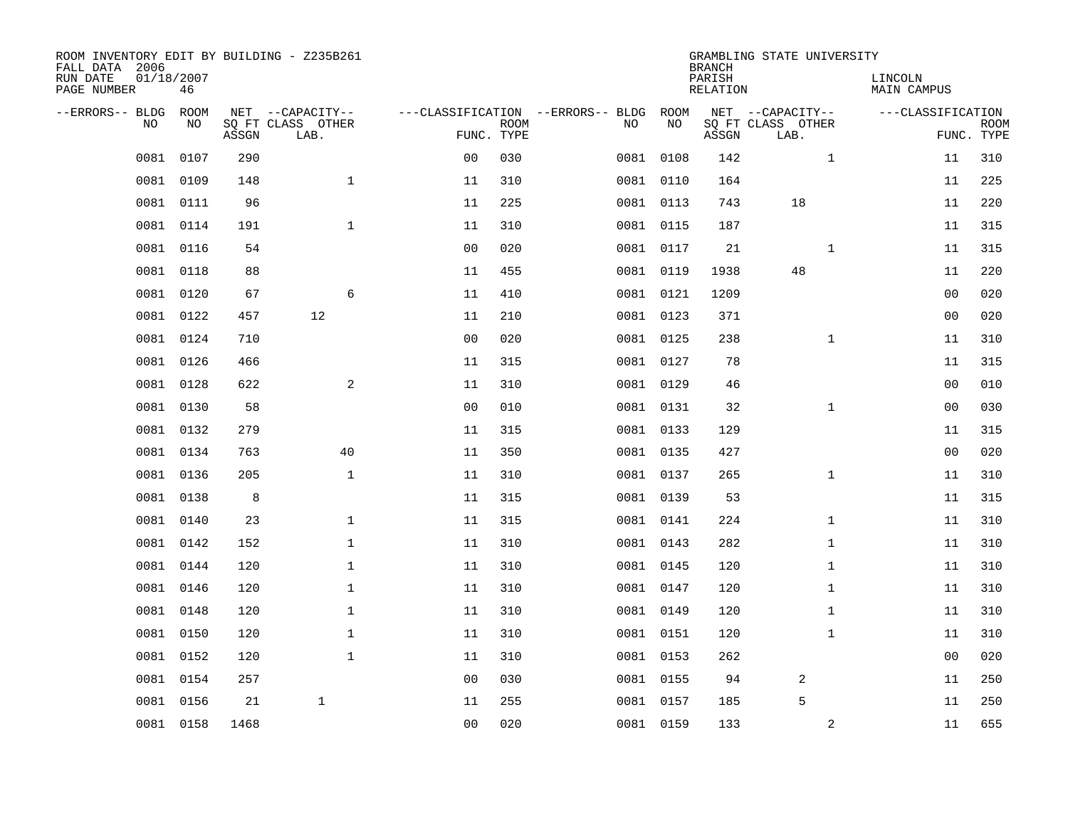ROOM INVENTORY EDIT BY BUILDING - Z235B261
FALL DATA 2006
RUN DATE 01/18/2007
PAGE NUMBER 46

GRAMBLING STATE UNIVERSITY
BRANCH
PARISH LINCOLN
RELATION MAIN CAMPUS

| --ERRORS-- | BLDG NO | ROOM NO | NET SQ FT ASSGN | --CAPACITY-- CLASS LAB. | OTHER | ---CLASSIFICATION FUNC. | ROOM TYPE | --ERRORS-- | BLDG NO | ROOM NO | NET SQ FT ASSGN | --CAPACITY-- CLASS LAB. | OTHER | ---CLASSIFICATION FUNC. | ROOM TYPE |
|---|---|---|---|---|---|---|---|---|---|---|---|---|---|---|---|
| | 0081 | 0107 | 290 | | | 00 | 030 | | 0081 | 0108 | 142 | | 1 | 11 | 310 |
| | 0081 | 0109 | 148 | | 1 | 11 | 310 | | 0081 | 0110 | 164 | | | 11 | 225 |
| | 0081 | 0111 | 96 | | | 11 | 225 | | 0081 | 0113 | 743 | 18 | | 11 | 220 |
| | 0081 | 0114 | 191 | | 1 | 11 | 310 | | 0081 | 0115 | 187 | | | 11 | 315 |
| | 0081 | 0116 | 54 | | | 00 | 020 | | 0081 | 0117 | 21 | | 1 | 11 | 315 |
| | 0081 | 0118 | 88 | | | 11 | 455 | | 0081 | 0119 | 1938 | 48 | | 11 | 220 |
| | 0081 | 0120 | 67 | | 6 | 11 | 410 | | 0081 | 0121 | 1209 | | | 00 | 020 |
| | 0081 | 0122 | 457 | 12 | | 11 | 210 | | 0081 | 0123 | 371 | | | 00 | 020 |
| | 0081 | 0124 | 710 | | | 00 | 020 | | 0081 | 0125 | 238 | | 1 | 11 | 310 |
| | 0081 | 0126 | 466 | | | 11 | 315 | | 0081 | 0127 | 78 | | | 11 | 315 |
| | 0081 | 0128 | 622 | | 2 | 11 | 310 | | 0081 | 0129 | 46 | | | 00 | 010 |
| | 0081 | 0130 | 58 | | | 00 | 010 | | 0081 | 0131 | 32 | | 1 | 00 | 030 |
| | 0081 | 0132 | 279 | | | 11 | 315 | | 0081 | 0133 | 129 | | | 11 | 315 |
| | 0081 | 0134 | 763 | | 40 | 11 | 350 | | 0081 | 0135 | 427 | | | 00 | 020 |
| | 0081 | 0136 | 205 | | 1 | 11 | 310 | | 0081 | 0137 | 265 | | 1 | 11 | 310 |
| | 0081 | 0138 | 8 | | | 11 | 315 | | 0081 | 0139 | 53 | | | 11 | 315 |
| | 0081 | 0140 | 23 | | 1 | 11 | 315 | | 0081 | 0141 | 224 | | 1 | 11 | 310 |
| | 0081 | 0142 | 152 | | 1 | 11 | 310 | | 0081 | 0143 | 282 | | 1 | 11 | 310 |
| | 0081 | 0144 | 120 | | 1 | 11 | 310 | | 0081 | 0145 | 120 | | 1 | 11 | 310 |
| | 0081 | 0146 | 120 | | 1 | 11 | 310 | | 0081 | 0147 | 120 | | 1 | 11 | 310 |
| | 0081 | 0148 | 120 | | 1 | 11 | 310 | | 0081 | 0149 | 120 | | 1 | 11 | 310 |
| | 0081 | 0150 | 120 | | 1 | 11 | 310 | | 0081 | 0151 | 120 | | 1 | 11 | 310 |
| | 0081 | 0152 | 120 | | 1 | 11 | 310 | | 0081 | 0153 | 262 | | | 00 | 020 |
| | 0081 | 0154 | 257 | | | 00 | 030 | | 0081 | 0155 | 94 | 2 | | 11 | 250 |
| | 0081 | 0156 | 21 | 1 | | 11 | 255 | | 0081 | 0157 | 185 | 5 | | 11 | 250 |
| | 0081 | 0158 | 1468 | | | 00 | 020 | | 0081 | 0159 | 133 | | 2 | 11 | 655 |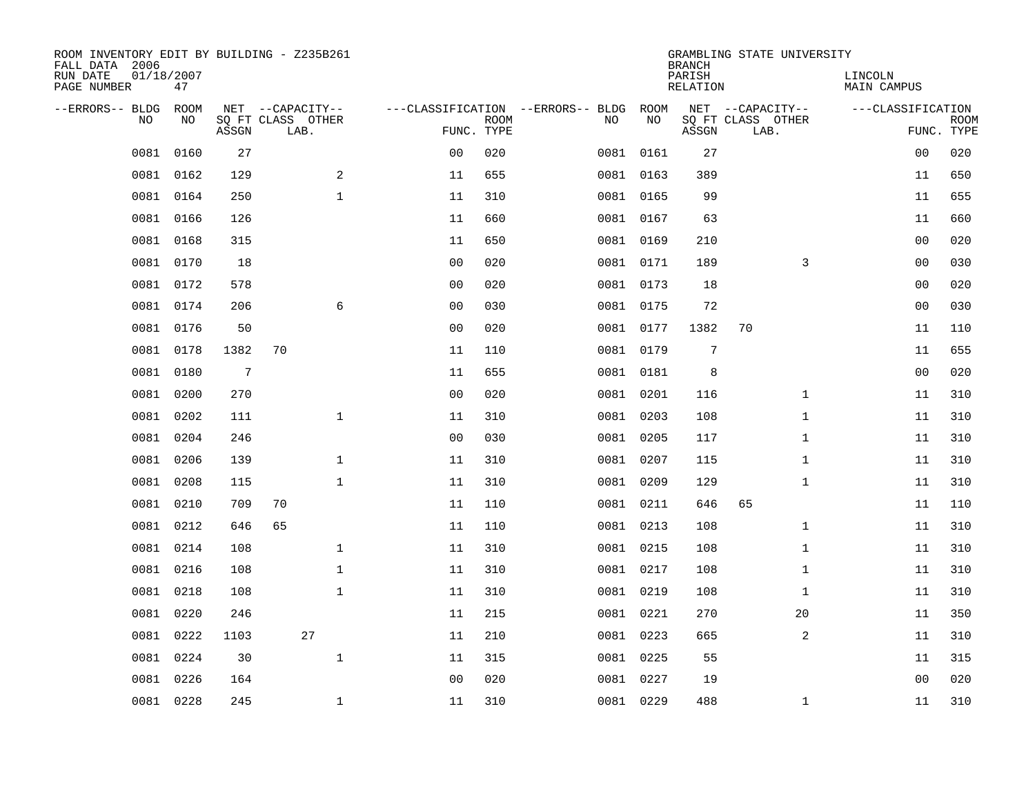ROOM INVENTORY EDIT BY BUILDING - Z235B261
FALL DATA 2006
RUN DATE 01/18/2007
PAGE NUMBER 47

GRAMBLING STATE UNIVERSITY
BRANCH
PARISH LINCOLN
RELATION MAIN CAMPUS

| --ERRORS-- | BLDG NO | ROOM NO | NET SQ FT ASSGN | CAPACITY CLASS LAB. | CAPACITY OTHER | CLASSIFICATION FUNC. | ROOM TYPE | --ERRORS-- | BLDG NO | ROOM NO | NET SQ FT ASSGN | CAPACITY CLASS LAB. | CAPACITY OTHER | CLASSIFICATION FUNC. | ROOM TYPE |
|---|---|---|---|---|---|---|---|---|---|---|---|---|---|---|---|
| | 0081 | 0160 | 27 | | | 00 | 020 | | 0081 | 0161 | 27 | | | 00 | 020 |
| | 0081 | 0162 | 129 | | 2 | 11 | 655 | | 0081 | 0163 | 389 | | | 11 | 650 |
| | 0081 | 0164 | 250 | | 1 | 11 | 310 | | 0081 | 0165 | 99 | | | 11 | 655 |
| | 0081 | 0166 | 126 | | | 11 | 660 | | 0081 | 0167 | 63 | | | 11 | 660 |
| | 0081 | 0168 | 315 | | | 11 | 650 | | 0081 | 0169 | 210 | | | 00 | 020 |
| | 0081 | 0170 | 18 | | | 00 | 020 | | 0081 | 0171 | 189 | | 3 | 00 | 030 |
| | 0081 | 0172 | 578 | | | 00 | 020 | | 0081 | 0173 | 18 | | | 00 | 020 |
| | 0081 | 0174 | 206 | | 6 | 00 | 030 | | 0081 | 0175 | 72 | | | 00 | 030 |
| | 0081 | 0176 | 50 | | | 00 | 020 | | 0081 | 0177 | 1382 | 70 | | 11 | 110 |
| | 0081 | 0178 | 1382 | 70 | | 11 | 110 | | 0081 | 0179 | 7 | | | 11 | 655 |
| | 0081 | 0180 | 7 | | | 11 | 655 | | 0081 | 0181 | 8 | | | 00 | 020 |
| | 0081 | 0200 | 270 | | | 00 | 020 | | 0081 | 0201 | 116 | | 1 | 11 | 310 |
| | 0081 | 0202 | 111 | | 1 | 11 | 310 | | 0081 | 0203 | 108 | | 1 | 11 | 310 |
| | 0081 | 0204 | 246 | | | 00 | 030 | | 0081 | 0205 | 117 | | 1 | 11 | 310 |
| | 0081 | 0206 | 139 | | 1 | 11 | 310 | | 0081 | 0207 | 115 | | 1 | 11 | 310 |
| | 0081 | 0208 | 115 | | 1 | 11 | 310 | | 0081 | 0209 | 129 | | 1 | 11 | 310 |
| | 0081 | 0210 | 709 | 70 | | 11 | 110 | | 0081 | 0211 | 646 | 65 | | 11 | 110 |
| | 0081 | 0212 | 646 | 65 | | 11 | 110 | | 0081 | 0213 | 108 | | 1 | 11 | 310 |
| | 0081 | 0214 | 108 | | 1 | 11 | 310 | | 0081 | 0215 | 108 | | 1 | 11 | 310 |
| | 0081 | 0216 | 108 | | 1 | 11 | 310 | | 0081 | 0217 | 108 | | 1 | 11 | 310 |
| | 0081 | 0218 | 108 | | 1 | 11 | 310 | | 0081 | 0219 | 108 | | 1 | 11 | 310 |
| | 0081 | 0220 | 246 | | | 11 | 215 | | 0081 | 0221 | 270 | | 20 | 11 | 350 |
| | 0081 | 0222 | 1103 | 27 | | 11 | 210 | | 0081 | 0223 | 665 | | 2 | 11 | 310 |
| | 0081 | 0224 | 30 | | 1 | 11 | 315 | | 0081 | 0225 | 55 | | | 11 | 315 |
| | 0081 | 0226 | 164 | | | 00 | 020 | | 0081 | 0227 | 19 | | | 00 | 020 |
| | 0081 | 0228 | 245 | | 1 | 11 | 310 | | 0081 | 0229 | 488 | | 1 | 11 | 310 |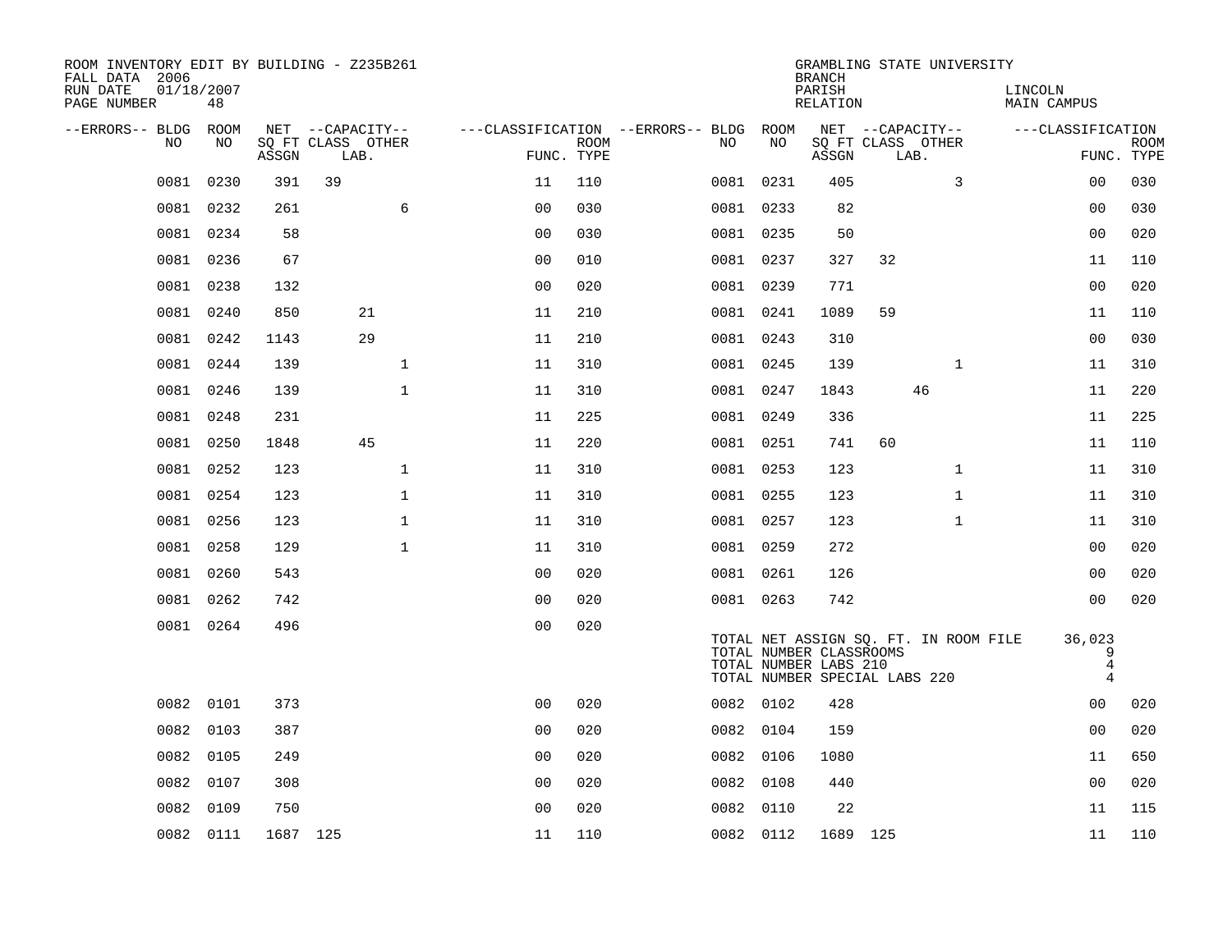ROOM INVENTORY EDIT BY BUILDING - Z235B261
FALL DATA 2006
RUN DATE 01/18/2007
PAGE NUMBER 48

GRAMBLING STATE UNIVERSITY
BRANCH
PARISH LINCOLN
RELATION MAIN CAMPUS

| --ERRORS-- | BLDG NO | ROOM NO | NET ASSGN SQ FT | CAPACITY CLASS | CAPACITY LAB. | CAPACITY OTHER | CLASSIFICATION FUNC. | ROOM TYPE | --ERRORS-- | BLDG NO | ROOM NO | NET ASSGN SQ FT | CAPACITY CLASS | CAPACITY LAB. | CAPACITY OTHER | CLASSIFICATION FUNC. | ROOM TYPE |
|---|---|---|---|---|---|---|---|---|---|---|---|---|---|---|---|---|---|
| | 0081 | 0230 | 391 | 39 | | | 11 | 110 | | 0081 | 0231 | 405 | | | 3 | 00 | 030 |
| | 0081 | 0232 | 261 | | | 6 | 00 | 030 | | 0081 | 0233 | 82 | | | | 00 | 030 |
| | 0081 | 0234 | 58 | | | | 00 | 030 | | 0081 | 0235 | 50 | | | | 00 | 020 |
| | 0081 | 0236 | 67 | | | | 00 | 010 | | 0081 | 0237 | 327 | 32 | | | 11 | 110 |
| | 0081 | 0238 | 132 | | | | 00 | 020 | | 0081 | 0239 | 771 | | | | 00 | 020 |
| | 0081 | 0240 | 850 | | 21 | | 11 | 210 | | 0081 | 0241 | 1089 | 59 | | | 11 | 110 |
| | 0081 | 0242 | 1143 | | 29 | | 11 | 210 | | 0081 | 0243 | 310 | | | | 00 | 030 |
| | 0081 | 0244 | 139 | | | 1 | 11 | 310 | | 0081 | 0245 | 139 | | | 1 | 11 | 310 |
| | 0081 | 0246 | 139 | | | 1 | 11 | 310 | | 0081 | 0247 | 1843 | | 46 | | 11 | 220 |
| | 0081 | 0248 | 231 | | | | 11 | 225 | | 0081 | 0249 | 336 | | | | 11 | 225 |
| | 0081 | 0250 | 1848 | | 45 | | 11 | 220 | | 0081 | 0251 | 741 | 60 | | | 11 | 110 |
| | 0081 | 0252 | 123 | | | 1 | 11 | 310 | | 0081 | 0253 | 123 | | | 1 | 11 | 310 |
| | 0081 | 0254 | 123 | | | 1 | 11 | 310 | | 0081 | 0255 | 123 | | | 1 | 11 | 310 |
| | 0081 | 0256 | 123 | | | 1 | 11 | 310 | | 0081 | 0257 | 123 | | | 1 | 11 | 310 |
| | 0081 | 0258 | 129 | | | 1 | 11 | 310 | | 0081 | 0259 | 272 | | | | 00 | 020 |
| | 0081 | 0260 | 543 | | | | 00 | 020 | | 0081 | 0261 | 126 | | | | 00 | 020 |
| | 0081 | 0262 | 742 | | | | 00 | 020 | | 0081 | 0263 | 742 | | | | 00 | 020 |
| | 0081 | 0264 | 496 | | | | 00 | 020 | | | | | | | | | |

TOTAL NET ASSIGN SQ. FT. IN ROOM FILE 36,023
TOTAL NUMBER CLASSROOMS 9
TOTAL NUMBER LABS 210 4
TOTAL NUMBER SPECIAL LABS 220 4

| --ERRORS-- | BLDG NO | ROOM NO | NET ASSGN SQ FT | CAPACITY CLASS | CAPACITY LAB. | CAPACITY OTHER | CLASSIFICATION FUNC. | ROOM TYPE | --ERRORS-- | BLDG NO | ROOM NO | NET ASSGN SQ FT | CAPACITY CLASS | CAPACITY LAB. | CAPACITY OTHER | CLASSIFICATION FUNC. | ROOM TYPE |
|---|---|---|---|---|---|---|---|---|---|---|---|---|---|---|---|---|---|
| | 0082 | 0101 | 373 | | | | 00 | 020 | | 0082 | 0102 | 428 | | | | 00 | 020 |
| | 0082 | 0103 | 387 | | | | 00 | 020 | | 0082 | 0104 | 159 | | | | 00 | 020 |
| | 0082 | 0105 | 249 | | | | 00 | 020 | | 0082 | 0106 | 1080 | | | | 11 | 650 |
| | 0082 | 0107 | 308 | | | | 00 | 020 | | 0082 | 0108 | 440 | | | | 00 | 020 |
| | 0082 | 0109 | 750 | | | | 00 | 020 | | 0082 | 0110 | 22 | | | | 11 | 115 |
| | 0082 | 0111 | 1687 | 125 | | | 11 | 110 | | 0082 | 0112 | 1689 | 125 | | | 11 | 110 |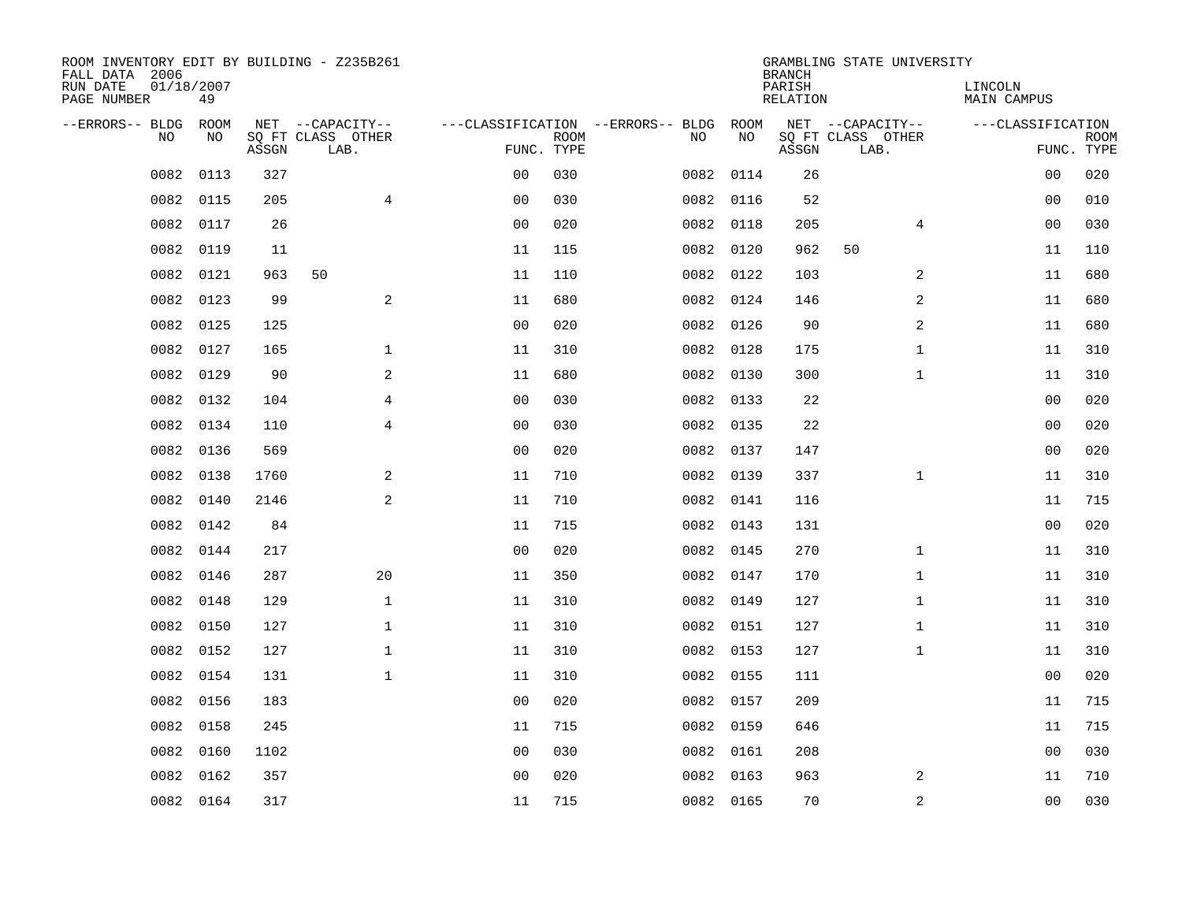ROOM INVENTORY EDIT BY BUILDING - Z235B261
FALL DATA 2006
RUN DATE 01/18/2007
PAGE NUMBER 49

GRAMBLING STATE UNIVERSITY
BRANCH
PARISH LINCOLN
RELATION MAIN CAMPUS

| --ERRORS-- | BLDG NO | ROOM NO | NET SQ FT ASSGN | --CAPACITY-- CLASS LAB. | OTHER | ---CLASSIFICATION FUNC. | ROOM TYPE | --ERRORS-- | BLDG NO | ROOM NO | NET SQ FT ASSGN | --CAPACITY-- CLASS LAB. | OTHER | ---CLASSIFICATION FUNC. | ROOM TYPE |
|---|---|---|---|---|---|---|---|---|---|---|---|---|---|---|---|
| | 0082 | 0113 | 327 | | | 00 | 030 | | 0082 | 0114 | 26 | | | 00 | 020 |
| | 0082 | 0115 | 205 | | 4 | 00 | 030 | | 0082 | 0116 | 52 | | | 00 | 010 |
| | 0082 | 0117 | 26 | | | 00 | 020 | | 0082 | 0118 | 205 | | 4 | 00 | 030 |
| | 0082 | 0119 | 11 | | | 11 | 115 | | 0082 | 0120 | 962 | 50 | | 11 | 110 |
| | 0082 | 0121 | 963 | 50 | | 11 | 110 | | 0082 | 0122 | 103 | | 2 | 11 | 680 |
| | 0082 | 0123 | 99 | | 2 | 11 | 680 | | 0082 | 0124 | 146 | | 2 | 11 | 680 |
| | 0082 | 0125 | 125 | | | 00 | 020 | | 0082 | 0126 | 90 | | 2 | 11 | 680 |
| | 0082 | 0127 | 165 | | 1 | 11 | 310 | | 0082 | 0128 | 175 | | 1 | 11 | 310 |
| | 0082 | 0129 | 90 | | 2 | 11 | 680 | | 0082 | 0130 | 300 | | 1 | 11 | 310 |
| | 0082 | 0132 | 104 | | 4 | 00 | 030 | | 0082 | 0133 | 22 | | | 00 | 020 |
| | 0082 | 0134 | 110 | | 4 | 00 | 030 | | 0082 | 0135 | 22 | | | 00 | 020 |
| | 0082 | 0136 | 569 | | | 00 | 020 | | 0082 | 0137 | 147 | | | 00 | 020 |
| | 0082 | 0138 | 1760 | | 2 | 11 | 710 | | 0082 | 0139 | 337 | | 1 | 11 | 310 |
| | 0082 | 0140 | 2146 | | 2 | 11 | 710 | | 0082 | 0141 | 116 | | | 11 | 715 |
| | 0082 | 0142 | 84 | | | 11 | 715 | | 0082 | 0143 | 131 | | | 00 | 020 |
| | 0082 | 0144 | 217 | | | 00 | 020 | | 0082 | 0145 | 270 | | 1 | 11 | 310 |
| | 0082 | 0146 | 287 | | 20 | 11 | 350 | | 0082 | 0147 | 170 | | 1 | 11 | 310 |
| | 0082 | 0148 | 129 | | 1 | 11 | 310 | | 0082 | 0149 | 127 | | 1 | 11 | 310 |
| | 0082 | 0150 | 127 | | 1 | 11 | 310 | | 0082 | 0151 | 127 | | 1 | 11 | 310 |
| | 0082 | 0152 | 127 | | 1 | 11 | 310 | | 0082 | 0153 | 127 | | 1 | 11 | 310 |
| | 0082 | 0154 | 131 | | 1 | 11 | 310 | | 0082 | 0155 | 111 | | | 00 | 020 |
| | 0082 | 0156 | 183 | | | 00 | 020 | | 0082 | 0157 | 209 | | | 11 | 715 |
| | 0082 | 0158 | 245 | | | 11 | 715 | | 0082 | 0159 | 646 | | | 11 | 715 |
| | 0082 | 0160 | 1102 | | | 00 | 030 | | 0082 | 0161 | 208 | | | 00 | 030 |
| | 0082 | 0162 | 357 | | | 00 | 020 | | 0082 | 0163 | 963 | | 2 | 11 | 710 |
| | 0082 | 0164 | 317 | | | 11 | 715 | | 0082 | 0165 | 70 | | 2 | 00 | 030 |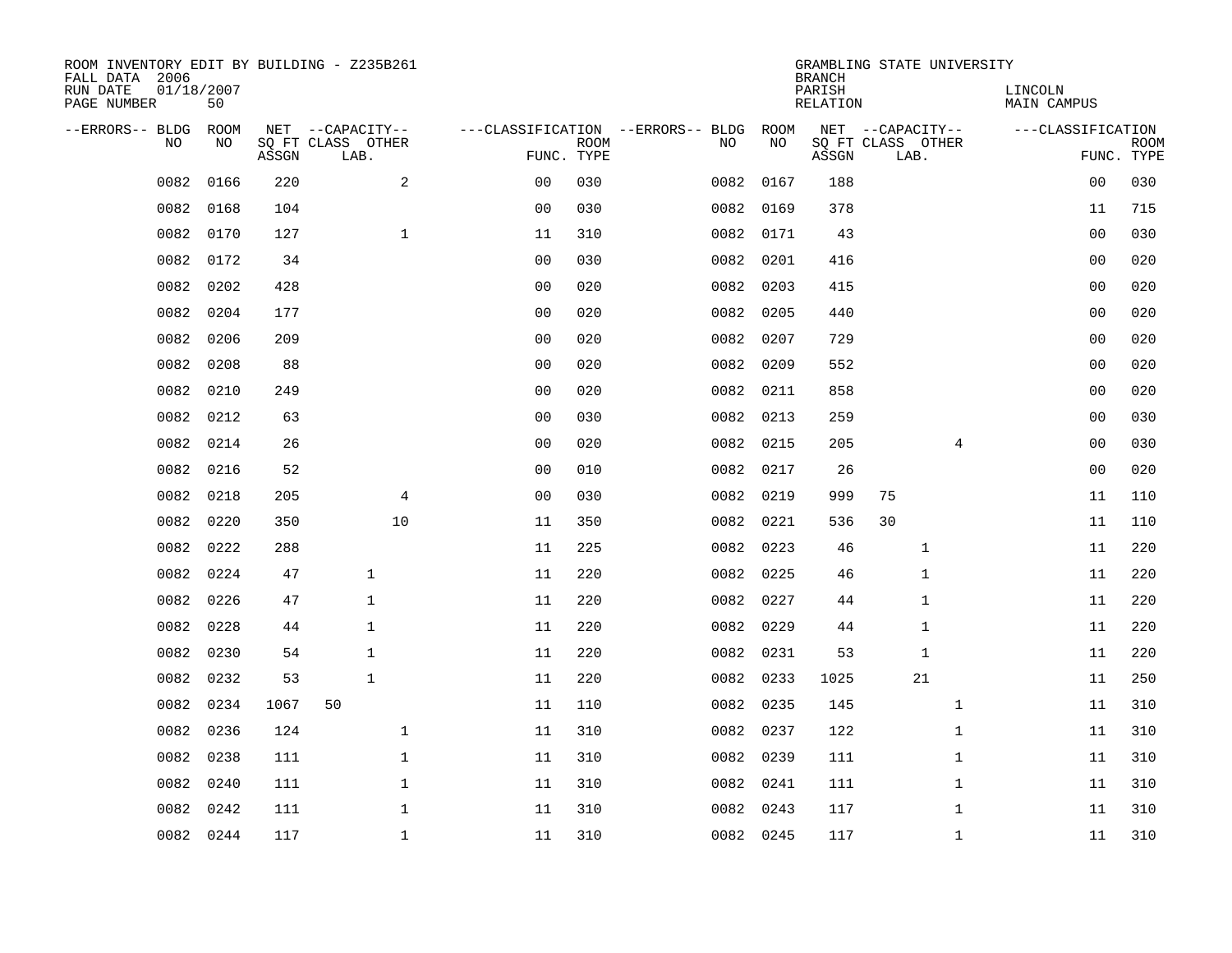ROOM INVENTORY EDIT BY BUILDING - Z235B261
FALL DATA 2006
RUN DATE 01/18/2007
PAGE NUMBER 50

GRAMBLING STATE UNIVERSITY
BRANCH
PARISH LINCOLN
RELATION MAIN CAMPUS

| --ERRORS-- | BLDG NO | ROOM NO | NET SQ FT ASSGN | CAPACITY CLASS | CAPACITY LAB. | CAPACITY OTHER | CLASSIFICATION FUNC. | ROOM TYPE | --ERRORS-- | BLDG NO | ROOM NO | NET SQ FT ASSGN | CAPACITY CLASS | CAPACITY LAB. | CAPACITY OTHER | CLASSIFICATION FUNC. | ROOM TYPE |
|---|---|---|---|---|---|---|---|---|---|---|---|---|---|---|---|---|---|
| | 0082 | 0166 | 220 | | | 2 | 00 | 030 | | 0082 | 0167 | 188 | | | | 00 | 030 |
| | 0082 | 0168 | 104 | | | | 00 | 030 | | 0082 | 0169 | 378 | | | | 11 | 715 |
| | 0082 | 0170 | 127 | | | 1 | 11 | 310 | | 0082 | 0171 | 43 | | | | 00 | 030 |
| | 0082 | 0172 | 34 | | | | 00 | 030 | | 0082 | 0201 | 416 | | | | 00 | 020 |
| | 0082 | 0202 | 428 | | | | 00 | 020 | | 0082 | 0203 | 415 | | | | 00 | 020 |
| | 0082 | 0204 | 177 | | | | 00 | 020 | | 0082 | 0205 | 440 | | | | 00 | 020 |
| | 0082 | 0206 | 209 | | | | 00 | 020 | | 0082 | 0207 | 729 | | | | 00 | 020 |
| | 0082 | 0208 | 88 | | | | 00 | 020 | | 0082 | 0209 | 552 | | | | 00 | 020 |
| | 0082 | 0210 | 249 | | | | 00 | 020 | | 0082 | 0211 | 858 | | | | 00 | 020 |
| | 0082 | 0212 | 63 | | | | 00 | 030 | | 0082 | 0213 | 259 | | | | 00 | 030 |
| | 0082 | 0214 | 26 | | | | 00 | 020 | | 0082 | 0215 | 205 | | | 4 | 00 | 030 |
| | 0082 | 0216 | 52 | | | | 00 | 010 | | 0082 | 0217 | 26 | | | | 00 | 020 |
| | 0082 | 0218 | 205 | | | 4 | 00 | 030 | | 0082 | 0219 | 999 | 75 | | | 11 | 110 |
| | 0082 | 0220 | 350 | | | 10 | 11 | 350 | | 0082 | 0221 | 536 | 30 | | | 11 | 110 |
| | 0082 | 0222 | 288 | | | | 11 | 225 | | 0082 | 0223 | 46 | | 1 | | 11 | 220 |
| | 0082 | 0224 | 47 | | 1 | | 11 | 220 | | 0082 | 0225 | 46 | | 1 | | 11 | 220 |
| | 0082 | 0226 | 47 | | 1 | | 11 | 220 | | 0082 | 0227 | 44 | | 1 | | 11 | 220 |
| | 0082 | 0228 | 44 | | 1 | | 11 | 220 | | 0082 | 0229 | 44 | | 1 | | 11 | 220 |
| | 0082 | 0230 | 54 | | 1 | | 11 | 220 | | 0082 | 0231 | 53 | | 1 | | 11 | 220 |
| | 0082 | 0232 | 53 | | 1 | | 11 | 220 | | 0082 | 0233 | 1025 | | 21 | | 11 | 250 |
| | 0082 | 0234 | 1067 | 50 | | | 11 | 110 | | 0082 | 0235 | 145 | | | 1 | 11 | 310 |
| | 0082 | 0236 | 124 | | | 1 | 11 | 310 | | 0082 | 0237 | 122 | | | 1 | 11 | 310 |
| | 0082 | 0238 | 111 | | | 1 | 11 | 310 | | 0082 | 0239 | 111 | | | 1 | 11 | 310 |
| | 0082 | 0240 | 111 | | | 1 | 11 | 310 | | 0082 | 0241 | 111 | | | 1 | 11 | 310 |
| | 0082 | 0242 | 111 | | | 1 | 11 | 310 | | 0082 | 0243 | 117 | | | 1 | 11 | 310 |
| | 0082 | 0244 | 117 | | | 1 | 11 | 310 | | 0082 | 0245 | 117 | | | 1 | 11 | 310 |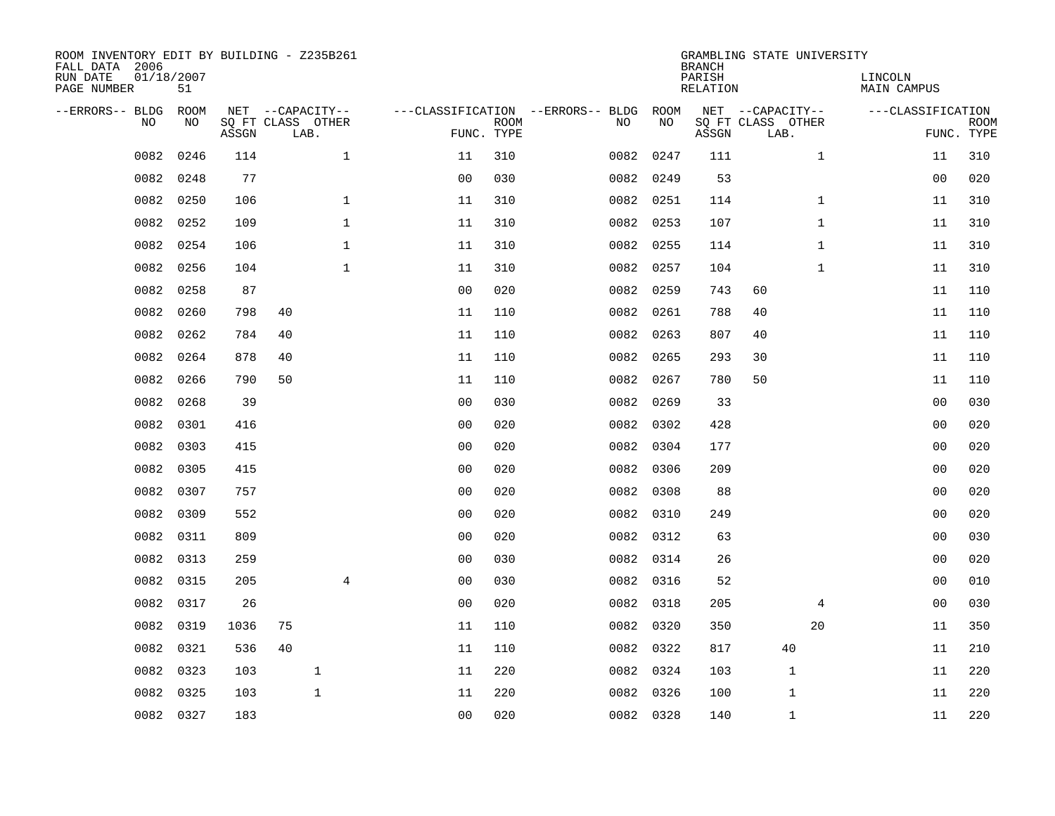ROOM INVENTORY EDIT BY BUILDING - Z235B261
FALL DATA 2006
RUN DATE 01/18/2007
PAGE NUMBER 51

GRAMBLING STATE UNIVERSITY
BRANCH
PARISH LINCOLN
RELATION MAIN CAMPUS

| --ERRORS-- | BLDG NO | ROOM NO | NET SQ FT ASSGN | CAPACITY CLASS | CAPACITY LAB. | CAPACITY OTHER | CLASSIFICATION FUNC. | ROOM TYPE | --ERRORS-- | BLDG NO | ROOM NO | NET SQ FT ASSGN | CAPACITY CLASS | CAPACITY LAB. | CAPACITY OTHER | CLASSIFICATION FUNC. | ROOM TYPE |
|---|---|---|---|---|---|---|---|---|---|---|---|---|---|---|---|---|---|
| | 0082 | 0246 | 114 | | | 1 | 11 | 310 | | 0082 | 0247 | 111 | | | 1 | 11 | 310 |
| | 0082 | 0248 | 77 | | | | 00 | 030 | | 0082 | 0249 | 53 | | | | 00 | 020 |
| | 0082 | 0250 | 106 | | | 1 | 11 | 310 | | 0082 | 0251 | 114 | | | 1 | 11 | 310 |
| | 0082 | 0252 | 109 | | | 1 | 11 | 310 | | 0082 | 0253 | 107 | | | 1 | 11 | 310 |
| | 0082 | 0254 | 106 | | | 1 | 11 | 310 | | 0082 | 0255 | 114 | | | 1 | 11 | 310 |
| | 0082 | 0256 | 104 | | | 1 | 11 | 310 | | 0082 | 0257 | 104 | | | 1 | 11 | 310 |
| | 0082 | 0258 | 87 | | | | 00 | 020 | | 0082 | 0259 | 743 | 60 | | | 11 | 110 |
| | 0082 | 0260 | 798 | 40 | | | 11 | 110 | | 0082 | 0261 | 788 | 40 | | | 11 | 110 |
| | 0082 | 0262 | 784 | 40 | | | 11 | 110 | | 0082 | 0263 | 807 | 40 | | | 11 | 110 |
| | 0082 | 0264 | 878 | 40 | | | 11 | 110 | | 0082 | 0265 | 293 | 30 | | | 11 | 110 |
| | 0082 | 0266 | 790 | 50 | | | 11 | 110 | | 0082 | 0267 | 780 | 50 | | | 11 | 110 |
| | 0082 | 0268 | 39 | | | | 00 | 030 | | 0082 | 0269 | 33 | | | | 00 | 030 |
| | 0082 | 0301 | 416 | | | | 00 | 020 | | 0082 | 0302 | 428 | | | | 00 | 020 |
| | 0082 | 0303 | 415 | | | | 00 | 020 | | 0082 | 0304 | 177 | | | | 00 | 020 |
| | 0082 | 0305 | 415 | | | | 00 | 020 | | 0082 | 0306 | 209 | | | | 00 | 020 |
| | 0082 | 0307 | 757 | | | | 00 | 020 | | 0082 | 0308 | 88 | | | | 00 | 020 |
| | 0082 | 0309 | 552 | | | | 00 | 020 | | 0082 | 0310 | 249 | | | | 00 | 020 |
| | 0082 | 0311 | 809 | | | | 00 | 020 | | 0082 | 0312 | 63 | | | | 00 | 030 |
| | 0082 | 0313 | 259 | | | | 00 | 030 | | 0082 | 0314 | 26 | | | | 00 | 020 |
| | 0082 | 0315 | 205 | | | 4 | 00 | 030 | | 0082 | 0316 | 52 | | | | 00 | 010 |
| | 0082 | 0317 | 26 | | | | 00 | 020 | | 0082 | 0318 | 205 | | | 4 | 00 | 030 |
| | 0082 | 0319 | 1036 | 75 | | | 11 | 110 | | 0082 | 0320 | 350 | | | 20 | 11 | 350 |
| | 0082 | 0321 | 536 | 40 | | | 11 | 110 | | 0082 | 0322 | 817 | | 40 | | 11 | 210 |
| | 0082 | 0323 | 103 | | 1 | | 11 | 220 | | 0082 | 0324 | 103 | | 1 | | 11 | 220 |
| | 0082 | 0325 | 103 | | 1 | | 11 | 220 | | 0082 | 0326 | 100 | | 1 | | 11 | 220 |
| | 0082 | 0327 | 183 | | | | 00 | 020 | | 0082 | 0328 | 140 | | 1 | | 11 | 220 |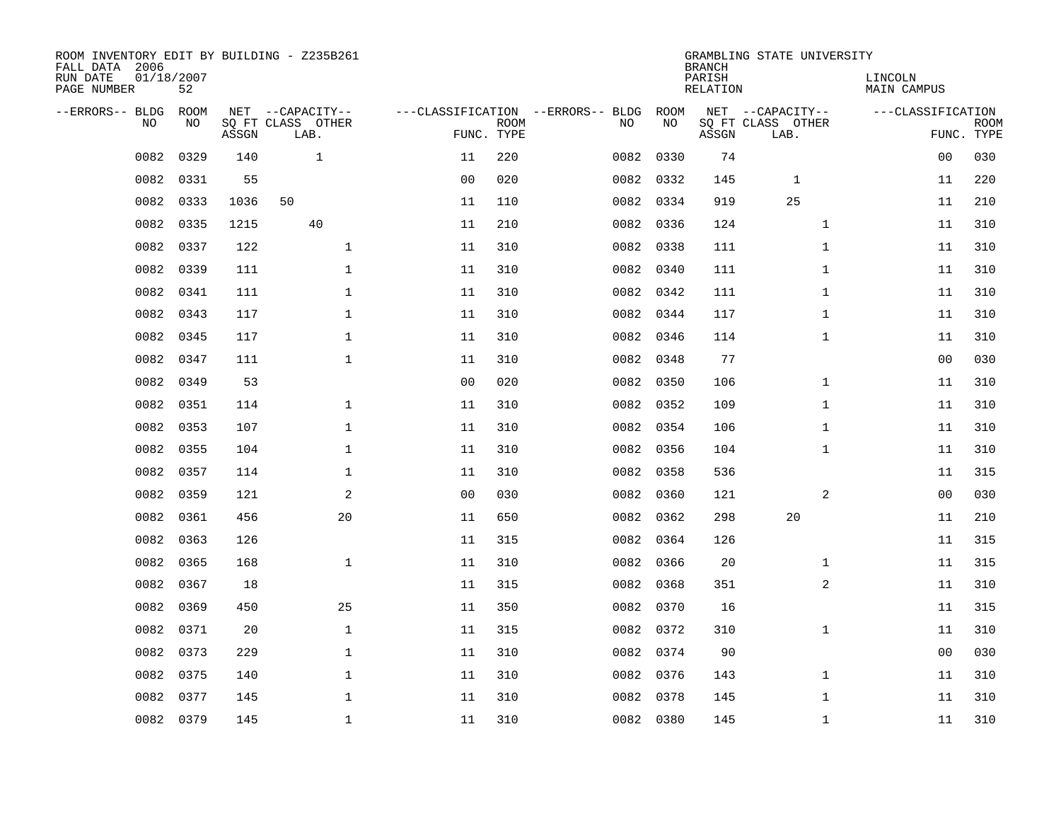ROOM INVENTORY EDIT BY BUILDING - Z235B261
FALL DATA 2006
RUN DATE 01/18/2007
PAGE NUMBER 52

GRAMBLING STATE UNIVERSITY
BRANCH
PARISH LINCOLN
RELATION MAIN CAMPUS

| --ERRORS-- | BLDG NO | ROOM NO | NET SQ FT ASSGN | CAPACITY CLASS | CAPACITY LAB. | CAPACITY OTHER | CLASSIFICATION FUNC. | ROOM TYPE | --ERRORS-- | BLDG NO | ROOM NO | NET SQ FT ASSGN | CAPACITY CLASS | CAPACITY LAB. | CAPACITY OTHER | CLASSIFICATION FUNC. | ROOM TYPE |
|---|---|---|---|---|---|---|---|---|---|---|---|---|---|---|---|---|---|
| | 0082 | 0329 | 140 | | 1 | | 11 | 220 | | 0082 | 0330 | 74 | | | | 00 | 030 |
| | 0082 | 0331 | 55 | | | | 00 | 020 | | 0082 | 0332 | 145 | | 1 | | 11 | 220 |
| | 0082 | 0333 | 1036 | 50 | | | 11 | 110 | | 0082 | 0334 | 919 | | 25 | | 11 | 210 |
| | 0082 | 0335 | 1215 | | 40 | | 11 | 210 | | 0082 | 0336 | 124 | | | 1 | 11 | 310 |
| | 0082 | 0337 | 122 | | | 1 | 11 | 310 | | 0082 | 0338 | 111 | | | 1 | 11 | 310 |
| | 0082 | 0339 | 111 | | | 1 | 11 | 310 | | 0082 | 0340 | 111 | | | 1 | 11 | 310 |
| | 0082 | 0341 | 111 | | | 1 | 11 | 310 | | 0082 | 0342 | 111 | | | 1 | 11 | 310 |
| | 0082 | 0343 | 117 | | | 1 | 11 | 310 | | 0082 | 0344 | 117 | | | 1 | 11 | 310 |
| | 0082 | 0345 | 117 | | | 1 | 11 | 310 | | 0082 | 0346 | 114 | | | 1 | 11 | 310 |
| | 0082 | 0347 | 111 | | | 1 | 11 | 310 | | 0082 | 0348 | 77 | | | | 00 | 030 |
| | 0082 | 0349 | 53 | | | | 00 | 020 | | 0082 | 0350 | 106 | | | 1 | 11 | 310 |
| | 0082 | 0351 | 114 | | | 1 | 11 | 310 | | 0082 | 0352 | 109 | | | 1 | 11 | 310 |
| | 0082 | 0353 | 107 | | | 1 | 11 | 310 | | 0082 | 0354 | 106 | | | 1 | 11 | 310 |
| | 0082 | 0355 | 104 | | | 1 | 11 | 310 | | 0082 | 0356 | 104 | | | 1 | 11 | 310 |
| | 0082 | 0357 | 114 | | | 1 | 11 | 310 | | 0082 | 0358 | 536 | | | | 11 | 315 |
| | 0082 | 0359 | 121 | | | 2 | 00 | 030 | | 0082 | 0360 | 121 | | | 2 | 00 | 030 |
| | 0082 | 0361 | 456 | | | 20 | 11 | 650 | | 0082 | 0362 | 298 | | 20 | | 11 | 210 |
| | 0082 | 0363 | 126 | | | | 11 | 315 | | 0082 | 0364 | 126 | | | | 11 | 315 |
| | 0082 | 0365 | 168 | | | 1 | 11 | 310 | | 0082 | 0366 | 20 | | | 1 | 11 | 315 |
| | 0082 | 0367 | 18 | | | | 11 | 315 | | 0082 | 0368 | 351 | | | 2 | 11 | 310 |
| | 0082 | 0369 | 450 | | | 25 | 11 | 350 | | 0082 | 0370 | 16 | | | | 11 | 315 |
| | 0082 | 0371 | 20 | | | 1 | 11 | 315 | | 0082 | 0372 | 310 | | | 1 | 11 | 310 |
| | 0082 | 0373 | 229 | | | 1 | 11 | 310 | | 0082 | 0374 | 90 | | | | 00 | 030 |
| | 0082 | 0375 | 140 | | | 1 | 11 | 310 | | 0082 | 0376 | 143 | | | 1 | 11 | 310 |
| | 0082 | 0377 | 145 | | | 1 | 11 | 310 | | 0082 | 0378 | 145 | | | 1 | 11 | 310 |
| | 0082 | 0379 | 145 | | | 1 | 11 | 310 | | 0082 | 0380 | 145 | | | 1 | 11 | 310 |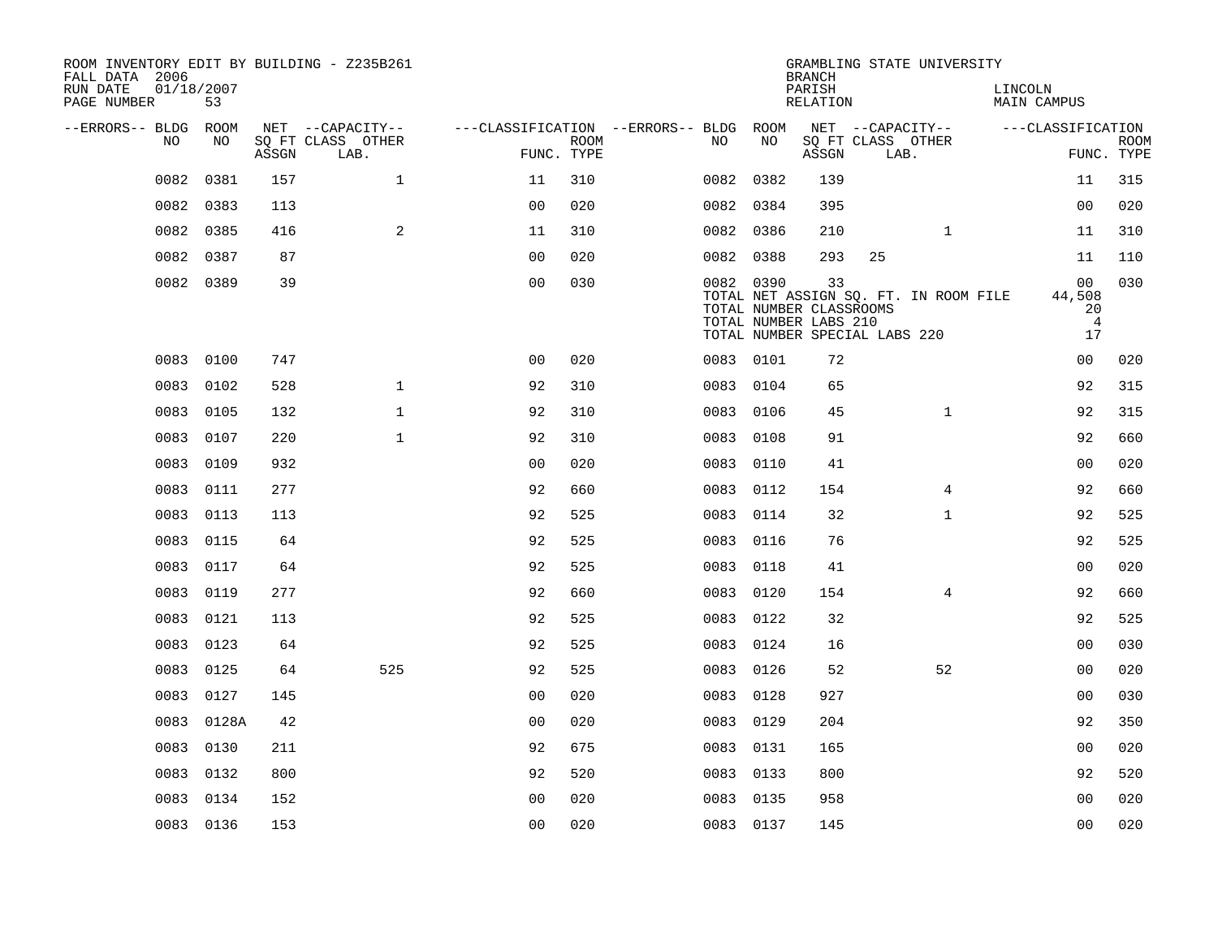ROOM INVENTORY EDIT BY BUILDING - Z235B261
FALL DATA 2006
RUN DATE 01/18/2007
PAGE NUMBER 53

GRAMBLING STATE UNIVERSITY
BRANCH
PARISH LINCOLN
RELATION MAIN CAMPUS

| --ERRORS-- | BLDG NO | ROOM NO | NET SQ FT ASSGN | --CAPACITY-- CLASS | OTHER LAB. | ---CLASSIFICATION FUNC. | ROOM TYPE | --ERRORS-- | BLDG NO | ROOM NO | NET SQ FT ASSGN | --CAPACITY-- CLASS | OTHER LAB. | ---CLASSIFICATION FUNC. | ROOM TYPE |
|---|---|---|---|---|---|---|---|---|---|---|---|---|---|---|---|
| | 0082 | 0381 | 157 | | 1 | 11 | 310 | | 0082 | 0382 | 139 | | | 11 | 315 |
| | 0082 | 0383 | 113 | | | 00 | 020 | | 0082 | 0384 | 395 | | | 00 | 020 |
| | 0082 | 0385 | 416 | | 2 | 11 | 310 | | 0082 | 0386 | 210 | | 1 | 11 | 310 |
| | 0082 | 0387 | 87 | | | 00 | 020 | | 0082 | 0388 | 293 | 25 | | 11 | 110 |
| | 0082 | 0389 | 39 | | | 00 | 030 | | 0082 | 0390 | 33 | | | 00 | 030 |
| | | | | | | | | | TOTAL NET ASSIGN SQ. FT. IN ROOM FILE | | | | | 44,508 | |
| | | | | | | | | | TOTAL NUMBER CLASSROOMS | | | | | 20 | |
| | | | | | | | | | TOTAL NUMBER LABS 210 | | | | | 4 | |
| | | | | | | | | | TOTAL NUMBER SPECIAL LABS 220 | | | | | 17 | |
| | 0083 | 0100 | 747 | | | 00 | 020 | | 0083 | 0101 | 72 | | | 00 | 020 |
| | 0083 | 0102 | 528 | | 1 | 92 | 310 | | 0083 | 0104 | 65 | | | 92 | 315 |
| | 0083 | 0105 | 132 | | 1 | 92 | 310 | | 0083 | 0106 | 45 | | 1 | 92 | 315 |
| | 0083 | 0107 | 220 | | 1 | 92 | 310 | | 0083 | 0108 | 91 | | | 92 | 660 |
| | 0083 | 0109 | 932 | | | 00 | 020 | | 0083 | 0110 | 41 | | | 00 | 020 |
| | 0083 | 0111 | 277 | | | 92 | 660 | | 0083 | 0112 | 154 | | 4 | 92 | 660 |
| | 0083 | 0113 | 113 | | | 92 | 525 | | 0083 | 0114 | 32 | | 1 | 92 | 525 |
| | 0083 | 0115 | 64 | | | 92 | 525 | | 0083 | 0116 | 76 | | | 92 | 525 |
| | 0083 | 0117 | 64 | | | 92 | 525 | | 0083 | 0118 | 41 | | | 00 | 020 |
| | 0083 | 0119 | 277 | | | 92 | 660 | | 0083 | 0120 | 154 | | 4 | 92 | 660 |
| | 0083 | 0121 | 113 | | | 92 | 525 | | 0083 | 0122 | 32 | | | 92 | 525 |
| | 0083 | 0123 | 64 | | | 92 | 525 | | 0083 | 0124 | 16 | | | 00 | 030 |
| | 0083 | 0125 | 64 | | 525 | 92 | 525 | | 0083 | 0126 | 52 | | 52 | 00 | 020 |
| | 0083 | 0127 | 145 | | | 00 | 020 | | 0083 | 0128 | 927 | | | 00 | 030 |
| | 0083 | 0128A | 42 | | | 00 | 020 | | 0083 | 0129 | 204 | | | 92 | 350 |
| | 0083 | 0130 | 211 | | | 92 | 675 | | 0083 | 0131 | 165 | | | 00 | 020 |
| | 0083 | 0132 | 800 | | | 92 | 520 | | 0083 | 0133 | 800 | | | 92 | 520 |
| | 0083 | 0134 | 152 | | | 00 | 020 | | 0083 | 0135 | 958 | | | 00 | 020 |
| | 0083 | 0136 | 153 | | | 00 | 020 | | 0083 | 0137 | 145 | | | 00 | 020 |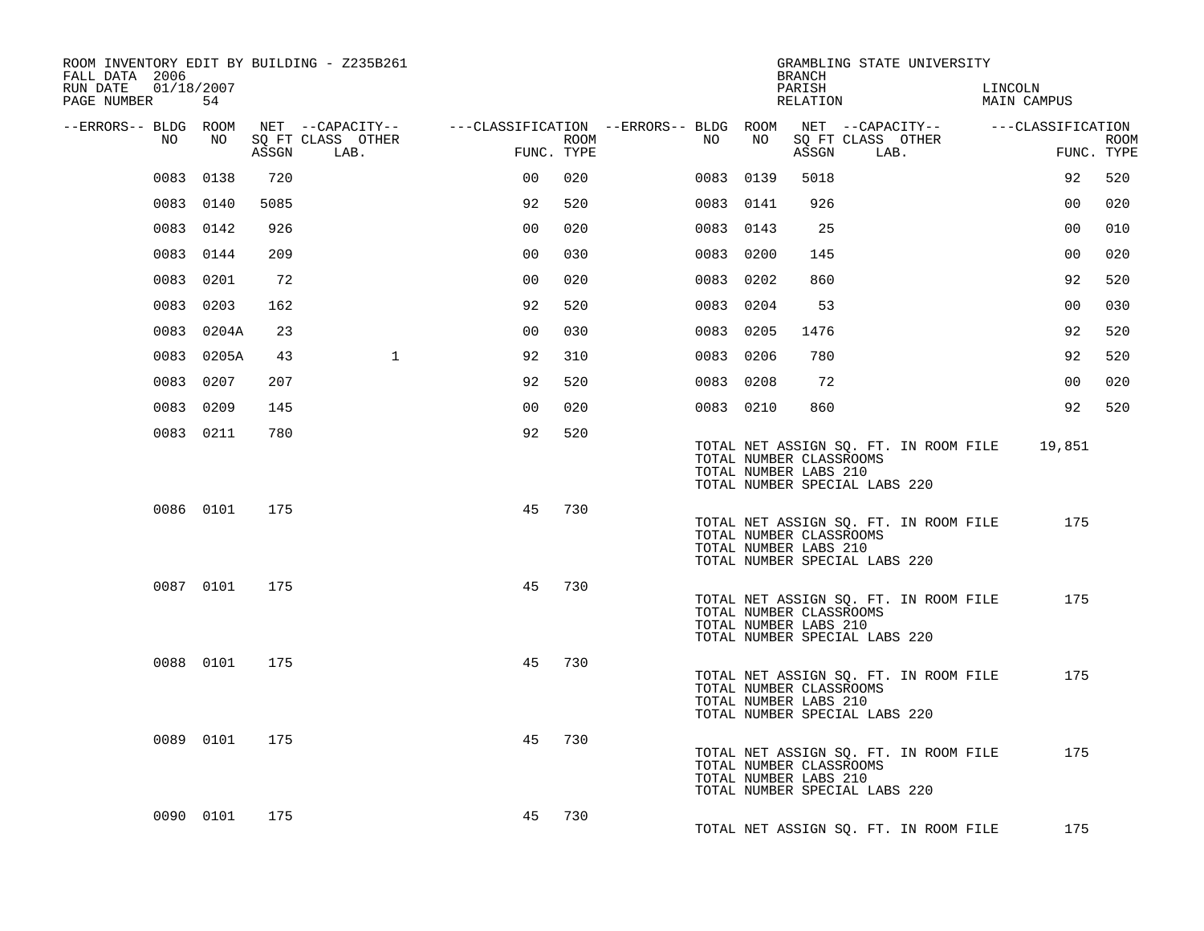ROOM INVENTORY EDIT BY BUILDING - Z235B261
FALL DATA 2006
RUN DATE 01/18/2007
PAGE NUMBER 54

GRAMBLING STATE UNIVERSITY
BRANCH
PARISH LINCOLN
RELATION MAIN CAMPUS

| --ERRORS-- | BLDG NO | ROOM NO | NET ASSGN | --CAPACITY-- SQ FT CLASS | LAB. | OTHER | ---CLASSIFICATION FUNC. | ROOM TYPE | --ERRORS-- | BLDG NO | ROOM NO | NET ASSGN | --CAPACITY-- SQ FT CLASS | LAB. | OTHER | ---CLASSIFICATION FUNC. | ROOM TYPE |
|---|---|---|---|---|---|---|---|---|---|---|---|---|---|---|---|---|---|
| | 0083 | 0138 | 720 | | | | 00 | 020 | | 0083 | 0139 | 5018 | | | | 92 | 520 |
| | 0083 | 0140 | 5085 | | | | 92 | 520 | | 0083 | 0141 | 926 | | | | 00 | 020 |
| | 0083 | 0142 | 926 | | | | 00 | 020 | | 0083 | 0143 | 25 | | | | 00 | 010 |
| | 0083 | 0144 | 209 | | | | 00 | 030 | | 0083 | 0200 | 145 | | | | 00 | 020 |
| | 0083 | 0201 | 72 | | | | 00 | 020 | | 0083 | 0202 | 860 | | | | 92 | 520 |
| | 0083 | 0203 | 162 | | | | 92 | 520 | | 0083 | 0204 | 53 | | | | 00 | 030 |
| | 0083 | 0204A | 23 | | | | 00 | 030 | | 0083 | 0205 | 1476 | | | | 92 | 520 |
| | 0083 | 0205A | 43 | | | 1 | 92 | 310 | | 0083 | 0206 | 780 | | | | 92 | 520 |
| | 0083 | 0207 | 207 | | | | 92 | 520 | | 0083 | 0208 | 72 | | | | 00 | 020 |
| | 0083 | 0209 | 145 | | | | 00 | 020 | | 0083 | 0210 | 860 | | | | 92 | 520 |
| | 0083 | 0211 | 780 | | | | 92 | 520 | | | | | | | | | |

TOTAL NET ASSIGN SQ. FT. IN ROOM FILE 19,851
TOTAL NUMBER CLASSROOMS
TOTAL NUMBER LABS 210
TOTAL NUMBER SPECIAL LABS 220

| BLDG NO | ROOM NO | NET ASSGN | FUNC. | ROOM TYPE |
|---|---|---|---|---|
| 0086 | 0101 | 175 | 45 | 730 |

TOTAL NET ASSIGN SQ. FT. IN ROOM FILE 175
TOTAL NUMBER CLASSROOMS
TOTAL NUMBER LABS 210
TOTAL NUMBER SPECIAL LABS 220

| BLDG NO | ROOM NO | NET ASSGN | FUNC. | ROOM TYPE |
|---|---|---|---|---|
| 0087 | 0101 | 175 | 45 | 730 |

TOTAL NET ASSIGN SQ. FT. IN ROOM FILE 175
TOTAL NUMBER CLASSROOMS
TOTAL NUMBER LABS 210
TOTAL NUMBER SPECIAL LABS 220

| BLDG NO | ROOM NO | NET ASSGN | FUNC. | ROOM TYPE |
|---|---|---|---|---|
| 0088 | 0101 | 175 | 45 | 730 |

TOTAL NET ASSIGN SQ. FT. IN ROOM FILE 175
TOTAL NUMBER CLASSROOMS
TOTAL NUMBER LABS 210
TOTAL NUMBER SPECIAL LABS 220

| BLDG NO | ROOM NO | NET ASSGN | FUNC. | ROOM TYPE |
|---|---|---|---|---|
| 0089 | 0101 | 175 | 45 | 730 |

TOTAL NET ASSIGN SQ. FT. IN ROOM FILE 175
TOTAL NUMBER CLASSROOMS
TOTAL NUMBER LABS 210
TOTAL NUMBER SPECIAL LABS 220

| BLDG NO | ROOM NO | NET ASSGN | FUNC. | ROOM TYPE |
|---|---|---|---|---|
| 0090 | 0101 | 175 | 45 | 730 |

TOTAL NET ASSIGN SQ. FT. IN ROOM FILE 175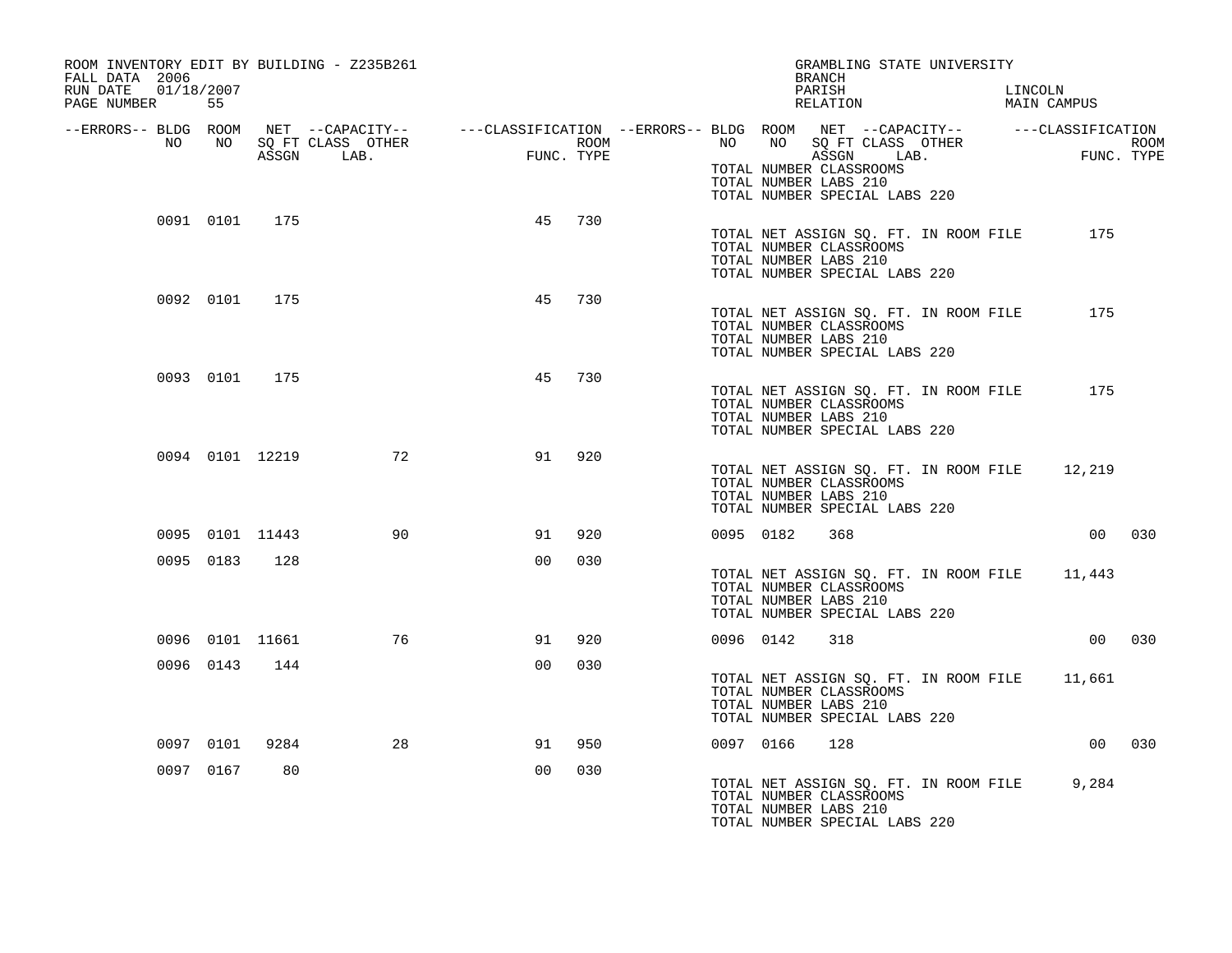ROOM INVENTORY EDIT BY BUILDING - Z235B261
FALL DATA 2006
RUN DATE 01/18/2007

GRAMBLING STATE UNIVERSITY
BRANCH
PARISH LINCOLN
RELATION MAIN CAMPUS

| --ERRORS-- | BLDG NO | ROOM NO | NET SQ FT ASSGN | --CAPACITY-- CLASS LAB. | OTHER | ---CLASSIFICATION FUNC. | ROOM TYPE | --ERRORS-- | BLDG NO | ROOM NO | NET SQ FT ASSGN | --CAPACITY-- CLASS LAB. | OTHER | ---CLASSIFICATION FUNC. | ROOM TYPE |
|---|---|---|---|---|---|---|---|---|---|---|---|---|---|---|---|
| | | | | | | | | | TOTAL NUMBER CLASSROOMS | | | | | | |
| | | | | | | | | | TOTAL NUMBER LABS 210 | | | | | | |
| | | | | | | | | | TOTAL NUMBER SPECIAL LABS 220 | | | | | | |
| | 0091 | 0101 | 175 | | | 45 | 730 | | | | | | | | |
| | | | | | | | | | TOTAL NET ASSIGN SQ. FT. IN ROOM FILE | | | | | 175 | |
| | | | | | | | | | TOTAL NUMBER CLASSROOMS | | | | | | |
| | | | | | | | | | TOTAL NUMBER LABS 210 | | | | | | |
| | | | | | | | | | TOTAL NUMBER SPECIAL LABS 220 | | | | | | |
| | 0092 | 0101 | 175 | | | 45 | 730 | | | | | | | | |
| | | | | | | | | | TOTAL NET ASSIGN SQ. FT. IN ROOM FILE | | | | | 175 | |
| | | | | | | | | | TOTAL NUMBER CLASSROOMS | | | | | | |
| | | | | | | | | | TOTAL NUMBER LABS 210 | | | | | | |
| | | | | | | | | | TOTAL NUMBER SPECIAL LABS 220 | | | | | | |
| | 0093 | 0101 | 175 | | | 45 | 730 | | | | | | | | |
| | | | | | | | | | TOTAL NET ASSIGN SQ. FT. IN ROOM FILE | | | | | 175 | |
| | | | | | | | | | TOTAL NUMBER CLASSROOMS | | | | | | |
| | | | | | | | | | TOTAL NUMBER LABS 210 | | | | | | |
| | | | | | | | | | TOTAL NUMBER SPECIAL LABS 220 | | | | | | |
| | 0094 | 0101 | 12219 | | 72 | 91 | 920 | | | | | | | | |
| | | | | | | | | | TOTAL NET ASSIGN SQ. FT. IN ROOM FILE | | | | | 12,219 | |
| | | | | | | | | | TOTAL NUMBER CLASSROOMS | | | | | | |
| | | | | | | | | | TOTAL NUMBER LABS 210 | | | | | | |
| | | | | | | | | | TOTAL NUMBER SPECIAL LABS 220 | | | | | | |
| | 0095 | 0101 | 11443 | | 90 | 91 | 920 | | 0095 | 0182 | 368 | | | 00 | 030 |
| | 0095 | 0183 | 128 | | | 00 | 030 | | | | | | | | |
| | | | | | | | | | TOTAL NET ASSIGN SQ. FT. IN ROOM FILE | | | | | 11,443 | |
| | | | | | | | | | TOTAL NUMBER CLASSROOMS | | | | | | |
| | | | | | | | | | TOTAL NUMBER LABS 210 | | | | | | |
| | | | | | | | | | TOTAL NUMBER SPECIAL LABS 220 | | | | | | |
| | 0096 | 0101 | 11661 | | 76 | 91 | 920 | | 0096 | 0142 | 318 | | | 00 | 030 |
| | 0096 | 0143 | 144 | | | 00 | 030 | | | | | | | | |
| | | | | | | | | | TOTAL NET ASSIGN SQ. FT. IN ROOM FILE | | | | | 11,661 | |
| | | | | | | | | | TOTAL NUMBER CLASSROOMS | | | | | | |
| | | | | | | | | | TOTAL NUMBER LABS 210 | | | | | | |
| | | | | | | | | | TOTAL NUMBER SPECIAL LABS 220 | | | | | | |
| | 0097 | 0101 | 9284 | | 28 | 91 | 950 | | 0097 | 0166 | 128 | | | 00 | 030 |
| | 0097 | 0167 | 80 | | | 00 | 030 | | | | | | | | |
| | | | | | | | | | TOTAL NET ASSIGN SQ. FT. IN ROOM FILE | | | | | 9,284 | |
| | | | | | | | | | TOTAL NUMBER CLASSROOMS | | | | | | |
| | | | | | | | | | TOTAL NUMBER LABS 210 | | | | | | |
| | | | | | | | | | TOTAL NUMBER SPECIAL LABS 220 | | | | | | |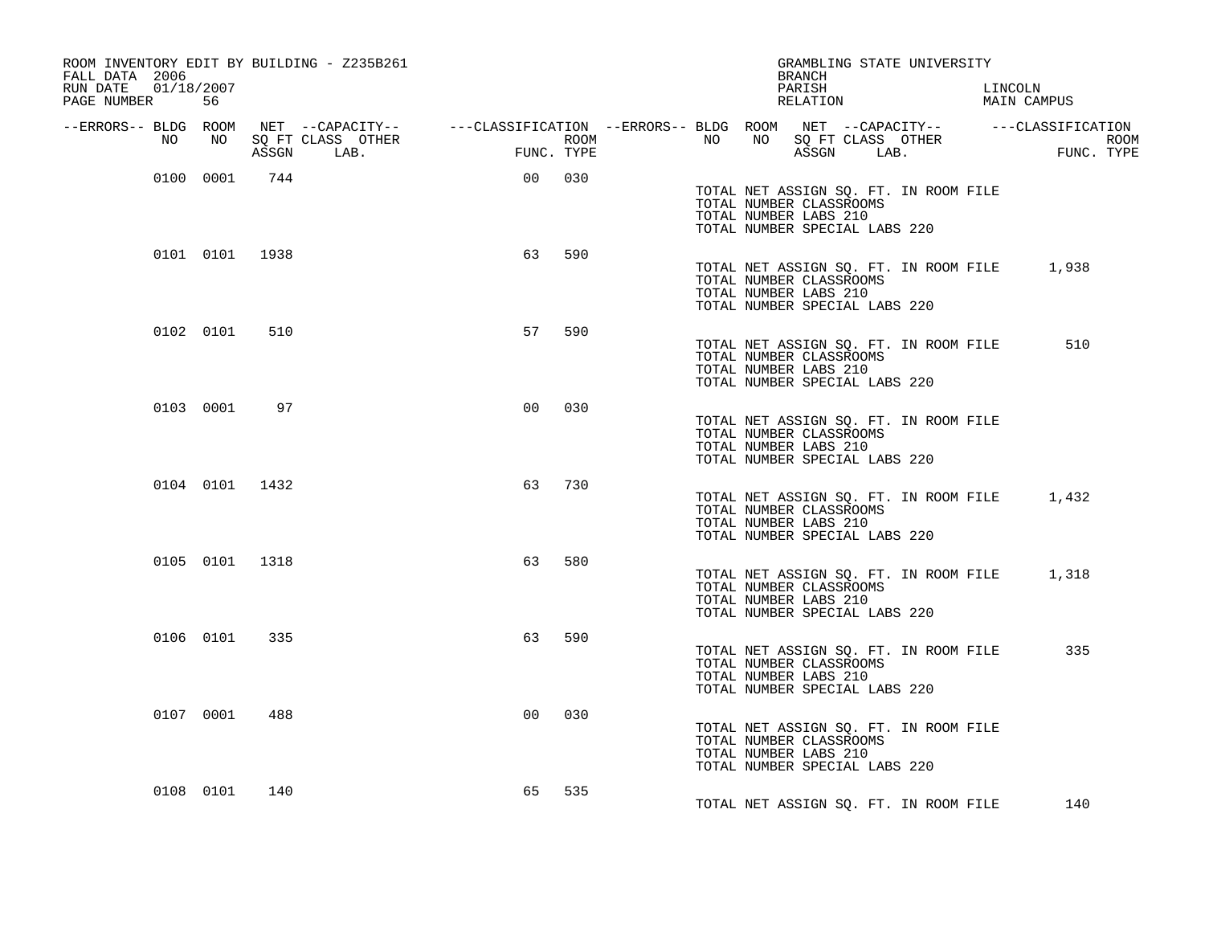ROOM INVENTORY EDIT BY BUILDING - Z235B261
FALL DATA 2006
RUN DATE 01/18/2007
PAGE NUMBER 56

GRAMBLING STATE UNIVERSITY
BRANCH
PARISH LINCOLN
RELATION MAIN CAMPUS

| --ERRORS-- | BLDG NO | ROOM NO | NET SQ FT ASSGN | CAPACITY CLASS | CAPACITY LAB. | CAPACITY OTHER | CLASSIFICATION FUNC. | ROOM TYPE |
|---|---|---|---|---|---|---|---|---|
| | 0100 | 0001 | 744 | | | | 00 | 030 |
| | 0101 | 0101 | 1938 | | | | 63 | 590 |
| | 0102 | 0101 | 510 | | | | 57 | 590 |
| | 0103 | 0001 | 97 | | | | 00 | 030 |
| | 0104 | 0101 | 1432 | | | | 63 | 730 |
| | 0105 | 0101 | 1318 | | | | 63 | 580 |
| | 0106 | 0101 | 335 | | | | 63 | 590 |
| | 0107 | 0001 | 488 | | | | 00 | 030 |
| | 0108 | 0101 | 140 | | | | 65 | 535 |

Building 0100:
TOTAL NET ASSIGN SQ. FT. IN ROOM FILE
TOTAL NUMBER CLASSROOMS
TOTAL NUMBER LABS 210
TOTAL NUMBER SPECIAL LABS 220

Building 0101:
TOTAL NET ASSIGN SQ. FT. IN ROOM FILE 1,938
TOTAL NUMBER CLASSROOMS
TOTAL NUMBER LABS 210
TOTAL NUMBER SPECIAL LABS 220

Building 0102:
TOTAL NET ASSIGN SQ. FT. IN ROOM FILE 510
TOTAL NUMBER CLASSROOMS
TOTAL NUMBER LABS 210
TOTAL NUMBER SPECIAL LABS 220

Building 0103:
TOTAL NET ASSIGN SQ. FT. IN ROOM FILE
TOTAL NUMBER CLASSROOMS
TOTAL NUMBER LABS 210
TOTAL NUMBER SPECIAL LABS 220

Building 0104:
TOTAL NET ASSIGN SQ. FT. IN ROOM FILE 1,432
TOTAL NUMBER CLASSROOMS
TOTAL NUMBER LABS 210
TOTAL NUMBER SPECIAL LABS 220

Building 0105:
TOTAL NET ASSIGN SQ. FT. IN ROOM FILE 1,318
TOTAL NUMBER CLASSROOMS
TOTAL NUMBER LABS 210
TOTAL NUMBER SPECIAL LABS 220

Building 0106:
TOTAL NET ASSIGN SQ. FT. IN ROOM FILE 335
TOTAL NUMBER CLASSROOMS
TOTAL NUMBER LABS 210
TOTAL NUMBER SPECIAL LABS 220

Building 0107:
TOTAL NET ASSIGN SQ. FT. IN ROOM FILE
TOTAL NUMBER CLASSROOMS
TOTAL NUMBER LABS 210
TOTAL NUMBER SPECIAL LABS 220

Building 0108:
TOTAL NET ASSIGN SQ. FT. IN ROOM FILE 140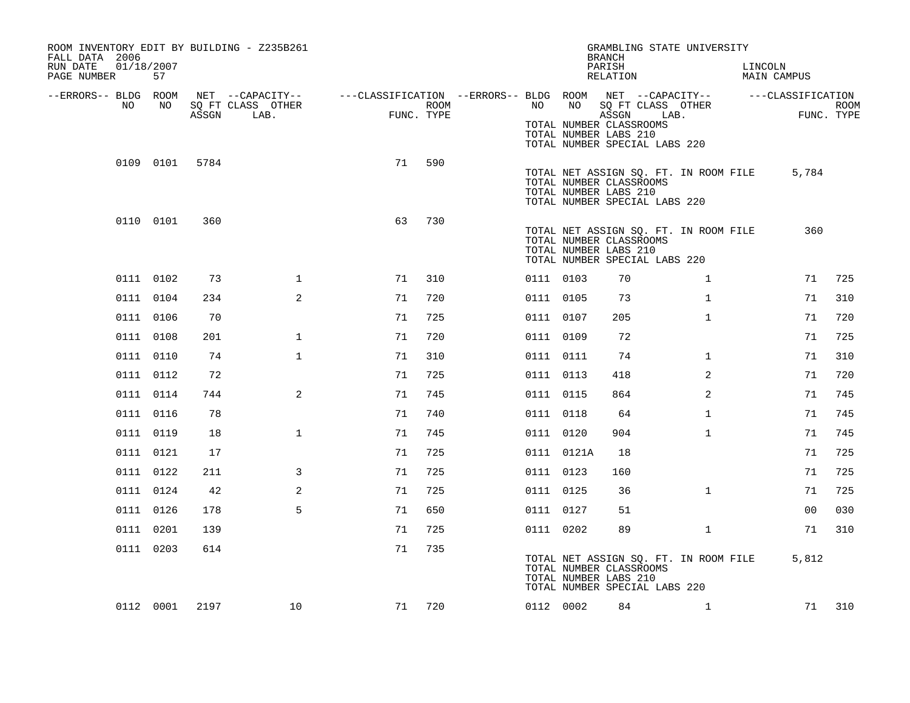ROOM INVENTORY EDIT BY BUILDING - Z235B261
FALL DATA 2006
RUN DATE 01/18/2007
PAGE NUMBER 57

GRAMBLING STATE UNIVERSITY
BRANCH
PARISH LINCOLN
RELATION MAIN CAMPUS

| --ERRORS-- | BLDG NO | ROOM NO | NET ASSGN | CAPACITY SQ FT CLASS LAB. | CAPACITY OTHER | CLASSIFICATION FUNC. | ROOM TYPE | --ERRORS-- | BLDG NO | ROOM NO | NET ASSGN | CAPACITY SQ FT CLASS LAB. | CAPACITY OTHER | CLASSIFICATION FUNC. | ROOM TYPE |
|---|---|---|---|---|---|---|---|---|---|---|---|---|---|---|---|
| | | | | | | | | | TOTAL NUMBER CLASSROOMS | | | | | | |
| | | | | | | | | | TOTAL NUMBER LABS 210 | | | | | | |
| | | | | | | | | | TOTAL NUMBER SPECIAL LABS 220 | | | | | | |
| | 0109 | 0101 | 5784 | | | 71 | 590 | | | | | | | | |
| | | | | | | | | | TOTAL NET ASSIGN SQ. FT. IN ROOM FILE | | | | | 5,784 | |
| | | | | | | | | | TOTAL NUMBER CLASSROOMS | | | | | | |
| | | | | | | | | | TOTAL NUMBER LABS 210 | | | | | | |
| | | | | | | | | | TOTAL NUMBER SPECIAL LABS 220 | | | | | | |
| | 0110 | 0101 | 360 | | | 63 | 730 | | | | | | | | |
| | | | | | | | | | TOTAL NET ASSIGN SQ. FT. IN ROOM FILE | | | | | 360 | |
| | | | | | | | | | TOTAL NUMBER CLASSROOMS | | | | | | |
| | | | | | | | | | TOTAL NUMBER LABS 210 | | | | | | |
| | | | | | | | | | TOTAL NUMBER SPECIAL LABS 220 | | | | | | |
| | 0111 | 0102 | 73 | | 1 | 71 | 310 | | 0111 | 0103 | 70 | | 1 | 71 | 725 |
| | 0111 | 0104 | 234 | | 2 | 71 | 720 | | 0111 | 0105 | 73 | | 1 | 71 | 310 |
| | 0111 | 0106 | 70 | | | 71 | 725 | | 0111 | 0107 | 205 | | 1 | 71 | 720 |
| | 0111 | 0108 | 201 | | 1 | 71 | 720 | | 0111 | 0109 | 72 | | | 71 | 725 |
| | 0111 | 0110 | 74 | | 1 | 71 | 310 | | 0111 | 0111 | 74 | | 1 | 71 | 310 |
| | 0111 | 0112 | 72 | | | 71 | 725 | | 0111 | 0113 | 418 | | 2 | 71 | 720 |
| | 0111 | 0114 | 744 | | 2 | 71 | 745 | | 0111 | 0115 | 864 | | 2 | 71 | 745 |
| | 0111 | 0116 | 78 | | | 71 | 740 | | 0111 | 0118 | 64 | | 1 | 71 | 745 |
| | 0111 | 0119 | 18 | | 1 | 71 | 745 | | 0111 | 0120 | 904 | | 1 | 71 | 745 |
| | 0111 | 0121 | 17 | | | 71 | 725 | | 0111 | 0121A | 18 | | | 71 | 725 |
| | 0111 | 0122 | 211 | | 3 | 71 | 725 | | 0111 | 0123 | 160 | | | 71 | 725 |
| | 0111 | 0124 | 42 | | 2 | 71 | 725 | | 0111 | 0125 | 36 | | 1 | 71 | 725 |
| | 0111 | 0126 | 178 | | 5 | 71 | 650 | | 0111 | 0127 | 51 | | | 00 | 030 |
| | 0111 | 0201 | 139 | | | 71 | 725 | | 0111 | 0202 | 89 | | 1 | 71 | 310 |
| | 0111 | 0203 | 614 | | | 71 | 735 | | | | | | | | |
| | | | | | | | | | TOTAL NET ASSIGN SQ. FT. IN ROOM FILE | | | | | 5,812 | |
| | | | | | | | | | TOTAL NUMBER CLASSROOMS | | | | | | |
| | | | | | | | | | TOTAL NUMBER LABS 210 | | | | | | |
| | | | | | | | | | TOTAL NUMBER SPECIAL LABS 220 | | | | | | |
| | 0112 | 0001 | 2197 | | 10 | 71 | 720 | | 0112 | 0002 | 84 | | 1 | 71 | 310 |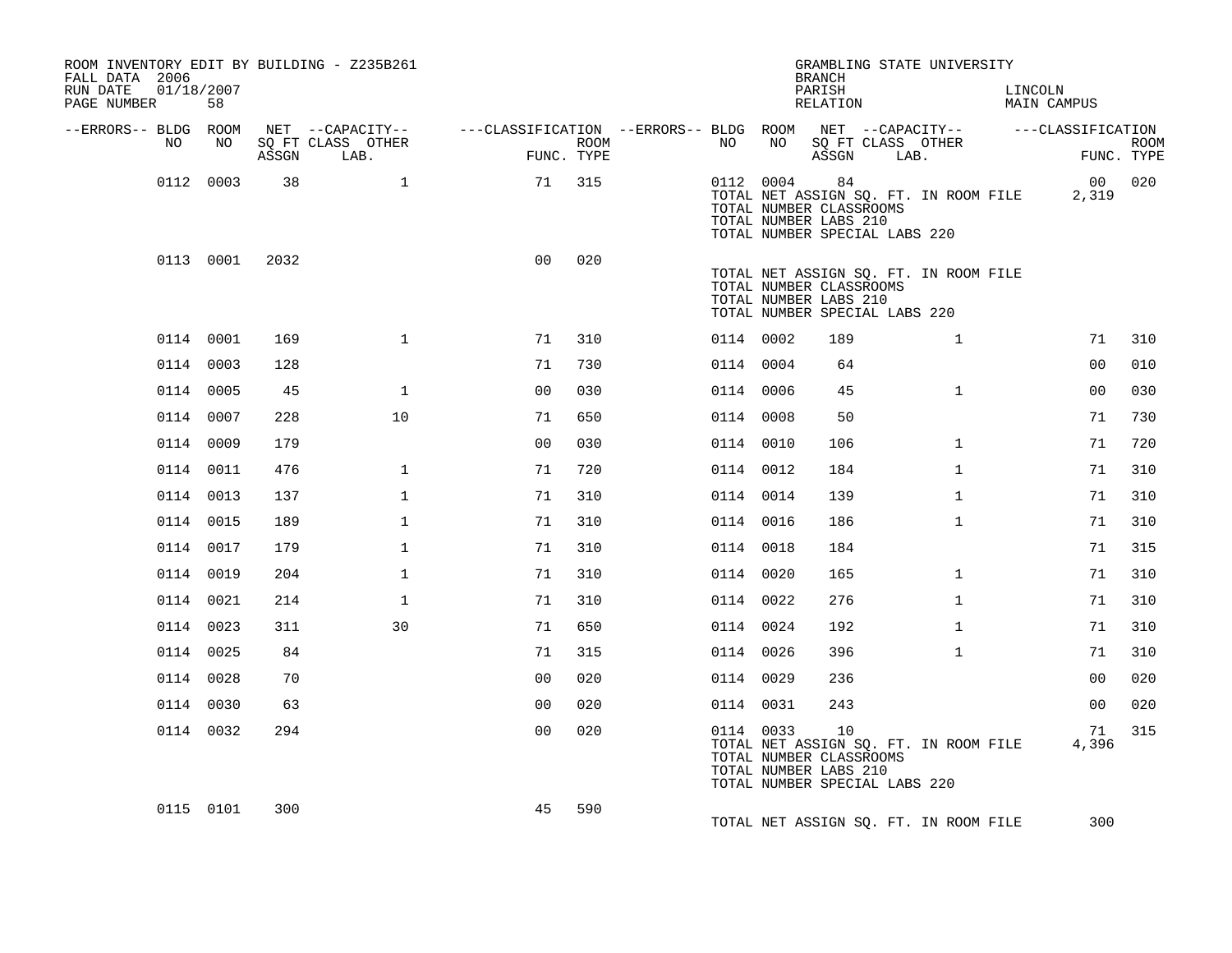ROOM INVENTORY EDIT BY BUILDING - Z235B261
FALL DATA 2006
RUN DATE 01/18/2007
PAGE NUMBER 58

GRAMBLING STATE UNIVERSITY
BRANCH
PARISH LINCOLN
RELATION MAIN CAMPUS

| --ERRORS-- | BLDG NO | ROOM NO | NET SQ FT ASSGN | --CAPACITY-- CLASS LAB. | OTHER | ---CLASSIFICATION FUNC. | ROOM TYPE | --ERRORS-- | BLDG NO | ROOM NO | NET SQ FT ASSGN | --CAPACITY-- CLASS LAB. | OTHER | ---CLASSIFICATION FUNC. | ROOM TYPE |
|---|---|---|---|---|---|---|---|---|---|---|---|---|---|---|---|
| | 0112 | 0003 | 38 | | 1 | 71 | 315 | | 0112 | 0004 | 84 | | | 00 | 020 |
| | | | | | | | | | TOTAL NET ASSIGN SQ. FT. IN ROOM FILE | | | | | 2,319 | |
| | | | | | | | | | TOTAL NUMBER CLASSROOMS | | | | | | |
| | | | | | | | | | TOTAL NUMBER LABS 210 | | | | | | |
| | | | | | | | | | TOTAL NUMBER SPECIAL LABS 220 | | | | | | |
| | 0113 | 0001 | 2032 | | | 00 | 020 | | | | | | | | |
| | | | | | | | | | TOTAL NET ASSIGN SQ. FT. IN ROOM FILE | | | | | | |
| | | | | | | | | | TOTAL NUMBER CLASSROOMS | | | | | | |
| | | | | | | | | | TOTAL NUMBER LABS 210 | | | | | | |
| | | | | | | | | | TOTAL NUMBER SPECIAL LABS 220 | | | | | | |
| | 0114 | 0001 | 169 | | 1 | 71 | 310 | | 0114 | 0002 | 189 | | 1 | 71 | 310 |
| | 0114 | 0003 | 128 | | | 71 | 730 | | 0114 | 0004 | 64 | | | 00 | 010 |
| | 0114 | 0005 | 45 | | 1 | 00 | 030 | | 0114 | 0006 | 45 | | 1 | 00 | 030 |
| | 0114 | 0007 | 228 | | 10 | 71 | 650 | | 0114 | 0008 | 50 | | | 71 | 730 |
| | 0114 | 0009 | 179 | | | 00 | 030 | | 0114 | 0010 | 106 | | 1 | 71 | 720 |
| | 0114 | 0011 | 476 | | 1 | 71 | 720 | | 0114 | 0012 | 184 | | 1 | 71 | 310 |
| | 0114 | 0013 | 137 | | 1 | 71 | 310 | | 0114 | 0014 | 139 | | 1 | 71 | 310 |
| | 0114 | 0015 | 189 | | 1 | 71 | 310 | | 0114 | 0016 | 186 | | 1 | 71 | 310 |
| | 0114 | 0017 | 179 | | 1 | 71 | 310 | | 0114 | 0018 | 184 | | | 71 | 315 |
| | 0114 | 0019 | 204 | | 1 | 71 | 310 | | 0114 | 0020 | 165 | | 1 | 71 | 310 |
| | 0114 | 0021 | 214 | | 1 | 71 | 310 | | 0114 | 0022 | 276 | | 1 | 71 | 310 |
| | 0114 | 0023 | 311 | | 30 | 71 | 650 | | 0114 | 0024 | 192 | | 1 | 71 | 310 |
| | 0114 | 0025 | 84 | | | 71 | 315 | | 0114 | 0026 | 396 | | 1 | 71 | 310 |
| | 0114 | 0028 | 70 | | | 00 | 020 | | 0114 | 0029 | 236 | | | 00 | 020 |
| | 0114 | 0030 | 63 | | | 00 | 020 | | 0114 | 0031 | 243 | | | 00 | 020 |
| | 0114 | 0032 | 294 | | | 00 | 020 | | 0114 | 0033 | 10 | | | 71 | 315 |
| | | | | | | | | | TOTAL NET ASSIGN SQ. FT. IN ROOM FILE | | | | | 4,396 | |
| | | | | | | | | | TOTAL NUMBER CLASSROOMS | | | | | | |
| | | | | | | | | | TOTAL NUMBER LABS 210 | | | | | | |
| | | | | | | | | | TOTAL NUMBER SPECIAL LABS 220 | | | | | | |
| | 0115 | 0101 | 300 | | | 45 | 590 | | | | | | | | |
| | | | | | | | | | TOTAL NET ASSIGN SQ. FT. IN ROOM FILE | | | | | 300 | |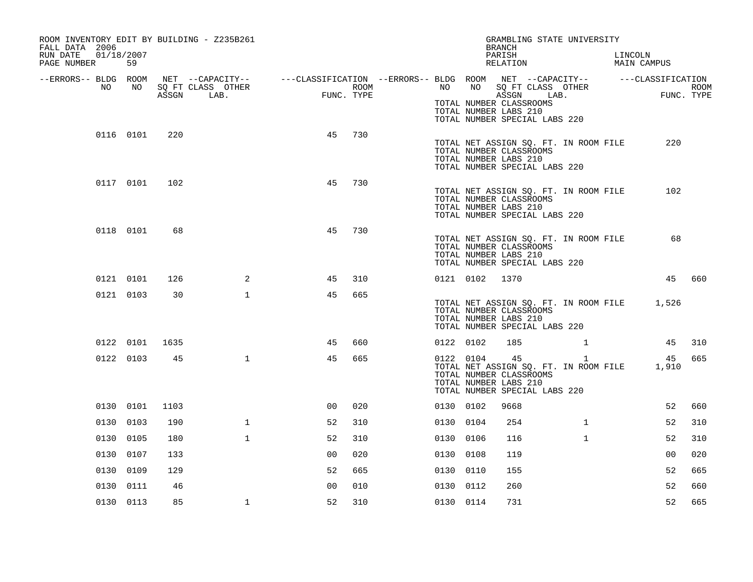ROOM INVENTORY EDIT BY BUILDING - Z235B261
FALL DATA 2006
RUN DATE 01/18/2007

GRAMBLING STATE UNIVERSITY
BRANCH
PARISH LINCOLN
RELATION MAIN CAMPUS

| --ERRORS-- | BLDG NO | ROOM NO | NET SQ FT ASSGN | --CAPACITY-- CLASS LAB. | OTHER | ---CLASSIFICATION FUNC. | ROOM TYPE | --ERRORS-- | BLDG NO | ROOM NO | NET SQ FT ASSGN | --CAPACITY-- CLASS LAB. | OTHER | ---CLASSIFICATION FUNC. | ROOM TYPE |
|---|---|---|---|---|---|---|---|---|---|---|---|---|---|---|---|
| | | | | | | | | | TOTAL NUMBER CLASSROOMS | | | | | | |
| | | | | | | | | | TOTAL NUMBER LABS 210 | | | | | | |
| | | | | | | | | | TOTAL NUMBER SPECIAL LABS 220 | | | | | | |
| | 0116 | 0101 | 220 | | | 45 | 730 | | | | | | | | |
| | | | | | | | | | TOTAL NET ASSIGN SQ. FT. IN ROOM FILE | | 220 | | | | |
| | | | | | | | | | TOTAL NUMBER CLASSROOMS | | | | | | |
| | | | | | | | | | TOTAL NUMBER LABS 210 | | | | | | |
| | | | | | | | | | TOTAL NUMBER SPECIAL LABS 220 | | | | | | |
| | 0117 | 0101 | 102 | | | 45 | 730 | | | | | | | | |
| | | | | | | | | | TOTAL NET ASSIGN SQ. FT. IN ROOM FILE | | 102 | | | | |
| | | | | | | | | | TOTAL NUMBER CLASSROOMS | | | | | | |
| | | | | | | | | | TOTAL NUMBER LABS 210 | | | | | | |
| | | | | | | | | | TOTAL NUMBER SPECIAL LABS 220 | | | | | | |
| | 0118 | 0101 | 68 | | | 45 | 730 | | | | | | | | |
| | | | | | | | | | TOTAL NET ASSIGN SQ. FT. IN ROOM FILE | | 68 | | | | |
| | | | | | | | | | TOTAL NUMBER CLASSROOMS | | | | | | |
| | | | | | | | | | TOTAL NUMBER LABS 210 | | | | | | |
| | | | | | | | | | TOTAL NUMBER SPECIAL LABS 220 | | | | | | |
| | 0121 | 0101 | 126 | | 2 | 45 | 310 | | 0121 | 0102 | 1370 | | | 45 | 660 |
| | 0121 | 0103 | 30 | | 1 | 45 | 665 | | | | | | | | |
| | | | | | | | | | TOTAL NET ASSIGN SQ. FT. IN ROOM FILE | | 1,526 | | | | |
| | | | | | | | | | TOTAL NUMBER CLASSROOMS | | | | | | |
| | | | | | | | | | TOTAL NUMBER LABS 210 | | | | | | |
| | | | | | | | | | TOTAL NUMBER SPECIAL LABS 220 | | | | | | |
| | 0122 | 0101 | 1635 | | | 45 | 660 | | 0122 | 0102 | 185 | | 1 | 45 | 310 |
| | 0122 | 0103 | 45 | | 1 | 45 | 665 | | 0122 | 0104 | 45 | | 1 | 45 | 665 |
| | | | | | | | | | TOTAL NET ASSIGN SQ. FT. IN ROOM FILE | | 1,910 | | | | |
| | | | | | | | | | TOTAL NUMBER CLASSROOMS | | | | | | |
| | | | | | | | | | TOTAL NUMBER LABS 210 | | | | | | |
| | | | | | | | | | TOTAL NUMBER SPECIAL LABS 220 | | | | | | |
| | 0130 | 0101 | 1103 | | | 00 | 020 | | 0130 | 0102 | 9668 | | | 52 | 660 |
| | 0130 | 0103 | 190 | | 1 | 52 | 310 | | 0130 | 0104 | 254 | | 1 | 52 | 310 |
| | 0130 | 0105 | 180 | | 1 | 52 | 310 | | 0130 | 0106 | 116 | | 1 | 52 | 310 |
| | 0130 | 0107 | 133 | | | 00 | 020 | | 0130 | 0108 | 119 | | | 00 | 020 |
| | 0130 | 0109 | 129 | | | 52 | 665 | | 0130 | 0110 | 155 | | | 52 | 665 |
| | 0130 | 0111 | 46 | | | 00 | 010 | | 0130 | 0112 | 260 | | | 52 | 660 |
| | 0130 | 0113 | 85 | | 1 | 52 | 310 | | 0130 | 0114 | 731 | | | 52 | 665 |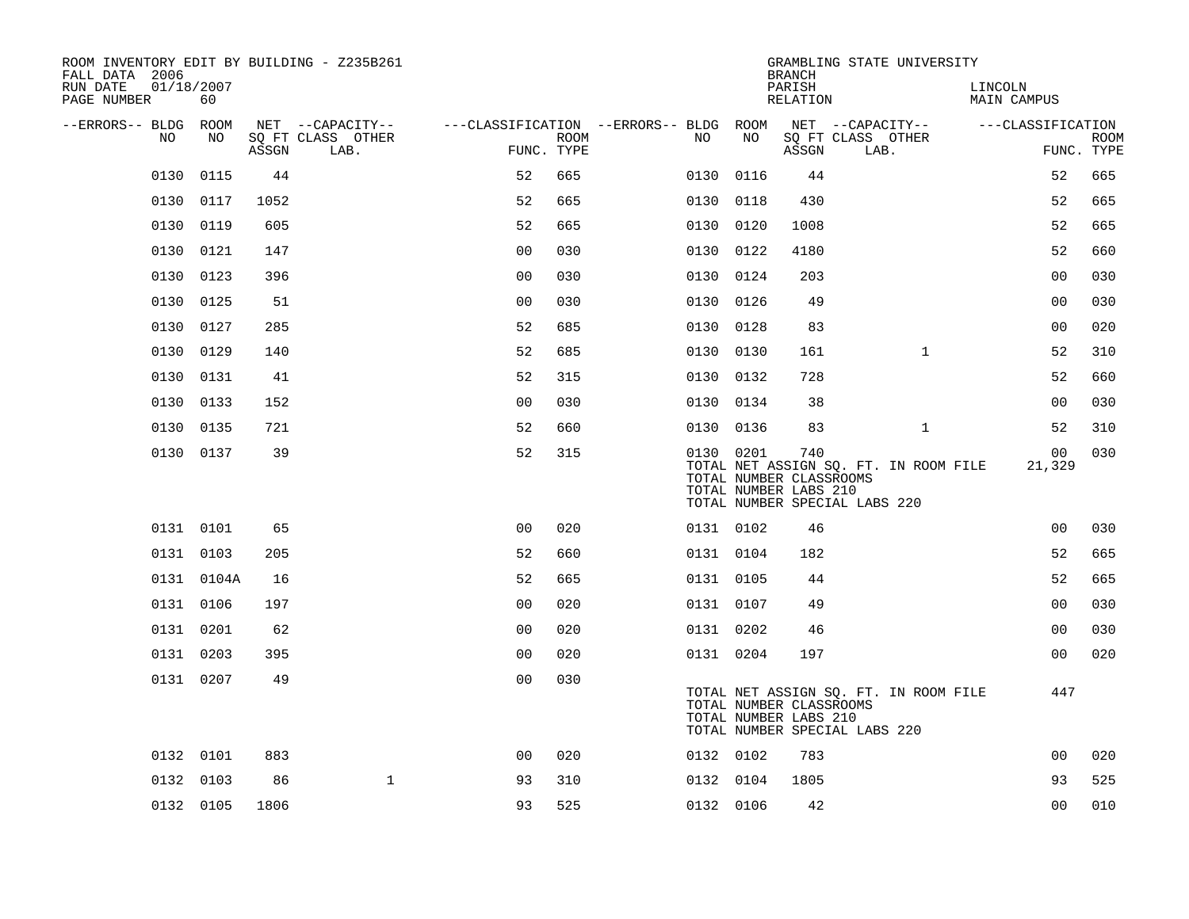ROOM INVENTORY EDIT BY BUILDING - Z235B261
FALL DATA 2006
RUN DATE 01/18/2007
PAGE NUMBER 60

GRAMBLING STATE UNIVERSITY
BRANCH
PARISH LINCOLN
RELATION MAIN CAMPUS

| --ERRORS-- | BLDG NO | ROOM NO | NET ASSGN SQ FT | CAPACITY CLASS LAB. | CAPACITY OTHER | FUNC. | ROOM TYPE | --ERRORS-- | BLDG NO | ROOM NO | NET ASSGN SQ FT | CAPACITY CLASS LAB. | CAPACITY OTHER | FUNC. | ROOM TYPE |
|---|---|---|---|---|---|---|---|---|---|---|---|---|---|---|---|
| | 0130 | 0115 | 44 | | | 52 | 665 | | 0130 | 0116 | 44 | | | 52 | 665 |
| | 0130 | 0117 | 1052 | | | 52 | 665 | | 0130 | 0118 | 430 | | | 52 | 665 |
| | 0130 | 0119 | 605 | | | 52 | 665 | | 0130 | 0120 | 1008 | | | 52 | 665 |
| | 0130 | 0121 | 147 | | | 00 | 030 | | 0130 | 0122 | 4180 | | | 52 | 660 |
| | 0130 | 0123 | 396 | | | 00 | 030 | | 0130 | 0124 | 203 | | | 00 | 030 |
| | 0130 | 0125 | 51 | | | 00 | 030 | | 0130 | 0126 | 49 | | | 00 | 030 |
| | 0130 | 0127 | 285 | | | 52 | 685 | | 0130 | 0128 | 83 | | | 00 | 020 |
| | 0130 | 0129 | 140 | | | 52 | 685 | | 0130 | 0130 | 161 | | 1 | 52 | 310 |
| | 0130 | 0131 | 41 | | | 52 | 315 | | 0130 | 0132 | 728 | | | 52 | 660 |
| | 0130 | 0133 | 152 | | | 00 | 030 | | 0130 | 0134 | 38 | | | 00 | 030 |
| | 0130 | 0135 | 721 | | | 52 | 660 | | 0130 | 0136 | 83 | | 1 | 52 | 310 |
| | 0130 | 0137 | 39 | | | 52 | 315 | | 0130 | 0201 | 740 | | | 00 | 030 |
| | | | | | | | | | TOTAL NET ASSIGN SQ. FT. IN ROOM FILE | | | | | 21,329 | |
| | | | | | | | | | TOTAL NUMBER CLASSROOMS | | | | | | |
| | | | | | | | | | TOTAL NUMBER LABS 210 | | | | | | |
| | | | | | | | | | TOTAL NUMBER SPECIAL LABS 220 | | | | | | |
| | 0131 | 0101 | 65 | | | 00 | 020 | | 0131 | 0102 | 46 | | | 00 | 030 |
| | 0131 | 0103 | 205 | | | 52 | 660 | | 0131 | 0104 | 182 | | | 52 | 665 |
| | 0131 | 0104A | 16 | | | 52 | 665 | | 0131 | 0105 | 44 | | | 52 | 665 |
| | 0131 | 0106 | 197 | | | 00 | 020 | | 0131 | 0107 | 49 | | | 00 | 030 |
| | 0131 | 0201 | 62 | | | 00 | 020 | | 0131 | 0202 | 46 | | | 00 | 030 |
| | 0131 | 0203 | 395 | | | 00 | 020 | | 0131 | 0204 | 197 | | | 00 | 020 |
| | 0131 | 0207 | 49 | | | 00 | 030 | | | | | | | | |
| | | | | | | | | | TOTAL NET ASSIGN SQ. FT. IN ROOM FILE | | | | | 447 | |
| | | | | | | | | | TOTAL NUMBER CLASSROOMS | | | | | | |
| | | | | | | | | | TOTAL NUMBER LABS 210 | | | | | | |
| | | | | | | | | | TOTAL NUMBER SPECIAL LABS 220 | | | | | | |
| | 0132 | 0101 | 883 | | | 00 | 020 | | 0132 | 0102 | 783 | | | 00 | 020 |
| | 0132 | 0103 | 86 | | 1 | 93 | 310 | | 0132 | 0104 | 1805 | | | 93 | 525 |
| | 0132 | 0105 | 1806 | | | 93 | 525 | | 0132 | 0106 | 42 | | | 00 | 010 |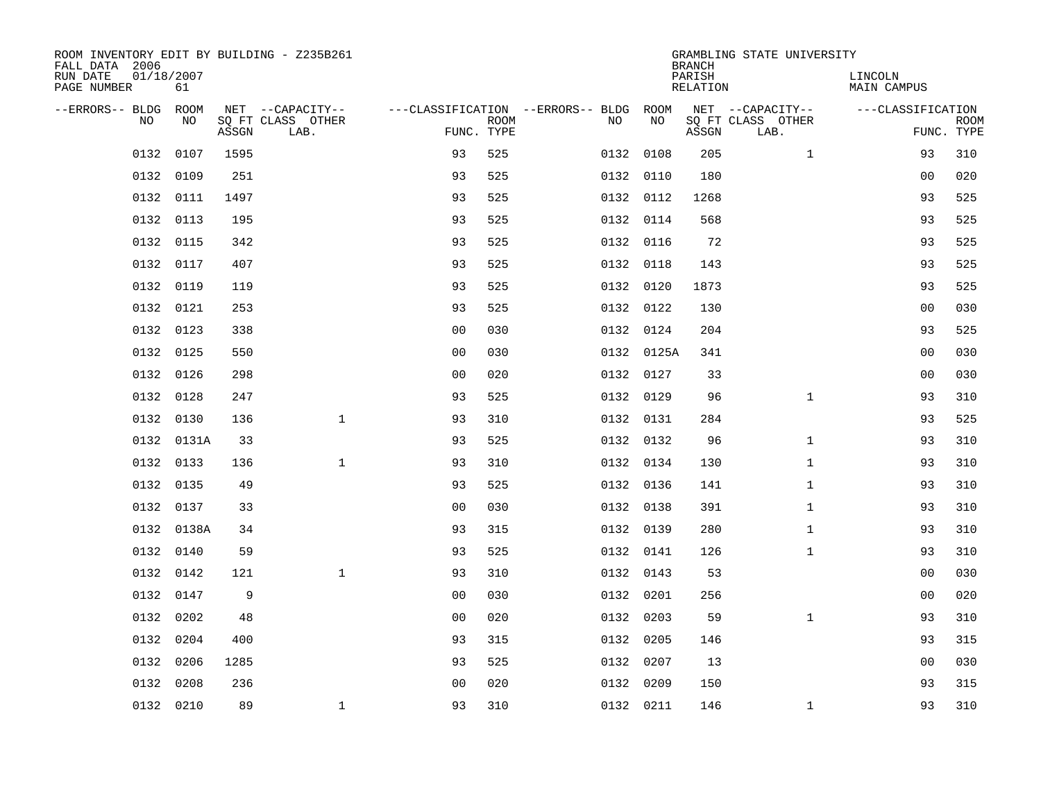ROOM INVENTORY EDIT BY BUILDING - Z235B261
FALL DATA 2006
RUN DATE 01/18/2007
PAGE NUMBER 61

GRAMBLING STATE UNIVERSITY
BRANCH
PARISH LINCOLN
RELATION MAIN CAMPUS

| --ERRORS-- | BLDG NO | ROOM NO | NET SQ FT ASSGN | --CAPACITY-- CLASS LAB. | OTHER | ---CLASSIFICATION FUNC. | ROOM TYPE | --ERRORS-- | BLDG NO | ROOM NO | NET SQ FT ASSGN | --CAPACITY-- CLASS LAB. | OTHER | ---CLASSIFICATION FUNC. | ROOM TYPE |
|---|---|---|---|---|---|---|---|---|---|---|---|---|---|---|---|
| | 0132 | 0107 | 1595 | | | 93 | 525 | | 0132 | 0108 | 205 | | 1 | 93 | 310 |
| | 0132 | 0109 | 251 | | | 93 | 525 | | 0132 | 0110 | 180 | | | 00 | 020 |
| | 0132 | 0111 | 1497 | | | 93 | 525 | | 0132 | 0112 | 1268 | | | 93 | 525 |
| | 0132 | 0113 | 195 | | | 93 | 525 | | 0132 | 0114 | 568 | | | 93 | 525 |
| | 0132 | 0115 | 342 | | | 93 | 525 | | 0132 | 0116 | 72 | | | 93 | 525 |
| | 0132 | 0117 | 407 | | | 93 | 525 | | 0132 | 0118 | 143 | | | 93 | 525 |
| | 0132 | 0119 | 119 | | | 93 | 525 | | 0132 | 0120 | 1873 | | | 93 | 525 |
| | 0132 | 0121 | 253 | | | 93 | 525 | | 0132 | 0122 | 130 | | | 00 | 030 |
| | 0132 | 0123 | 338 | | | 00 | 030 | | 0132 | 0124 | 204 | | | 93 | 525 |
| | 0132 | 0125 | 550 | | | 00 | 030 | | 0132 | 0125A | 341 | | | 00 | 030 |
| | 0132 | 0126 | 298 | | | 00 | 020 | | 0132 | 0127 | 33 | | | 00 | 030 |
| | 0132 | 0128 | 247 | | | 93 | 525 | | 0132 | 0129 | 96 | | 1 | 93 | 310 |
| | 0132 | 0130 | 136 | | 1 | 93 | 310 | | 0132 | 0131 | 284 | | | 93 | 525 |
| | 0132 | 0131A | 33 | | | 93 | 525 | | 0132 | 0132 | 96 | | 1 | 93 | 310 |
| | 0132 | 0133 | 136 | | 1 | 93 | 310 | | 0132 | 0134 | 130 | | 1 | 93 | 310 |
| | 0132 | 0135 | 49 | | | 93 | 525 | | 0132 | 0136 | 141 | | 1 | 93 | 310 |
| | 0132 | 0137 | 33 | | | 00 | 030 | | 0132 | 0138 | 391 | | 1 | 93 | 310 |
| | 0132 | 0138A | 34 | | | 93 | 315 | | 0132 | 0139 | 280 | | 1 | 93 | 310 |
| | 0132 | 0140 | 59 | | | 93 | 525 | | 0132 | 0141 | 126 | | 1 | 93 | 310 |
| | 0132 | 0142 | 121 | | 1 | 93 | 310 | | 0132 | 0143 | 53 | | | 00 | 030 |
| | 0132 | 0147 | 9 | | | 00 | 030 | | 0132 | 0201 | 256 | | | 00 | 020 |
| | 0132 | 0202 | 48 | | | 00 | 020 | | 0132 | 0203 | 59 | | 1 | 93 | 310 |
| | 0132 | 0204 | 400 | | | 93 | 315 | | 0132 | 0205 | 146 | | | 93 | 315 |
| | 0132 | 0206 | 1285 | | | 93 | 525 | | 0132 | 0207 | 13 | | | 00 | 030 |
| | 0132 | 0208 | 236 | | | 00 | 020 | | 0132 | 0209 | 150 | | | 93 | 315 |
| | 0132 | 0210 | 89 | | 1 | 93 | 310 | | 0132 | 0211 | 146 | | 1 | 93 | 310 |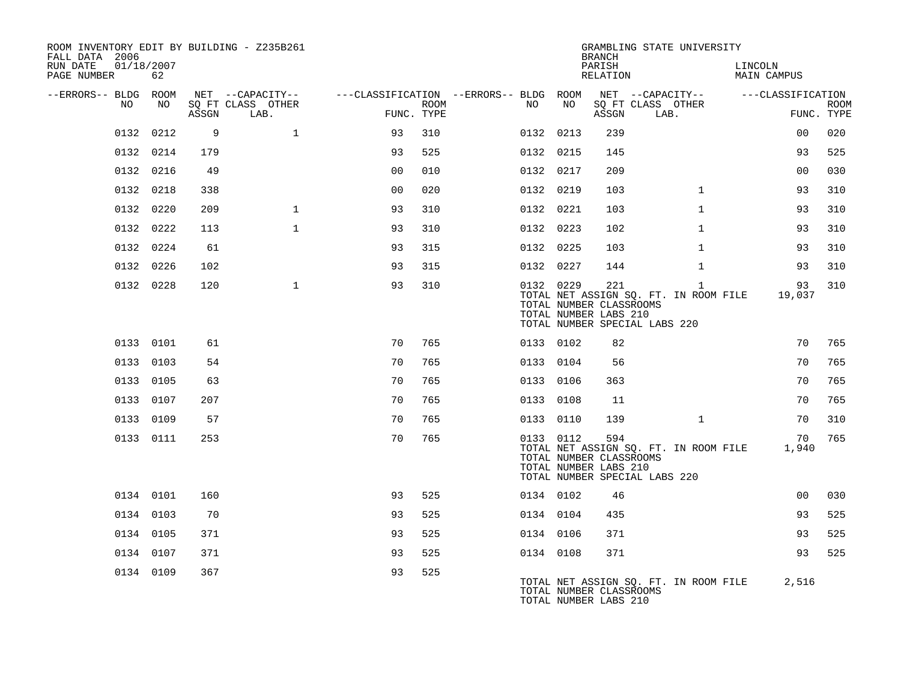ROOM INVENTORY EDIT BY BUILDING - Z235B261
FALL DATA 2006
RUN DATE 01/18/2007
PAGE NUMBER 62

GRAMBLING STATE UNIVERSITY
BRANCH
PARISH LINCOLN
RELATION MAIN CAMPUS

| --ERRORS-- | BLDG NO | ROOM NO | NET SQ FT ASSGN | CAPACITY CLASS LAB. | CAPACITY OTHER | CLASSIFICATION FUNC. | ROOM TYPE | --ERRORS-- | BLDG NO | ROOM NO | NET SQ FT ASSGN | CAPACITY CLASS LAB. | CAPACITY OTHER | CLASSIFICATION FUNC. | ROOM TYPE |
|---|---|---|---|---|---|---|---|---|---|---|---|---|---|---|---|
| | 0132 | 0212 | 9 | | 1 | 93 | 310 | | 0132 | 0213 | 239 | | | 00 | 020 |
| | 0132 | 0214 | 179 | | | 93 | 525 | | 0132 | 0215 | 145 | | | 93 | 525 |
| | 0132 | 0216 | 49 | | | 00 | 010 | | 0132 | 0217 | 209 | | | 00 | 030 |
| | 0132 | 0218 | 338 | | | 00 | 020 | | 0132 | 0219 | 103 | | 1 | 93 | 310 |
| | 0132 | 0220 | 209 | | 1 | 93 | 310 | | 0132 | 0221 | 103 | | 1 | 93 | 310 |
| | 0132 | 0222 | 113 | | 1 | 93 | 310 | | 0132 | 0223 | 102 | | 1 | 93 | 310 |
| | 0132 | 0224 | 61 | | | 93 | 315 | | 0132 | 0225 | 103 | | 1 | 93 | 310 |
| | 0132 | 0226 | 102 | | | 93 | 315 | | 0132 | 0227 | 144 | | 1 | 93 | 310 |
| | 0132 | 0228 | 120 | | 1 | 93 | 310 | | 0132 | 0229 | 221 | | 1 | 93 | 310 |
| | | | | | | | | | TOTAL NET ASSIGN SQ. FT. IN ROOM FILE | | | | | 19,037 | |
| | | | | | | | | | TOTAL NUMBER CLASSROOMS | | | | | | |
| | | | | | | | | | TOTAL NUMBER LABS 210 | | | | | | |
| | | | | | | | | | TOTAL NUMBER SPECIAL LABS 220 | | | | | | |
| | 0133 | 0101 | 61 | | | 70 | 765 | | 0133 | 0102 | 82 | | | 70 | 765 |
| | 0133 | 0103 | 54 | | | 70 | 765 | | 0133 | 0104 | 56 | | | 70 | 765 |
| | 0133 | 0105 | 63 | | | 70 | 765 | | 0133 | 0106 | 363 | | | 70 | 765 |
| | 0133 | 0107 | 207 | | | 70 | 765 | | 0133 | 0108 | 11 | | | 70 | 765 |
| | 0133 | 0109 | 57 | | | 70 | 765 | | 0133 | 0110 | 139 | | 1 | 70 | 310 |
| | 0133 | 0111 | 253 | | | 70 | 765 | | 0133 | 0112 | 594 | | | 70 | 765 |
| | | | | | | | | | TOTAL NET ASSIGN SQ. FT. IN ROOM FILE | | | | | 1,940 | |
| | | | | | | | | | TOTAL NUMBER CLASSROOMS | | | | | | |
| | | | | | | | | | TOTAL NUMBER LABS 210 | | | | | | |
| | | | | | | | | | TOTAL NUMBER SPECIAL LABS 220 | | | | | | |
| | 0134 | 0101 | 160 | | | 93 | 525 | | 0134 | 0102 | 46 | | | 00 | 030 |
| | 0134 | 0103 | 70 | | | 93 | 525 | | 0134 | 0104 | 435 | | | 93 | 525 |
| | 0134 | 0105 | 371 | | | 93 | 525 | | 0134 | 0106 | 371 | | | 93 | 525 |
| | 0134 | 0107 | 371 | | | 93 | 525 | | 0134 | 0108 | 371 | | | 93 | 525 |
| | 0134 | 0109 | 367 | | | 93 | 525 | | | | | | | | |
| | | | | | | | | | TOTAL NET ASSIGN SQ. FT. IN ROOM FILE | | | | | 2,516 | |
| | | | | | | | | | TOTAL NUMBER CLASSROOMS | | | | | | |
| | | | | | | | | | TOTAL NUMBER LABS 210 | | | | | | |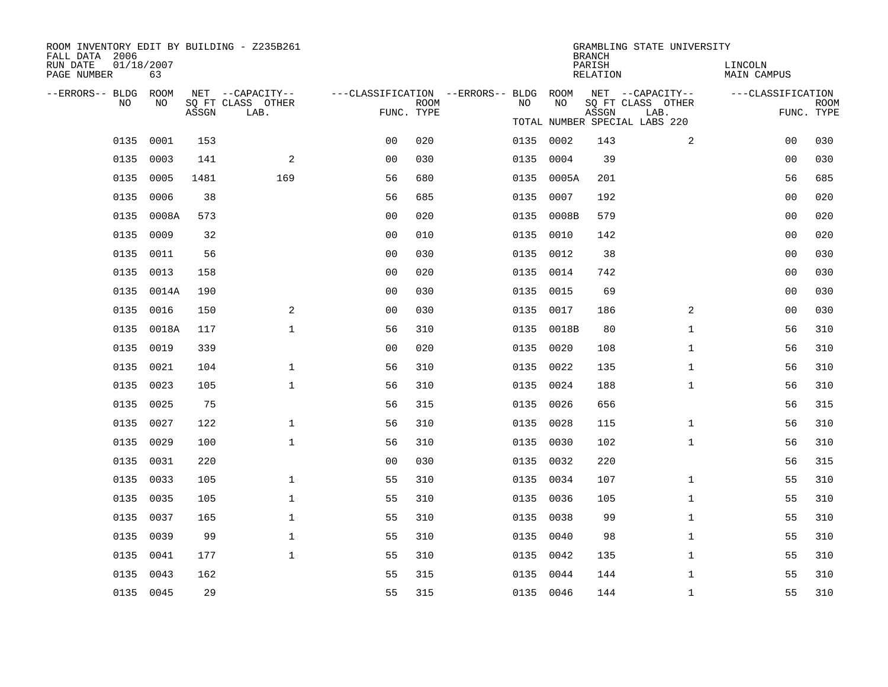ROOM INVENTORY EDIT BY BUILDING - Z235B261
FALL DATA 2006
RUN DATE 01/18/2007
PAGE NUMBER 63

GRAMBLING STATE UNIVERSITY
BRANCH
PARISH LINCOLN
RELATION MAIN CAMPUS

TOTAL NUMBER SPECIAL LABS 220

| --ERRORS-- | BLDG NO | ROOM NO | NET SQ FT ASSGN | --CAPACITY-- CLASS LAB. | OTHER | ---CLASSIFICATION FUNC. | ROOM TYPE | --ERRORS-- | BLDG NO | ROOM NO | NET SQ FT ASSGN | --CAPACITY-- CLASS LAB. | OTHER | ---CLASSIFICATION FUNC. | ROOM TYPE |
|---|---|---|---|---|---|---|---|---|---|---|---|---|---|---|---|
| | 0135 | 0001 | 153 | | | 00 | 020 | | 0135 | 0002 | 143 | | 2 | 00 | 030 |
| | 0135 | 0003 | 141 | | 2 | 00 | 030 | | 0135 | 0004 | 39 | | | 00 | 030 |
| | 0135 | 0005 | 1481 | | 169 | 56 | 680 | | 0135 | 0005A | 201 | | | 56 | 685 |
| | 0135 | 0006 | 38 | | | 56 | 685 | | 0135 | 0007 | 192 | | | 00 | 020 |
| | 0135 | 0008A | 573 | | | 00 | 020 | | 0135 | 0008B | 579 | | | 00 | 020 |
| | 0135 | 0009 | 32 | | | 00 | 010 | | 0135 | 0010 | 142 | | | 00 | 020 |
| | 0135 | 0011 | 56 | | | 00 | 030 | | 0135 | 0012 | 38 | | | 00 | 030 |
| | 0135 | 0013 | 158 | | | 00 | 020 | | 0135 | 0014 | 742 | | | 00 | 030 |
| | 0135 | 0014A | 190 | | | 00 | 030 | | 0135 | 0015 | 69 | | | 00 | 030 |
| | 0135 | 0016 | 150 | | 2 | 00 | 030 | | 0135 | 0017 | 186 | | 2 | 00 | 030 |
| | 0135 | 0018A | 117 | | 1 | 56 | 310 | | 0135 | 0018B | 80 | | 1 | 56 | 310 |
| | 0135 | 0019 | 339 | | | 00 | 020 | | 0135 | 0020 | 108 | | 1 | 56 | 310 |
| | 0135 | 0021 | 104 | | 1 | 56 | 310 | | 0135 | 0022 | 135 | | 1 | 56 | 310 |
| | 0135 | 0023 | 105 | | 1 | 56 | 310 | | 0135 | 0024 | 188 | | 1 | 56 | 310 |
| | 0135 | 0025 | 75 | | | 56 | 315 | | 0135 | 0026 | 656 | | | 56 | 315 |
| | 0135 | 0027 | 122 | | 1 | 56 | 310 | | 0135 | 0028 | 115 | | 1 | 56 | 310 |
| | 0135 | 0029 | 100 | | 1 | 56 | 310 | | 0135 | 0030 | 102 | | 1 | 56 | 310 |
| | 0135 | 0031 | 220 | | | 00 | 030 | | 0135 | 0032 | 220 | | | 56 | 315 |
| | 0135 | 0033 | 105 | | 1 | 55 | 310 | | 0135 | 0034 | 107 | | 1 | 55 | 310 |
| | 0135 | 0035 | 105 | | 1 | 55 | 310 | | 0135 | 0036 | 105 | | 1 | 55 | 310 |
| | 0135 | 0037 | 165 | | 1 | 55 | 310 | | 0135 | 0038 | 99 | | 1 | 55 | 310 |
| | 0135 | 0039 | 99 | | 1 | 55 | 310 | | 0135 | 0040 | 98 | | 1 | 55 | 310 |
| | 0135 | 0041 | 177 | | 1 | 55 | 310 | | 0135 | 0042 | 135 | | 1 | 55 | 310 |
| | 0135 | 0043 | 162 | | | 55 | 315 | | 0135 | 0044 | 144 | | 1 | 55 | 310 |
| | 0135 | 0045 | 29 | | | 55 | 315 | | 0135 | 0046 | 144 | | 1 | 55 | 310 |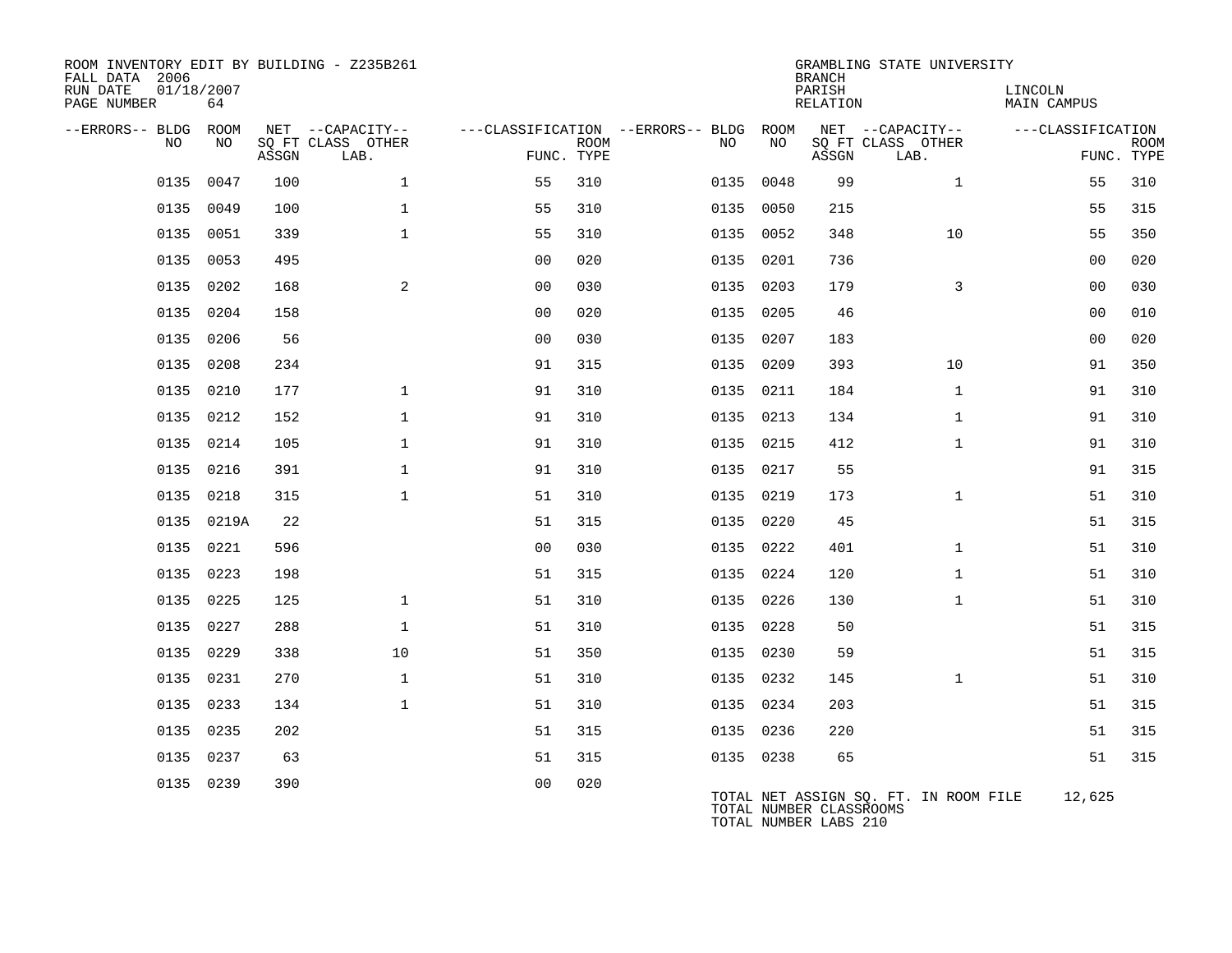ROOM INVENTORY EDIT BY BUILDING - Z235B261
FALL DATA 2006
RUN DATE 01/18/2007
PAGE NUMBER 64

GRAMBLING STATE UNIVERSITY
BRANCH
PARISH LINCOLN
RELATION MAIN CAMPUS

| --ERRORS-- | BLDG NO | ROOM NO | NET SQ FT ASSGN | --CAPACITY-- CLASS | OTHER LAB. | ---CLASSIFICATION FUNC. | ROOM TYPE | --ERRORS-- | BLDG NO | ROOM NO | NET SQ FT ASSGN | --CAPACITY-- CLASS | OTHER LAB. | ---CLASSIFICATION FUNC. | ROOM TYPE |
|---|---|---|---|---|---|---|---|---|---|---|---|---|---|---|---|
| | 0135 | 0047 | 100 | | 1 | 55 | 310 | | 0135 | 0048 | 99 | | 1 | 55 | 310 |
| | 0135 | 0049 | 100 | | 1 | 55 | 310 | | 0135 | 0050 | 215 | | | 55 | 315 |
| | 0135 | 0051 | 339 | | 1 | 55 | 310 | | 0135 | 0052 | 348 | | 10 | 55 | 350 |
| | 0135 | 0053 | 495 | | | 00 | 020 | | 0135 | 0201 | 736 | | | 00 | 020 |
| | 0135 | 0202 | 168 | | 2 | 00 | 030 | | 0135 | 0203 | 179 | | 3 | 00 | 030 |
| | 0135 | 0204 | 158 | | | 00 | 020 | | 0135 | 0205 | 46 | | | 00 | 010 |
| | 0135 | 0206 | 56 | | | 00 | 030 | | 0135 | 0207 | 183 | | | 00 | 020 |
| | 0135 | 0208 | 234 | | | 91 | 315 | | 0135 | 0209 | 393 | | 10 | 91 | 350 |
| | 0135 | 0210 | 177 | | 1 | 91 | 310 | | 0135 | 0211 | 184 | | 1 | 91 | 310 |
| | 0135 | 0212 | 152 | | 1 | 91 | 310 | | 0135 | 0213 | 134 | | 1 | 91 | 310 |
| | 0135 | 0214 | 105 | | 1 | 91 | 310 | | 0135 | 0215 | 412 | | 1 | 91 | 310 |
| | 0135 | 0216 | 391 | | 1 | 91 | 310 | | 0135 | 0217 | 55 | | | 91 | 315 |
| | 0135 | 0218 | 315 | | 1 | 51 | 310 | | 0135 | 0219 | 173 | | 1 | 51 | 310 |
| | 0135 | 0219A | 22 | | | 51 | 315 | | 0135 | 0220 | 45 | | | 51 | 315 |
| | 0135 | 0221 | 596 | | | 00 | 030 | | 0135 | 0222 | 401 | | 1 | 51 | 310 |
| | 0135 | 0223 | 198 | | | 51 | 315 | | 0135 | 0224 | 120 | | 1 | 51 | 310 |
| | 0135 | 0225 | 125 | | 1 | 51 | 310 | | 0135 | 0226 | 130 | | 1 | 51 | 310 |
| | 0135 | 0227 | 288 | | 1 | 51 | 310 | | 0135 | 0228 | 50 | | | 51 | 315 |
| | 0135 | 0229 | 338 | | 10 | 51 | 350 | | 0135 | 0230 | 59 | | | 51 | 315 |
| | 0135 | 0231 | 270 | | 1 | 51 | 310 | | 0135 | 0232 | 145 | | 1 | 51 | 310 |
| | 0135 | 0233 | 134 | | 1 | 51 | 310 | | 0135 | 0234 | 203 | | | 51 | 315 |
| | 0135 | 0235 | 202 | | | 51 | 315 | | 0135 | 0236 | 220 | | | 51 | 315 |
| | 0135 | 0237 | 63 | | | 51 | 315 | | 0135 | 0238 | 65 | | | 51 | 315 |
| | 0135 | 0239 | 390 | | | 00 | 020 | | | | | | | | |

TOTAL NET ASSIGN SQ. FT. IN ROOM FILE 12,625
TOTAL NUMBER CLASSROOMS
TOTAL NUMBER LABS 210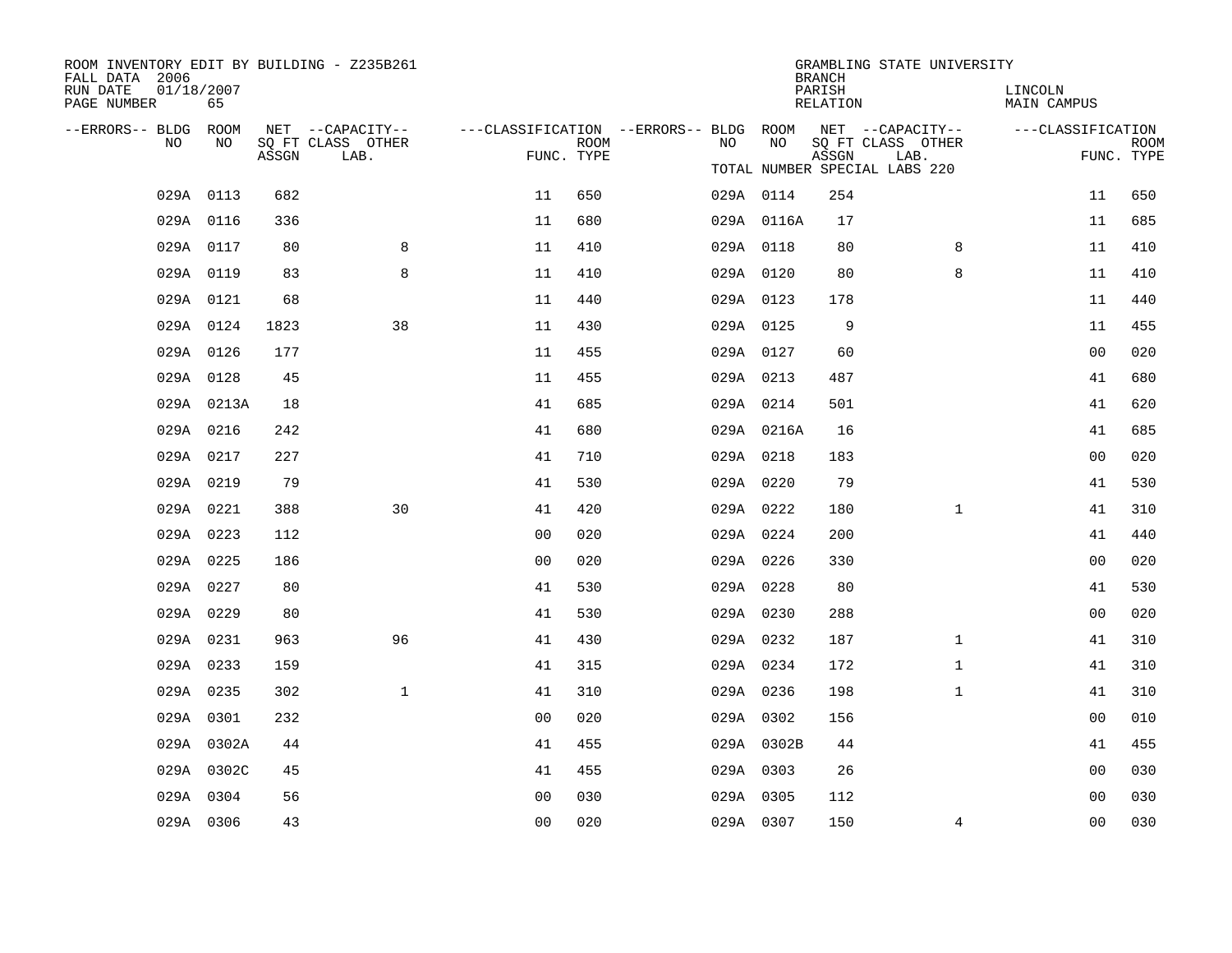ROOM INVENTORY EDIT BY BUILDING - Z235B261
FALL DATA 2006
RUN DATE 01/18/2007
PAGE NUMBER 65

GRAMBLING STATE UNIVERSITY
BRANCH
PARISH LINCOLN
RELATION MAIN CAMPUS

TOTAL NUMBER SPECIAL LABS 220

| --ERRORS-- | BLDG NO | ROOM NO | NET SQ FT ASSGN | CAPACITY CLASS LAB. | CAPACITY OTHER | CLASSIFICATION FUNC. | ROOM TYPE | --ERRORS-- | BLDG NO | ROOM NO | NET SQ FT ASSGN | CAPACITY CLASS LAB. | CAPACITY OTHER | CLASSIFICATION FUNC. | ROOM TYPE |
|---|---|---|---|---|---|---|---|---|---|---|---|---|---|---|---|
| | 029A | 0113 | 682 | | | 11 | 650 | | 029A | 0114 | 254 | | | 11 | 650 |
| | 029A | 0116 | 336 | | | 11 | 680 | | 029A | 0116A | 17 | | | 11 | 685 |
| | 029A | 0117 | 80 | | 8 | 11 | 410 | | 029A | 0118 | 80 | | 8 | 11 | 410 |
| | 029A | 0119 | 83 | | 8 | 11 | 410 | | 029A | 0120 | 80 | | 8 | 11 | 410 |
| | 029A | 0121 | 68 | | | 11 | 440 | | 029A | 0123 | 178 | | | 11 | 440 |
| | 029A | 0124 | 1823 | | 38 | 11 | 430 | | 029A | 0125 | 9 | | | 11 | 455 |
| | 029A | 0126 | 177 | | | 11 | 455 | | 029A | 0127 | 60 | | | 00 | 020 |
| | 029A | 0128 | 45 | | | 11 | 455 | | 029A | 0213 | 487 | | | 41 | 680 |
| | 029A | 0213A | 18 | | | 41 | 685 | | 029A | 0214 | 501 | | | 41 | 620 |
| | 029A | 0216 | 242 | | | 41 | 680 | | 029A | 0216A | 16 | | | 41 | 685 |
| | 029A | 0217 | 227 | | | 41 | 710 | | 029A | 0218 | 183 | | | 00 | 020 |
| | 029A | 0219 | 79 | | | 41 | 530 | | 029A | 0220 | 79 | | | 41 | 530 |
| | 029A | 0221 | 388 | | 30 | 41 | 420 | | 029A | 0222 | 180 | | 1 | 41 | 310 |
| | 029A | 0223 | 112 | | | 00 | 020 | | 029A | 0224 | 200 | | | 41 | 440 |
| | 029A | 0225 | 186 | | | 00 | 020 | | 029A | 0226 | 330 | | | 00 | 020 |
| | 029A | 0227 | 80 | | | 41 | 530 | | 029A | 0228 | 80 | | | 41 | 530 |
| | 029A | 0229 | 80 | | | 41 | 530 | | 029A | 0230 | 288 | | | 00 | 020 |
| | 029A | 0231 | 963 | | 96 | 41 | 430 | | 029A | 0232 | 187 | | 1 | 41 | 310 |
| | 029A | 0233 | 159 | | | 41 | 315 | | 029A | 0234 | 172 | | 1 | 41 | 310 |
| | 029A | 0235 | 302 | | 1 | 41 | 310 | | 029A | 0236 | 198 | | 1 | 41 | 310 |
| | 029A | 0301 | 232 | | | 00 | 020 | | 029A | 0302 | 156 | | | 00 | 010 |
| | 029A | 0302A | 44 | | | 41 | 455 | | 029A | 0302B | 44 | | | 41 | 455 |
| | 029A | 0302C | 45 | | | 41 | 455 | | 029A | 0303 | 26 | | | 00 | 030 |
| | 029A | 0304 | 56 | | | 00 | 030 | | 029A | 0305 | 112 | | | 00 | 030 |
| | 029A | 0306 | 43 | | | 00 | 020 | | 029A | 0307 | 150 | | 4 | 00 | 030 |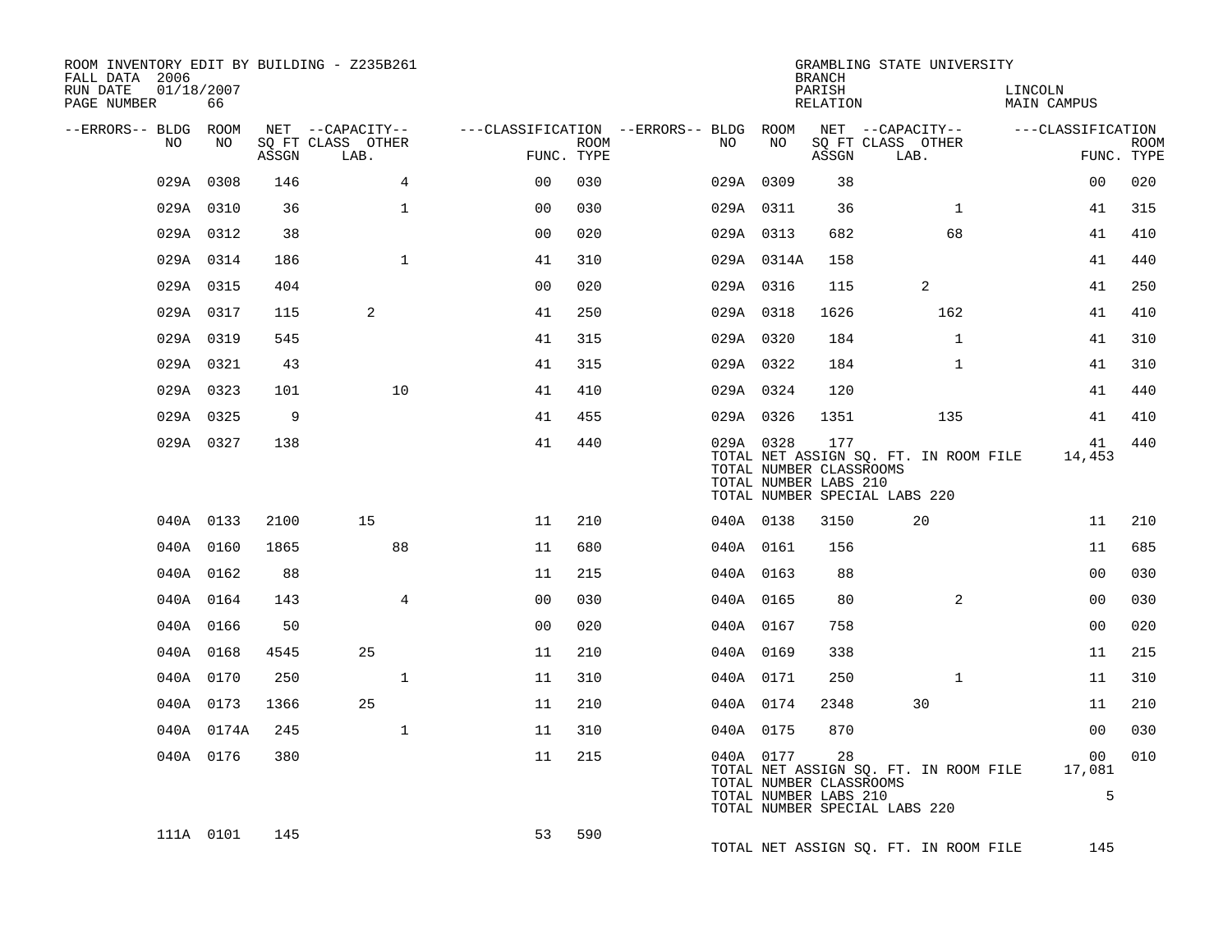ROOM INVENTORY EDIT BY BUILDING - Z235B261
FALL DATA 2006
RUN DATE 01/18/2007
PAGE NUMBER 66

GRAMBLING STATE UNIVERSITY
BRANCH
PARISH LINCOLN
RELATION MAIN CAMPUS

| --ERRORS-- | BLDG NO | ROOM NO | NET SQ FT ASSGN | CAPACITY CLASS LAB. | CAPACITY OTHER | CLASSIFICATION FUNC. | ROOM TYPE | --ERRORS-- | BLDG NO | ROOM NO | NET SQ FT ASSGN | CAPACITY CLASS LAB. | CAPACITY OTHER | CLASSIFICATION FUNC. | ROOM TYPE |
|---|---|---|---|---|---|---|---|---|---|---|---|---|---|---|---|
| | 029A | 0308 | 146 | | 4 | 00 | 030 | | 029A | 0309 | 38 | | | 00 | 020 |
| | 029A | 0310 | 36 | | 1 | 00 | 030 | | 029A | 0311 | 36 | | 1 | 41 | 315 |
| | 029A | 0312 | 38 | | | 00 | 020 | | 029A | 0313 | 682 | | 68 | 41 | 410 |
| | 029A | 0314 | 186 | | 1 | 41 | 310 | | 029A | 0314A | 158 | | | 41 | 440 |
| | 029A | 0315 | 404 | | | 00 | 020 | | 029A | 0316 | 115 | 2 | | 41 | 250 |
| | 029A | 0317 | 115 | 2 | | 41 | 250 | | 029A | 0318 | 1626 | | 162 | 41 | 410 |
| | 029A | 0319 | 545 | | | 41 | 315 | | 029A | 0320 | 184 | | 1 | 41 | 310 |
| | 029A | 0321 | 43 | | | 41 | 315 | | 029A | 0322 | 184 | | 1 | 41 | 310 |
| | 029A | 0323 | 101 | | 10 | 41 | 410 | | 029A | 0324 | 120 | | | 41 | 440 |
| | 029A | 0325 | 9 | | | 41 | 455 | | 029A | 0326 | 1351 | | 135 | 41 | 410 |
| | 029A | 0327 | 138 | | | 41 | 440 | | 029A | 0328 | 177 | | | 41 | 440 |
| | | | | | | | | | TOTAL NET ASSIGN SQ. FT. IN ROOM FILE | | | | | 14,453 | |
| | | | | | | | | | TOTAL NUMBER CLASSROOMS | | | | | | |
| | | | | | | | | | TOTAL NUMBER LABS 210 | | | | | | |
| | | | | | | | | | TOTAL NUMBER SPECIAL LABS 220 | | | | | | |
| | 040A | 0133 | 2100 | 15 | | 11 | 210 | | 040A | 0138 | 3150 | 20 | | 11 | 210 |
| | 040A | 0160 | 1865 | | 88 | 11 | 680 | | 040A | 0161 | 156 | | | 11 | 685 |
| | 040A | 0162 | 88 | | | 11 | 215 | | 040A | 0163 | 88 | | | 00 | 030 |
| | 040A | 0164 | 143 | | 4 | 00 | 030 | | 040A | 0165 | 80 | | 2 | 00 | 030 |
| | 040A | 0166 | 50 | | | 00 | 020 | | 040A | 0167 | 758 | | | 00 | 020 |
| | 040A | 0168 | 4545 | 25 | | 11 | 210 | | 040A | 0169 | 338 | | | 11 | 215 |
| | 040A | 0170 | 250 | | 1 | 11 | 310 | | 040A | 0171 | 250 | | 1 | 11 | 310 |
| | 040A | 0173 | 1366 | 25 | | 11 | 210 | | 040A | 0174 | 2348 | 30 | | 11 | 210 |
| | 040A | 0174A | 245 | | 1 | 11 | 310 | | 040A | 0175 | 870 | | | 00 | 030 |
| | 040A | 0176 | 380 | | | 11 | 215 | | 040A | 0177 | 28 | | | 00 | 010 |
| | | | | | | | | | TOTAL NET ASSIGN SQ. FT. IN ROOM FILE | | | | | 17,081 | |
| | | | | | | | | | TOTAL NUMBER CLASSROOMS | | | | | | |
| | | | | | | | | | TOTAL NUMBER LABS 210 | | | | | 5 | |
| | | | | | | | | | TOTAL NUMBER SPECIAL LABS 220 | | | | | | |
| | 111A | 0101 | 145 | | | 53 | 590 | | | | | | | | |
| | | | | | | | | | TOTAL NET ASSIGN SQ. FT. IN ROOM FILE | | | | | 145 | |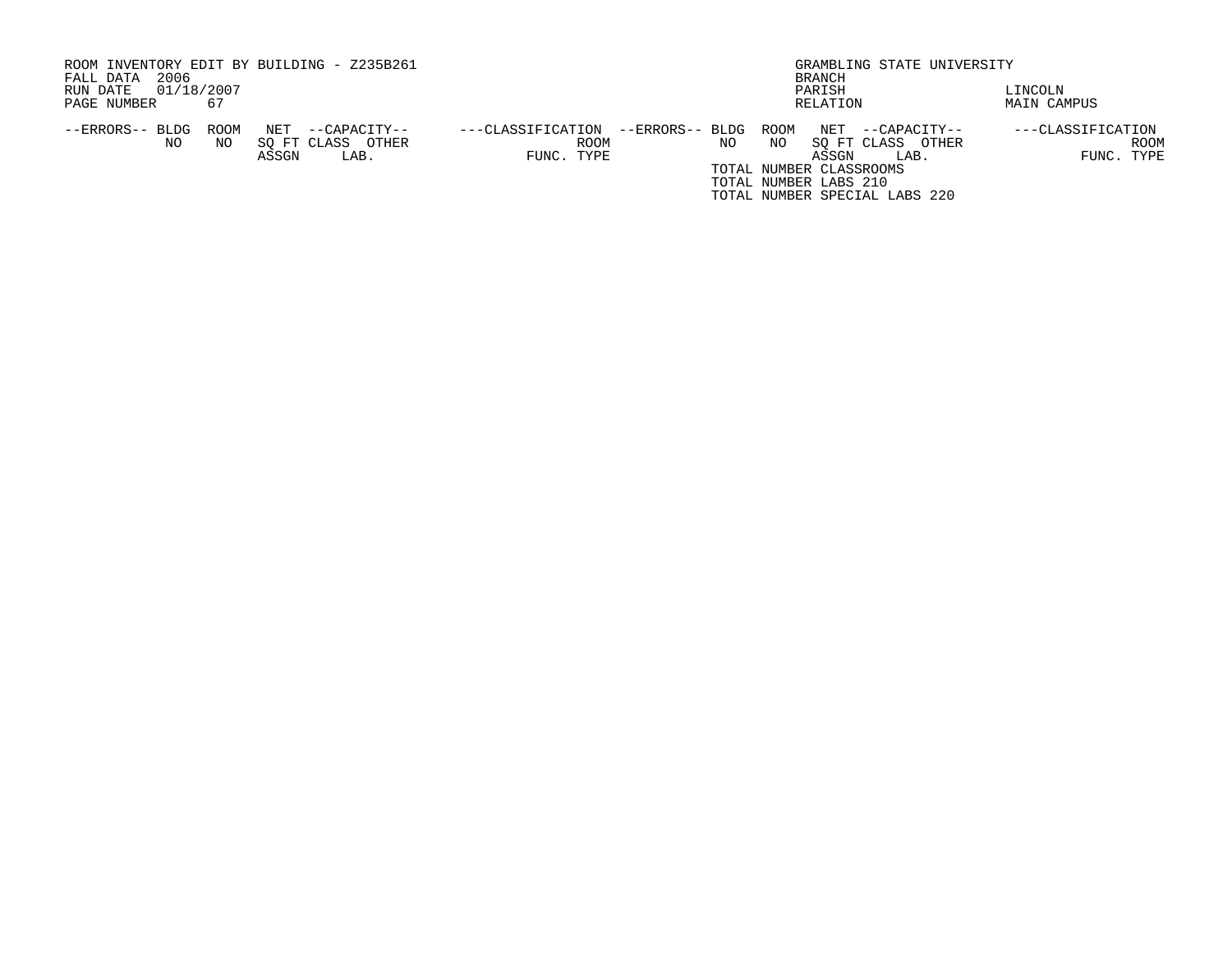ROOM INVENTORY EDIT BY BUILDING - Z235B261
FALL DATA 2006
RUN DATE 01/18/2007
PAGE NUMBER 67

GRAMBLING STATE UNIVERSITY
BRANCH
PARISH LINCOLN
RELATION MAIN CAMPUS

| --ERRORS-- | BLDG NO | ROOM NO | NET SQ FT ASSGN | --CAPACITY-- CLASS | OTHER LAB. | ---CLASSIFICATION FUNC. | ROOM TYPE | --ERRORS-- | BLDG NO | ROOM NO | NET SQ FT ASSGN | --CAPACITY-- CLASS | OTHER LAB. | ---CLASSIFICATION FUNC. | ROOM TYPE |
|---|---|---|---|---|---|---|---|---|---|---|---|---|---|---|---|

TOTAL NUMBER CLASSROOMS
TOTAL NUMBER LABS 210
TOTAL NUMBER SPECIAL LABS 220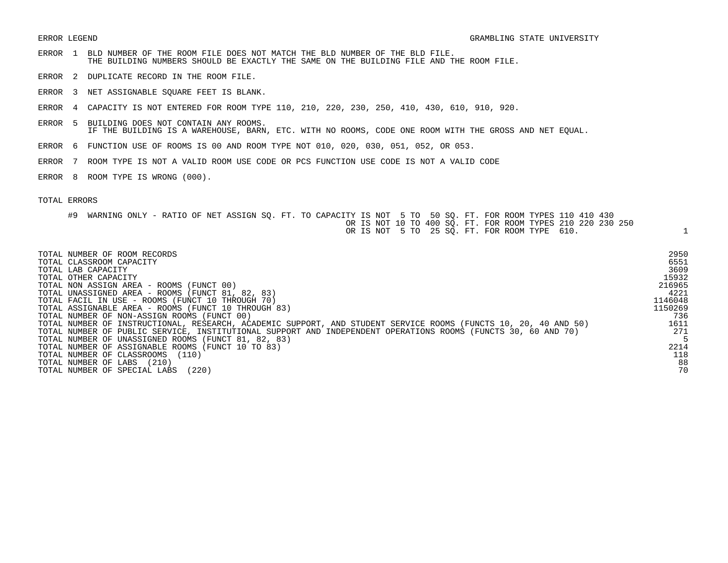ERROR LEGEND

GRAMBLING STATE UNIVERSITY

ERROR 1 BLD NUMBER OF THE ROOM FILE DOES NOT MATCH THE BLD NUMBER OF THE BLD FILE.
THE BUILDING NUMBERS SHOULD BE EXACTLY THE SAME ON THE BUILDING FILE AND THE ROOM FILE.

ERROR 2 DUPLICATE RECORD IN THE ROOM FILE.

ERROR 3 NET ASSIGNABLE SQUARE FEET IS BLANK.

ERROR 4 CAPACITY IS NOT ENTERED FOR ROOM TYPE 110, 210, 220, 230, 250, 410, 430, 610, 910, 920.

ERROR 5 BUILDING DOES NOT CONTAIN ANY ROOMS.
IF THE BUILDING IS A WAREHOUSE, BARN, ETC. WITH NO ROOMS, CODE ONE ROOM WITH THE GROSS AND NET EQUAL.

ERROR 6 FUNCTION USE OF ROOMS IS 00 AND ROOM TYPE NOT 010, 020, 030, 051, 052, OR 053.

ERROR 7 ROOM TYPE IS NOT A VALID ROOM USE CODE OR PCS FUNCTION USE CODE IS NOT A VALID CODE

ERROR 8 ROOM TYPE IS WRONG (000).

TOTAL ERRORS

#9 WARNING ONLY - RATIO OF NET ASSIGN SQ. FT. TO CAPACITY IS NOT 5 TO 50 SQ. FT. FOR ROOM TYPES 110 410 430
OR IS NOT 10 TO 400 SQ. FT. FOR ROOM TYPES 210 220 230 250
OR IS NOT 5 TO 25 SQ. FT. FOR ROOM TYPE 610. 1

| | |
|---|---|
| TOTAL NUMBER OF ROOM RECORDS | 2950 |
| TOTAL CLASSROOM CAPACITY | 6551 |
| TOTAL LAB CAPACITY | 3609 |
| TOTAL OTHER CAPACITY | 15932 |
| TOTAL NON ASSIGN AREA - ROOMS (FUNCT 00) | 216965 |
| TOTAL UNASSIGNED AREA - ROOMS (FUNCT 81, 82, 83) | 4221 |
| TOTAL FACIL IN USE - ROOMS (FUNCT 10 THROUGH 70) | 1146048 |
| TOTAL ASSIGNABLE AREA - ROOMS (FUNCT 10 THROUGH 83) | 1150269 |
| TOTAL NUMBER OF NON-ASSIGN ROOMS (FUNCT 00) | 736 |
| TOTAL NUMBER OF INSTRUCTIONAL, RESEARCH, ACADEMIC SUPPORT, AND STUDENT SERVICE ROOMS (FUNCTS 10, 20, 40 AND 50) | 1611 |
| TOTAL NUMBER OF PUBLIC SERVICE, INSTITUTIONAL SUPPORT AND INDEPENDENT OPERATIONS ROOMS (FUNCTS 30, 60 AND 70) | 271 |
| TOTAL NUMBER OF UNASSIGNED ROOMS (FUNCT 81, 82, 83) | 5 |
| TOTAL NUMBER OF ASSIGNABLE ROOMS (FUNCT 10 TO 83) | 2214 |
| TOTAL NUMBER OF CLASSROOMS (110) | 118 |
| TOTAL NUMBER OF LABS (210) | 88 |
| TOTAL NUMBER OF SPECIAL LABS (220) | 70 |